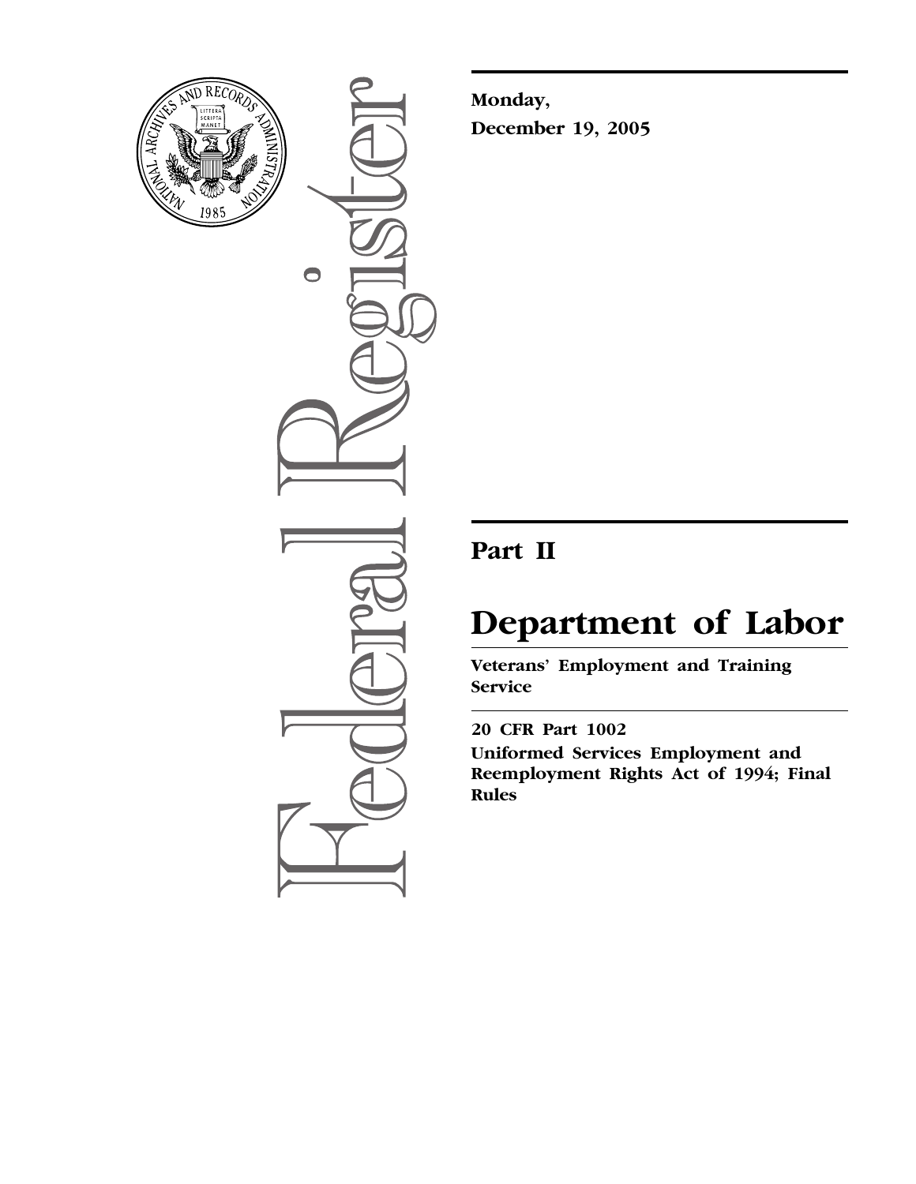**Monday,**
**December 19, 2005**

---

# Part II

# Department of Labor

## Veterans' Employment and Training Service

---

**20 CFR Part 1002**

**Uniformed Services Employment and Reemployment Rights Act of 1994; Final Rules**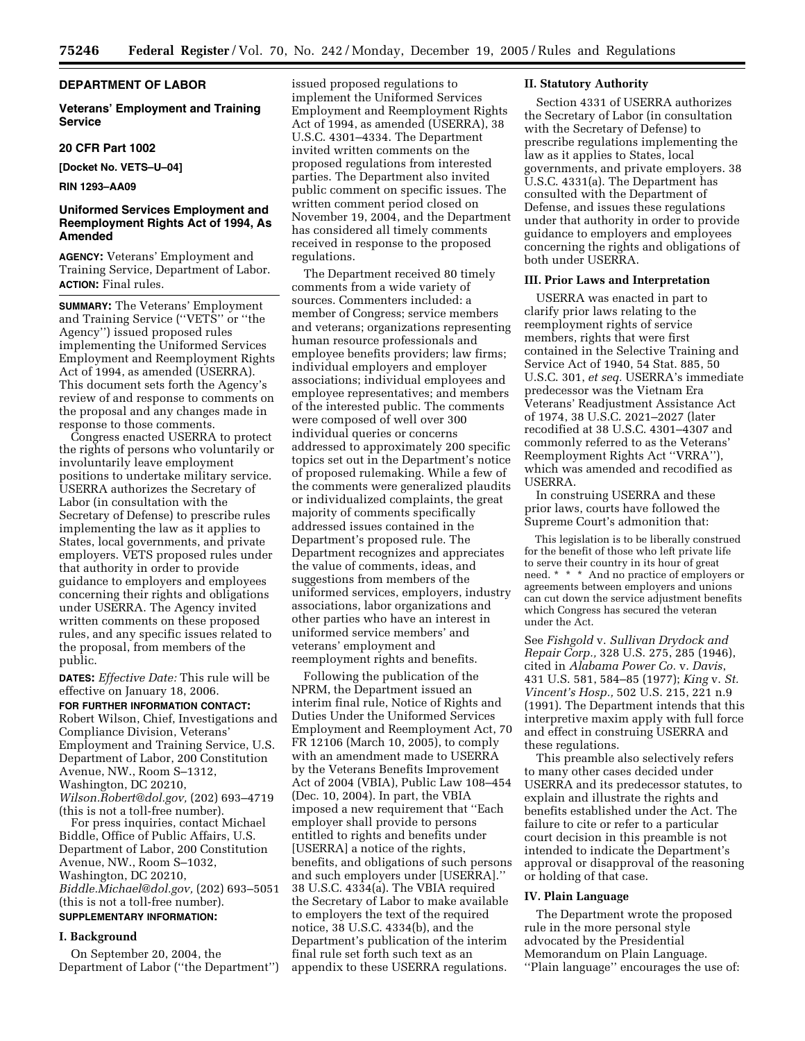## DEPARTMENT OF LABOR

### Veterans' Employment and Training Service

### 20 CFR Part 1002

**[Docket No. VETS–U–04]**

**RIN 1293–AA09**

### Uniformed Services Employment and Reemployment Rights Act of 1994, As Amended

**AGENCY:** Veterans' Employment and Training Service, Department of Labor.

**ACTION:** Final rules.

**SUMMARY:** The Veterans' Employment and Training Service (''VETS'' or ''the Agency'') issued proposed rules implementing the Uniformed Services Employment and Reemployment Rights Act of 1994, as amended (USERRA). This document sets forth the Agency's review of and response to comments on the proposal and any changes made in response to those comments.

Congress enacted USERRA to protect the rights of persons who voluntarily or involuntarily leave employment positions to undertake military service. USERRA authorizes the Secretary of Labor (in consultation with the Secretary of Defense) to prescribe rules implementing the law as it applies to States, local governments, and private employers. VETS proposed rules under that authority in order to provide guidance to employers and employees concerning their rights and obligations under USERRA. The Agency invited written comments on these proposed rules, and any specific issues related to the proposal, from members of the public.

**DATES:** *Effective Date:* This rule will be effective on January 18, 2006.

**FOR FURTHER INFORMATION CONTACT:** Robert Wilson, Chief, Investigations and Compliance Division, Veterans' Employment and Training Service, U.S. Department of Labor, 200 Constitution Avenue, NW., Room S–1312, Washington, DC 20210, *Wilson.Robert@dol.gov,* (202) 693–4719 (this is not a toll-free number).

For press inquiries, contact Michael Biddle, Office of Public Affairs, U.S. Department of Labor, 200 Constitution Avenue, NW., Room S–1032, Washington, DC 20210, *Biddle.Michael@dol.gov,* (202) 693–5051 (this is not a toll-free number).

**SUPPLEMENTARY INFORMATION:**

### I. Background

On September 20, 2004, the Department of Labor (''the Department'') issued proposed regulations to implement the Uniformed Services Employment and Reemployment Rights Act of 1994, as amended (USERRA), 38 U.S.C. 4301–4334. The Department invited written comments on the proposed regulations from interested parties. The Department also invited public comment on specific issues. The written comment period closed on November 19, 2004, and the Department has considered all timely comments received in response to the proposed regulations.

The Department received 80 timely comments from a wide variety of sources. Commenters included: a member of Congress; service members and veterans; organizations representing human resource professionals and employee benefits providers; law firms; individual employers and employer associations; individual employees and employee representatives; and members of the interested public. The comments were composed of well over 300 individual queries or concerns addressed to approximately 200 specific topics set out in the Department's notice of proposed rulemaking. While a few of the comments were generalized plaudits or individualized complaints, the great majority of comments specifically addressed issues contained in the Department's proposed rule. The Department recognizes and appreciates the value of comments, ideas, and suggestions from members of the uniformed services, employers, industry associations, labor organizations and other parties who have an interest in uniformed service members' and veterans' employment and reemployment rights and benefits.

Following the publication of the NPRM, the Department issued an interim final rule, Notice of Rights and Duties Under the Uniformed Services Employment and Reemployment Act, 70 FR 12106 (March 10, 2005), to comply with an amendment made to USERRA by the Veterans Benefits Improvement Act of 2004 (VBIA), Public Law 108–454 (Dec. 10, 2004). In part, the VBIA imposed a new requirement that ''Each employer shall provide to persons entitled to rights and benefits under [USERRA] a notice of the rights, benefits, and obligations of such persons and such employers under [USERRA].'' 38 U.S.C. 4334(a). The VBIA required the Secretary of Labor to make available to employers the text of the required notice, 38 U.S.C. 4334(b), and the Department's publication of the interim final rule set forth such text as an appendix to these USERRA regulations.

### II. Statutory Authority

Section 4331 of USERRA authorizes the Secretary of Labor (in consultation with the Secretary of Defense) to prescribe regulations implementing the law as it applies to States, local governments, and private employers. 38 U.S.C. 4331(a). The Department has consulted with the Department of Defense, and issues these regulations under that authority in order to provide guidance to employers and employees concerning the rights and obligations of both under USERRA.

### III. Prior Laws and Interpretation

USERRA was enacted in part to clarify prior laws relating to the reemployment rights of service members, rights that were first contained in the Selective Training and Service Act of 1940, 54 Stat. 885, 50 U.S.C. 301, *et seq.* USERRA's immediate predecessor was the Vietnam Era Veterans' Readjustment Assistance Act of 1974, 38 U.S.C. 2021–2027 (later recodified at 38 U.S.C. 4301–4307 and commonly referred to as the Veterans' Reemployment Rights Act ''VRRA''), which was amended and recodified as USERRA.

In construing USERRA and these prior laws, courts have followed the Supreme Court's admonition that:

> This legislation is to be liberally construed for the benefit of those who left private life to serve their country in its hour of great need. * * * And no practice of employers or agreements between employers and unions can cut down the service adjustment benefits which Congress has secured the veteran under the Act.

See *Fishgold* v. *Sullivan Drydock and Repair Corp.,* 328 U.S. 275, 285 (1946), cited in *Alabama Power Co.* v. *Davis*, 431 U.S. 581, 584–85 (1977); *King* v. *St. Vincent's Hosp.,* 502 U.S. 215, 221 n.9 (1991). The Department intends that this interpretive maxim apply with full force and effect in construing USERRA and these regulations.

This preamble also selectively refers to many other cases decided under USERRA and its predecessor statutes, to explain and illustrate the rights and benefits established under the Act. The failure to cite or refer to a particular court decision in this preamble is not intended to indicate the Department's approval or disapproval of the reasoning or holding of that case.

### IV. Plain Language

The Department wrote the proposed rule in the more personal style advocated by the Presidential Memorandum on Plain Language. ''Plain language'' encourages the use of: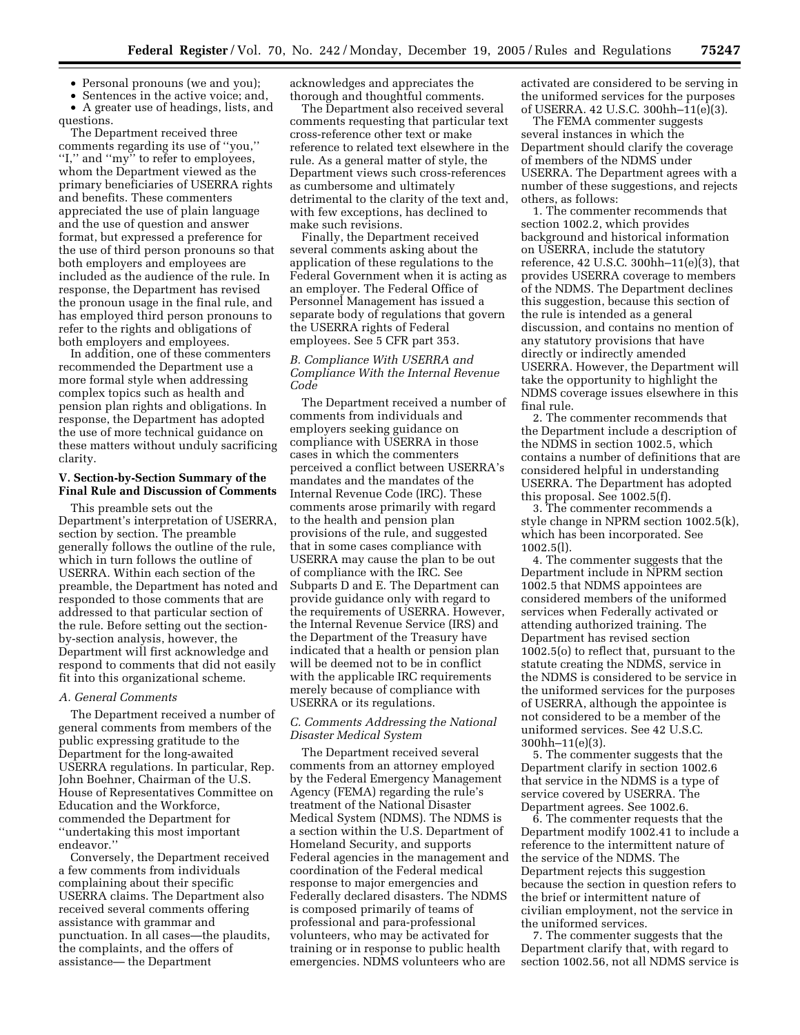- Personal pronouns (we and you);
- Sentences in the active voice; and,
- A greater use of headings, lists, and questions.

The Department received three comments regarding its use of ''you,'' ''I,'' and ''my'' to refer to employees, whom the Department viewed as the primary beneficiaries of USERRA rights and benefits. These commenters appreciated the use of plain language and the use of question and answer format, but expressed a preference for the use of third person pronouns so that both employers and employees are included as the audience of the rule. In response, the Department has revised the pronoun usage in the final rule, and has employed third person pronouns to refer to the rights and obligations of both employers and employees.

In addition, one of these commenters recommended the Department use a more formal style when addressing complex topics such as health and pension plan rights and obligations. In response, the Department has adopted the use of more technical guidance on these matters without unduly sacrificing clarity.

### V. Section-by-Section Summary of the Final Rule and Discussion of Comments

This preamble sets out the Department's interpretation of USERRA, section by section. The preamble generally follows the outline of the rule, which in turn follows the outline of USERRA. Within each section of the preamble, the Department has noted and responded to those comments that are addressed to that particular section of the rule. Before setting out the section-by-section analysis, however, the Department will first acknowledge and respond to comments that did not easily fit into this organizational scheme.

#### *A. General Comments*

The Department received a number of general comments from members of the public expressing gratitude to the Department for the long-awaited USERRA regulations. In particular, Rep. John Boehner, Chairman of the U.S. House of Representatives Committee on Education and the Workforce, commended the Department for ''undertaking this most important endeavor.''

Conversely, the Department received a few comments from individuals complaining about their specific USERRA claims. The Department also received several comments offering assistance with grammar and punctuation. In all cases—the plaudits, the complaints, and the offers of assistance— the Department acknowledges and appreciates the thorough and thoughtful comments.

The Department also received several comments requesting that particular text cross-reference other text or make reference to related text elsewhere in the rule. As a general matter of style, the Department views such cross-references as cumbersome and ultimately detrimental to the clarity of the text and, with few exceptions, has declined to make such revisions.

Finally, the Department received several comments asking about the application of these regulations to the Federal Government when it is acting as an employer. The Federal Office of Personnel Management has issued a separate body of regulations that govern the USERRA rights of Federal employees. See 5 CFR part 353.

#### *B. Compliance With USERRA and Compliance With the Internal Revenue Code*

The Department received a number of comments from individuals and employers seeking guidance on compliance with USERRA in those cases in which the commenters perceived a conflict between USERRA's mandates and the mandates of the Internal Revenue Code (IRC). These comments arose primarily with regard to the health and pension plan provisions of the rule, and suggested that in some cases compliance with USERRA may cause the plan to be out of compliance with the IRC. See Subparts D and E. The Department can provide guidance only with regard to the requirements of USERRA. However, the Internal Revenue Service (IRS) and the Department of the Treasury have indicated that a health or pension plan will be deemed not to be in conflict with the applicable IRC requirements merely because of compliance with USERRA or its regulations.

#### *C. Comments Addressing the National Disaster Medical System*

The Department received several comments from an attorney employed by the Federal Emergency Management Agency (FEMA) regarding the rule's treatment of the National Disaster Medical System (NDMS). The NDMS is a section within the U.S. Department of Homeland Security, and supports Federal agencies in the management and coordination of the Federal medical response to major emergencies and Federally declared disasters. The NDMS is composed primarily of teams of professional and para-professional volunteers, who may be activated for training or in response to public health emergencies. NDMS volunteers who are activated are considered to be serving in the uniformed services for the purposes of USERRA. 42 U.S.C. 300hh–11(e)(3).

The FEMA commenter suggests several instances in which the Department should clarify the coverage of members of the NDMS under USERRA. The Department agrees with a number of these suggestions, and rejects others, as follows:

1. The commenter recommends that section 1002.2, which provides background and historical information on USERRA, include the statutory reference, 42 U.S.C. 300hh–11(e)(3), that provides USERRA coverage to members of the NDMS. The Department declines this suggestion, because this section of the rule is intended as a general discussion, and contains no mention of any statutory provisions that have directly or indirectly amended USERRA. However, the Department will take the opportunity to highlight the NDMS coverage issues elsewhere in this final rule.

2. The commenter recommends that the Department include a description of the NDMS in section 1002.5, which contains a number of definitions that are considered helpful in understanding USERRA. The Department has adopted this proposal. See 1002.5(f).

3. The commenter recommends a style change in NPRM section 1002.5(k), which has been incorporated. See 1002.5(l).

4. The commenter suggests that the Department include in NPRM section 1002.5 that NDMS appointees are considered members of the uniformed services when Federally activated or attending authorized training. The Department has revised section 1002.5(o) to reflect that, pursuant to the statute creating the NDMS, service in the NDMS is considered to be service in the uniformed services for the purposes of USERRA, although the appointee is not considered to be a member of the uniformed services. See 42 U.S.C. 300hh–11(e)(3).

5. The commenter suggests that the Department clarify in section 1002.6 that service in the NDMS is a type of service covered by USERRA. The Department agrees. See 1002.6.

6. The commenter requests that the Department modify 1002.41 to include a reference to the intermittent nature of the service of the NDMS. The Department rejects this suggestion because the section in question refers to the brief or intermittent nature of civilian employment, not the service in the uniformed services.

7. The commenter suggests that the Department clarify that, with regard to section 1002.56, not all NDMS service is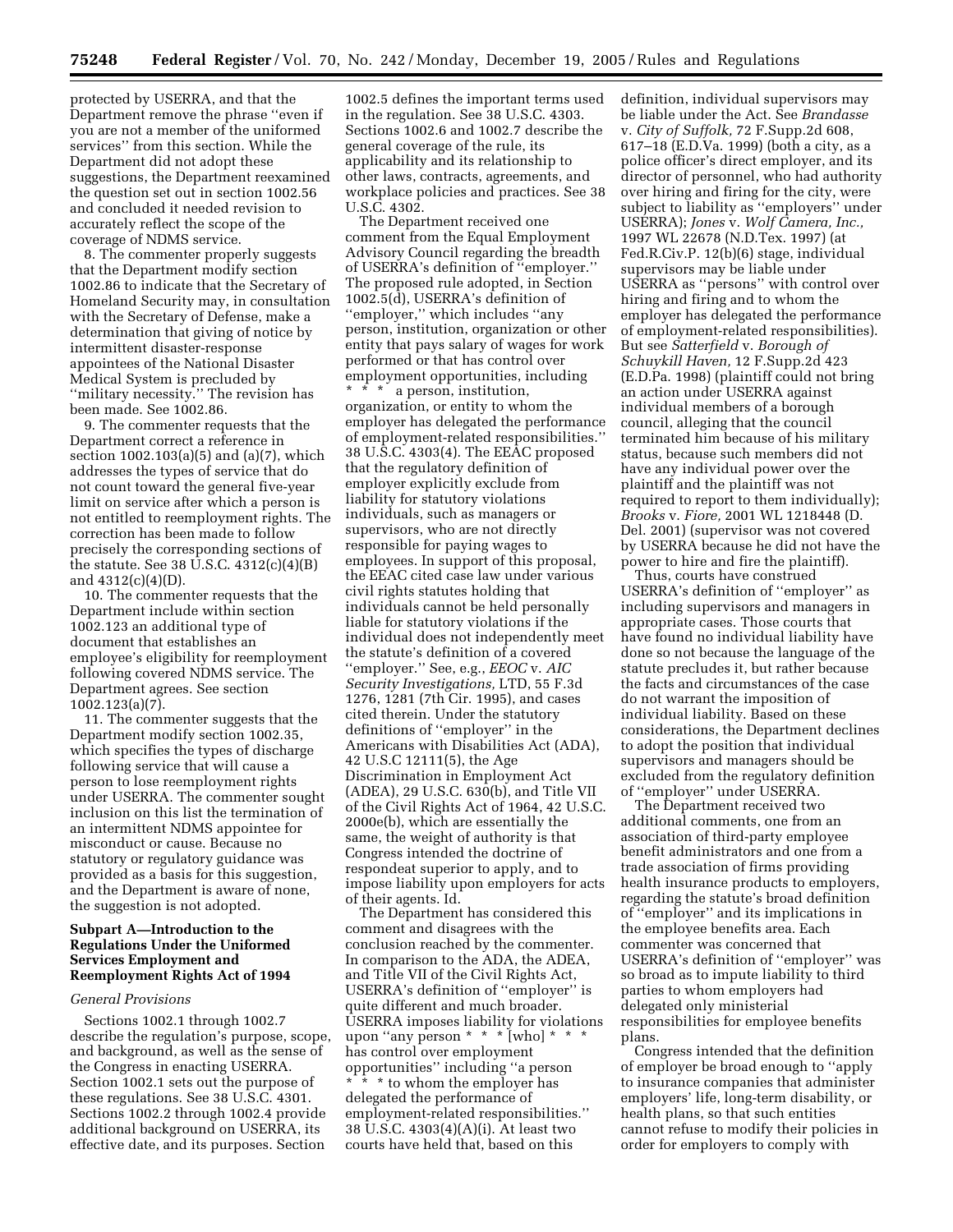protected by USERRA, and that the Department remove the phrase ''even if you are not a member of the uniformed services'' from this section. While the Department did not adopt these suggestions, the Department reexamined the question set out in section 1002.56 and concluded it needed revision to accurately reflect the scope of the coverage of NDMS service.

8. The commenter properly suggests that the Department modify section 1002.86 to indicate that the Secretary of Homeland Security may, in consultation with the Secretary of Defense, make a determination that giving of notice by intermittent disaster-response appointees of the National Disaster Medical System is precluded by ''military necessity.'' The revision has been made. See 1002.86.

9. The commenter requests that the Department correct a reference in section 1002.103(a)(5) and (a)(7), which addresses the types of service that do not count toward the general five-year limit on service after which a person is not entitled to reemployment rights. The correction has been made to follow precisely the corresponding sections of the statute. See 38 U.S.C. 4312(c)(4)(B) and 4312(c)(4)(D).

10. The commenter requests that the Department include within section 1002.123 an additional type of document that establishes an employee's eligibility for reemployment following covered NDMS service. The Department agrees. See section 1002.123(a)(7).

11. The commenter suggests that the Department modify section 1002.35, which specifies the types of discharge following service that will cause a person to lose reemployment rights under USERRA. The commenter sought inclusion on this list the termination of an intermittent NDMS appointee for misconduct or cause. Because no statutory or regulatory guidance was provided as a basis for this suggestion, and the Department is aware of none, the suggestion is not adopted.

## Subpart A—Introduction to the Regulations Under the Uniformed Services Employment and Reemployment Rights Act of 1994

### *General Provisions*

Sections 1002.1 through 1002.7 describe the regulation's purpose, scope, and background, as well as the sense of the Congress in enacting USERRA. Section 1002.1 sets out the purpose of these regulations. See 38 U.S.C. 4301. Sections 1002.2 through 1002.4 provide additional background on USERRA, its effective date, and its purposes. Section 1002.5 defines the important terms used in the regulation. See 38 U.S.C. 4303. Sections 1002.6 and 1002.7 describe the general coverage of the rule, its applicability and its relationship to other laws, contracts, agreements, and workplace policies and practices. See 38 U.S.C. 4302.

The Department received one comment from the Equal Employment Advisory Council regarding the breadth of USERRA's definition of ''employer.'' The proposed rule adopted, in Section 1002.5(d), USERRA's definition of ''employer,'' which includes ''any person, institution, organization or other entity that pays salary of wages for work performed or that has control over employment opportunities, including * * * a person, institution, organization, or entity to whom the employer has delegated the performance of employment-related responsibilities.'' 38 U.S.C. 4303(4). The EEAC proposed that the regulatory definition of employer explicitly exclude from liability for statutory violations individuals, such as managers or supervisors, who are not directly responsible for paying wages to employees. In support of this proposal, the EEAC cited case law under various civil rights statutes holding that individuals cannot be held personally liable for statutory violations if the individual does not independently meet the statute's definition of a covered ''employer.'' See, e.g., *EEOC* v. *AIC Security Investigations,* LTD, 55 F.3d 1276, 1281 (7th Cir. 1995), and cases cited therein. Under the statutory definitions of ''employer'' in the Americans with Disabilities Act (ADA), 42 U.S.C 12111(5), the Age Discrimination in Employment Act (ADEA), 29 U.S.C. 630(b), and Title VII of the Civil Rights Act of 1964, 42 U.S.C. 2000e(b), which are essentially the same, the weight of authority is that Congress intended the doctrine of respondeat superior to apply, and to impose liability upon employers for acts of their agents. Id.

The Department has considered this comment and disagrees with the conclusion reached by the commenter. In comparison to the ADA, the ADEA, and Title VII of the Civil Rights Act, USERRA's definition of ''employer'' is quite different and much broader. USERRA imposes liability for violations upon ''any person * * * [who] * * * has control over employment opportunities'' including ''a person * * * to whom the employer has delegated the performance of employment-related responsibilities.'' 38 U.S.C. 4303(4)(A)(i). At least two courts have held that, based on this definition, individual supervisors may be liable under the Act. See *Brandasse* v. *City of Suffolk,* 72 F.Supp.2d 608, 617–18 (E.D.Va. 1999) (both a city, as a police officer's direct employer, and its director of personnel, who had authority over hiring and firing for the city, were subject to liability as ''employers'' under USERRA); *Jones* v. *Wolf Camera, Inc.,* 1997 WL 22678 (N.D.Tex. 1997) (at Fed.R.Civ.P. 12(b)(6) stage, individual supervisors may be liable under USERRA as ''persons'' with control over hiring and firing and to whom the employer has delegated the performance of employment-related responsibilities). But see *Satterfield* v. *Borough of Schuykill Haven,* 12 F.Supp.2d 423 (E.D.Pa. 1998) (plaintiff could not bring an action under USERRA against individual members of a borough council, alleging that the council terminated him because of his military status, because such members did not have any individual power over the plaintiff and the plaintiff was not required to report to them individually); *Brooks* v. *Fiore,* 2001 WL 1218448 (D. Del. 2001) (supervisor was not covered by USERRA because he did not have the power to hire and fire the plaintiff).

Thus, courts have construed USERRA's definition of ''employer'' as including supervisors and managers in appropriate cases. Those courts that have found no individual liability have done so not because the language of the statute precludes it, but rather because the facts and circumstances of the case do not warrant the imposition of individual liability. Based on these considerations, the Department declines to adopt the position that individual supervisors and managers should be excluded from the regulatory definition of ''employer'' under USERRA.

The Department received two additional comments, one from an association of third-party employee benefit administrators and one from a trade association of firms providing health insurance products to employers, regarding the statute's broad definition of ''employer'' and its implications in the employee benefits area. Each commenter was concerned that USERRA's definition of ''employer'' was so broad as to impute liability to third parties to whom employers had delegated only ministerial responsibilities for employee benefits plans.

Congress intended that the definition of employer be broad enough to ''apply to insurance companies that administer employers' life, long-term disability, or health plans, so that such entities cannot refuse to modify their policies in order for employers to comply with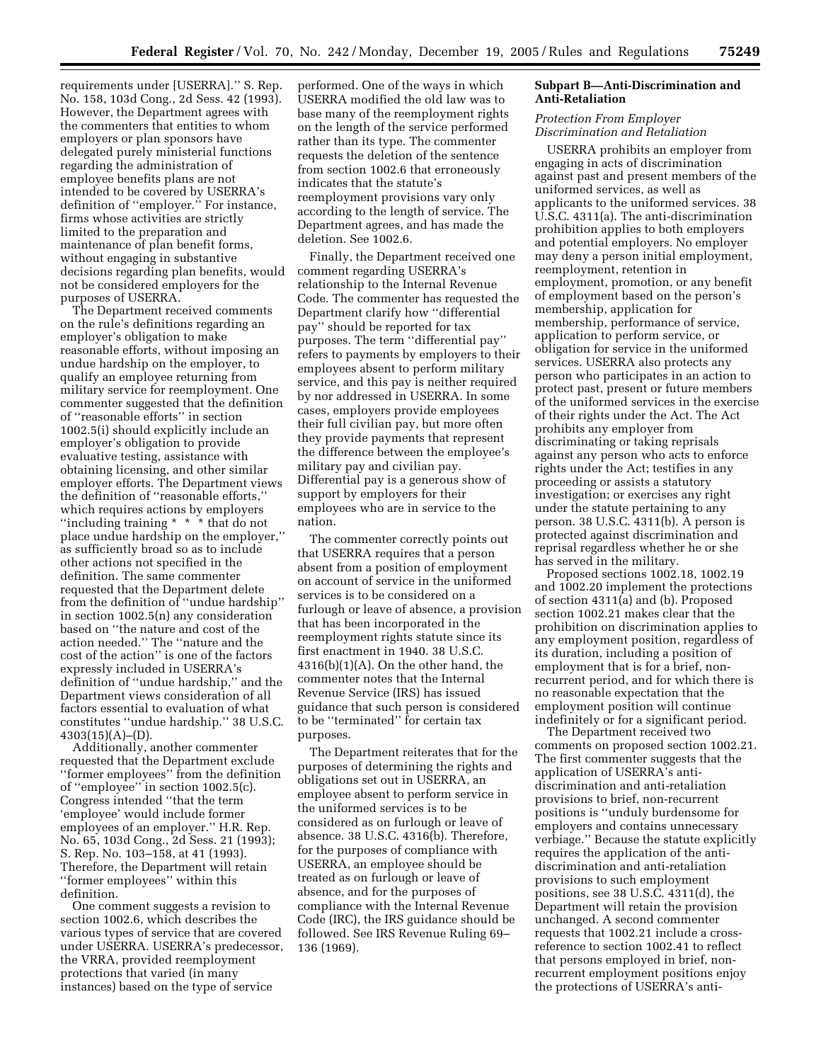requirements under [USERRA].'' S. Rep. No. 158, 103d Cong., 2d Sess. 42 (1993). However, the Department agrees with the commenters that entities to whom employers or plan sponsors have delegated purely ministerial functions regarding the administration of employee benefits plans are not intended to be covered by USERRA's definition of ''employer.'' For instance, firms whose activities are strictly limited to the preparation and maintenance of plan benefit forms, without engaging in substantive decisions regarding plan benefits, would not be considered employers for the purposes of USERRA.

The Department received comments on the rule's definitions regarding an employer's obligation to make reasonable efforts, without imposing an undue hardship on the employer, to qualify an employee returning from military service for reemployment. One commenter suggested that the definition of ''reasonable efforts'' in section 1002.5(i) should explicitly include an employer's obligation to provide evaluative testing, assistance with obtaining licensing, and other similar employer efforts. The Department views the definition of ''reasonable efforts,'' which requires actions by employers ''including training * * * that do not place undue hardship on the employer,'' as sufficiently broad so as to include other actions not specified in the definition. The same commenter requested that the Department delete from the definition of ''undue hardship'' in section 1002.5(n) any consideration based on ''the nature and cost of the action needed.'' The ''nature and the cost of the action'' is one of the factors expressly included in USERRA's definition of ''undue hardship,'' and the Department views consideration of all factors essential to evaluation of what constitutes ''undue hardship.'' 38 U.S.C. 4303(15)(A)–(D).

Additionally, another commenter requested that the Department exclude ''former employees'' from the definition of ''employee'' in section 1002.5(c). Congress intended ''that the term 'employee' would include former employees of an employer.'' H.R. Rep. No. 65, 103d Cong., 2d Sess. 21 (1993); S. Rep. No. 103–158, at 41 (1993). Therefore, the Department will retain ''former employees'' within this definition.

One comment suggests a revision to section 1002.6, which describes the various types of service that are covered under USERRA. USERRA's predecessor, the VRRA, provided reemployment protections that varied (in many instances) based on the type of service performed. One of the ways in which USERRA modified the old law was to base many of the reemployment rights on the length of the service performed rather than its type. The commenter requests the deletion of the sentence from section 1002.6 that erroneously indicates that the statute's reemployment provisions vary only according to the length of service. The Department agrees, and has made the deletion. See 1002.6.

Finally, the Department received one comment regarding USERRA's relationship to the Internal Revenue Code. The commenter has requested the Department clarify how ''differential pay'' should be reported for tax purposes. The term ''differential pay'' refers to payments by employers to their employees absent to perform military service, and this pay is neither required by nor addressed in USERRA. In some cases, employers provide employees their full civilian pay, but more often they provide payments that represent the difference between the employee's military pay and civilian pay. Differential pay is a generous show of support by employers for their employees who are in service to the nation.

The commenter correctly points out that USERRA requires that a person absent from a position of employment on account of service in the uniformed services is to be considered on a furlough or leave of absence, a provision that has been incorporated in the reemployment rights statute since its first enactment in 1940. 38 U.S.C. 4316(b)(1)(A). On the other hand, the commenter notes that the Internal Revenue Service (IRS) has issued guidance that such person is considered to be ''terminated'' for certain tax purposes.

The Department reiterates that for the purposes of determining the rights and obligations set out in USERRA, an employee absent to perform service in the uniformed services is to be considered as on furlough or leave of absence. 38 U.S.C. 4316(b). Therefore, for the purposes of compliance with USERRA, an employee should be treated as on furlough or leave of absence, and for the purposes of compliance with the Internal Revenue Code (IRC), the IRS guidance should be followed. See IRS Revenue Ruling 69–136 (1969).

## Subpart B—Anti-Discrimination and Anti-Retaliation

### *Protection From Employer Discrimination and Retaliation*

USERRA prohibits an employer from engaging in acts of discrimination against past and present members of the uniformed services, as well as applicants to the uniformed services. 38 U.S.C. 4311(a). The anti-discrimination prohibition applies to both employers and potential employers. No employer may deny a person initial employment, reemployment, retention in employment, promotion, or any benefit of employment based on the person's membership, application for membership, performance of service, application to perform service, or obligation for service in the uniformed services. USERRA also protects any person who participates in an action to protect past, present or future members of the uniformed services in the exercise of their rights under the Act. The Act prohibits any employer from discriminating or taking reprisals against any person who acts to enforce rights under the Act; testifies in any proceeding or assists a statutory investigation; or exercises any right under the statute pertaining to any person. 38 U.S.C. 4311(b). A person is protected against discrimination and reprisal regardless whether he or she has served in the military.

Proposed sections 1002.18, 1002.19 and 1002.20 implement the protections of section 4311(a) and (b). Proposed section 1002.21 makes clear that the prohibition on discrimination applies to any employment position, regardless of its duration, including a position of employment that is for a brief, non-recurrent period, and for which there is no reasonable expectation that the employment position will continue indefinitely or for a significant period.

The Department received two comments on proposed section 1002.21. The first commenter suggests that the application of USERRA's anti-discrimination and anti-retaliation provisions to brief, non-recurrent positions is ''unduly burdensome for employers and contains unnecessary verbiage.'' Because the statute explicitly requires the application of the anti-discrimination and anti-retaliation provisions to such employment positions, see 38 U.S.C. 4311(d), the Department will retain the provision unchanged. A second commenter requests that 1002.21 include a cross-reference to section 1002.41 to reflect that persons employed in brief, non-recurrent employment positions enjoy the protections of USERRA's anti-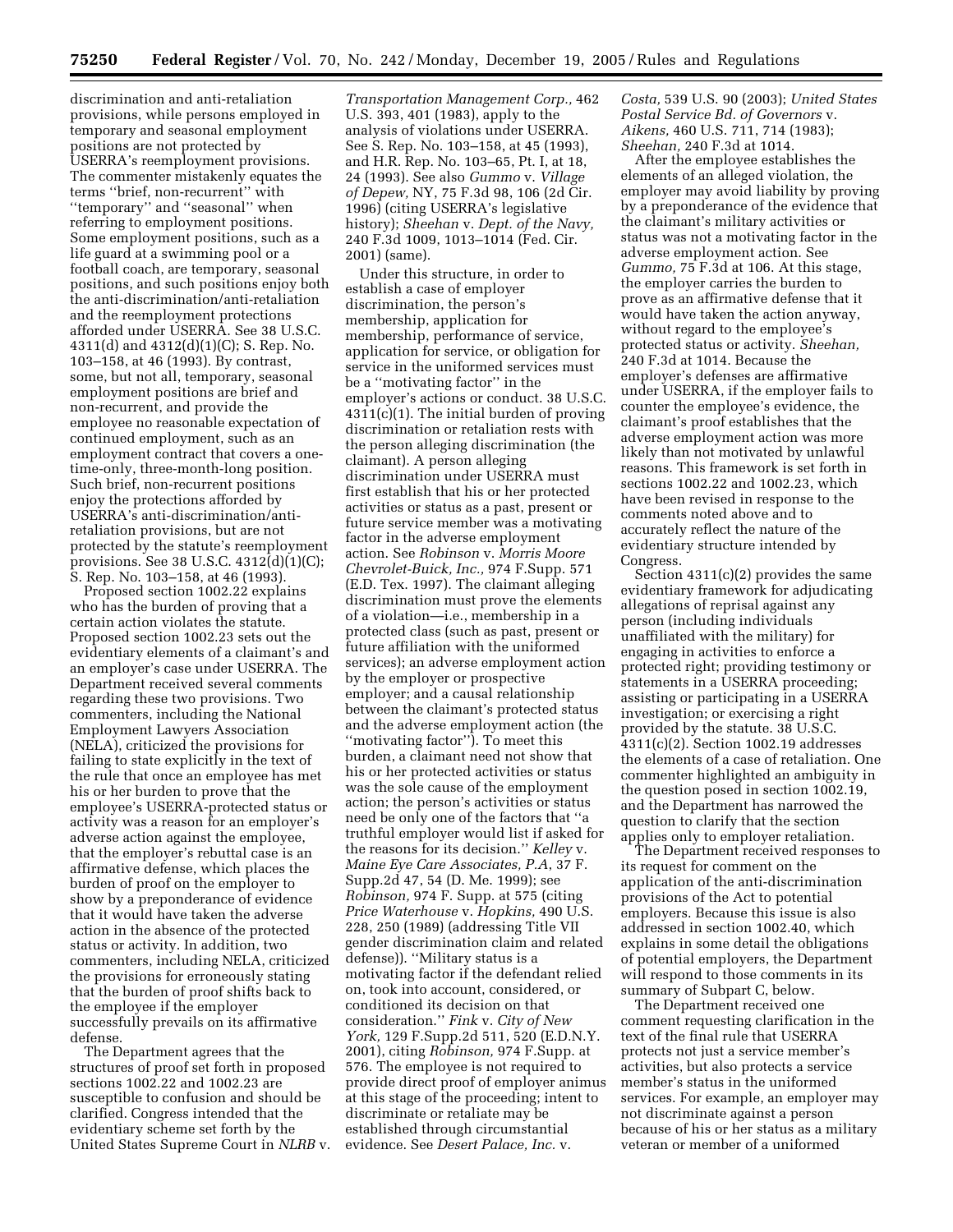discrimination and anti-retaliation provisions, while persons employed in temporary and seasonal employment positions are not protected by USERRA's reemployment provisions. The commenter mistakenly equates the terms ''brief, non-recurrent'' with ''temporary'' and ''seasonal'' when referring to employment positions. Some employment positions, such as a life guard at a swimming pool or a football coach, are temporary, seasonal positions, and such positions enjoy both the anti-discrimination/anti-retaliation and the reemployment protections afforded under USERRA. See 38 U.S.C. 4311(d) and 4312(d)(1)(C); S. Rep. No. 103–158, at 46 (1993). By contrast, some, but not all, temporary, seasonal employment positions are brief and non-recurrent, and provide the employee no reasonable expectation of continued employment, such as an employment contract that covers a one-time-only, three-month-long position. Such brief, non-recurrent positions enjoy the protections afforded by USERRA's anti-discrimination/anti-retaliation provisions, but are not protected by the statute's reemployment provisions. See 38 U.S.C. 4312(d)(1)(C); S. Rep. No. 103–158, at 46 (1993).

Proposed section 1002.22 explains who has the burden of proving that a certain action violates the statute. Proposed section 1002.23 sets out the evidentiary elements of a claimant's and an employer's case under USERRA. The Department received several comments regarding these two provisions. Two commenters, including the National Employment Lawyers Association (NELA), criticized the provisions for failing to state explicitly in the text of the rule that once an employee has met his or her burden to prove that the employee's USERRA-protected status or activity was a reason for an employer's adverse action against the employee, that the employer's rebuttal case is an affirmative defense, which places the burden of proof on the employer to show by a preponderance of evidence that it would have taken the adverse action in the absence of the protected status or activity. In addition, two commenters, including NELA, criticized the provisions for erroneously stating that the burden of proof shifts back to the employee if the employer successfully prevails on its affirmative defense.

The Department agrees that the structures of proof set forth in proposed sections 1002.22 and 1002.23 are susceptible to confusion and should be clarified. Congress intended that the evidentiary scheme set forth by the United States Supreme Court in *NLRB* v. *Transportation Management Corp.,* 462 U.S. 393, 401 (1983), apply to the analysis of violations under USERRA. See S. Rep. No. 103–158, at 45 (1993), and H.R. Rep. No. 103–65, Pt. I, at 18, 24 (1993). See also *Gummo* v. *Village of Depew,* NY, 75 F.3d 98, 106 (2d Cir. 1996) (citing USERRA's legislative history); *Sheehan* v. *Dept. of the Navy,* 240 F.3d 1009, 1013–1014 (Fed. Cir. 2001) (same).

Under this structure, in order to establish a case of employer discrimination, the person's membership, application for membership, performance of service, application for service, or obligation for service in the uniformed services must be a ''motivating factor'' in the employer's actions or conduct. 38 U.S.C. 4311(c)(1). The initial burden of proving discrimination or retaliation rests with the person alleging discrimination (the claimant). A person alleging discrimination under USERRA must first establish that his or her protected activities or status as a past, present or future service member was a motivating factor in the adverse employment action. See *Robinson* v. *Morris Moore Chevrolet-Buick, Inc.,* 974 F.Supp. 571 (E.D. Tex. 1997). The claimant alleging discrimination must prove the elements of a violation—i.e., membership in a protected class (such as past, present or future affiliation with the uniformed services); an adverse employment action by the employer or prospective employer; and a causal relationship between the claimant's protected status and the adverse employment action (the ''motivating factor''). To meet this burden, a claimant need not show that his or her protected activities or status was the sole cause of the employment action; the person's activities or status need be only one of the factors that ''a truthful employer would list if asked for the reasons for its decision.'' *Kelley* v. *Maine Eye Care Associates, P.A,* 37 F. Supp.2d 47, 54 (D. Me. 1999); see *Robinson,* 974 F. Supp. at 575 (citing *Price Waterhouse* v. *Hopkins,* 490 U.S. 228, 250 (1989) (addressing Title VII gender discrimination claim and related defense)). ''Military status is a motivating factor if the defendant relied on, took into account, considered, or conditioned its decision on that consideration.'' *Fink* v. *City of New York,* 129 F.Supp.2d 511, 520 (E.D.N.Y. 2001), citing *Robinson,* 974 F.Supp. at 576. The employee is not required to provide direct proof of employer animus at this stage of the proceeding; intent to discriminate or retaliate may be established through circumstantial evidence. See *Desert Palace, Inc.* v. *Costa,* 539 U.S. 90 (2003); *United States Postal Service Bd. of Governors* v. *Aikens,* 460 U.S. 711, 714 (1983); *Sheehan,* 240 F.3d at 1014.

After the employee establishes the elements of an alleged violation, the employer may avoid liability by proving by a preponderance of the evidence that the claimant's military activities or status was not a motivating factor in the adverse employment action. See *Gummo,* 75 F.3d at 106. At this stage, the employer carries the burden to prove as an affirmative defense that it would have taken the action anyway, without regard to the employee's protected status or activity. *Sheehan,* 240 F.3d at 1014. Because the employer's defenses are affirmative under USERRA, if the employer fails to counter the employee's evidence, the claimant's proof establishes that the adverse employment action was more likely than not motivated by unlawful reasons. This framework is set forth in sections 1002.22 and 1002.23, which have been revised in response to the comments noted above and to accurately reflect the nature of the evidentiary structure intended by Congress.

Section 4311(c)(2) provides the same evidentiary framework for adjudicating allegations of reprisal against any person (including individuals unaffiliated with the military) for engaging in activities to enforce a protected right; providing testimony or statements in a USERRA proceeding; assisting or participating in a USERRA investigation; or exercising a right provided by the statute. 38 U.S.C. 4311(c)(2). Section 1002.19 addresses the elements of a case of retaliation. One commenter highlighted an ambiguity in the question posed in section 1002.19, and the Department has narrowed the question to clarify that the section applies only to employer retaliation.

The Department received responses to its request for comment on the application of the anti-discrimination provisions of the Act to potential employers. Because this issue is also addressed in section 1002.40, which explains in some detail the obligations of potential employers, the Department will respond to those comments in its summary of Subpart C, below.

The Department received one comment requesting clarification in the text of the final rule that USERRA protects not just a service member's activities, but also protects a service member's status in the uniformed services. For example, an employer may not discriminate against a person because of his or her status as a military veteran or member of a uniformed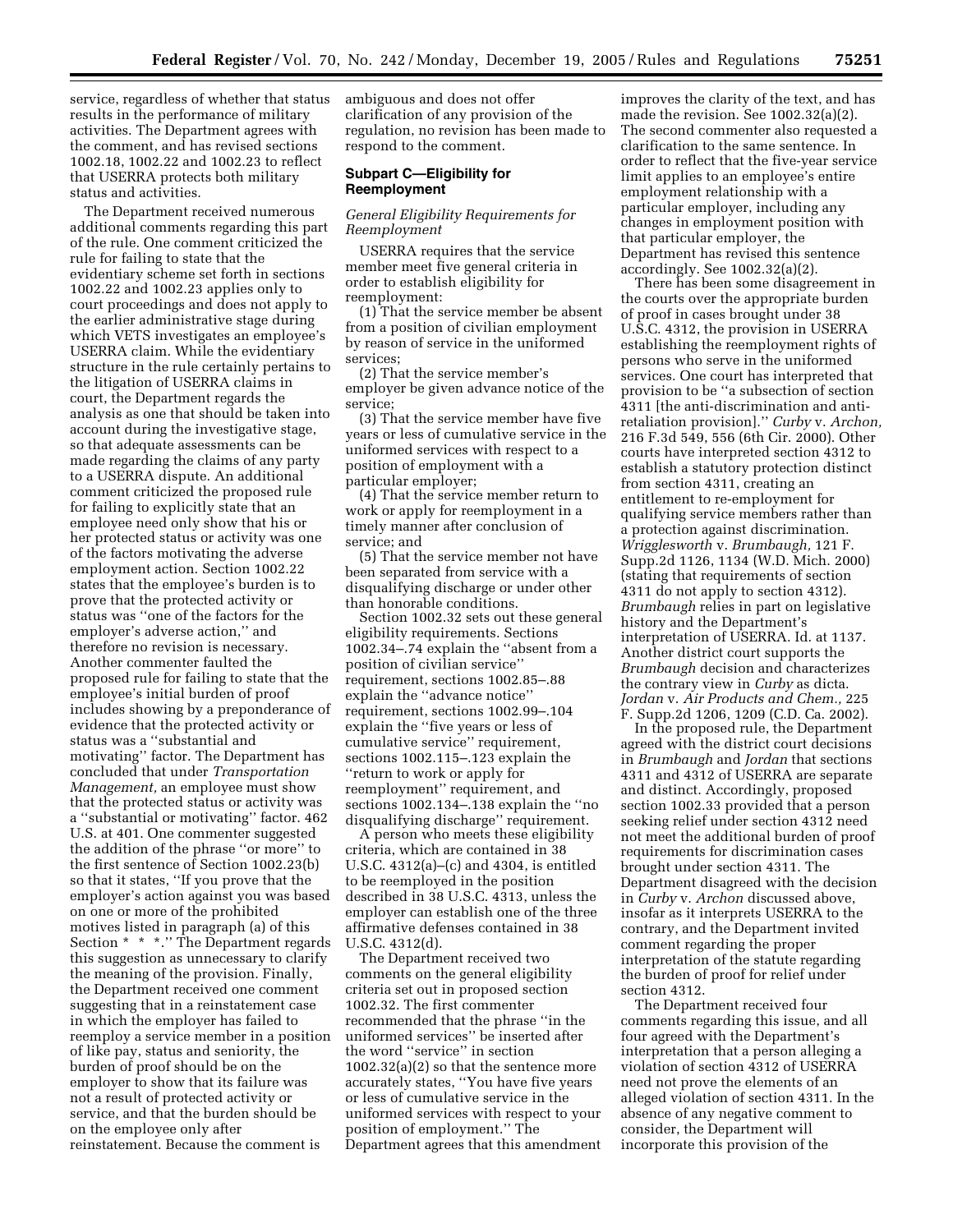service, regardless of whether that status results in the performance of military activities. The Department agrees with the comment, and has revised sections 1002.18, 1002.22 and 1002.23 to reflect that USERRA protects both military status and activities.

The Department received numerous additional comments regarding this part of the rule. One comment criticized the rule for failing to state that the evidentiary scheme set forth in sections 1002.22 and 1002.23 applies only to court proceedings and does not apply to the earlier administrative stage during which VETS investigates an employee's USERRA claim. While the evidentiary structure in the rule certainly pertains to the litigation of USERRA claims in court, the Department regards the analysis as one that should be taken into account during the investigative stage, so that adequate assessments can be made regarding the claims of any party to a USERRA dispute. An additional comment criticized the proposed rule for failing to explicitly state that an employee need only show that his or her protected status or activity was one of the factors motivating the adverse employment action. Section 1002.22 states that the employee's burden is to prove that the protected activity or status was "one of the factors for the employer's adverse action," and therefore no revision is necessary. Another commenter faulted the proposed rule for failing to state that the employee's initial burden of proof includes showing by a preponderance of evidence that the protected activity or status was a "substantial and motivating" factor. The Department has concluded that under *Transportation Management,* an employee must show that the protected status or activity was a "substantial or motivating" factor. 462 U.S. at 401. One commenter suggested the addition of the phrase "or more" to the first sentence of Section 1002.23(b) so that it states, "If you prove that the employer's action against you was based on one or more of the prohibited motives listed in paragraph (a) of this Section * * *." The Department regards this suggestion as unnecessary to clarify the meaning of the provision. Finally, the Department received one comment suggesting that in a reinstatement case in which the employer has failed to reemploy a service member in a position of like pay, status and seniority, the burden of proof should be on the employer to show that its failure was not a result of protected activity or service, and that the burden should be on the employee only after reinstatement. Because the comment is ambiguous and does not offer clarification of any provision of the regulation, no revision has been made to respond to the comment.

## Subpart C—Eligibility for Reemployment

### *General Eligibility Requirements for Reemployment*

USERRA requires that the service member meet five general criteria in order to establish eligibility for reemployment:

(1) That the service member be absent from a position of civilian employment by reason of service in the uniformed services;

(2) That the service member's employer be given advance notice of the service;

(3) That the service member have five years or less of cumulative service in the uniformed services with respect to a position of employment with a particular employer;

(4) That the service member return to work or apply for reemployment in a timely manner after conclusion of service; and

(5) That the service member not have been separated from service with a disqualifying discharge or under other than honorable conditions.

Section 1002.32 sets out these general eligibility requirements. Sections 1002.34–.74 explain the "absent from a position of civilian service" requirement, sections 1002.85–.88 explain the "advance notice" requirement, sections 1002.99–.104 explain the "five years or less of cumulative service" requirement, sections 1002.115–.123 explain the "return to work or apply for reemployment" requirement, and sections 1002.134–.138 explain the "no disqualifying discharge" requirement.

A person who meets these eligibility criteria, which are contained in 38 U.S.C. 4312(a)–(c) and 4304, is entitled to be reemployed in the position described in 38 U.S.C. 4313, unless the employer can establish one of the three affirmative defenses contained in 38 U.S.C. 4312(d).

The Department received two comments on the general eligibility criteria set out in proposed section 1002.32. The first commenter recommended that the phrase "in the uniformed services" be inserted after the word "service" in section 1002.32(a)(2) so that the sentence more accurately states, "You have five years or less of cumulative service in the uniformed services with respect to your position of employment." The Department agrees that this amendment improves the clarity of the text, and has made the revision. See 1002.32(a)(2). The second commenter also requested a clarification to the same sentence. In order to reflect that the five-year service limit applies to an employee's entire employment relationship with a particular employer, including any changes in employment position with that particular employer, the Department has revised this sentence accordingly. See 1002.32(a)(2).

There has been some disagreement in the courts over the appropriate burden of proof in cases brought under 38 U.S.C. 4312, the provision in USERRA establishing the reemployment rights of persons who serve in the uniformed services. One court has interpreted that provision to be "a subsection of section 4311 [the anti-discrimination and anti-retaliation provision]." *Curby* v. *Archon,* 216 F.3d 549, 556 (6th Cir. 2000). Other courts have interpreted section 4312 to establish a statutory protection distinct from section 4311, creating an entitlement to re-employment for qualifying service members rather than a protection against discrimination. *Wrigglesworth* v. *Brumbaugh,* 121 F. Supp.2d 1126, 1134 (W.D. Mich. 2000) (stating that requirements of section 4311 do not apply to section 4312). *Brumbaugh* relies in part on legislative history and the Department's interpretation of USERRA. Id. at 1137. Another district court supports the *Brumbaugh* decision and characterizes the contrary view in *Curby* as dicta. *Jordan* v. *Air Products and Chem.,* 225 F. Supp.2d 1206, 1209 (C.D. Ca. 2002).

In the proposed rule, the Department agreed with the district court decisions in *Brumbaugh* and *Jordan* that sections 4311 and 4312 of USERRA are separate and distinct. Accordingly, proposed section 1002.33 provided that a person seeking relief under section 4312 need not meet the additional burden of proof requirements for discrimination cases brought under section 4311. The Department disagreed with the decision in *Curby* v. *Archon* discussed above, insofar as it interprets USERRA to the contrary, and the Department invited comment regarding the proper interpretation of the statute regarding the burden of proof for relief under section 4312.

The Department received four comments regarding this issue, and all four agreed with the Department's interpretation that a person alleging a violation of section 4312 of USERRA need not prove the elements of an alleged violation of section 4311. In the absence of any negative comment to consider, the Department will incorporate this provision of the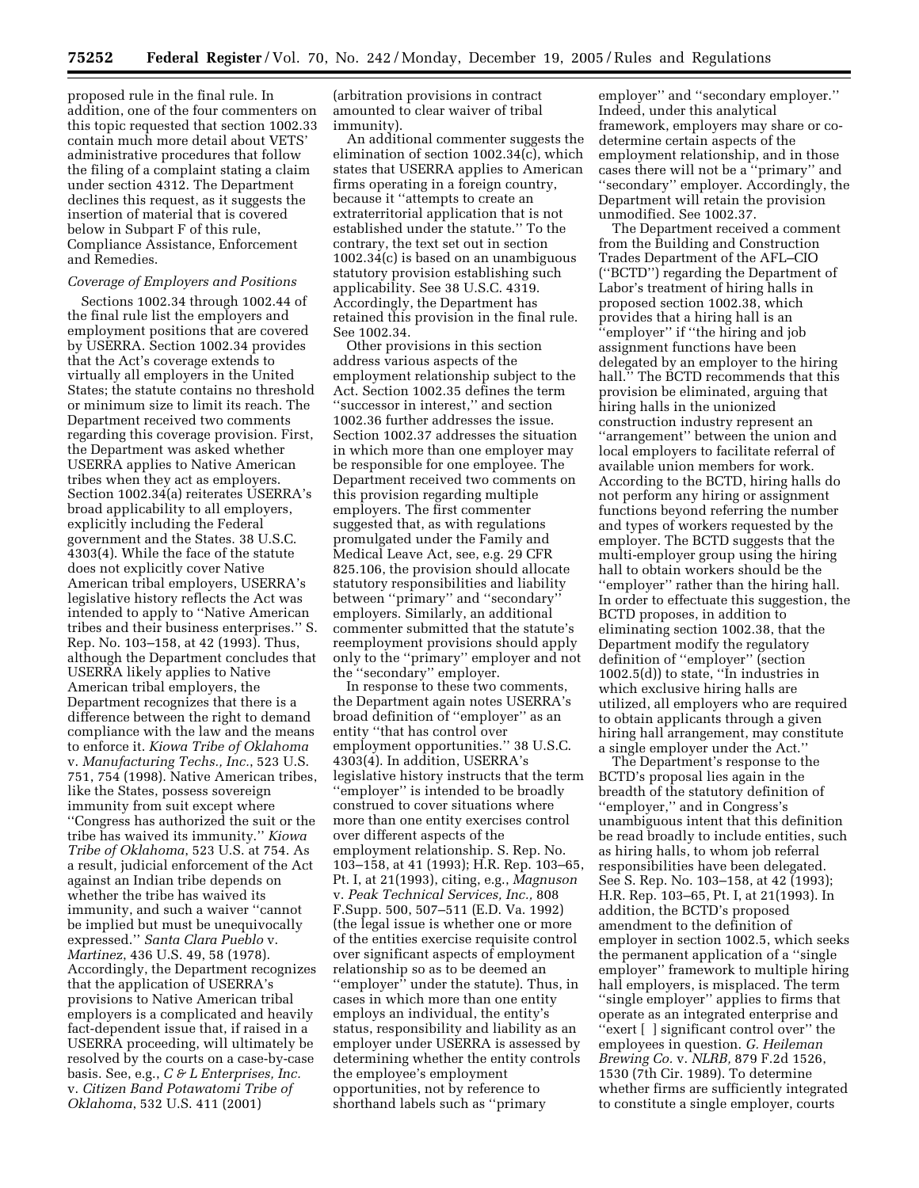proposed rule in the final rule. In addition, one of the four commenters on this topic requested that section 1002.33 contain much more detail about VETS' administrative procedures that follow the filing of a complaint stating a claim under section 4312. The Department declines this request, as it suggests the insertion of material that is covered below in Subpart F of this rule, Compliance Assistance, Enforcement and Remedies.

*Coverage of Employers and Positions*

Sections 1002.34 through 1002.44 of the final rule list the employers and employment positions that are covered by USERRA. Section 1002.34 provides that the Act's coverage extends to virtually all employers in the United States; the statute contains no threshold or minimum size to limit its reach. The Department received two comments regarding this coverage provision. First, the Department was asked whether USERRA applies to Native American tribes when they act as employers. Section 1002.34(a) reiterates USERRA's broad applicability to all employers, explicitly including the Federal government and the States. 38 U.S.C. 4303(4). While the face of the statute does not explicitly cover Native American tribal employers, USERRA's legislative history reflects the Act was intended to apply to ''Native American tribes and their business enterprises.'' S. Rep. No. 103–158, at 42 (1993). Thus, although the Department concludes that USERRA likely applies to Native American tribal employers, the Department recognizes that there is a difference between the right to demand compliance with the law and the means to enforce it. *Kiowa Tribe of Oklahoma* v. *Manufacturing Techs., Inc.,* 523 U.S. 751, 754 (1998). Native American tribes, like the States, possess sovereign immunity from suit except where ''Congress has authorized the suit or the tribe has waived its immunity.'' *Kiowa Tribe of Oklahoma,* 523 U.S. at 754. As a result, judicial enforcement of the Act against an Indian tribe depends on whether the tribe has waived its immunity, and such a waiver ''cannot be implied but must be unequivocally expressed.'' *Santa Clara Pueblo* v. *Martinez,* 436 U.S. 49, 58 (1978). Accordingly, the Department recognizes that the application of USERRA's provisions to Native American tribal employers is a complicated and heavily fact-dependent issue that, if raised in a USERRA proceeding, will ultimately be resolved by the courts on a case-by-case basis. See, e.g., *C & L Enterprises, Inc.* v. *Citizen Band Potawatomi Tribe of Oklahoma*, 532 U.S. 411 (2001) (arbitration provisions in contract amounted to clear waiver of tribal immunity).

An additional commenter suggests the elimination of section 1002.34(c), which states that USERRA applies to American firms operating in a foreign country, because it ''attempts to create an extraterritorial application that is not established under the statute.'' To the contrary, the text set out in section 1002.34(c) is based on an unambiguous statutory provision establishing such applicability. See 38 U.S.C. 4319. Accordingly, the Department has retained this provision in the final rule. See 1002.34.

Other provisions in this section address various aspects of the employment relationship subject to the Act. Section 1002.35 defines the term ''successor in interest,'' and section 1002.36 further addresses the issue. Section 1002.37 addresses the situation in which more than one employer may be responsible for one employee. The Department received two comments on this provision regarding multiple employers. The first commenter suggested that, as with regulations promulgated under the Family and Medical Leave Act, see, e.g. 29 CFR 825.106, the provision should allocate statutory responsibilities and liability between ''primary'' and ''secondary'' employers. Similarly, an additional commenter submitted that the statute's reemployment provisions should apply only to the ''primary'' employer and not the ''secondary'' employer.

In response to these two comments, the Department again notes USERRA's broad definition of ''employer'' as an entity ''that has control over employment opportunities.'' 38 U.S.C. 4303(4). In addition, USERRA's legislative history instructs that the term ''employer'' is intended to be broadly construed to cover situations where more than one entity exercises control over different aspects of the employment relationship. S. Rep. No. 103–158, at 41 (1993); H.R. Rep. 103–65, Pt. I, at 21(1993), citing, e.g., *Magnuson* v. *Peak Technical Services, Inc.,* 808 F.Supp. 500, 507–511 (E.D. Va. 1992) (the legal issue is whether one or more of the entities exercise requisite control over significant aspects of employment relationship so as to be deemed an ''employer'' under the statute). Thus, in cases in which more than one entity employs an individual, the entity's status, responsibility and liability as an employer under USERRA is assessed by determining whether the entity controls the employee's employment opportunities, not by reference to shorthand labels such as ''primary employer'' and ''secondary employer.'' Indeed, under this analytical framework, employers may share or co-determine certain aspects of the employment relationship, and in those cases there will not be a ''primary'' and ''secondary'' employer. Accordingly, the Department will retain the provision unmodified. See 1002.37.

The Department received a comment from the Building and Construction Trades Department of the AFL–CIO (''BCTD'') regarding the Department of Labor's treatment of hiring halls in proposed section 1002.38, which provides that a hiring hall is an ''employer'' if ''the hiring and job assignment functions have been delegated by an employer to the hiring hall.'' The BCTD recommends that this provision be eliminated, arguing that hiring halls in the unionized construction industry represent an ''arrangement'' between the union and local employers to facilitate referral of available union members for work. According to the BCTD, hiring halls do not perform any hiring or assignment functions beyond referring the number and types of workers requested by the employer. The BCTD suggests that the multi-employer group using the hiring hall to obtain workers should be the ''employer'' rather than the hiring hall. In order to effectuate this suggestion, the BCTD proposes, in addition to eliminating section 1002.38, that the Department modify the regulatory definition of ''employer'' (section 1002.5(d)) to state, ''In industries in which exclusive hiring halls are utilized, all employers who are required to obtain applicants through a given hiring hall arrangement, may constitute a single employer under the Act.''

The Department's response to the BCTD's proposal lies again in the breadth of the statutory definition of ''employer,'' and in Congress's unambiguous intent that this definition be read broadly to include entities, such as hiring halls, to whom job referral responsibilities have been delegated. See S. Rep. No. 103–158, at 42 (1993); H.R. Rep. 103–65, Pt. I, at 21(1993). In addition, the BCTD's proposed amendment to the definition of employer in section 1002.5, which seeks the permanent application of a ''single employer'' framework to multiple hiring hall employers, is misplaced. The term ''single employer'' applies to firms that operate as an integrated enterprise and ''exert [ ] significant control over'' the employees in question. *G. Heileman Brewing Co.* v. *NLRB,* 879 F.2d 1526, 1530 (7th Cir. 1989). To determine whether firms are sufficiently integrated to constitute a single employer, courts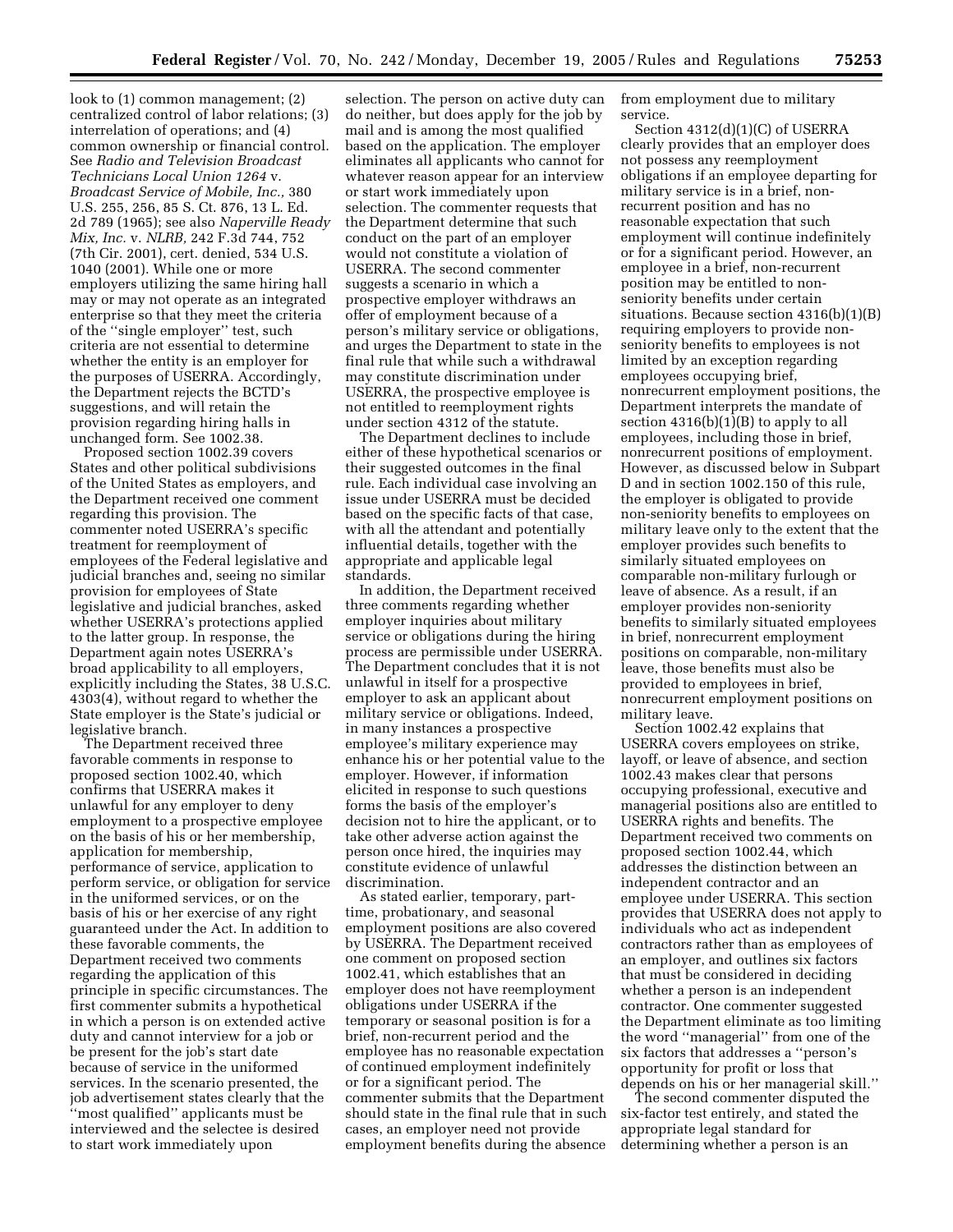look to (1) common management; (2) centralized control of labor relations; (3) interrelation of operations; and (4) common ownership or financial control. See *Radio and Television Broadcast Technicians Local Union 1264* v. *Broadcast Service of Mobile, Inc.,* 380 U.S. 255, 256, 85 S. Ct. 876, 13 L. Ed. 2d 789 (1965); see also *Naperville Ready Mix, Inc.* v. *NLRB,* 242 F.3d 744, 752 (7th Cir. 2001), cert. denied, 534 U.S. 1040 (2001). While one or more employers utilizing the same hiring hall may or may not operate as an integrated enterprise so that they meet the criteria of the ''single employer'' test, such criteria are not essential to determine whether the entity is an employer for the purposes of USERRA. Accordingly, the Department rejects the BCTD's suggestions, and will retain the provision regarding hiring halls in unchanged form. See 1002.38.

Proposed section 1002.39 covers States and other political subdivisions of the United States as employers, and the Department received one comment regarding this provision. The commenter noted USERRA's specific treatment for reemployment of employees of the Federal legislative and judicial branches and, seeing no similar provision for employees of State legislative and judicial branches, asked whether USERRA's protections applied to the latter group. In response, the Department again notes USERRA's broad applicability to all employers, explicitly including the States, 38 U.S.C. 4303(4), without regard to whether the State employer is the State's judicial or legislative branch.

The Department received three favorable comments in response to proposed section 1002.40, which confirms that USERRA makes it unlawful for any employer to deny employment to a prospective employee on the basis of his or her membership, application for membership, performance of service, application to perform service, or obligation for service in the uniformed services, or on the basis of his or her exercise of any right guaranteed under the Act. In addition to these favorable comments, the Department received two comments regarding the application of this principle in specific circumstances. The first commenter submits a hypothetical in which a person is on extended active duty and cannot interview for a job or be present for the job's start date because of service in the uniformed services. In the scenario presented, the job advertisement states clearly that the ''most qualified'' applicants must be interviewed and the selectee is desired to start work immediately upon selection. The person on active duty can do neither, but does apply for the job by mail and is among the most qualified based on the application. The employer eliminates all applicants who cannot for whatever reason appear for an interview or start work immediately upon selection. The commenter requests that the Department determine that such conduct on the part of an employer would not constitute a violation of USERRA. The second commenter suggests a scenario in which a prospective employer withdraws an offer of employment because of a person's military service or obligations, and urges the Department to state in the final rule that while such a withdrawal may constitute discrimination under USERRA, the prospective employee is not entitled to reemployment rights under section 4312 of the statute.

The Department declines to include either of these hypothetical scenarios or their suggested outcomes in the final rule. Each individual case involving an issue under USERRA must be decided based on the specific facts of that case, with all the attendant and potentially influential details, together with the appropriate and applicable legal standards.

In addition, the Department received three comments regarding whether employer inquiries about military service or obligations during the hiring process are permissible under USERRA. The Department concludes that it is not unlawful in itself for a prospective employer to ask an applicant about military service or obligations. Indeed, in many instances a prospective employee's military experience may enhance his or her potential value to the employer. However, if information elicited in response to such questions forms the basis of the employer's decision not to hire the applicant, or to take other adverse action against the person once hired, the inquiries may constitute evidence of unlawful discrimination.

As stated earlier, temporary, part-time, probationary, and seasonal employment positions are also covered by USERRA. The Department received one comment on proposed section 1002.41, which establishes that an employer does not have reemployment obligations under USERRA if the temporary or seasonal position is for a brief, non-recurrent period and the employee has no reasonable expectation of continued employment indefinitely or for a significant period. The commenter submits that the Department should state in the final rule that in such cases, an employer need not provide employment benefits during the absence from employment due to military service.

Section 4312(d)(1)(C) of USERRA clearly provides that an employer does not possess any reemployment obligations if an employee departing for military service is in a brief, non-recurrent position and has no reasonable expectation that such employment will continue indefinitely or for a significant period. However, an employee in a brief, non-recurrent position may be entitled to non-seniority benefits under certain situations. Because section 4316(b)(1)(B) requiring employers to provide non-seniority benefits to employees is not limited by an exception regarding employees occupying brief, nonrecurrent employment positions, the Department interprets the mandate of section 4316(b)(1)(B) to apply to all employees, including those in brief, nonrecurrent positions of employment. However, as discussed below in Subpart D and in section 1002.150 of this rule, the employer is obligated to provide non-seniority benefits to employees on military leave only to the extent that the employer provides such benefits to similarly situated employees on comparable non-military furlough or leave of absence. As a result, if an employer provides non-seniority benefits to similarly situated employees in brief, nonrecurrent employment positions on comparable, non-military leave, those benefits must also be provided to employees in brief, nonrecurrent employment positions on military leave.

Section 1002.42 explains that USERRA covers employees on strike, layoff, or leave of absence, and section 1002.43 makes clear that persons occupying professional, executive and managerial positions also are entitled to USERRA rights and benefits. The Department received two comments on proposed section 1002.44, which addresses the distinction between an independent contractor and an employee under USERRA. This section provides that USERRA does not apply to individuals who act as independent contractors rather than as employees of an employer, and outlines six factors that must be considered in deciding whether a person is an independent contractor. One commenter suggested the Department eliminate as too limiting the word ''managerial'' from one of the six factors that addresses a ''person's opportunity for profit or loss that depends on his or her managerial skill.''

The second commenter disputed the six-factor test entirely, and stated the appropriate legal standard for determining whether a person is an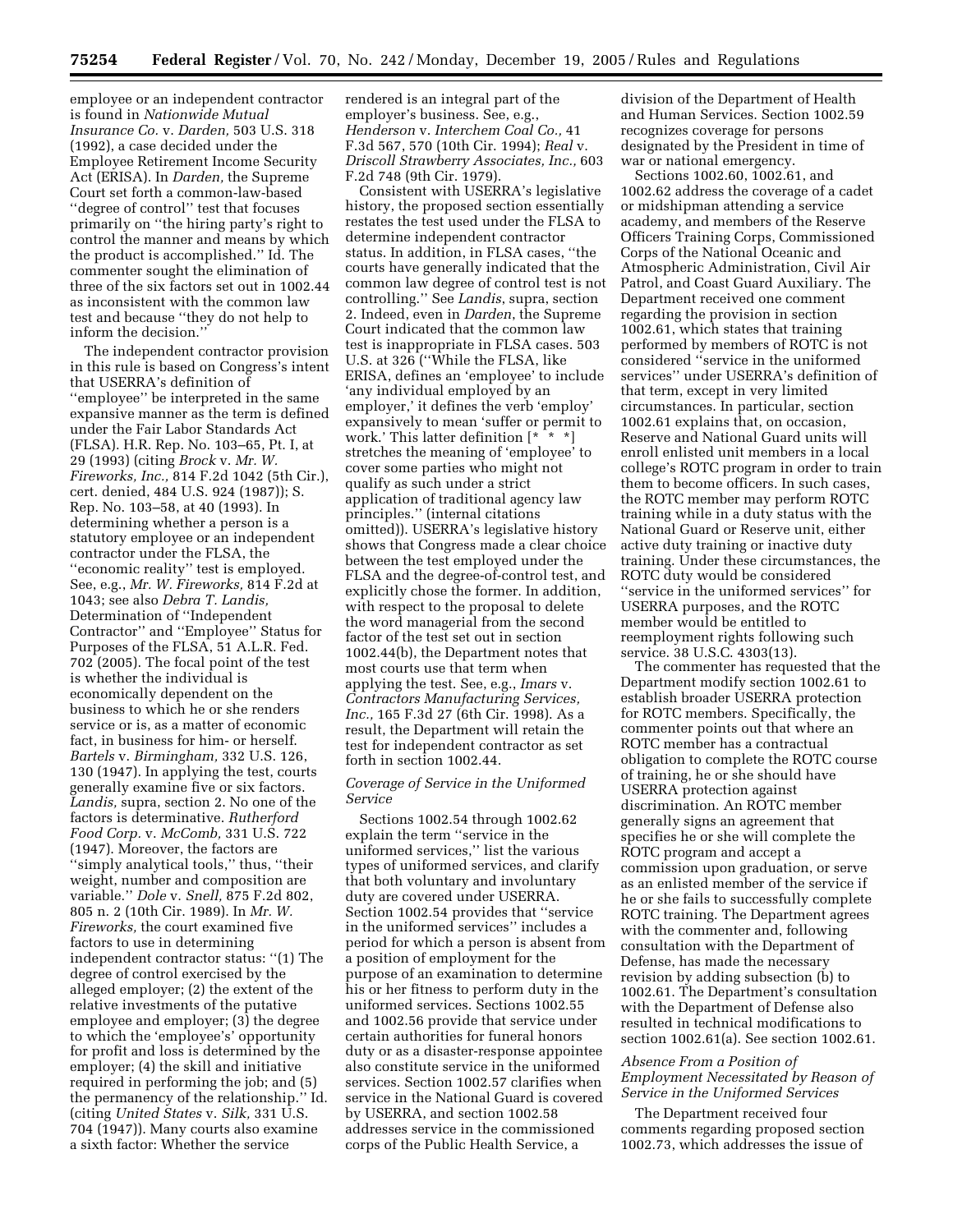employee or an independent contractor is found in *Nationwide Mutual Insurance Co.* v. *Darden,* 503 U.S. 318 (1992), a case decided under the Employee Retirement Income Security Act (ERISA). In *Darden,* the Supreme Court set forth a common-law-based ''degree of control'' test that focuses primarily on ''the hiring party's right to control the manner and means by which the product is accomplished.'' Id. The commenter sought the elimination of three of the six factors set out in 1002.44 as inconsistent with the common law test and because ''they do not help to inform the decision.''

The independent contractor provision in this rule is based on Congress's intent that USERRA's definition of ''employee'' be interpreted in the same expansive manner as the term is defined under the Fair Labor Standards Act (FLSA). H.R. Rep. No. 103–65, Pt. I, at 29 (1993) (citing *Brock* v. *Mr. W. Fireworks, Inc.,* 814 F.2d 1042 (5th Cir.), cert. denied, 484 U.S. 924 (1987)); S. Rep. No. 103–58, at 40 (1993). In determining whether a person is a statutory employee or an independent contractor under the FLSA, the ''economic reality'' test is employed. See, e.g., *Mr. W. Fireworks,* 814 F.2d at 1043; see also *Debra T. Landis,* Determination of ''Independent Contractor'' and ''Employee'' Status for Purposes of the FLSA, 51 A.L.R. Fed. 702 (2005). The focal point of the test is whether the individual is economically dependent on the business to which he or she renders service or is, as a matter of economic fact, in business for him- or herself. *Bartels* v. *Birmingham,* 332 U.S. 126, 130 (1947). In applying the test, courts generally examine five or six factors. *Landis,* supra, section 2. No one of the factors is determinative. *Rutherford Food Corp.* v. *McComb,* 331 U.S. 722 (1947). Moreover, the factors are ''simply analytical tools,'' thus, ''their weight, number and composition are variable.'' *Dole* v. *Snell,* 875 F.2d 802, 805 n. 2 (10th Cir. 1989). In *Mr. W. Fireworks,* the court examined five factors to use in determining independent contractor status: ''(1) The degree of control exercised by the alleged employer; (2) the extent of the relative investments of the putative employee and employer; (3) the degree to which the 'employee's' opportunity for profit and loss is determined by the employer; (4) the skill and initiative required in performing the job; and (5) the permanency of the relationship.'' Id. (citing *United States* v. *Silk,* 331 U.S. 704 (1947)). Many courts also examine a sixth factor: Whether the service rendered is an integral part of the employer's business. See, e.g., *Henderson* v. *Interchem Coal Co.,* 41 F.3d 567, 570 (10th Cir. 1994); *Real* v. *Driscoll Strawberry Associates, Inc.,* 603 F.2d 748 (9th Cir. 1979).

Consistent with USERRA's legislative history, the proposed section essentially restates the test used under the FLSA to determine independent contractor status. In addition, in FLSA cases, ''the courts have generally indicated that the common law degree of control test is not controlling.'' See *Landis*, supra, section 2. Indeed, even in *Darden*, the Supreme Court indicated that the common law test is inappropriate in FLSA cases. 503 U.S. at 326 (''While the FLSA, like ERISA, defines an 'employee' to include 'any individual employed by an employer,' it defines the verb 'employ' expansively to mean 'suffer or permit to work.' This latter definition [* * *] stretches the meaning of 'employee' to cover some parties who might not qualify as such under a strict application of traditional agency law principles.'' (internal citations omitted)). USERRA's legislative history shows that Congress made a clear choice between the test employed under the FLSA and the degree-of-control test, and explicitly chose the former. In addition, with respect to the proposal to delete the word managerial from the second factor of the test set out in section 1002.44(b), the Department notes that most courts use that term when applying the test. See, e.g., *Imars* v. *Contractors Manufacturing Services, Inc.,* 165 F.3d 27 (6th Cir. 1998). As a result, the Department will retain the test for independent contractor as set forth in section 1002.44.

### *Coverage of Service in the Uniformed Service*

Sections 1002.54 through 1002.62 explain the term ''service in the uniformed services,'' list the various types of uniformed services, and clarify that both voluntary and involuntary duty are covered under USERRA. Section 1002.54 provides that ''service in the uniformed services'' includes a period for which a person is absent from a position of employment for the purpose of an examination to determine his or her fitness to perform duty in the uniformed services. Sections 1002.55 and 1002.56 provide that service under certain authorities for funeral honors duty or as a disaster-response appointee also constitute service in the uniformed services. Section 1002.57 clarifies when service in the National Guard is covered by USERRA, and section 1002.58 addresses service in the commissioned corps of the Public Health Service, a division of the Department of Health and Human Services. Section 1002.59 recognizes coverage for persons designated by the President in time of war or national emergency.

Sections 1002.60, 1002.61, and 1002.62 address the coverage of a cadet or midshipman attending a service academy, and members of the Reserve Officers Training Corps, Commissioned Corps of the National Oceanic and Atmospheric Administration, Civil Air Patrol, and Coast Guard Auxiliary. The Department received one comment regarding the provision in section 1002.61, which states that training performed by members of ROTC is not considered ''service in the uniformed services'' under USERRA's definition of that term, except in very limited circumstances. In particular, section 1002.61 explains that, on occasion, Reserve and National Guard units will enroll enlisted unit members in a local college's ROTC program in order to train them to become officers. In such cases, the ROTC member may perform ROTC training while in a duty status with the National Guard or Reserve unit, either active duty training or inactive duty training. Under these circumstances, the ROTC duty would be considered ''service in the uniformed services'' for USERRA purposes, and the ROTC member would be entitled to reemployment rights following such service. 38 U.S.C. 4303(13).

The commenter has requested that the Department modify section 1002.61 to establish broader USERRA protection for ROTC members. Specifically, the commenter points out that where an ROTC member has a contractual obligation to complete the ROTC course of training, he or she should have USERRA protection against discrimination. An ROTC member generally signs an agreement that specifies he or she will complete the ROTC program and accept a commission upon graduation, or serve as an enlisted member of the service if he or she fails to successfully complete ROTC training. The Department agrees with the commenter and, following consultation with the Department of Defense, has made the necessary revision by adding subsection (b) to 1002.61. The Department's consultation with the Department of Defense also resulted in technical modifications to section 1002.61(a). See section 1002.61.

### *Absence From a Position of Employment Necessitated by Reason of Service in the Uniformed Services*

The Department received four comments regarding proposed section 1002.73, which addresses the issue of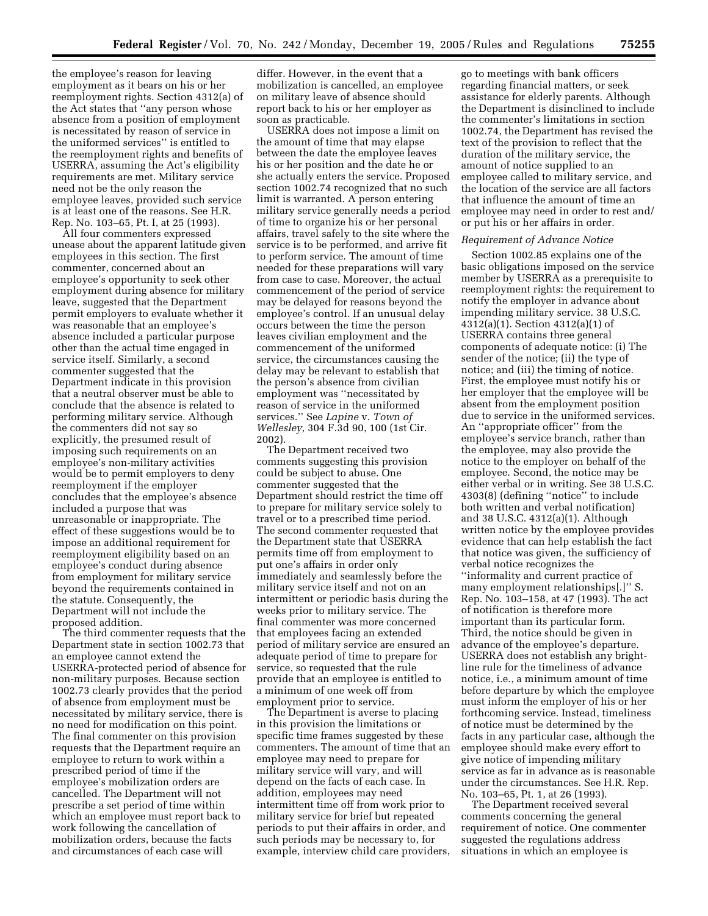the employee's reason for leaving employment as it bears on his or her reemployment rights. Section 4312(a) of the Act states that ''any person whose absence from a position of employment is necessitated by reason of service in the uniformed services'' is entitled to the reemployment rights and benefits of USERRA, assuming the Act's eligibility requirements are met. Military service need not be the only reason the employee leaves, provided such service is at least one of the reasons. See H.R. Rep. No. 103–65, Pt. I, at 25 (1993).

All four commenters expressed unease about the apparent latitude given employees in this section. The first commenter, concerned about an employee's opportunity to seek other employment during absence for military leave, suggested that the Department permit employers to evaluate whether it was reasonable that an employee's absence included a particular purpose other than the actual time engaged in service itself. Similarly, a second commenter suggested that the Department indicate in this provision that a neutral observer must be able to conclude that the absence is related to performing military service. Although the commenters did not say so explicitly, the presumed result of imposing such requirements on an employee's non-military activities would be to permit employers to deny reemployment if the employer concludes that the employee's absence included a purpose that was unreasonable or inappropriate. The effect of these suggestions would be to impose an additional requirement for reemployment eligibility based on an employee's conduct during absence from employment for military service beyond the requirements contained in the statute. Consequently, the Department will not include the proposed addition.

The third commenter requests that the Department state in section 1002.73 that an employee cannot extend the USERRA-protected period of absence for non-military purposes. Because section 1002.73 clearly provides that the period of absence from employment must be necessitated by military service, there is no need for modification on this point. The final commenter on this provision requests that the Department require an employee to return to work within a prescribed period of time if the employee's mobilization orders are cancelled. The Department will not prescribe a set period of time within which an employee must report back to work following the cancellation of mobilization orders, because the facts and circumstances of each case will differ. However, in the event that a mobilization is cancelled, an employee on military leave of absence should report back to his or her employer as soon as practicable.

USERRA does not impose a limit on the amount of time that may elapse between the date the employee leaves his or her position and the date he or she actually enters the service. Proposed section 1002.74 recognized that no such limit is warranted. A person entering military service generally needs a period of time to organize his or her personal affairs, travel safely to the site where the service is to be performed, and arrive fit to perform service. The amount of time needed for these preparations will vary from case to case. Moreover, the actual commencement of the period of service may be delayed for reasons beyond the employee's control. If an unusual delay occurs between the time the person leaves civilian employment and the commencement of the uniformed service, the circumstances causing the delay may be relevant to establish that the person's absence from civilian employment was ''necessitated by reason of service in the uniformed services.'' See *Lapine* v. *Town of Wellesley,* 304 F.3d 90, 100 (1st Cir. 2002).

The Department received two comments suggesting this provision could be subject to abuse. One commenter suggested that the Department should restrict the time off to prepare for military service solely to travel or to a prescribed time period. The second commenter requested that the Department state that USERRA permits time off from employment to put one's affairs in order only immediately and seamlessly before the military service itself and not on an intermittent or periodic basis during the weeks prior to military service. The final commenter was more concerned that employees facing an extended period of military service are ensured an adequate period of time to prepare for service, so requested that the rule provide that an employee is entitled to a minimum of one week off from employment prior to service.

The Department is averse to placing in this provision the limitations or specific time frames suggested by these commenters. The amount of time that an employee may need to prepare for military service will vary, and will depend on the facts of each case. In addition, employees may need intermittent time off from work prior to military service for brief but repeated periods to put their affairs in order, and such periods may be necessary to, for example, interview child care providers, go to meetings with bank officers regarding financial matters, or seek assistance for elderly parents. Although the Department is disinclined to include the commenter's limitations in section 1002.74, the Department has revised the text of the provision to reflect that the duration of the military service, the amount of notice supplied to an employee called to military service, and the location of the service are all factors that influence the amount of time an employee may need in order to rest and/or put his or her affairs in order.

*Requirement of Advance Notice*

Section 1002.85 explains one of the basic obligations imposed on the service member by USERRA as a prerequisite to reemployment rights: the requirement to notify the employer in advance about impending military service. 38 U.S.C. 4312(a)(1). Section 4312(a)(1) of USERRA contains three general components of adequate notice: (i) The sender of the notice; (ii) the type of notice; and (iii) the timing of notice. First, the employee must notify his or her employer that the employee will be absent from the employment position due to service in the uniformed services. An ''appropriate officer'' from the employee's service branch, rather than the employee, may also provide the notice to the employer on behalf of the employee. Second, the notice may be either verbal or in writing. See 38 U.S.C. 4303(8) (defining ''notice'' to include both written and verbal notification) and 38 U.S.C. 4312(a)(1). Although written notice by the employee provides evidence that can help establish the fact that notice was given, the sufficiency of verbal notice recognizes the ''informality and current practice of many employment relationships[.]'' S. Rep. No. 103–158, at 47 (1993). The act of notification is therefore more important than its particular form. Third, the notice should be given in advance of the employee's departure. USERRA does not establish any bright-line rule for the timeliness of advance notice, i.e., a minimum amount of time before departure by which the employee must inform the employer of his or her forthcoming service. Instead, timeliness of notice must be determined by the facts in any particular case, although the employee should make every effort to give notice of impending military service as far in advance as is reasonable under the circumstances. See H.R. Rep. No. 103–65, Pt. 1, at 26 (1993).

The Department received several comments concerning the general requirement of notice. One commenter suggested the regulations address situations in which an employee is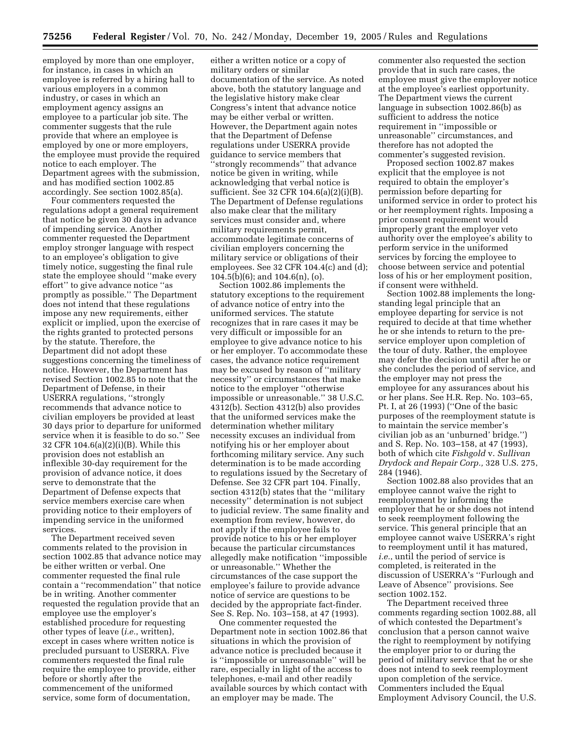employed by more than one employer, for instance, in cases in which an employee is referred by a hiring hall to various employers in a common industry, or cases in which an employment agency assigns an employee to a particular job site. The commenter suggests that the rule provide that where an employee is employed by one or more employers, the employee must provide the required notice to each employer. The Department agrees with the submission, and has modified section 1002.85 accordingly. See section 1002.85(a).

Four commenters requested the regulations adopt a general requirement that notice be given 30 days in advance of impending service. Another commenter requested the Department employ stronger language with respect to an employee's obligation to give timely notice, suggesting the final rule state the employee should ''make every effort'' to give advance notice ''as promptly as possible.'' The Department does not intend that these regulations impose any new requirements, either explicit or implied, upon the exercise of the rights granted to protected persons by the statute. Therefore, the Department did not adopt these suggestions concerning the timeliness of notice. However, the Department has revised Section 1002.85 to note that the Department of Defense, in their USERRA regulations, ''strongly recommends that advance notice to civilian employers be provided at least 30 days prior to departure for uniformed service when it is feasible to do so.'' See 32 CFR 104.6(a)(2)(i)(B). While this provision does not establish an inflexible 30-day requirement for the provision of advance notice, it does serve to demonstrate that the Department of Defense expects that service members exercise care when providing notice to their employers of impending service in the uniformed services.

The Department received seven comments related to the provision in section 1002.85 that advance notice may be either written or verbal. One commenter requested the final rule contain a ''recommendation'' that notice be in writing. Another commenter requested the regulation provide that an employee use the employer's established procedure for requesting other types of leave (*i.e.*, written), except in cases where written notice is precluded pursuant to USERRA. Five commenters requested the final rule require the employee to provide, either before or shortly after the commencement of the uniformed service, some form of documentation, either a written notice or a copy of military orders or similar documentation of the service. As noted above, both the statutory language and the legislative history make clear Congress's intent that advance notice may be either verbal or written. However, the Department again notes that the Department of Defense regulations under USERRA provide guidance to service members that ''strongly recommends'' that advance notice be given in writing, while acknowledging that verbal notice is sufficient. See 32 CFR 104.6(a)(2)(i)(B). The Department of Defense regulations also make clear that the military services must consider and, where military requirements permit, accommodate legitimate concerns of civilian employers concerning the military service or obligations of their employees. See 32 CFR 104.4(c) and (d); 104.5(b)(6); and 104.6(n), (o).

Section 1002.86 implements the statutory exceptions to the requirement of advance notice of entry into the uniformed services. The statute recognizes that in rare cases it may be very difficult or impossible for an employee to give advance notice to his or her employer. To accommodate these cases, the advance notice requirement may be excused by reason of ''military necessity'' or circumstances that make notice to the employer ''otherwise impossible or unreasonable.'' 38 U.S.C. 4312(b). Section 4312(b) also provides that the uniformed services make the determination whether military necessity excuses an individual from notifying his or her employer about forthcoming military service. Any such determination is to be made according to regulations issued by the Secretary of Defense. See 32 CFR part 104. Finally, section 4312(b) states that the ''military necessity'' determination is not subject to judicial review. The same finality and exemption from review, however, do not apply if the employee fails to provide notice to his or her employer because the particular circumstances allegedly make notification ''impossible or unreasonable.'' Whether the circumstances of the case support the employee's failure to provide advance notice of service are questions to be decided by the appropriate fact-finder. See S. Rep. No. 103–158, at 47 (1993).

One commenter requested the Department note in section 1002.86 that situations in which the provision of advance notice is precluded because it is ''impossible or unreasonable'' will be rare, especially in light of the access to telephones, e-mail and other readily available sources by which contact with an employer may be made. The commenter also requested the section provide that in such rare cases, the employee must give the employer notice at the employee's earliest opportunity. The Department views the current language in subsection 1002.86(b) as sufficient to address the notice requirement in ''impossible or unreasonable'' circumstances, and therefore has not adopted the commenter's suggested revision.

Proposed section 1002.87 makes explicit that the employee is not required to obtain the employer's permission before departing for uniformed service in order to protect his or her reemployment rights. Imposing a prior consent requirement would improperly grant the employer veto authority over the employee's ability to perform service in the uniformed services by forcing the employee to choose between service and potential loss of his or her employment position, if consent were withheld.

Section 1002.88 implements the long-standing legal principle that an employee departing for service is not required to decide at that time whether he or she intends to return to the pre-service employer upon completion of the tour of duty. Rather, the employee may defer the decision until after he or she concludes the period of service, and the employer may not press the employee for any assurances about his or her plans. See H.R. Rep. No. 103–65, Pt. I, at 26 (1993) (''One of the basic purposes of the reemployment statute is to maintain the service member's civilian job as an 'unburned' bridge.'') and S. Rep. No. 103–158, at 47 (1993), both of which cite *Fishgold* v. *Sullivan Drydock and Repair Corp.,* 328 U.S. 275, 284 (1946).

Section 1002.88 also provides that an employee cannot waive the right to reemployment by informing the employer that he or she does not intend to seek reemployment following the service. This general principle that an employee cannot waive USERRA's right to reemployment until it has matured, *i.e.*, until the period of service is completed, is reiterated in the discussion of USERRA's ''Furlough and Leave of Absence'' provisions. See section 1002.152.

The Department received three comments regarding section 1002.88, all of which contested the Department's conclusion that a person cannot waive the right to reemployment by notifying the employer prior to or during the period of military service that he or she does not intend to seek reemployment upon completion of the service. Commenters included the Equal Employment Advisory Council, the U.S.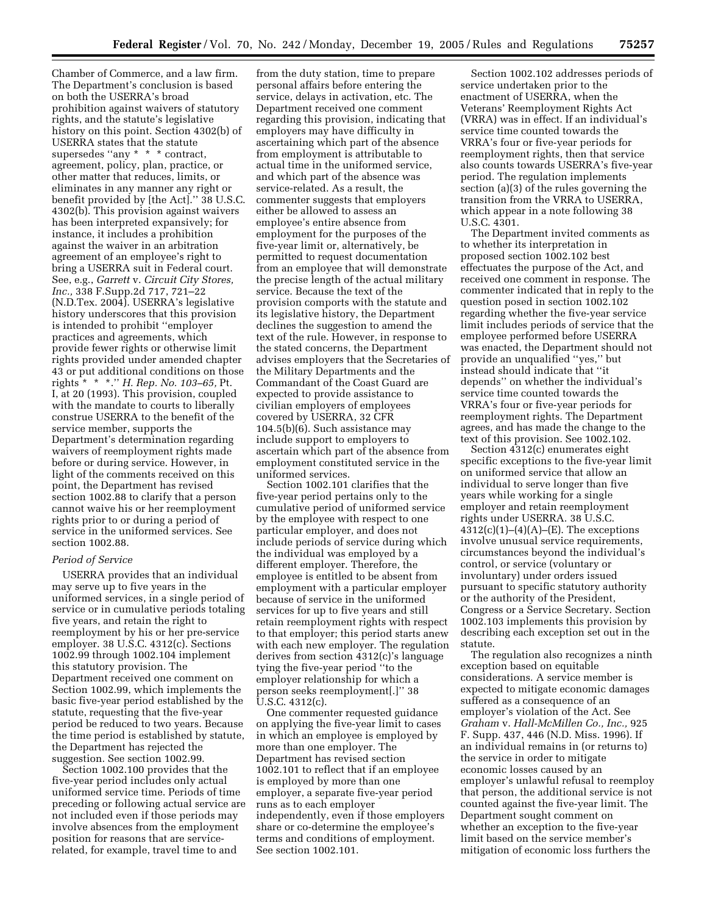Chamber of Commerce, and a law firm. The Department's conclusion is based on both the USERRA's broad prohibition against waivers of statutory rights, and the statute's legislative history on this point. Section 4302(b) of USERRA states that the statute supersedes ''any * * * contract, agreement, policy, plan, practice, or other matter that reduces, limits, or eliminates in any manner any right or benefit provided by [the Act].'' 38 U.S.C. 4302(b). This provision against waivers has been interpreted expansively; for instance, it includes a prohibition against the waiver in an arbitration agreement of an employee's right to bring a USERRA suit in Federal court. See, e.g., *Garrett* v. *Circuit City Stores, Inc.,* 338 F.Supp.2d 717, 721–22 (N.D.Tex. 2004). USERRA's legislative history underscores that this provision is intended to prohibit ''employer practices and agreements, which provide fewer rights or otherwise limit rights provided under amended chapter 43 or put additional conditions on those rights * * *.'' *H. Rep. No. 103–65,* Pt. I, at 20 (1993). This provision, coupled with the mandate to courts to liberally construe USERRA to the benefit of the service member, supports the Department's determination regarding waivers of reemployment rights made before or during service. However, in light of the comments received on this point, the Department has revised section 1002.88 to clarify that a person cannot waive his or her reemployment rights prior to or during a period of service in the uniformed services. See section 1002.88.

*Period of Service*

USERRA provides that an individual may serve up to five years in the uniformed services, in a single period of service or in cumulative periods totaling five years, and retain the right to reemployment by his or her pre-service employer. 38 U.S.C. 4312(c). Sections 1002.99 through 1002.104 implement this statutory provision. The Department received one comment on Section 1002.99, which implements the basic five-year period established by the statute, requesting that the five-year period be reduced to two years. Because the time period is established by statute, the Department has rejected the suggestion. See section 1002.99.

Section 1002.100 provides that the five-year period includes only actual uniformed service time. Periods of time preceding or following actual service are not included even if those periods may involve absences from the employment position for reasons that are service-related, for example, travel time to and from the duty station, time to prepare personal affairs before entering the service, delays in activation, etc. The Department received one comment regarding this provision, indicating that employers may have difficulty in ascertaining which part of the absence from employment is attributable to actual time in the uniformed service, and which part of the absence was service-related. As a result, the commenter suggests that employers either be allowed to assess an employee's entire absence from employment for the purposes of the five-year limit or, alternatively, be permitted to request documentation from an employee that will demonstrate the precise length of the actual military service. Because the text of the provision comports with the statute and its legislative history, the Department declines the suggestion to amend the text of the rule. However, in response to the stated concerns, the Department advises employers that the Secretaries of the Military Departments and the Commandant of the Coast Guard are expected to provide assistance to civilian employers of employees covered by USERRA, 32 CFR 104.5(b)(6). Such assistance may include support to employers to ascertain which part of the absence from employment constituted service in the uniformed services.

Section 1002.101 clarifies that the five-year period pertains only to the cumulative period of uniformed service by the employee with respect to one particular employer, and does not include periods of service during which the individual was employed by a different employer. Therefore, the employee is entitled to be absent from employment with a particular employer because of service in the uniformed services for up to five years and still retain reemployment rights with respect to that employer; this period starts anew with each new employer. The regulation derives from section 4312(c)'s language tying the five-year period ''to the employer relationship for which a person seeks reemployment[.]'' 38 U.S.C. 4312(c).

One commenter requested guidance on applying the five-year limit to cases in which an employee is employed by more than one employer. The Department has revised section 1002.101 to reflect that if an employee is employed by more than one employer, a separate five-year period runs as to each employer independently, even if those employers share or co-determine the employee's terms and conditions of employment. See section 1002.101.

Section 1002.102 addresses periods of service undertaken prior to the enactment of USERRA, when the Veterans' Reemployment Rights Act (VRRA) was in effect. If an individual's service time counted towards the VRRA's four or five-year periods for reemployment rights, then that service also counts towards USERRA's five-year period. The regulation implements section (a)(3) of the rules governing the transition from the VRRA to USERRA, which appear in a note following 38 U.S.C. 4301.

The Department invited comments as to whether its interpretation in proposed section 1002.102 best effectuates the purpose of the Act, and received one comment in response. The commenter indicated that in reply to the question posed in section 1002.102 regarding whether the five-year service limit includes periods of service that the employee performed before USERRA was enacted, the Department should not provide an unqualified ''yes,'' but instead should indicate that ''it depends'' on whether the individual's service time counted towards the VRRA's four or five-year periods for reemployment rights. The Department agrees, and has made the change to the text of this provision. See 1002.102.

Section 4312(c) enumerates eight specific exceptions to the five-year limit on uniformed service that allow an individual to serve longer than five years while working for a single employer and retain reemployment rights under USERRA. 38 U.S.C. 4312(c)(1)–(4)(A)–(E). The exceptions involve unusual service requirements, circumstances beyond the individual's control, or service (voluntary or involuntary) under orders issued pursuant to specific statutory authority or the authority of the President, Congress or a Service Secretary. Section 1002.103 implements this provision by describing each exception set out in the statute.

The regulation also recognizes a ninth exception based on equitable considerations. A service member is expected to mitigate economic damages suffered as a consequence of an employer's violation of the Act. See *Graham* v. *Hall-McMillen Co., Inc.,* 925 F. Supp. 437, 446 (N.D. Miss. 1996). If an individual remains in (or returns to) the service in order to mitigate economic losses caused by an employer's unlawful refusal to reemploy that person, the additional service is not counted against the five-year limit. The Department sought comment on whether an exception to the five-year limit based on the service member's mitigation of economic loss furthers the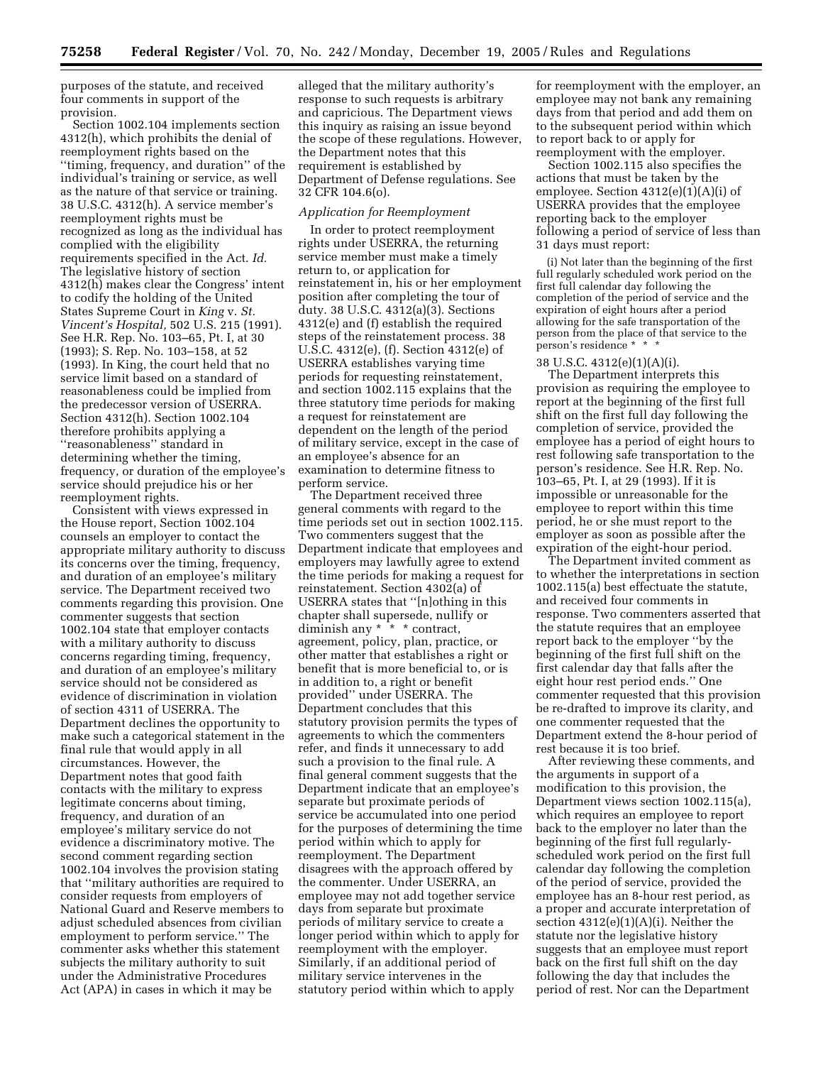purposes of the statute, and received four comments in support of the provision.

Section 1002.104 implements section 4312(h), which prohibits the denial of reemployment rights based on the ''timing, frequency, and duration'' of the individual's training or service, as well as the nature of that service or training. 38 U.S.C. 4312(h). A service member's reemployment rights must be recognized as long as the individual has complied with the eligibility requirements specified in the Act. *Id.* The legislative history of section 4312(h) makes clear the Congress' intent to codify the holding of the United States Supreme Court in *King* v. *St. Vincent's Hospital,* 502 U.S. 215 (1991). See H.R. Rep. No. 103–65, Pt. I, at 30 (1993); S. Rep. No. 103–158, at 52 (1993). In King, the court held that no service limit based on a standard of reasonableness could be implied from the predecessor version of USERRA. Section 4312(h). Section 1002.104 therefore prohibits applying a ''reasonableness'' standard in determining whether the timing, frequency, or duration of the employee's service should prejudice his or her reemployment rights.

Consistent with views expressed in the House report, Section 1002.104 counsels an employer to contact the appropriate military authority to discuss its concerns over the timing, frequency, and duration of an employee's military service. The Department received two comments regarding this provision. One commenter suggests that section 1002.104 state that employer contacts with a military authority to discuss concerns regarding timing, frequency, and duration of an employee's military service should not be considered as evidence of discrimination in violation of section 4311 of USERRA. The Department declines the opportunity to make such a categorical statement in the final rule that would apply in all circumstances. However, the Department notes that good faith contacts with the military to express legitimate concerns about timing, frequency, and duration of an employee's military service do not evidence a discriminatory motive. The second comment regarding section 1002.104 involves the provision stating that ''military authorities are required to consider requests from employers of National Guard and Reserve members to adjust scheduled absences from civilian employment to perform service.'' The commenter asks whether this statement subjects the military authority to suit under the Administrative Procedures Act (APA) in cases in which it may be alleged that the military authority's response to such requests is arbitrary and capricious. The Department views this inquiry as raising an issue beyond the scope of these regulations. However, the Department notes that this requirement is established by Department of Defense regulations. See 32 CFR 104.6(o).

### *Application for Reemployment*

In order to protect reemployment rights under USERRA, the returning service member must make a timely return to, or application for reinstatement in, his or her employment position after completing the tour of duty. 38 U.S.C. 4312(a)(3). Sections 4312(e) and (f) establish the required steps of the reinstatement process. 38 U.S.C. 4312(e), (f). Section 4312(e) of USERRA establishes varying time periods for requesting reinstatement, and section 1002.115 explains that the three statutory time periods for making a request for reinstatement are dependent on the length of the period of military service, except in the case of an employee's absence for an examination to determine fitness to perform service.

The Department received three general comments with regard to the time periods set out in section 1002.115. Two commenters suggest that the Department indicate that employees and employers may lawfully agree to extend the time periods for making a request for reinstatement. Section 4302(a) of USERRA states that ''[n]othing in this chapter shall supersede, nullify or diminish any * * * contract, agreement, policy, plan, practice, or other matter that establishes a right or benefit that is more beneficial to, or is in addition to, a right or benefit provided'' under USERRA. The Department concludes that this statutory provision permits the types of agreements to which the commenters refer, and finds it unnecessary to add such a provision to the final rule. A final general comment suggests that the Department indicate that an employee's separate but proximate periods of service be accumulated into one period for the purposes of determining the time period within which to apply for reemployment. The Department disagrees with the approach offered by the commenter. Under USERRA, an employee may not add together service days from separate but proximate periods of military service to create a longer period within which to apply for reemployment with the employer. Similarly, if an additional period of military service intervenes in the statutory period within which to apply for reemployment with the employer, an employee may not bank any remaining days from that period and add them on to the subsequent period within which to report back to or apply for reemployment with the employer.

Section 1002.115 also specifies the actions that must be taken by the employee. Section 4312(e)(1)(A)(i) of USERRA provides that the employee reporting back to the employer following a period of service of less than 31 days must report:

> (i) Not later than the beginning of the first full regularly scheduled work period on the first full calendar day following the completion of the period of service and the expiration of eight hours after a period allowing for the safe transportation of the person from the place of that service to the person's residence * * *

38 U.S.C. 4312(e)(1)(A)(i).

The Department interprets this provision as requiring the employee to report at the beginning of the first full shift on the first full day following the completion of service, provided the employee has a period of eight hours to rest following safe transportation to the person's residence. See H.R. Rep. No. 103–65, Pt. I, at 29 (1993). If it is impossible or unreasonable for the employee to report within this time period, he or she must report to the employer as soon as possible after the expiration of the eight-hour period.

The Department invited comment as to whether the interpretations in section 1002.115(a) best effectuate the statute, and received four comments in response. Two commenters asserted that the statute requires that an employee report back to the employer ''by the beginning of the first full shift on the first calendar day that falls after the eight hour rest period ends.'' One commenter requested that this provision be re-drafted to improve its clarity, and one commenter requested that the Department extend the 8-hour period of rest because it is too brief.

After reviewing these comments, and the arguments in support of a modification to this provision, the Department views section 1002.115(a), which requires an employee to report back to the employer no later than the beginning of the first full regularly-scheduled work period on the first full calendar day following the completion of the period of service, provided the employee has an 8-hour rest period, as a proper and accurate interpretation of section 4312(e)(1)(A)(i). Neither the statute nor the legislative history suggests that an employee must report back on the first full shift on the day following the day that includes the period of rest. Nor can the Department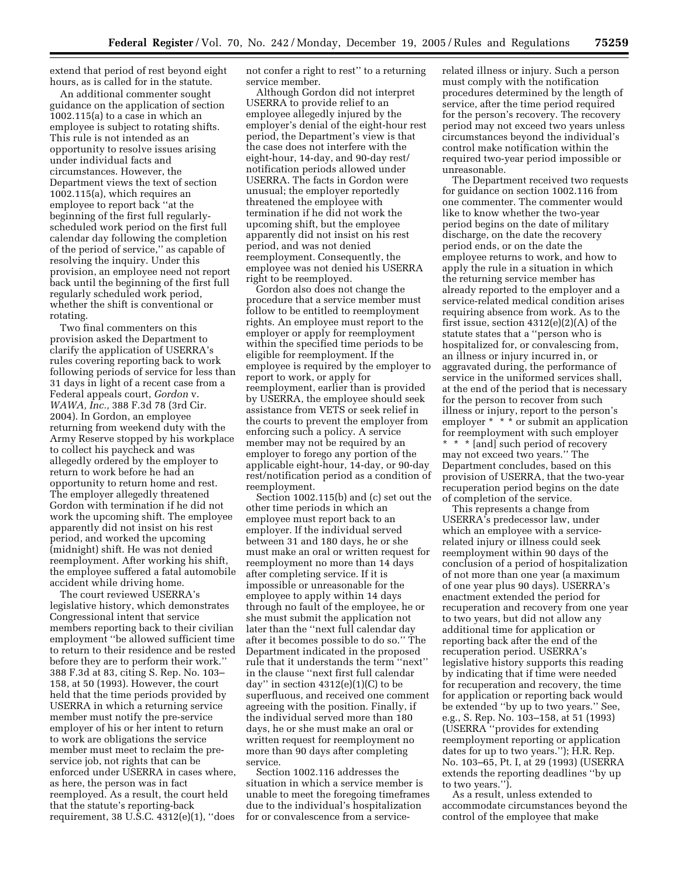extend that period of rest beyond eight hours, as is called for in the statute.

An additional commenter sought guidance on the application of section 1002.115(a) to a case in which an employee is subject to rotating shifts. This rule is not intended as an opportunity to resolve issues arising under individual facts and circumstances. However, the Department views the text of section 1002.115(a), which requires an employee to report back ''at the beginning of the first full regularly-scheduled work period on the first full calendar day following the completion of the period of service,'' as capable of resolving the inquiry. Under this provision, an employee need not report back until the beginning of the first full regularly scheduled work period, whether the shift is conventional or rotating.

Two final commenters on this provision asked the Department to clarify the application of USERRA's rules covering reporting back to work following periods of service for less than 31 days in light of a recent case from a Federal appeals court, *Gordon* v. *WAWA, Inc.,* 388 F.3d 78 (3rd Cir. 2004). In Gordon, an employee returning from weekend duty with the Army Reserve stopped by his workplace to collect his paycheck and was allegedly ordered by the employer to return to work before he had an opportunity to return home and rest. The employer allegedly threatened Gordon with termination if he did not work the upcoming shift. The employee apparently did not insist on his rest period, and worked the upcoming (midnight) shift. He was not denied reemployment. After working his shift, the employee suffered a fatal automobile accident while driving home.

The court reviewed USERRA's legislative history, which demonstrates Congressional intent that service members reporting back to their civilian employment ''be allowed sufficient time to return to their residence and be rested before they are to perform their work.'' 388 F.3d at 83, citing S. Rep. No. 103–158, at 50 (1993). However, the court held that the time periods provided by USERRA in which a returning service member must notify the pre-service employer of his or her intent to return to work are obligations the service member must meet to reclaim the pre-service job, not rights that can be enforced under USERRA in cases where, as here, the person was in fact reemployed. As a result, the court held that the statute's reporting-back requirement, 38 U.S.C. 4312(e)(1), ''does not confer a right to rest'' to a returning service member.

Although Gordon did not interpret USERRA to provide relief to an employee allegedly injured by the employer's denial of the eight-hour rest period, the Department's view is that the case does not interfere with the eight-hour, 14-day, and 90-day rest/notification periods allowed under USERRA. The facts in Gordon were unusual; the employer reportedly threatened the employee with termination if he did not work the upcoming shift, but the employee apparently did not insist on his rest period, and was not denied reemployment. Consequently, the employee was not denied his USERRA right to be reemployed.

Gordon also does not change the procedure that a service member must follow to be entitled to reemployment rights. An employee must report to the employer or apply for reemployment within the specified time periods to be eligible for reemployment. If the employee is required by the employer to report to work, or apply for reemployment, earlier than is provided by USERRA, the employee should seek assistance from VETS or seek relief in the courts to prevent the employer from enforcing such a policy. A service member may not be required by an employer to forego any portion of the applicable eight-hour, 14-day, or 90-day rest/notification period as a condition of reemployment.

Section 1002.115(b) and (c) set out the other time periods in which an employee must report back to an employer. If the individual served between 31 and 180 days, he or she must make an oral or written request for reemployment no more than 14 days after completing service. If it is impossible or unreasonable for the employee to apply within 14 days through no fault of the employee, he or she must submit the application not later than the ''next full calendar day after it becomes possible to do so.'' The Department indicated in the proposed rule that it understands the term ''next'' in the clause ''next first full calendar day'' in section 4312(e)(1)(C) to be superfluous, and received one comment agreeing with the position. Finally, if the individual served more than 180 days, he or she must make an oral or written request for reemployment no more than 90 days after completing service.

Section 1002.116 addresses the situation in which a service member is unable to meet the foregoing timeframes due to the individual's hospitalization for or convalescence from a service-related illness or injury. Such a person must comply with the notification procedures determined by the length of service, after the time period required for the person's recovery. The recovery period may not exceed two years unless circumstances beyond the individual's control make notification within the required two-year period impossible or unreasonable.

The Department received two requests for guidance on section 1002.116 from one commenter. The commenter would like to know whether the two-year period begins on the date of military discharge, on the date the recovery period ends, or on the date the employee returns to work, and how to apply the rule in a situation in which the returning service member has already reported to the employer and a service-related medical condition arises requiring absence from work. As to the first issue, section 4312(e)(2)(A) of the statute states that a ''person who is hospitalized for, or convalescing from, an illness or injury incurred in, or aggravated during, the performance of service in the uniformed services shall, at the end of the period that is necessary for the person to recover from such illness or injury, report to the person's employer * * * or submit an application for reemployment with such employer * * * [and] such period of recovery may not exceed two years.'' The Department concludes, based on this provision of USERRA, that the two-year recuperation period begins on the date of completion of the service.

This represents a change from USERRA's predecessor law, under which an employee with a service-related injury or illness could seek reemployment within 90 days of the conclusion of a period of hospitalization of not more than one year (a maximum of one year plus 90 days). USERRA's enactment extended the period for recuperation and recovery from one year to two years, but did not allow any additional time for application or reporting back after the end of the recuperation period. USERRA's legislative history supports this reading by indicating that if time were needed for recuperation and recovery, the time for application or reporting back would be extended ''by up to two years.'' See, e.g., S. Rep. No. 103–158, at 51 (1993) (USERRA ''provides for extending reemployment reporting or application dates for up to two years.''); H.R. Rep. No. 103–65, Pt. I, at 29 (1993) (USERRA extends the reporting deadlines ''by up to two years.'').

As a result, unless extended to accommodate circumstances beyond the control of the employee that make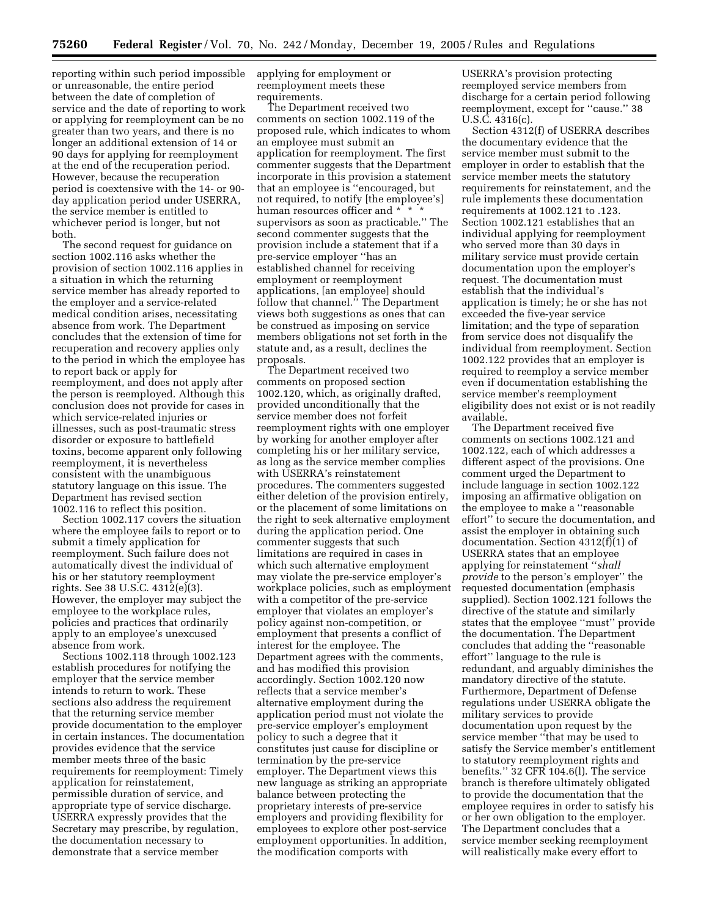reporting within such period impossible or unreasonable, the entire period between the date of completion of service and the date of reporting to work or applying for reemployment can be no greater than two years, and there is no longer an additional extension of 14 or 90 days for applying for reemployment at the end of the recuperation period. However, because the recuperation period is coextensive with the 14- or 90-day application period under USERRA, the service member is entitled to whichever period is longer, but not both.

The second request for guidance on section 1002.116 asks whether the provision of section 1002.116 applies in a situation in which the returning service member has already reported to the employer and a service-related medical condition arises, necessitating absence from work. The Department concludes that the extension of time for recuperation and recovery applies only to the period in which the employee has to report back or apply for reemployment, and does not apply after the person is reemployed. Although this conclusion does not provide for cases in which service-related injuries or illnesses, such as post-traumatic stress disorder or exposure to battlefield toxins, become apparent only following reemployment, it is nevertheless consistent with the unambiguous statutory language on this issue. The Department has revised section 1002.116 to reflect this position.

Section 1002.117 covers the situation where the employee fails to report or to submit a timely application for reemployment. Such failure does not automatically divest the individual of his or her statutory reemployment rights. See 38 U.S.C. 4312(e)(3). However, the employer may subject the employee to the workplace rules, policies and practices that ordinarily apply to an employee's unexcused absence from work.

Sections 1002.118 through 1002.123 establish procedures for notifying the employer that the service member intends to return to work. These sections also address the requirement that the returning service member provide documentation to the employer in certain instances. The documentation provides evidence that the service member meets three of the basic requirements for reemployment: Timely application for reinstatement, permissible duration of service, and appropriate type of service discharge. USERRA expressly provides that the Secretary may prescribe, by regulation, the documentation necessary to demonstrate that a service member applying for employment or reemployment meets these requirements.

The Department received two comments on section 1002.119 of the proposed rule, which indicates to whom an employee must submit an application for reemployment. The first commenter suggests that the Department incorporate in this provision a statement that an employee is "encouraged, but not required, to notify [the employee's] human resources officer and * * * supervisors as soon as practicable." The second commenter suggests that the provision include a statement that if a pre-service employer "has an established channel for receiving employment or reemployment applications, [an employee] should follow that channel." The Department views both suggestions as ones that can be construed as imposing on service members obligations not set forth in the statute and, as a result, declines the proposals.

The Department received two comments on proposed section 1002.120, which, as originally drafted, provided unconditionally that the service member does not forfeit reemployment rights with one employer by working for another employer after completing his or her military service, as long as the service member complies with USERRA's reinstatement procedures. The commenters suggested either deletion of the provision entirely, or the placement of some limitations on the right to seek alternative employment during the application period. One commenter suggests that such limitations are required in cases in which such alternative employment may violate the pre-service employer's workplace policies, such as employment with a competitor of the pre-service employer that violates an employer's policy against non-competition, or employment that presents a conflict of interest for the employee. The Department agrees with the comments, and has modified this provision accordingly. Section 1002.120 now reflects that a service member's alternative employment during the application period must not violate the pre-service employer's employment policy to such a degree that it constitutes just cause for discipline or termination by the pre-service employer. The Department views this new language as striking an appropriate balance between protecting the proprietary interests of pre-service employers and providing flexibility for employees to explore other post-service employment opportunities. In addition, the modification comports with USERRA's provision protecting reemployed service members from discharge for a certain period following reemployment, except for "cause." 38 U.S.C. 4316(c).

Section 4312(f) of USERRA describes the documentary evidence that the service member must submit to the employer in order to establish that the service member meets the statutory requirements for reinstatement, and the rule implements these documentation requirements at 1002.121 to .123. Section 1002.121 establishes that an individual applying for reemployment who served more than 30 days in military service must provide certain documentation upon the employer's request. The documentation must establish that the individual's application is timely; he or she has not exceeded the five-year service limitation; and the type of separation from service does not disqualify the individual from reemployment. Section 1002.122 provides that an employer is required to reemploy a service member even if documentation establishing the service member's reemployment eligibility does not exist or is not readily available.

The Department received five comments on sections 1002.121 and 1002.122, each of which addresses a different aspect of the provisions. One comment urged the Department to include language in section 1002.122 imposing an affirmative obligation on the employee to make a "reasonable effort" to secure the documentation, and assist the employer in obtaining such documentation. Section 4312(f)(1) of USERRA states that an employee applying for reinstatement "*shall provide* to the person's employer" the requested documentation (emphasis supplied). Section 1002.121 follows the directive of the statute and similarly states that the employee "must" provide the documentation. The Department concludes that adding the "reasonable effort" language to the rule is redundant, and arguably diminishes the mandatory directive of the statute. Furthermore, Department of Defense regulations under USERRA obligate the military services to provide documentation upon request by the service member "that may be used to satisfy the Service member's entitlement to statutory reemployment rights and benefits." 32 CFR 104.6(l). The service branch is therefore ultimately obligated to provide the documentation that the employee requires in order to satisfy his or her own obligation to the employer. The Department concludes that a service member seeking reemployment will realistically make every effort to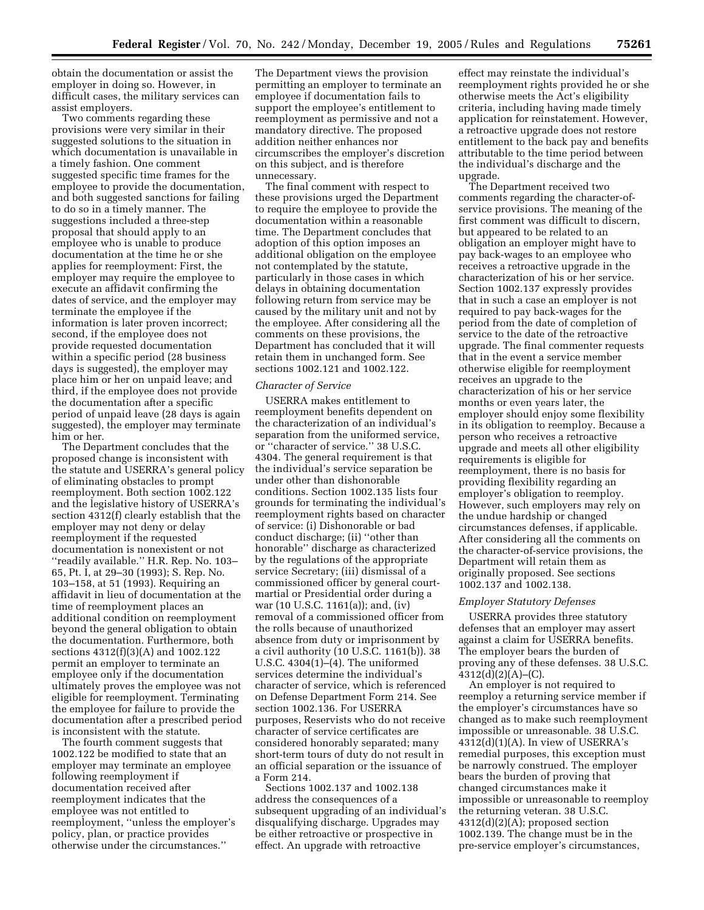obtain the documentation or assist the employer in doing so. However, in difficult cases, the military services can assist employers.

Two comments regarding these provisions were very similar in their suggested solutions to the situation in which documentation is unavailable in a timely fashion. One comment suggested specific time frames for the employee to provide the documentation, and both suggested sanctions for failing to do so in a timely manner. The suggestions included a three-step proposal that should apply to an employee who is unable to produce documentation at the time he or she applies for reemployment: First, the employer may require the employee to execute an affidavit confirming the dates of service, and the employer may terminate the employee if the information is later proven incorrect; second, if the employee does not provide requested documentation within a specific period (28 business days is suggested), the employer may place him or her on unpaid leave; and third, if the employee does not provide the documentation after a specific period of unpaid leave (28 days is again suggested), the employer may terminate him or her.

The Department concludes that the proposed change is inconsistent with the statute and USERRA's general policy of eliminating obstacles to prompt reemployment. Both section 1002.122 and the legislative history of USERRA's section 4312(f) clearly establish that the employer may not deny or delay reemployment if the requested documentation is nonexistent or not ''readily available.'' H.R. Rep. No. 103–65, Pt. I, at 29–30 (1993); S. Rep. No. 103–158, at 51 (1993). Requiring an affidavit in lieu of documentation at the time of reemployment places an additional condition on reemployment beyond the general obligation to obtain the documentation. Furthermore, both sections 4312(f)(3)(A) and 1002.122 permit an employer to terminate an employee only if the documentation ultimately proves the employee was not eligible for reemployment. Terminating the employee for failure to provide the documentation after a prescribed period is inconsistent with the statute.

The fourth comment suggests that 1002.122 be modified to state that an employer may terminate an employee following reemployment if documentation received after reemployment indicates that the employee was not entitled to reemployment, ''unless the employer's policy, plan, or practice provides otherwise under the circumstances.''

The Department views the provision permitting an employer to terminate an employee if documentation fails to support the employee's entitlement to reemployment as permissive and not a mandatory directive. The proposed addition neither enhances nor circumscribes the employer's discretion on this subject, and is therefore unnecessary.

The final comment with respect to these provisions urged the Department to require the employee to provide the documentation within a reasonable time. The Department concludes that adoption of this option imposes an additional obligation on the employee not contemplated by the statute, particularly in those cases in which delays in obtaining documentation following return from service may be caused by the military unit and not by the employee. After considering all the comments on these provisions, the Department has concluded that it will retain them in unchanged form. See sections 1002.121 and 1002.122.

*Character of Service*

USERRA makes entitlement to reemployment benefits dependent on the characterization of an individual's separation from the uniformed service, or ''character of service.'' 38 U.S.C. 4304. The general requirement is that the individual's service separation be under other than dishonorable conditions. Section 1002.135 lists four grounds for terminating the individual's reemployment rights based on character of service: (i) Dishonorable or bad conduct discharge; (ii) ''other than honorable'' discharge as characterized by the regulations of the appropriate service Secretary; (iii) dismissal of a commissioned officer by general court-martial or Presidential order during a war (10 U.S.C. 1161(a)); and, (iv) removal of a commissioned officer from the rolls because of unauthorized absence from duty or imprisonment by a civil authority (10 U.S.C. 1161(b)). 38 U.S.C. 4304(1)–(4). The uniformed services determine the individual's character of service, which is referenced on Defense Department Form 214. See section 1002.136. For USERRA purposes, Reservists who do not receive character of service certificates are considered honorably separated; many short-term tours of duty do not result in an official separation or the issuance of a Form 214.

Sections 1002.137 and 1002.138 address the consequences of a subsequent upgrading of an individual's disqualifying discharge. Upgrades may be either retroactive or prospective in effect. An upgrade with retroactive effect may reinstate the individual's reemployment rights provided he or she otherwise meets the Act's eligibility criteria, including having made timely application for reinstatement. However, a retroactive upgrade does not restore entitlement to the back pay and benefits attributable to the time period between the individual's discharge and the upgrade.

The Department received two comments regarding the character-of-service provisions. The meaning of the first comment was difficult to discern, but appeared to be related to an obligation an employer might have to pay back-wages to an employee who receives a retroactive upgrade in the characterization of his or her service. Section 1002.137 expressly provides that in such a case an employer is not required to pay back-wages for the period from the date of completion of service to the date of the retroactive upgrade. The final commenter requests that in the event a service member otherwise eligible for reemployment receives an upgrade to the characterization of his or her service months or even years later, the employer should enjoy some flexibility in its obligation to reemploy. Because a person who receives a retroactive upgrade and meets all other eligibility requirements is eligible for reemployment, there is no basis for providing flexibility regarding an employer's obligation to reemploy. However, such employers may rely on the undue hardship or changed circumstances defenses, if applicable. After considering all the comments on the character-of-service provisions, the Department will retain them as originally proposed. See sections 1002.137 and 1002.138.

*Employer Statutory Defenses*

USERRA provides three statutory defenses that an employer may assert against a claim for USERRA benefits. The employer bears the burden of proving any of these defenses. 38 U.S.C. 4312(d)(2)(A)–(C).

An employer is not required to reemploy a returning service member if the employer's circumstances have so changed as to make such reemployment impossible or unreasonable. 38 U.S.C. 4312(d)(1)(A). In view of USERRA's remedial purposes, this exception must be narrowly construed. The employer bears the burden of proving that changed circumstances make it impossible or unreasonable to reemploy the returning veteran. 38 U.S.C. 4312(d)(2)(A); proposed section 1002.139. The change must be in the pre-service employer's circumstances,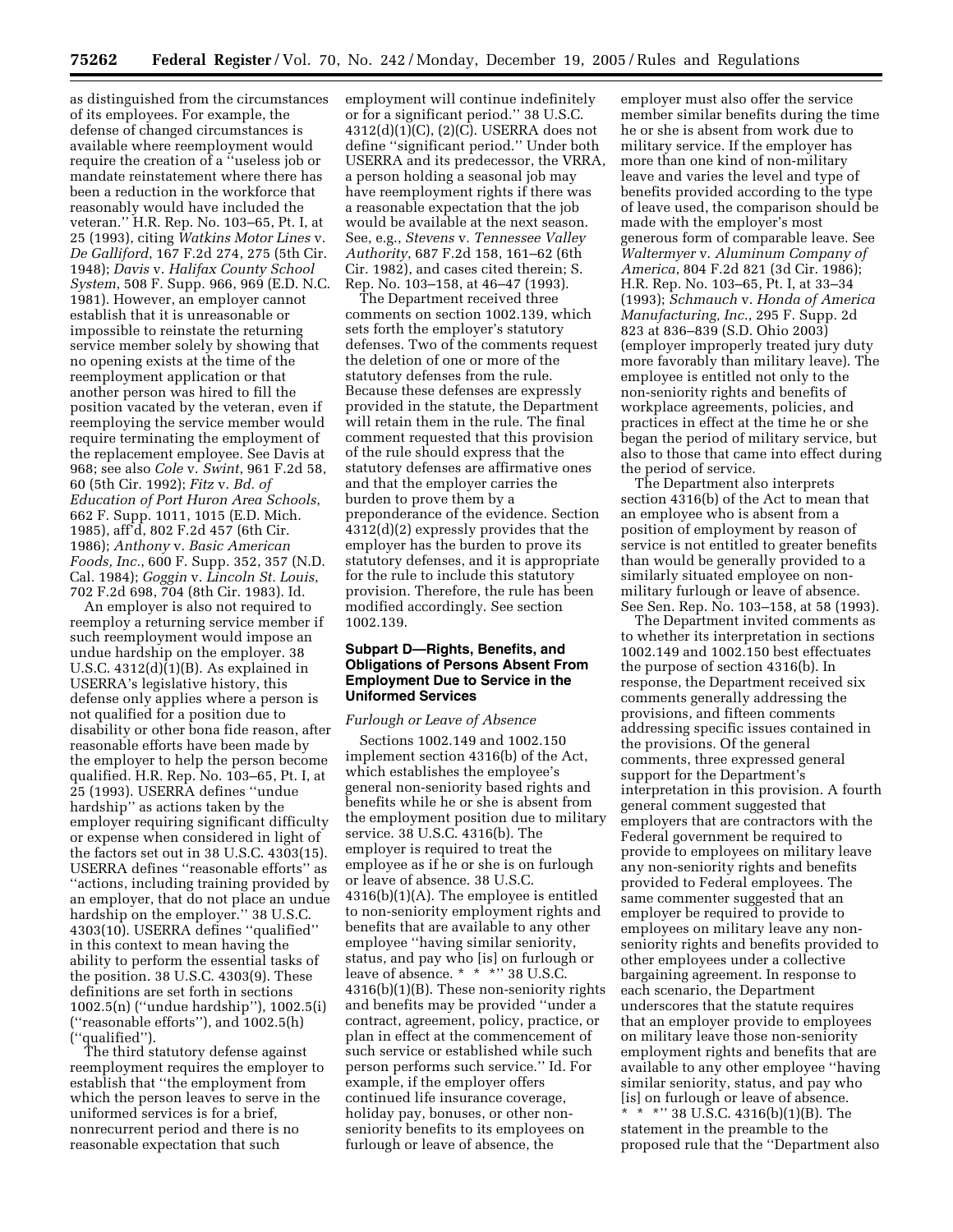as distinguished from the circumstances of its employees. For example, the defense of changed circumstances is available where reemployment would require the creation of a ''useless job or mandate reinstatement where there has been a reduction in the workforce that reasonably would have included the veteran.'' H.R. Rep. No. 103–65, Pt. I, at 25 (1993), citing *Watkins Motor Lines* v. *De Galliford*, 167 F.2d 274, 275 (5th Cir. 1948); *Davis* v. *Halifax County School System*, 508 F. Supp. 966, 969 (E.D. N.C. 1981). However, an employer cannot establish that it is unreasonable or impossible to reinstate the returning service member solely by showing that no opening exists at the time of the reemployment application or that another person was hired to fill the position vacated by the veteran, even if reemploying the service member would require terminating the employment of the replacement employee. See Davis at 968; see also *Cole* v. *Swint*, 961 F.2d 58, 60 (5th Cir. 1992); *Fitz* v. *Bd. of Education of Port Huron Area Schools*, 662 F. Supp. 1011, 1015 (E.D. Mich. 1985), aff'd, 802 F.2d 457 (6th Cir. 1986); *Anthony* v. *Basic American Foods, Inc.*, 600 F. Supp. 352, 357 (N.D. Cal. 1984); *Goggin* v. *Lincoln St. Louis*, 702 F.2d 698, 704 (8th Cir. 1983). Id.

An employer is also not required to reemploy a returning service member if such reemployment would impose an undue hardship on the employer. 38 U.S.C. 4312(d)(1)(B). As explained in USERRA's legislative history, this defense only applies where a person is not qualified for a position due to disability or other bona fide reason, after reasonable efforts have been made by the employer to help the person become qualified. H.R. Rep. No. 103–65, Pt. I, at 25 (1993). USERRA defines ''undue hardship'' as actions taken by the employer requiring significant difficulty or expense when considered in light of the factors set out in 38 U.S.C. 4303(15). USERRA defines ''reasonable efforts'' as ''actions, including training provided by an employer, that do not place an undue hardship on the employer.'' 38 U.S.C. 4303(10). USERRA defines ''qualified'' in this context to mean having the ability to perform the essential tasks of the position. 38 U.S.C. 4303(9). These definitions are set forth in sections 1002.5(n) (''undue hardship''), 1002.5(i) (''reasonable efforts''), and 1002.5(h) (''qualified'').

The third statutory defense against reemployment requires the employer to establish that ''the employment from which the person leaves to serve in the uniformed services is for a brief, nonrecurrent period and there is no reasonable expectation that such employment will continue indefinitely or for a significant period.'' 38 U.S.C. 4312(d)(1)(C), (2)(C). USERRA does not define ''significant period.'' Under both USERRA and its predecessor, the VRRA, a person holding a seasonal job may have reemployment rights if there was a reasonable expectation that the job would be available at the next season. See, e.g., *Stevens* v. *Tennessee Valley Authority*, 687 F.2d 158, 161–62 (6th Cir. 1982), and cases cited therein; S. Rep. No. 103–158, at 46–47 (1993).

The Department received three comments on section 1002.139, which sets forth the employer's statutory defenses. Two of the comments request the deletion of one or more of the statutory defenses from the rule. Because these defenses are expressly provided in the statute, the Department will retain them in the rule. The final comment requested that this provision of the rule should express that the statutory defenses are affirmative ones and that the employer carries the burden to prove them by a preponderance of the evidence. Section 4312(d)(2) expressly provides that the employer has the burden to prove its statutory defenses, and it is appropriate for the rule to include this statutory provision. Therefore, the rule has been modified accordingly. See section 1002.139.

## Subpart D—Rights, Benefits, and Obligations of Persons Absent From Employment Due to Service in the Uniformed Services

*Furlough or Leave of Absence*

Sections 1002.149 and 1002.150 implement section 4316(b) of the Act, which establishes the employee's general non-seniority based rights and benefits while he or she is absent from the employment position due to military service. 38 U.S.C. 4316(b). The employer is required to treat the employee as if he or she is on furlough or leave of absence. 38 U.S.C. 4316(b)(1)(A). The employee is entitled to non-seniority employment rights and benefits that are available to any other employee ''having similar seniority, status, and pay who [is] on furlough or leave of absence. * * *'' 38 U.S.C. 4316(b)(1)(B). These non-seniority rights and benefits may be provided ''under a contract, agreement, policy, practice, or plan in effect at the commencement of such service or established while such person performs such service.'' Id. For example, if the employer offers continued life insurance coverage, holiday pay, bonuses, or other non-seniority benefits to its employees on furlough or leave of absence, the employer must also offer the service member similar benefits during the time he or she is absent from work due to military service. If the employer has more than one kind of non-military leave and varies the level and type of benefits provided according to the type of leave used, the comparison should be made with the employer's most generous form of comparable leave. See *Waltermyer* v. *Aluminum Company of America*, 804 F.2d 821 (3d Cir. 1986); H.R. Rep. No. 103–65, Pt. I, at 33–34 (1993); *Schmauch* v. *Honda of America Manufacturing, Inc.*, 295 F. Supp. 2d 823 at 836–839 (S.D. Ohio 2003) (employer improperly treated jury duty more favorably than military leave). The employee is entitled not only to the non-seniority rights and benefits of workplace agreements, policies, and practices in effect at the time he or she began the period of military service, but also to those that came into effect during the period of service.

The Department also interprets section 4316(b) of the Act to mean that an employee who is absent from a position of employment by reason of service is not entitled to greater benefits than would be generally provided to a similarly situated employee on non-military furlough or leave of absence. See Sen. Rep. No. 103–158, at 58 (1993).

The Department invited comments as to whether its interpretation in sections 1002.149 and 1002.150 best effectuates the purpose of section 4316(b). In response, the Department received six comments generally addressing the provisions, and fifteen comments addressing specific issues contained in the provisions. Of the general comments, three expressed general support for the Department's interpretation in this provision. A fourth general comment suggested that employers that are contractors with the Federal government be required to provide to employees on military leave any non-seniority rights and benefits provided to Federal employees. The same commenter suggested that an employer be required to provide to employees on military leave any non-seniority rights and benefits provided to other employees under a collective bargaining agreement. In response to each scenario, the Department underscores that the statute requires that an employer provide to employees on military leave those non-seniority employment rights and benefits that are available to any other employee ''having similar seniority, status, and pay who [is] on furlough or leave of absence. * * *'' 38 U.S.C. 4316(b)(1)(B). The statement in the preamble to the proposed rule that the ''Department also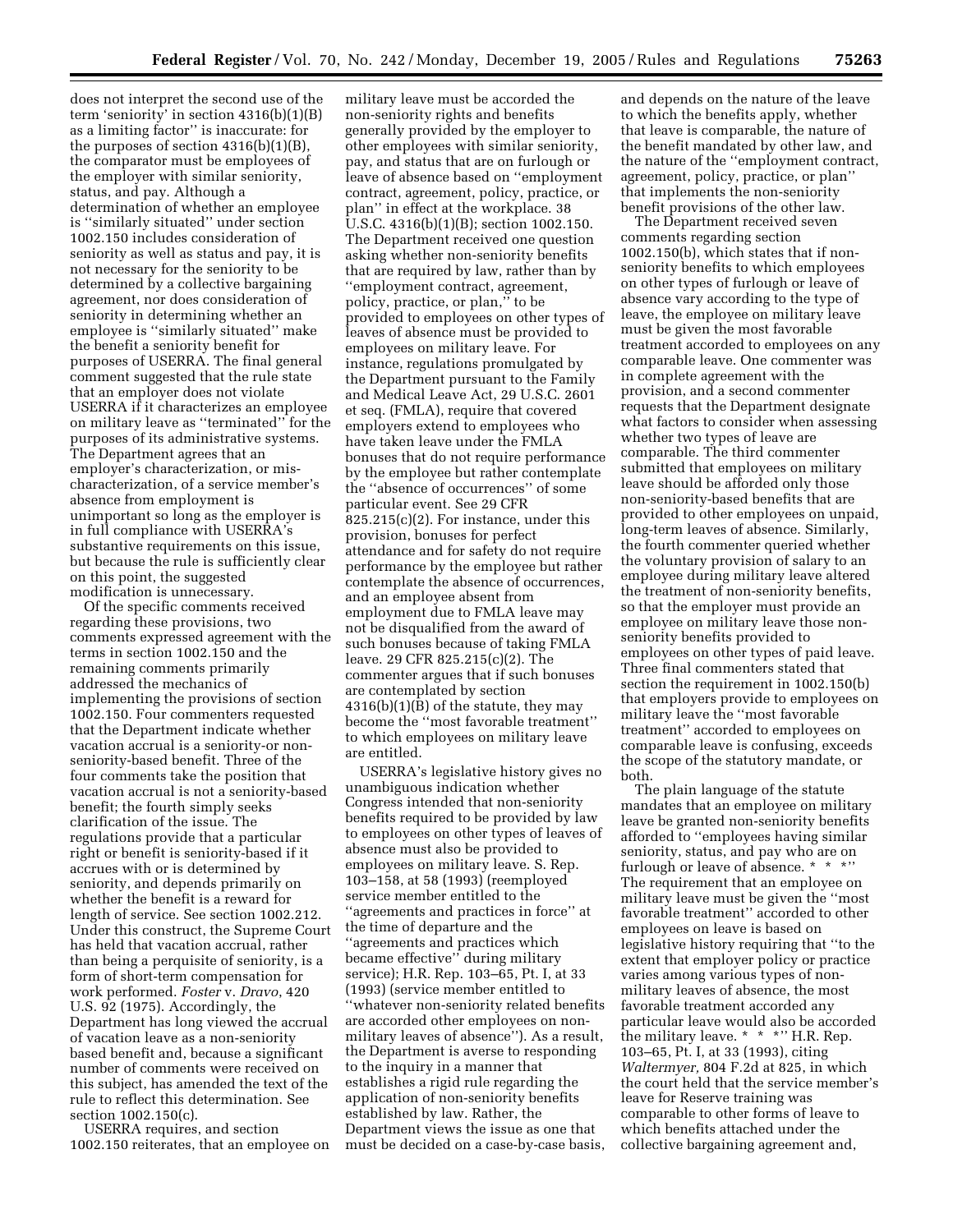does not interpret the second use of the term 'seniority' in section 4316(b)(1)(B) as a limiting factor'' is inaccurate: for the purposes of section 4316(b)(1)(B), the comparator must be employees of the employer with similar seniority, status, and pay. Although a determination of whether an employee is ''similarly situated'' under section 1002.150 includes consideration of seniority as well as status and pay, it is not necessary for the seniority to be determined by a collective bargaining agreement, nor does consideration of seniority in determining whether an employee is ''similarly situated'' make the benefit a seniority benefit for purposes of USERRA. The final general comment suggested that the rule state that an employer does not violate USERRA if it characterizes an employee on military leave as ''terminated'' for the purposes of its administrative systems. The Department agrees that an employer's characterization, or mis-characterization, of a service member's absence from employment is unimportant so long as the employer is in full compliance with USERRA's substantive requirements on this issue, but because the rule is sufficiently clear on this point, the suggested modification is unnecessary.

Of the specific comments received regarding these provisions, two comments expressed agreement with the terms in section 1002.150 and the remaining comments primarily addressed the mechanics of implementing the provisions of section 1002.150. Four commenters requested that the Department indicate whether vacation accrual is a seniority-or non-seniority-based benefit. Three of the four comments take the position that vacation accrual is not a seniority-based benefit; the fourth simply seeks clarification of the issue. The regulations provide that a particular right or benefit is seniority-based if it accrues with or is determined by seniority, and depends primarily on whether the benefit is a reward for length of service. See section 1002.212. Under this construct, the Supreme Court has held that vacation accrual, rather than being a perquisite of seniority, is a form of short-term compensation for work performed. *Foster* v. *Dravo*, 420 U.S. 92 (1975). Accordingly, the Department has long viewed the accrual of vacation leave as a non-seniority based benefit and, because a significant number of comments were received on this subject, has amended the text of the rule to reflect this determination. See section 1002.150(c).

USERRA requires, and section 1002.150 reiterates, that an employee on military leave must be accorded the non-seniority rights and benefits generally provided by the employer to other employees with similar seniority, pay, and status that are on furlough or leave of absence based on ''employment contract, agreement, policy, practice, or plan'' in effect at the workplace. 38 U.S.C. 4316(b)(1)(B); section 1002.150. The Department received one question asking whether non-seniority benefits that are required by law, rather than by ''employment contract, agreement, policy, practice, or plan,'' to be provided to employees on other types of leaves of absence must be provided to employees on military leave. For instance, regulations promulgated by the Department pursuant to the Family and Medical Leave Act, 29 U.S.C. 2601 et seq. (FMLA), require that covered employers extend to employees who have taken leave under the FMLA bonuses that do not require performance by the employee but rather contemplate the ''absence of occurrences'' of some particular event. See 29 CFR 825.215(c)(2). For instance, under this provision, bonuses for perfect attendance and for safety do not require performance by the employee but rather contemplate the absence of occurrences, and an employee absent from employment due to FMLA leave may not be disqualified from the award of such bonuses because of taking FMLA leave. 29 CFR 825.215(c)(2). The commenter argues that if such bonuses are contemplated by section 4316(b)(1)(B) of the statute, they may become the ''most favorable treatment'' to which employees on military leave are entitled.

USERRA's legislative history gives no unambiguous indication whether Congress intended that non-seniority benefits required to be provided by law to employees on other types of leaves of absence must also be provided to employees on military leave. S. Rep. 103–158, at 58 (1993) (reemployed service member entitled to the ''agreements and practices in force'' at the time of departure and the ''agreements and practices which became effective'' during military service); H.R. Rep. 103–65, Pt. I, at 33 (1993) (service member entitled to ''whatever non-seniority related benefits are accorded other employees on non-military leaves of absence''). As a result, the Department is averse to responding to the inquiry in a manner that establishes a rigid rule regarding the application of non-seniority benefits established by law. Rather, the Department views the issue as one that must be decided on a case-by-case basis, and depends on the nature of the leave to which the benefits apply, whether that leave is comparable, the nature of the benefit mandated by other law, and the nature of the ''employment contract, agreement, policy, practice, or plan'' that implements the non-seniority benefit provisions of the other law.

The Department received seven comments regarding section 1002.150(b), which states that if non-seniority benefits to which employees on other types of furlough or leave of absence vary according to the type of leave, the employee on military leave must be given the most favorable treatment accorded to employees on any comparable leave. One commenter was in complete agreement with the provision, and a second commenter requests that the Department designate what factors to consider when assessing whether two types of leave are comparable. The third commenter submitted that employees on military leave should be afforded only those non-seniority-based benefits that are provided to other employees on unpaid, long-term leaves of absence. Similarly, the fourth commenter queried whether the voluntary provision of salary to an employee during military leave altered the treatment of non-seniority benefits, so that the employer must provide an employee on military leave those non-seniority benefits provided to employees on other types of paid leave. Three final commenters stated that section the requirement in 1002.150(b) that employers provide to employees on military leave the ''most favorable treatment'' accorded to employees on comparable leave is confusing, exceeds the scope of the statutory mandate, or both.

The plain language of the statute mandates that an employee on military leave be granted non-seniority benefits afforded to ''employees having similar seniority, status, and pay who are on furlough or leave of absence. * * *'' The requirement that an employee on military leave must be given the ''most favorable treatment'' accorded to other employees on leave is based on legislative history requiring that ''to the extent that employer policy or practice varies among various types of non-military leaves of absence, the most favorable treatment accorded any particular leave would also be accorded the military leave. * * *'' H.R. Rep. 103–65, Pt. I, at 33 (1993), citing *Waltermyer,* 804 F.2d at 825, in which the court held that the service member's leave for Reserve training was comparable to other forms of leave to which benefits attached under the collective bargaining agreement and,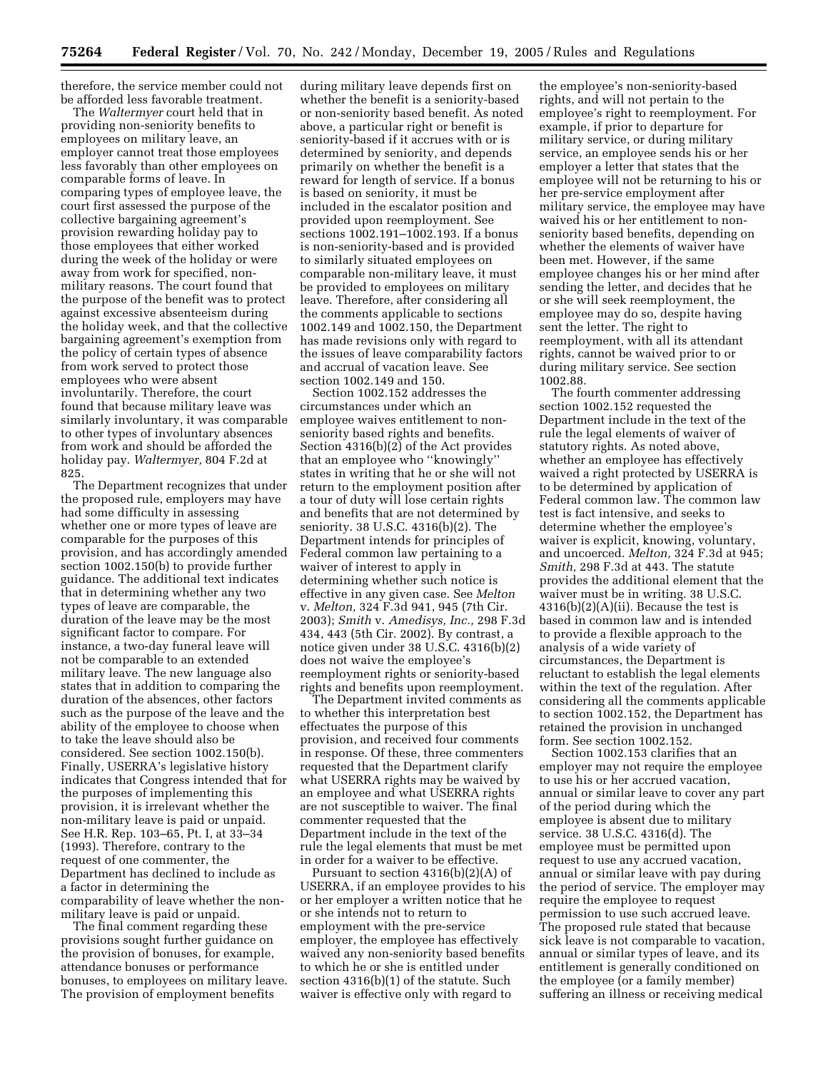therefore, the service member could not be afforded less favorable treatment.

The *Waltermyer* court held that in providing non-seniority benefits to employees on military leave, an employer cannot treat those employees less favorably than other employees on comparable forms of leave. In comparing types of employee leave, the court first assessed the purpose of the collective bargaining agreement's provision rewarding holiday pay to those employees that either worked during the week of the holiday or were away from work for specified, non-military reasons. The court found that the purpose of the benefit was to protect against excessive absenteeism during the holiday week, and that the collective bargaining agreement's exemption from the policy of certain types of absence from work served to protect those employees who were absent involuntarily. Therefore, the court found that because military leave was similarly involuntary, it was comparable to other types of involuntary absences from work and should be afforded the holiday pay. *Waltermyer,* 804 F.2d at 825.

The Department recognizes that under the proposed rule, employers may have had some difficulty in assessing whether one or more types of leave are comparable for the purposes of this provision, and has accordingly amended section 1002.150(b) to provide further guidance. The additional text indicates that in determining whether any two types of leave are comparable, the duration of the leave may be the most significant factor to compare. For instance, a two-day funeral leave will not be comparable to an extended military leave. The new language also states that in addition to comparing the duration of the absences, other factors such as the purpose of the leave and the ability of the employee to choose when to take the leave should also be considered. See section 1002.150(b). Finally, USERRA's legislative history indicates that Congress intended that for the purposes of implementing this provision, it is irrelevant whether the non-military leave is paid or unpaid. See H.R. Rep. 103–65, Pt. I, at 33–34 (1993). Therefore, contrary to the request of one commenter, the Department has declined to include as a factor in determining the comparability of leave whether the non-military leave is paid or unpaid.

The final comment regarding these provisions sought further guidance on the provision of bonuses, for example, attendance bonuses or performance bonuses, to employees on military leave. The provision of employment benefits during military leave depends first on whether the benefit is a seniority-based or non-seniority based benefit. As noted above, a particular right or benefit is seniority-based if it accrues with or is determined by seniority, and depends primarily on whether the benefit is a reward for length of service. If a bonus is based on seniority, it must be included in the escalator position and provided upon reemployment. See sections 1002.191–1002.193. If a bonus is non-seniority-based and is provided to similarly situated employees on comparable non-military leave, it must be provided to employees on military leave. Therefore, after considering all the comments applicable to sections 1002.149 and 1002.150, the Department has made revisions only with regard to the issues of leave comparability factors and accrual of vacation leave. See section 1002.149 and 150.

Section 1002.152 addresses the circumstances under which an employee waives entitlement to non-seniority based rights and benefits. Section 4316(b)(2) of the Act provides that an employee who "knowingly" states in writing that he or she will not return to the employment position after a tour of duty will lose certain rights and benefits that are not determined by seniority. 38 U.S.C. 4316(b)(2). The Department intends for principles of Federal common law pertaining to a waiver of interest to apply in determining whether such notice is effective in any given case. See *Melton* v. *Melton,* 324 F.3d 941, 945 (7th Cir. 2003); *Smith* v. *Amedisys, Inc.,* 298 F.3d 434, 443 (5th Cir. 2002). By contrast, a notice given under 38 U.S.C. 4316(b)(2) does not waive the employee's reemployment rights or seniority-based rights and benefits upon reemployment.

The Department invited comments as to whether this interpretation best effectuates the purpose of this provision, and received four comments in response. Of these, three commenters requested that the Department clarify what USERRA rights may be waived by an employee and what USERRA rights are not susceptible to waiver. The final commenter requested that the Department include in the text of the rule the legal elements that must be met in order for a waiver to be effective.

Pursuant to section 4316(b)(2)(A) of USERRA, if an employee provides to his or her employer a written notice that he or she intends not to return to employment with the pre-service employer, the employee has effectively waived any non-seniority based benefits to which he or she is entitled under section 4316(b)(1) of the statute. Such waiver is effective only with regard to the employee's non-seniority-based rights, and will not pertain to the employee's right to reemployment. For example, if prior to departure for military service, or during military service, an employee sends his or her employer a letter that states that the employee will not be returning to his or her pre-service employment after military service, the employee may have waived his or her entitlement to non-seniority based benefits, depending on whether the elements of waiver have been met. However, if the same employee changes his or her mind after sending the letter, and decides that he or she will seek reemployment, the employee may do so, despite having sent the letter. The right to reemployment, with all its attendant rights, cannot be waived prior to or during military service. See section 1002.88.

The fourth commenter addressing section 1002.152 requested the Department include in the text of the rule the legal elements of waiver of statutory rights. As noted above, whether an employee has effectively waived a right protected by USERRA is to be determined by application of Federal common law. The common law test is fact intensive, and seeks to determine whether the employee's waiver is explicit, knowing, voluntary, and uncoerced. *Melton,* 324 F.3d at 945; *Smith,* 298 F.3d at 443. The statute provides the additional element that the waiver must be in writing. 38 U.S.C. 4316(b)(2)(A)(ii). Because the test is based in common law and is intended to provide a flexible approach to the analysis of a wide variety of circumstances, the Department is reluctant to establish the legal elements within the text of the regulation. After considering all the comments applicable to section 1002.152, the Department has retained the provision in unchanged form. See section 1002.152.

Section 1002.153 clarifies that an employer may not require the employee to use his or her accrued vacation, annual or similar leave to cover any part of the period during which the employee is absent due to military service. 38 U.S.C. 4316(d). The employee must be permitted upon request to use any accrued vacation, annual or similar leave with pay during the period of service. The employer may require the employee to request permission to use such accrued leave. The proposed rule stated that because sick leave is not comparable to vacation, annual or similar types of leave, and its entitlement is generally conditioned on the employee (or a family member) suffering an illness or receiving medical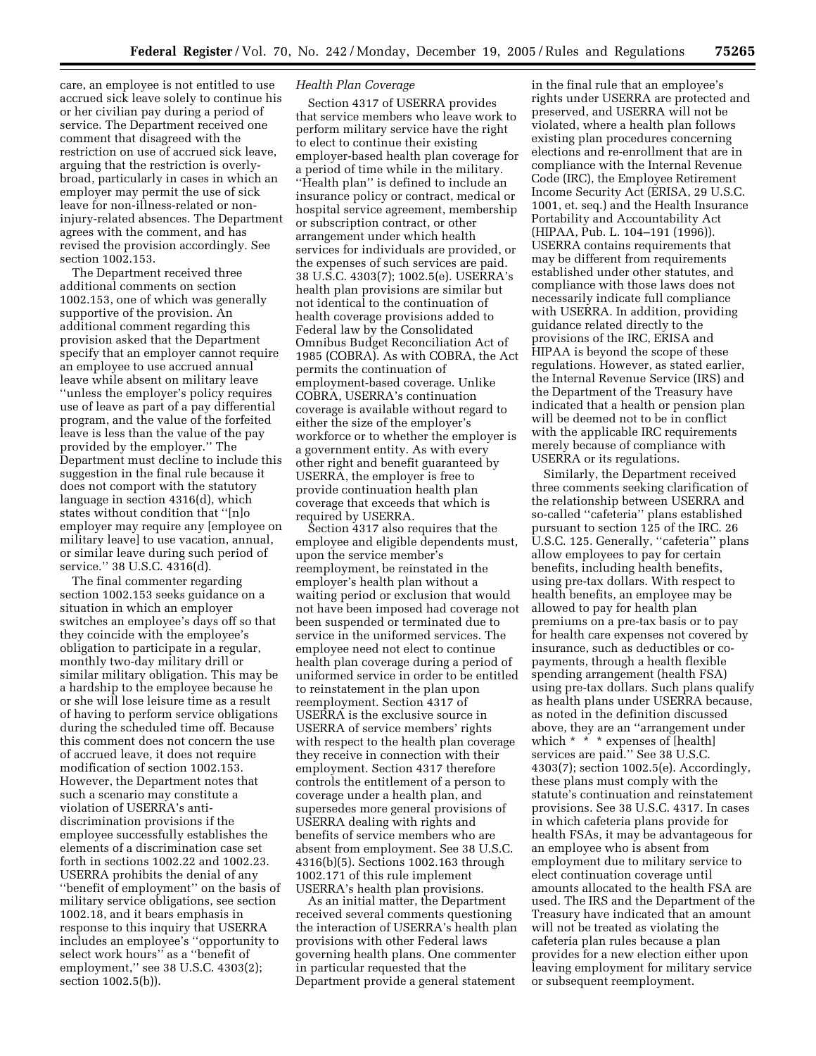care, an employee is not entitled to use accrued sick leave solely to continue his or her civilian pay during a period of service. The Department received one comment that disagreed with the restriction on use of accrued sick leave, arguing that the restriction is overly-broad, particularly in cases in which an employer may permit the use of sick leave for non-illness-related or non-injury-related absences. The Department agrees with the comment, and has revised the provision accordingly. See section 1002.153.

The Department received three additional comments on section 1002.153, one of which was generally supportive of the provision. An additional comment regarding this provision asked that the Department specify that an employer cannot require an employee to use accrued annual leave while absent on military leave ''unless the employer's policy requires use of leave as part of a pay differential program, and the value of the forfeited leave is less than the value of the pay provided by the employer.'' The Department must decline to include this suggestion in the final rule because it does not comport with the statutory language in section 4316(d), which states without condition that ''[n]o employer may require any [employee on military leave] to use vacation, annual, or similar leave during such period of service.'' 38 U.S.C. 4316(d).

The final commenter regarding section 1002.153 seeks guidance on a situation in which an employer switches an employee's days off so that they coincide with the employee's obligation to participate in a regular, monthly two-day military drill or similar military obligation. This may be a hardship to the employee because he or she will lose leisure time as a result of having to perform service obligations during the scheduled time off. Because this comment does not concern the use of accrued leave, it does not require modification of section 1002.153. However, the Department notes that such a scenario may constitute a violation of USERRA's anti-discrimination provisions if the employee successfully establishes the elements of a discrimination case set forth in sections 1002.22 and 1002.23. USERRA prohibits the denial of any ''benefit of employment'' on the basis of military service obligations, see section 1002.18, and it bears emphasis in response to this inquiry that USERRA includes an employee's ''opportunity to select work hours'' as a ''benefit of employment,'' see 38 U.S.C. 4303(2); section 1002.5(b)).

*Health Plan Coverage*

Section 4317 of USERRA provides that service members who leave work to perform military service have the right to elect to continue their existing employer-based health plan coverage for a period of time while in the military. ''Health plan'' is defined to include an insurance policy or contract, medical or hospital service agreement, membership or subscription contract, or other arrangement under which health services for individuals are provided, or the expenses of such services are paid. 38 U.S.C. 4303(7); 1002.5(e). USERRA's health plan provisions are similar but not identical to the continuation of health coverage provisions added to Federal law by the Consolidated Omnibus Budget Reconciliation Act of 1985 (COBRA). As with COBRA, the Act permits the continuation of employment-based coverage. Unlike COBRA, USERRA's continuation coverage is available without regard to either the size of the employer's workforce or to whether the employer is a government entity. As with every other right and benefit guaranteed by USERRA, the employer is free to provide continuation health plan coverage that exceeds that which is required by USERRA.

Section 4317 also requires that the employee and eligible dependents must, upon the service member's reemployment, be reinstated in the employer's health plan without a waiting period or exclusion that would not have been imposed had coverage not been suspended or terminated due to service in the uniformed services. The employee need not elect to continue health plan coverage during a period of uniformed service in order to be entitled to reinstatement in the plan upon reemployment. Section 4317 of USERRA is the exclusive source in USERRA of service members' rights with respect to the health plan coverage they receive in connection with their employment. Section 4317 therefore controls the entitlement of a person to coverage under a health plan, and supersedes more general provisions of USERRA dealing with rights and benefits of service members who are absent from employment. See 38 U.S.C. 4316(b)(5). Sections 1002.163 through 1002.171 of this rule implement USERRA's health plan provisions.

As an initial matter, the Department received several comments questioning the interaction of USERRA's health plan provisions with other Federal laws governing health plans. One commenter in particular requested that the Department provide a general statement in the final rule that an employee's rights under USERRA are protected and preserved, and USERRA will not be violated, where a health plan follows existing plan procedures concerning elections and re-enrollment that are in compliance with the Internal Revenue Code (IRC), the Employee Retirement Income Security Act (ERISA, 29 U.S.C. 1001, et. seq.) and the Health Insurance Portability and Accountability Act (HIPAA, Pub. L. 104–191 (1996)). USERRA contains requirements that may be different from requirements established under other statutes, and compliance with those laws does not necessarily indicate full compliance with USERRA. In addition, providing guidance related directly to the provisions of the IRC, ERISA and HIPAA is beyond the scope of these regulations. However, as stated earlier, the Internal Revenue Service (IRS) and the Department of the Treasury have indicated that a health or pension plan will be deemed not to be in conflict with the applicable IRC requirements merely because of compliance with USERRA or its regulations.

Similarly, the Department received three comments seeking clarification of the relationship between USERRA and so-called ''cafeteria'' plans established pursuant to section 125 of the IRC. 26 U.S.C. 125. Generally, ''cafeteria'' plans allow employees to pay for certain benefits, including health benefits, using pre-tax dollars. With respect to health benefits, an employee may be allowed to pay for health plan premiums on a pre-tax basis or to pay for health care expenses not covered by insurance, such as deductibles or co-payments, through a health flexible spending arrangement (health FSA) using pre-tax dollars. Such plans qualify as health plans under USERRA because, as noted in the definition discussed above, they are an ''arrangement under which * * * expenses of [health] services are paid.'' See 38 U.S.C. 4303(7); section 1002.5(e). Accordingly, these plans must comply with the statute's continuation and reinstatement provisions. See 38 U.S.C. 4317. In cases in which cafeteria plans provide for health FSAs, it may be advantageous for an employee who is absent from employment due to military service to elect continuation coverage until amounts allocated to the health FSA are used. The IRS and the Department of the Treasury have indicated that an amount will not be treated as violating the cafeteria plan rules because a plan provides for a new election either upon leaving employment for military service or subsequent reemployment.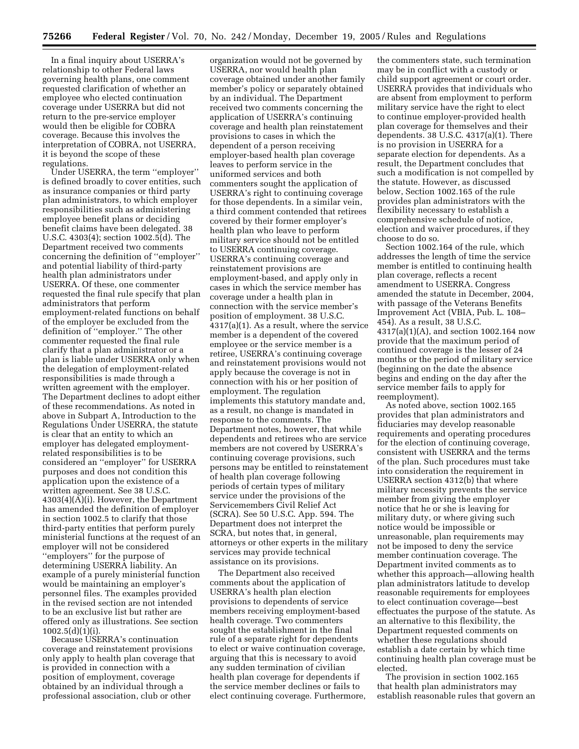In a final inquiry about USERRA's relationship to other Federal laws governing health plans, one comment requested clarification of whether an employee who elected continuation coverage under USERRA but did not return to the pre-service employer would then be eligible for COBRA coverage. Because this involves the interpretation of COBRA, not USERRA, it is beyond the scope of these regulations.

Under USERRA, the term ''employer'' is defined broadly to cover entities, such as insurance companies or third party plan administrators, to which employer responsibilities such as administering employee benefit plans or deciding benefit claims have been delegated. 38 U.S.C. 4303(4); section 1002.5(d). The Department received two comments concerning the definition of ''employer'' and potential liability of third-party health plan administrators under USERRA. Of these, one commenter requested the final rule specify that plan administrators that perform employment-related functions on behalf of the employer be excluded from the definition of ''employer.'' The other commenter requested the final rule clarify that a plan administrator or a plan is liable under USERRA only when the delegation of employment-related responsibilities is made through a written agreement with the employer. The Department declines to adopt either of these recommendations. As noted in above in Subpart A, Introduction to the Regulations Under USERRA, the statute is clear that an entity to which an employer has delegated employment-related responsibilities is to be considered an ''employer'' for USERRA purposes and does not condition this application upon the existence of a written agreement. See 38 U.S.C. 4303(4)(A)(i). However, the Department has amended the definition of employer in section 1002.5 to clarify that those third-party entities that perform purely ministerial functions at the request of an employer will not be considered ''employers'' for the purpose of determining USERRA liability. An example of a purely ministerial function would be maintaining an employer's personnel files. The examples provided in the revised section are not intended to be an exclusive list but rather are offered only as illustrations. See section 1002.5(d)(1)(i).

Because USERRA's continuation coverage and reinstatement provisions only apply to health plan coverage that is provided in connection with a position of employment, coverage obtained by an individual through a professional association, club or other organization would not be governed by USERRA, nor would health plan coverage obtained under another family member's policy or separately obtained by an individual. The Department received two comments concerning the application of USERRA's continuing coverage and health plan reinstatement provisions to cases in which the dependent of a person receiving employer-based health plan coverage leaves to perform service in the uniformed services and both commenters sought the application of USERRA's right to continuing coverage for those dependents. In a similar vein, a third comment contended that retirees covered by their former employer's health plan who leave to perform military service should not be entitled to USERRA continuing coverage. USERRA's continuing coverage and reinstatement provisions are employment-based, and apply only in cases in which the service member has coverage under a health plan in connection with the service member's position of employment. 38 U.S.C. 4317(a)(1). As a result, where the service member is a dependent of the covered employee or the service member is a retiree, USERRA's continuing coverage and reinstatement provisions would not apply because the coverage is not in connection with his or her position of employment. The regulation implements this statutory mandate and, as a result, no change is mandated in response to the comments. The Department notes, however, that while dependents and retirees who are service members are not covered by USERRA's continuing coverage provisions, such persons may be entitled to reinstatement of health plan coverage following periods of certain types of military service under the provisions of the Servicemembers Civil Relief Act (SCRA). See 50 U.S.C. App. 594. The Department does not interpret the SCRA, but notes that, in general, attorneys or other experts in the military services may provide technical assistance on its provisions.

The Department also received comments about the application of USERRA's health plan election provisions to dependents of service members receiving employment-based health coverage. Two commenters sought the establishment in the final rule of a separate right for dependents to elect or waive continuation coverage, arguing that this is necessary to avoid any sudden termination of civilian health plan coverage for dependents if the service member declines or fails to elect continuing coverage. Furthermore, the commenters state, such termination may be in conflict with a custody or child support agreement or court order. USERRA provides that individuals who are absent from employment to perform military service have the right to elect to continue employer-provided health plan coverage for themselves and their dependents. 38 U.S.C. 4317(a)(1). There is no provision in USERRA for a separate election for dependents. As a result, the Department concludes that such a modification is not compelled by the statute. However, as discussed below, Section 1002.165 of the rule provides plan administrators with the flexibility necessary to establish a comprehensive schedule of notice, election and waiver procedures, if they choose to do so.

Section 1002.164 of the rule, which addresses the length of time the service member is entitled to continuing health plan coverage, reflects a recent amendment to USERRA. Congress amended the statute in December, 2004, with passage of the Veterans Benefits Improvement Act (VBIA, Pub. L. 108–454). As a result, 38 U.S.C. 4317(a)(1)(A), and section 1002.164 now provide that the maximum period of continued coverage is the lesser of 24 months or the period of military service (beginning on the date the absence begins and ending on the day after the service member fails to apply for reemployment).

As noted above, section 1002.165 provides that plan administrators and fiduciaries may develop reasonable requirements and operating procedures for the election of continuing coverage, consistent with USERRA and the terms of the plan. Such procedures must take into consideration the requirement in USERRA section 4312(b) that where military necessity prevents the service member from giving the employer notice that he or she is leaving for military duty, or where giving such notice would be impossible or unreasonable, plan requirements may not be imposed to deny the service member continuation coverage. The Department invited comments as to whether this approach—allowing health plan administrators latitude to develop reasonable requirements for employees to elect continuation coverage—best effectuates the purpose of the statute. As an alternative to this flexibility, the Department requested comments on whether these regulations should establish a date certain by which time continuing health plan coverage must be elected.

The provision in section 1002.165 that health plan administrators may establish reasonable rules that govern an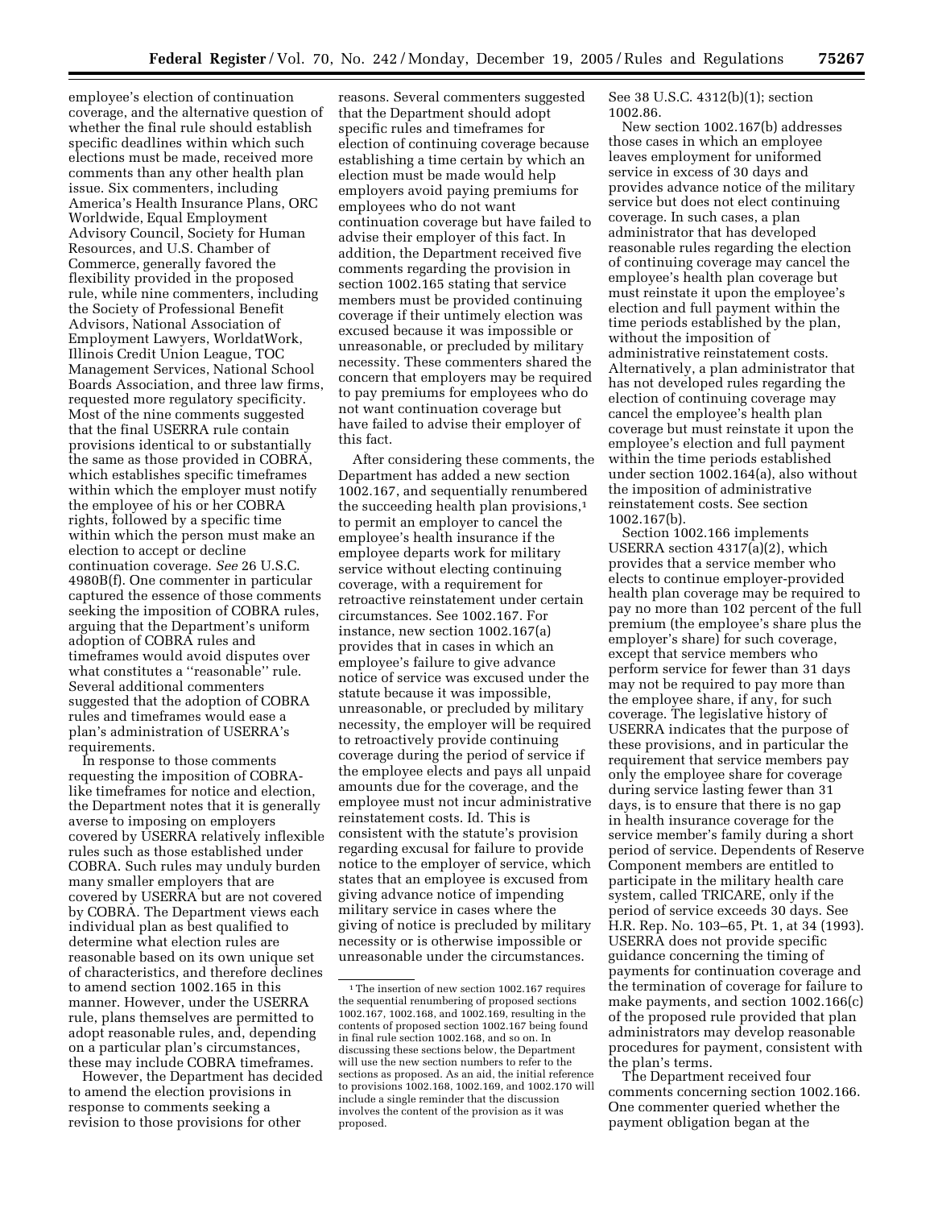employee's election of continuation coverage, and the alternative question of whether the final rule should establish specific deadlines within which such elections must be made, received more comments than any other health plan issue. Six commenters, including America's Health Insurance Plans, ORC Worldwide, Equal Employment Advisory Council, Society for Human Resources, and U.S. Chamber of Commerce, generally favored the flexibility provided in the proposed rule, while nine commenters, including the Society of Professional Benefit Advisors, National Association of Employment Lawyers, WorldatWork, Illinois Credit Union League, TOC Management Services, National School Boards Association, and three law firms, requested more regulatory specificity. Most of the nine comments suggested that the final USERRA rule contain provisions identical to or substantially the same as those provided in COBRA, which establishes specific timeframes within which the employer must notify the employee of his or her COBRA rights, followed by a specific time within which the person must make an election to accept or decline continuation coverage. *See* 26 U.S.C. 4980B(f). One commenter in particular captured the essence of those comments seeking the imposition of COBRA rules, arguing that the Department's uniform adoption of COBRA rules and timeframes would avoid disputes over what constitutes a ''reasonable'' rule. Several additional commenters suggested that the adoption of COBRA rules and timeframes would ease a plan's administration of USERRA's requirements.

In response to those comments requesting the imposition of COBRA-like timeframes for notice and election, the Department notes that it is generally averse to imposing on employers covered by USERRA relatively inflexible rules such as those established under COBRA. Such rules may unduly burden many smaller employers that are covered by USERRA but are not covered by COBRA. The Department views each individual plan as best qualified to determine what election rules are reasonable based on its own unique set of characteristics, and therefore declines to amend section 1002.165 in this manner. However, under the USERRA rule, plans themselves are permitted to adopt reasonable rules, and, depending on a particular plan's circumstances, these may include COBRA timeframes.

However, the Department has decided to amend the election provisions in response to comments seeking a revision to those provisions for other reasons. Several commenters suggested that the Department should adopt specific rules and timeframes for election of continuing coverage because establishing a time certain by which an election must be made would help employers avoid paying premiums for employees who do not want continuation coverage but have failed to advise their employer of this fact. In addition, the Department received five comments regarding the provision in section 1002.165 stating that service members must be provided continuing coverage if their untimely election was excused because it was impossible or unreasonable, or precluded by military necessity. These commenters shared the concern that employers may be required to pay premiums for employees who do not want continuation coverage but have failed to advise their employer of this fact.

After considering these comments, the Department has added a new section 1002.167, and sequentially renumbered the succeeding health plan provisions,[1] to permit an employer to cancel the employee's health insurance if the employee departs work for military service without electing continuing coverage, with a requirement for retroactive reinstatement under certain circumstances. See 1002.167. For instance, new section 1002.167(a) provides that in cases in which an employee's failure to give advance notice of service was excused under the statute because it was impossible, unreasonable, or precluded by military necessity, the employer will be required to retroactively provide continuing coverage during the period of service if the employee elects and pays all unpaid amounts due for the coverage, and the employee must not incur administrative reinstatement costs. Id. This is consistent with the statute's provision regarding excusal for failure to provide notice to the employer of service, which states that an employee is excused from giving advance notice of impending military service in cases where the giving of notice is precluded by military necessity or is otherwise impossible or unreasonable under the circumstances. See 38 U.S.C. 4312(b)(1); section 1002.86.

New section 1002.167(b) addresses those cases in which an employee leaves employment for uniformed service in excess of 30 days and provides advance notice of the military service but does not elect continuing coverage. In such cases, a plan administrator that has developed reasonable rules regarding the election of continuing coverage may cancel the employee's health plan coverage but must reinstate it upon the employee's election and full payment within the time periods established by the plan, without the imposition of administrative reinstatement costs. Alternatively, a plan administrator that has not developed rules regarding the election of continuing coverage may cancel the employee's health plan coverage but must reinstate it upon the employee's election and full payment within the time periods established under section 1002.164(a), also without the imposition of administrative reinstatement costs. See section 1002.167(b).

Section 1002.166 implements USERRA section 4317(a)(2), which provides that a service member who elects to continue employer-provided health plan coverage may be required to pay no more than 102 percent of the full premium (the employee's share plus the employer's share) for such coverage, except that service members who perform service for fewer than 31 days may not be required to pay more than the employee share, if any, for such coverage. The legislative history of USERRA indicates that the purpose of these provisions, and in particular the requirement that service members pay only the employee share for coverage during service lasting fewer than 31 days, is to ensure that there is no gap in health insurance coverage for the service member's family during a short period of service. Dependents of Reserve Component members are entitled to participate in the military health care system, called TRICARE, only if the period of service exceeds 30 days. See H.R. Rep. No. 103–65, Pt. 1, at 34 (1993). USERRA does not provide specific guidance concerning the timing of payments for continuation coverage and the termination of coverage for failure to make payments, and section 1002.166(c) of the proposed rule provided that plan administrators may develop reasonable procedures for payment, consistent with the plan's terms.

The Department received four comments concerning section 1002.166. One commenter queried whether the payment obligation began at the

[1] The insertion of new section 1002.167 requires the sequential renumbering of proposed sections 1002.167, 1002.168, and 1002.169, resulting in the contents of proposed section 1002.167 being found in final rule section 1002.168, and so on. In discussing these sections below, the Department will use the new section numbers to refer to the sections as proposed. As an aid, the initial reference to provisions 1002.168, 1002.169, and 1002.170 will include a single reminder that the discussion involves the content of the provision as it was proposed.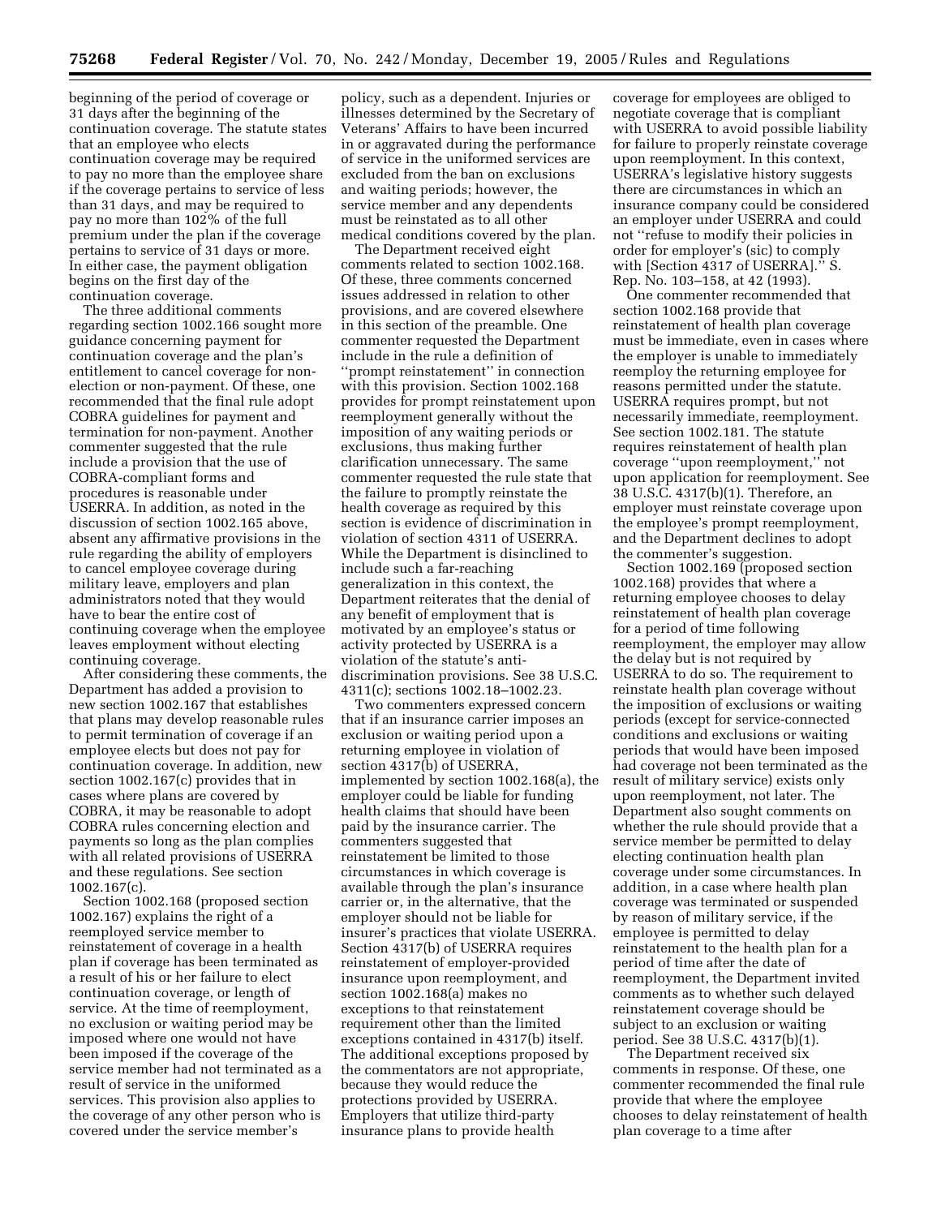beginning of the period of coverage or 31 days after the beginning of the continuation coverage. The statute states that an employee who elects continuation coverage may be required to pay no more than the employee share if the coverage pertains to service of less than 31 days, and may be required to pay no more than 102% of the full premium under the plan if the coverage pertains to service of 31 days or more. In either case, the payment obligation begins on the first day of the continuation coverage.

The three additional comments regarding section 1002.166 sought more guidance concerning payment for continuation coverage and the plan's entitlement to cancel coverage for non-election or non-payment. Of these, one recommended that the final rule adopt COBRA guidelines for payment and termination for non-payment. Another commenter suggested that the rule include a provision that the use of COBRA-compliant forms and procedures is reasonable under USERRA. In addition, as noted in the discussion of section 1002.165 above, absent any affirmative provisions in the rule regarding the ability of employers to cancel employee coverage during military leave, employers and plan administrators noted that they would have to bear the entire cost of continuing coverage when the employee leaves employment without electing continuing coverage.

After considering these comments, the Department has added a provision to new section 1002.167 that establishes that plans may develop reasonable rules to permit termination of coverage if an employee elects but does not pay for continuation coverage. In addition, new section 1002.167(c) provides that in cases where plans are covered by COBRA, it may be reasonable to adopt COBRA rules concerning election and payments so long as the plan complies with all related provisions of USERRA and these regulations. See section 1002.167(c).

Section 1002.168 (proposed section 1002.167) explains the right of a reemployed service member to reinstatement of coverage in a health plan if coverage has been terminated as a result of his or her failure to elect continuation coverage, or length of service. At the time of reemployment, no exclusion or waiting period may be imposed where one would not have been imposed if the coverage of the service member had not terminated as a result of service in the uniformed services. This provision also applies to the coverage of any other person who is covered under the service member's policy, such as a dependent. Injuries or illnesses determined by the Secretary of Veterans' Affairs to have been incurred in or aggravated during the performance of service in the uniformed services are excluded from the ban on exclusions and waiting periods; however, the service member and any dependents must be reinstated as to all other medical conditions covered by the plan.

The Department received eight comments related to section 1002.168. Of these, three comments concerned issues addressed in relation to other provisions, and are covered elsewhere in this section of the preamble. One commenter requested the Department include in the rule a definition of "prompt reinstatement" in connection with this provision. Section 1002.168 provides for prompt reinstatement upon reemployment generally without the imposition of any waiting periods or exclusions, thus making further clarification unnecessary. The same commenter requested the rule state that the failure to promptly reinstate the health coverage as required by this section is evidence of discrimination in violation of section 4311 of USERRA. While the Department is disinclined to include such a far-reaching generalization in this context, the Department reiterates that the denial of any benefit of employment that is motivated by an employee's status or activity protected by USERRA is a violation of the statute's anti-discrimination provisions. See 38 U.S.C. 4311(c); sections 1002.18–1002.23.

Two commenters expressed concern that if an insurance carrier imposes an exclusion or waiting period upon a returning employee in violation of section 4317(b) of USERRA, implemented by section 1002.168(a), the employer could be liable for funding health claims that should have been paid by the insurance carrier. The commenters suggested that reinstatement be limited to those circumstances in which coverage is available through the plan's insurance carrier or, in the alternative, that the employer should not be liable for insurer's practices that violate USERRA. Section 4317(b) of USERRA requires reinstatement of employer-provided insurance upon reemployment, and section 1002.168(a) makes no exceptions to that reinstatement requirement other than the limited exceptions contained in 4317(b) itself. The additional exceptions proposed by the commentators are not appropriate, because they would reduce the protections provided by USERRA. Employers that utilize third-party insurance plans to provide health coverage for employees are obliged to negotiate coverage that is compliant with USERRA to avoid possible liability for failure to properly reinstate coverage upon reemployment. In this context, USERRA's legislative history suggests there are circumstances in which an insurance company could be considered an employer under USERRA and could not "refuse to modify their policies in order for employer's (sic) to comply with [Section 4317 of USERRA]." S. Rep. No. 103–158, at 42 (1993).

One commenter recommended that section 1002.168 provide that reinstatement of health plan coverage must be immediate, even in cases where the employer is unable to immediately reemploy the returning employee for reasons permitted under the statute. USERRA requires prompt, but not necessarily immediate, reemployment. See section 1002.181. The statute requires reinstatement of health plan coverage "upon reemployment," not upon application for reemployment. See 38 U.S.C. 4317(b)(1). Therefore, an employer must reinstate coverage upon the employee's prompt reemployment, and the Department declines to adopt the commenter's suggestion.

Section 1002.169 (proposed section 1002.168) provides that where a returning employee chooses to delay reinstatement of health plan coverage for a period of time following reemployment, the employer may allow the delay but is not required by USERRA to do so. The requirement to reinstate health plan coverage without the imposition of exclusions or waiting periods (except for service-connected conditions and exclusions or waiting periods that would have been imposed had coverage not been terminated as the result of military service) exists only upon reemployment, not later. The Department also sought comments on whether the rule should provide that a service member be permitted to delay electing continuation health plan coverage under some circumstances. In addition, in a case where health plan coverage was terminated or suspended by reason of military service, if the employee is permitted to delay reinstatement to the health plan for a period of time after the date of reemployment, the Department invited comments as to whether such delayed reinstatement coverage should be subject to an exclusion or waiting period. See 38 U.S.C. 4317(b)(1).

The Department received six comments in response. Of these, one commenter recommended the final rule provide that where the employee chooses to delay reinstatement of health plan coverage to a time after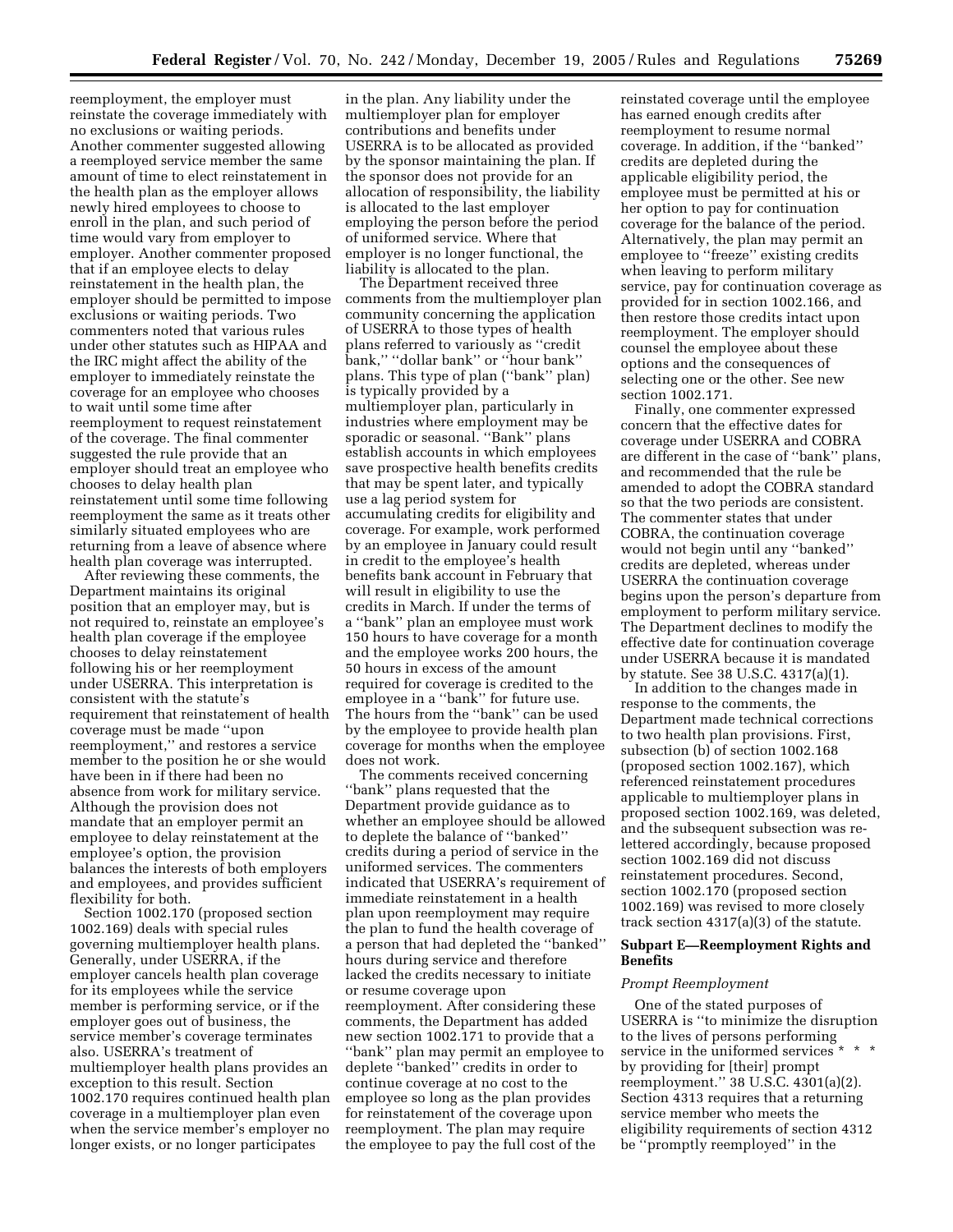reemployment, the employer must reinstate the coverage immediately with no exclusions or waiting periods. Another commenter suggested allowing a reemployed service member the same amount of time to elect reinstatement in the health plan as the employer allows newly hired employees to choose to enroll in the plan, and such period of time would vary from employer to employer. Another commenter proposed that if an employee elects to delay reinstatement in the health plan, the employer should be permitted to impose exclusions or waiting periods. Two commenters noted that various rules under other statutes such as HIPAA and the IRC might affect the ability of the employer to immediately reinstate the coverage for an employee who chooses to wait until some time after reemployment to request reinstatement of the coverage. The final commenter suggested the rule provide that an employer should treat an employee who chooses to delay health plan reinstatement until some time following reemployment the same as it treats other similarly situated employees who are returning from a leave of absence where health plan coverage was interrupted.

After reviewing these comments, the Department maintains its original position that an employer may, but is not required to, reinstate an employee's health plan coverage if the employee chooses to delay reinstatement following his or her reemployment under USERRA. This interpretation is consistent with the statute's requirement that reinstatement of health coverage must be made ''upon reemployment,'' and restores a service member to the position he or she would have been in if there had been no absence from work for military service. Although the provision does not mandate that an employer permit an employee to delay reinstatement at the employee's option, the provision balances the interests of both employers and employees, and provides sufficient flexibility for both.

Section 1002.170 (proposed section 1002.169) deals with special rules governing multiemployer health plans. Generally, under USERRA, if the employer cancels health plan coverage for its employees while the service member is performing service, or if the employer goes out of business, the service member's coverage terminates also. USERRA's treatment of multiemployer health plans provides an exception to this result. Section 1002.170 requires continued health plan coverage in a multiemployer plan even when the service member's employer no longer exists, or no longer participates in the plan. Any liability under the multiemployer plan for employer contributions and benefits under USERRA is to be allocated as provided by the sponsor maintaining the plan. If the sponsor does not provide for an allocation of responsibility, the liability is allocated to the last employer employing the person before the period of uniformed service. Where that employer is no longer functional, the liability is allocated to the plan.

The Department received three comments from the multiemployer plan community concerning the application of USERRA to those types of health plans referred to variously as ''credit bank,'' ''dollar bank'' or ''hour bank'' plans. This type of plan (''bank'' plan) is typically provided by a multiemployer plan, particularly in industries where employment may be sporadic or seasonal. ''Bank'' plans establish accounts in which employees save prospective health benefits credits that may be spent later, and typically use a lag period system for accumulating credits for eligibility and coverage. For example, work performed by an employee in January could result in credit to the employee's health benefits bank account in February that will result in eligibility to use the credits in March. If under the terms of a ''bank'' plan an employee must work 150 hours to have coverage for a month and the employee works 200 hours, the 50 hours in excess of the amount required for coverage is credited to the employee in a ''bank'' for future use. The hours from the ''bank'' can be used by the employee to provide health plan coverage for months when the employee does not work.

The comments received concerning ''bank'' plans requested that the Department provide guidance as to whether an employee should be allowed to deplete the balance of ''banked'' credits during a period of service in the uniformed services. The commenters indicated that USERRA's requirement of immediate reinstatement in a health plan upon reemployment may require the plan to fund the health coverage of a person that had depleted the ''banked'' hours during service and therefore lacked the credits necessary to initiate or resume coverage upon reemployment. After considering these comments, the Department has added new section 1002.171 to provide that a ''bank'' plan may permit an employee to deplete ''banked'' credits in order to continue coverage at no cost to the employee so long as the plan provides for reinstatement of the coverage upon reemployment. The plan may require the employee to pay the full cost of the reinstated coverage until the employee has earned enough credits after reemployment to resume normal coverage. In addition, if the ''banked'' credits are depleted during the applicable eligibility period, the employee must be permitted at his or her option to pay for continuation coverage for the balance of the period. Alternatively, the plan may permit an employee to ''freeze'' existing credits when leaving to perform military service, pay for continuation coverage as provided for in section 1002.166, and then restore those credits intact upon reemployment. The employer should counsel the employee about these options and the consequences of selecting one or the other. See new section 1002.171.

Finally, one commenter expressed concern that the effective dates for coverage under USERRA and COBRA are different in the case of ''bank'' plans, and recommended that the rule be amended to adopt the COBRA standard so that the two periods are consistent. The commenter states that under COBRA, the continuation coverage would not begin until any ''banked'' credits are depleted, whereas under USERRA the continuation coverage begins upon the person's departure from employment to perform military service. The Department declines to modify the effective date for continuation coverage under USERRA because it is mandated by statute. See 38 U.S.C. 4317(a)(1).

In addition to the changes made in response to the comments, the Department made technical corrections to two health plan provisions. First, subsection (b) of section 1002.168 (proposed section 1002.167), which referenced reinstatement procedures applicable to multiemployer plans in proposed section 1002.169, was deleted, and the subsequent subsection was re-lettered accordingly, because proposed section 1002.169 did not discuss reinstatement procedures. Second, section 1002.170 (proposed section 1002.169) was revised to more closely track section 4317(a)(3) of the statute.

## Subpart E—Reemployment Rights and Benefits

*Prompt Reemployment*

One of the stated purposes of USERRA is ''to minimize the disruption to the lives of persons performing service in the uniformed services * * * by providing for [their] prompt reemployment.'' 38 U.S.C. 4301(a)(2). Section 4313 requires that a returning service member who meets the eligibility requirements of section 4312 be ''promptly reemployed'' in the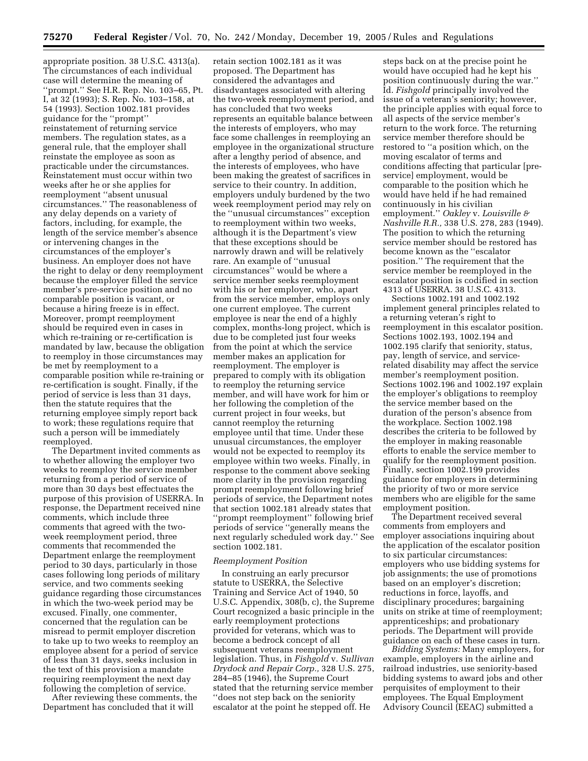appropriate position. 38 U.S.C. 4313(a). The circumstances of each individual case will determine the meaning of ''prompt.'' See H.R. Rep. No. 103–65, Pt. I, at 32 (1993); S. Rep. No. 103–158, at 54 (1993). Section 1002.181 provides guidance for the ''prompt'' reinstatement of returning service members. The regulation states, as a general rule, that the employer shall reinstate the employee as soon as practicable under the circumstances. Reinstatement must occur within two weeks after he or she applies for reemployment ''absent unusual circumstances.'' The reasonableness of any delay depends on a variety of factors, including, for example, the length of the service member's absence or intervening changes in the circumstances of the employer's business. An employer does not have the right to delay or deny reemployment because the employer filled the service member's pre-service position and no comparable position is vacant, or because a hiring freeze is in effect. Moreover, prompt reemployment should be required even in cases in which re-training or re-certification is mandated by law, because the obligation to reemploy in those circumstances may be met by reemployment to a comparable position while re-training or re-certification is sought. Finally, if the period of service is less than 31 days, then the statute requires that the returning employee simply report back to work; these regulations require that such a person will be immediately reemployed.

The Department invited comments as to whether allowing the employer two weeks to reemploy the service member returning from a period of service of more than 30 days best effectuates the purpose of this provision of USERRA. In response, the Department received nine comments, which include three comments that agreed with the two-week reemployment period, three comments that recommended the Department enlarge the reemployment period to 30 days, particularly in those cases following long periods of military service, and two comments seeking guidance regarding those circumstances in which the two-week period may be excused. Finally, one commenter, concerned that the regulation can be misread to permit employer discretion to take up to two weeks to reemploy an employee absent for a period of service of less than 31 days, seeks inclusion in the text of this provision a mandate requiring reemployment the next day following the completion of service.

After reviewing these comments, the Department has concluded that it will retain section 1002.181 as it was proposed. The Department has considered the advantages and disadvantages associated with altering the two-week reemployment period, and has concluded that two weeks represents an equitable balance between the interests of employers, who may face some challenges in reemploying an employee in the organizational structure after a lengthy period of absence, and the interests of employees, who have been making the greatest of sacrifices in service to their country. In addition, employers unduly burdened by the two week reemployment period may rely on the ''unusual circumstances'' exception to reemployment within two weeks, although it is the Department's view that these exceptions should be narrowly drawn and will be relatively rare. An example of ''unusual circumstances'' would be where a service member seeks reemployment with his or her employer, who, apart from the service member, employs only one current employee. The current employee is near the end of a highly complex, months-long project, which is due to be completed just four weeks from the point at which the service member makes an application for reemployment. The employer is prepared to comply with its obligation to reemploy the returning service member, and will have work for him or her following the completion of the current project in four weeks, but cannot reemploy the returning employee until that time. Under these unusual circumstances, the employer would not be expected to reemploy its employee within two weeks. Finally, in response to the comment above seeking more clarity in the provision regarding prompt reemployment following brief periods of service, the Department notes that section 1002.181 already states that ''prompt reemployment'' following brief periods of service ''generally means the next regularly scheduled work day.'' See section 1002.181.

*Reemployment Position*

In construing an early precursor statute to USERRA, the Selective Training and Service Act of 1940, 50 U.S.C. Appendix, 308(b, c), the Supreme Court recognized a basic principle in the early reemployment protections provided for veterans, which was to become a bedrock concept of all subsequent veterans reemployment legislation. Thus, in *Fishgold* v. *Sullivan Drydock and Repair Corp.,* 328 U.S. 275, 284–85 (1946), the Supreme Court stated that the returning service member ''does not step back on the seniority escalator at the point he stepped off. He steps back on at the precise point he would have occupied had he kept his position continuously during the war.'' Id. *Fishgold* principally involved the issue of a veteran's seniority; however, the principle applies with equal force to all aspects of the service member's return to the work force. The returning service member therefore should be restored to ''a position which, on the moving escalator of terms and conditions affecting that particular [pre-service] employment, would be comparable to the position which he would have held if he had remained continuously in his civilian employment.'' *Oakley* v. *Louisville & Nashville R.R.,* 338 U.S. 278, 283 (1949). The position to which the returning service member should be restored has become known as the ''escalator position.'' The requirement that the service member be reemployed in the escalator position is codified in section 4313 of USERRA. 38 U.S.C. 4313.

Sections 1002.191 and 1002.192 implement general principles related to a returning veteran's right to reemployment in this escalator position. Sections 1002.193, 1002.194 and 1002.195 clarify that seniority, status, pay, length of service, and service-related disability may affect the service member's reemployment position. Sections 1002.196 and 1002.197 explain the employer's obligations to reemploy the service member based on the duration of the person's absence from the workplace. Section 1002.198 describes the criteria to be followed by the employer in making reasonable efforts to enable the service member to qualify for the reemployment position. Finally, section 1002.199 provides guidance for employers in determining the priority of two or more service members who are eligible for the same employment position.

The Department received several comments from employers and employer associations inquiring about the application of the escalator position to six particular circumstances: employers who use bidding systems for job assignments; the use of promotions based on an employer's discretion; reductions in force, layoffs, and disciplinary procedures; bargaining units on strike at time of reemployment; apprenticeships; and probationary periods. The Department will provide guidance on each of these cases in turn.

*Bidding Systems:* Many employers, for example, employers in the airline and railroad industries, use seniority-based bidding systems to award jobs and other perquisites of employment to their employees. The Equal Employment Advisory Council (EEAC) submitted a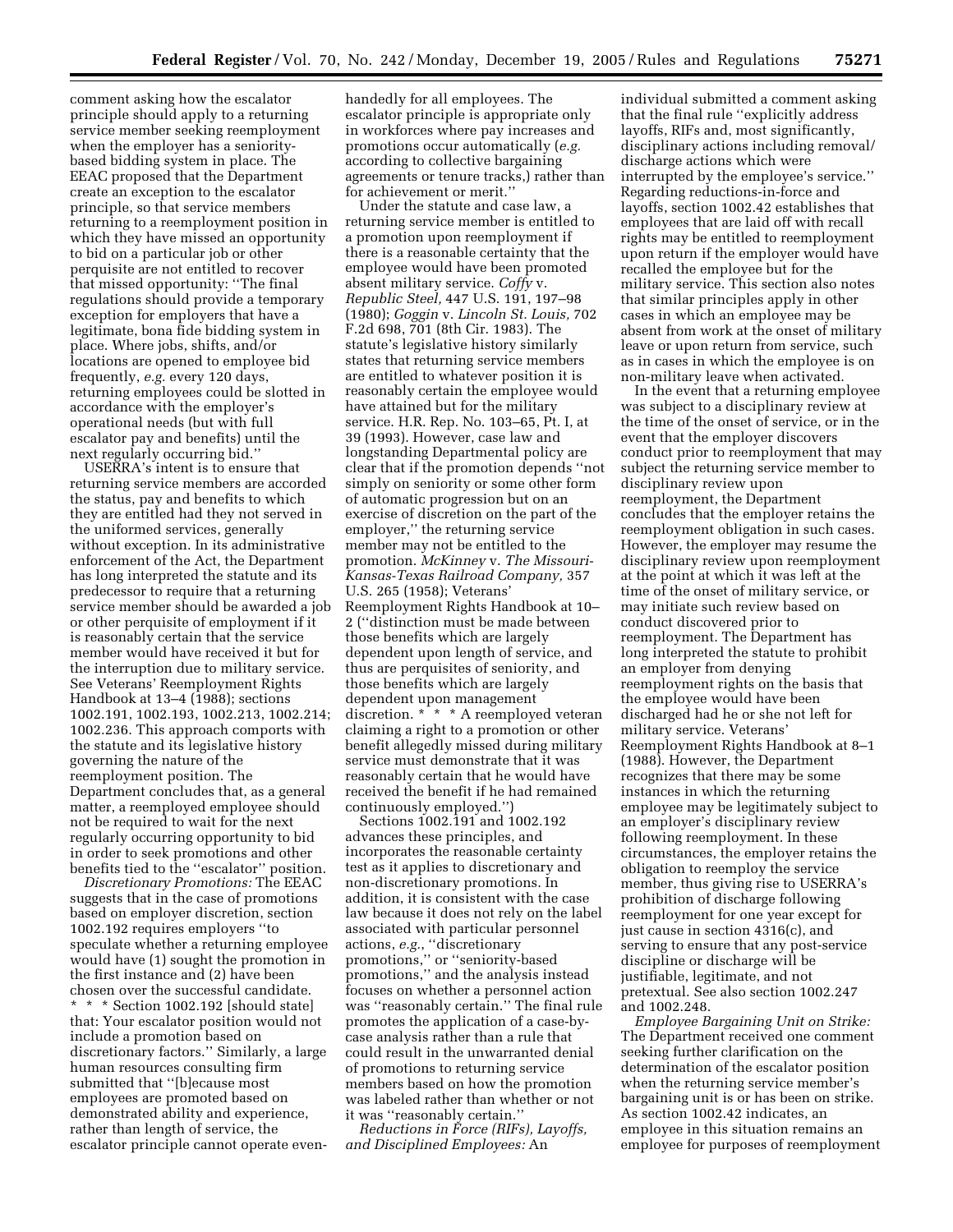comment asking how the escalator principle should apply to a returning service member seeking reemployment when the employer has a seniority-based bidding system in place. The EEAC proposed that the Department create an exception to the escalator principle, so that service members returning to a reemployment position in which they have missed an opportunity to bid on a particular job or other perquisite are not entitled to recover that missed opportunity: ''The final regulations should provide a temporary exception for employers that have a legitimate, bona fide bidding system in place. Where jobs, shifts, and/or locations are opened to employee bid frequently, *e.g.* every 120 days, returning employees could be slotted in accordance with the employer's operational needs (but with full escalator pay and benefits) until the next regularly occurring bid.''

USERRA's intent is to ensure that returning service members are accorded the status, pay and benefits to which they are entitled had they not served in the uniformed services, generally without exception. In its administrative enforcement of the Act, the Department has long interpreted the statute and its predecessor to require that a returning service member should be awarded a job or other perquisite of employment if it is reasonably certain that the service member would have received it but for the interruption due to military service. See Veterans' Reemployment Rights Handbook at 13–4 (1988); sections 1002.191, 1002.193, 1002.213, 1002.214; 1002.236. This approach comports with the statute and its legislative history governing the nature of the reemployment position. The Department concludes that, as a general matter, a reemployed employee should not be required to wait for the next regularly occurring opportunity to bid in order to seek promotions and other benefits tied to the ''escalator'' position.

*Discretionary Promotions:* The EEAC suggests that in the case of promotions based on employer discretion, section 1002.192 requires employers ''to speculate whether a returning employee would have (1) sought the promotion in the first instance and (2) have been chosen over the successful candidate. * * * Section 1002.192 [should state] that: Your escalator position would not include a promotion based on discretionary factors.'' Similarly, a large human resources consulting firm submitted that ''[b]ecause most employees are promoted based on demonstrated ability and experience, rather than length of service, the escalator principle cannot operate even-handedly for all employees. The escalator principle is appropriate only in workforces where pay increases and promotions occur automatically (*e.g.* according to collective bargaining agreements or tenure tracks,) rather than for achievement or merit.''

Under the statute and case law, a returning service member is entitled to a promotion upon reemployment if there is a reasonable certainty that the employee would have been promoted absent military service. *Coffy* v. *Republic Steel,* 447 U.S. 191, 197–98 (1980); *Goggin* v. *Lincoln St. Louis,* 702 F.2d 698, 701 (8th Cir. 1983). The statute's legislative history similarly states that returning service members are entitled to whatever position it is reasonably certain the employee would have attained but for the military service. H.R. Rep. No. 103–65, Pt. I, at 39 (1993). However, case law and longstanding Departmental policy are clear that if the promotion depends ''not simply on seniority or some other form of automatic progression but on an exercise of discretion on the part of the employer,'' the returning service member may not be entitled to the promotion. *McKinney* v. *The Missouri-Kansas-Texas Railroad Company,* 357 U.S. 265 (1958); Veterans' Reemployment Rights Handbook at 10–2 (''distinction must be made between those benefits which are largely dependent upon length of service, and thus are perquisites of seniority, and those benefits which are largely dependent upon management discretion. * * * A reemployed veteran claiming a right to a promotion or other benefit allegedly missed during military service must demonstrate that it was reasonably certain that he would have received the benefit if he had remained continuously employed.'')

Sections 1002.191 and 1002.192 advances these principles, and incorporates the reasonable certainty test as it applies to discretionary and non-discretionary promotions. In addition, it is consistent with the case law because it does not rely on the label associated with particular personnel actions, *e.g.*, ''discretionary promotions,'' or ''seniority-based promotions,'' and the analysis instead focuses on whether a personnel action was ''reasonably certain.'' The final rule promotes the application of a case-by-case analysis rather than a rule that could result in the unwarranted denial of promotions to returning service members based on how the promotion was labeled rather than whether or not it was ''reasonably certain.''

*Reductions in Force (RIFs), Layoffs, and Disciplined Employees:* An individual submitted a comment asking that the final rule ''explicitly address layoffs, RIFs and, most significantly, disciplinary actions including removal/discharge actions which were interrupted by the employee's service.'' Regarding reductions-in-force and layoffs, section 1002.42 establishes that employees that are laid off with recall rights may be entitled to reemployment upon return if the employer would have recalled the employee but for the military service. This section also notes that similar principles apply in other cases in which an employee may be absent from work at the onset of military leave or upon return from service, such as in cases in which the employee is on non-military leave when activated.

In the event that a returning employee was subject to a disciplinary review at the time of the onset of service, or in the event that the employer discovers conduct prior to reemployment that may subject the returning service member to disciplinary review upon reemployment, the Department concludes that the employer retains the reemployment obligation in such cases. However, the employer may resume the disciplinary review upon reemployment at the point at which it was left at the time of the onset of military service, or may initiate such review based on conduct discovered prior to reemployment. The Department has long interpreted the statute to prohibit an employer from denying reemployment rights on the basis that the employee would have been discharged had he or she not left for military service. Veterans' Reemployment Rights Handbook at 8–1 (1988). However, the Department recognizes that there may be some instances in which the returning employee may be legitimately subject to an employer's disciplinary review following reemployment. In these circumstances, the employer retains the obligation to reemploy the service member, thus giving rise to USERRA's prohibition of discharge following reemployment for one year except for just cause in section 4316(c), and serving to ensure that any post-service discipline or discharge will be justifiable, legitimate, and not pretextual. See also section 1002.247 and 1002.248.

*Employee Bargaining Unit on Strike:* The Department received one comment seeking further clarification on the determination of the escalator position when the returning service member's bargaining unit is or has been on strike. As section 1002.42 indicates, an employee in this situation remains an employee for purposes of reemployment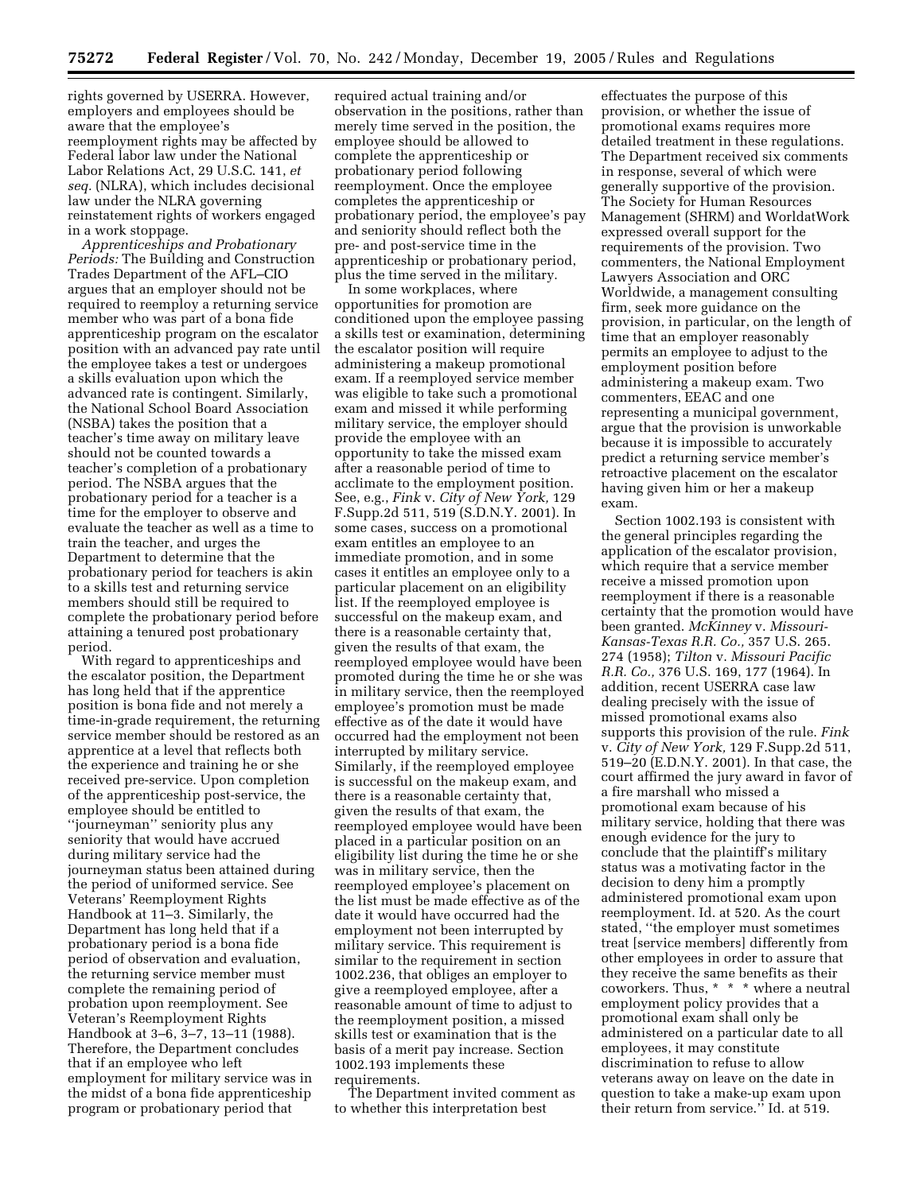rights governed by USERRA. However, employers and employees should be aware that the employee's reemployment rights may be affected by Federal labor law under the National Labor Relations Act, 29 U.S.C. 141, *et seq.* (NLRA), which includes decisional law under the NLRA governing reinstatement rights of workers engaged in a work stoppage.

*Apprenticeships and Probationary Periods:* The Building and Construction Trades Department of the AFL–CIO argues that an employer should not be required to reemploy a returning service member who was part of a bona fide apprenticeship program on the escalator position with an advanced pay rate until the employee takes a test or undergoes a skills evaluation upon which the advanced rate is contingent. Similarly, the National School Board Association (NSBA) takes the position that a teacher's time away on military leave should not be counted towards a teacher's completion of a probationary period. The NSBA argues that the probationary period for a teacher is a time for the employer to observe and evaluate the teacher as well as a time to train the teacher, and urges the Department to determine that the probationary period for teachers is akin to a skills test and returning service members should still be required to complete the probationary period before attaining a tenured post probationary period.

With regard to apprenticeships and the escalator position, the Department has long held that if the apprentice position is bona fide and not merely a time-in-grade requirement, the returning service member should be restored as an apprentice at a level that reflects both the experience and training he or she received pre-service. Upon completion of the apprenticeship post-service, the employee should be entitled to ''journeyman'' seniority plus any seniority that would have accrued during military service had the journeyman status been attained during the period of uniformed service. See Veterans' Reemployment Rights Handbook at 11–3. Similarly, the Department has long held that if a probationary period is a bona fide period of observation and evaluation, the returning service member must complete the remaining period of probation upon reemployment. See Veteran's Reemployment Rights Handbook at 3–6, 3–7, 13–11 (1988). Therefore, the Department concludes that if an employee who left employment for military service was in the midst of a bona fide apprenticeship program or probationary period that required actual training and/or observation in the positions, rather than merely time served in the position, the employee should be allowed to complete the apprenticeship or probationary period following reemployment. Once the employee completes the apprenticeship or probationary period, the employee's pay and seniority should reflect both the pre- and post-service time in the apprenticeship or probationary period, plus the time served in the military.

In some workplaces, where opportunities for promotion are conditioned upon the employee passing a skills test or examination, determining the escalator position will require administering a makeup promotional exam. If a reemployed service member was eligible to take such a promotional exam and missed it while performing military service, the employer should provide the employee with an opportunity to take the missed exam after a reasonable period of time to acclimate to the employment position. See, e.g., *Fink* v. *City of New York,* 129 F.Supp.2d 511, 519 (S.D.N.Y. 2001). In some cases, success on a promotional exam entitles an employee to an immediate promotion, and in some cases it entitles an employee only to a particular placement on an eligibility list. If the reemployed employee is successful on the makeup exam, and there is a reasonable certainty that, given the results of that exam, the reemployed employee would have been promoted during the time he or she was in military service, then the reemployed employee's promotion must be made effective as of the date it would have occurred had the employment not been interrupted by military service. Similarly, if the reemployed employee is successful on the makeup exam, and there is a reasonable certainty that, given the results of that exam, the reemployed employee would have been placed in a particular position on an eligibility list during the time he or she was in military service, then the reemployed employee's placement on the list must be made effective as of the date it would have occurred had the employment not been interrupted by military service. This requirement is similar to the requirement in section 1002.236, that obliges an employer to give a reemployed employee, after a reasonable amount of time to adjust to the reemployment position, a missed skills test or examination that is the basis of a merit pay increase. Section 1002.193 implements these requirements.

The Department invited comment as to whether this interpretation best effectuates the purpose of this provision, or whether the issue of promotional exams requires more detailed treatment in these regulations. The Department received six comments in response, several of which were generally supportive of the provision. The Society for Human Resources Management (SHRM) and WorldatWork expressed overall support for the requirements of the provision. Two commenters, the National Employment Lawyers Association and ORC Worldwide, a management consulting firm, seek more guidance on the provision, in particular, on the length of time that an employer reasonably permits an employee to adjust to the employment position before administering a makeup exam. Two commenters, EEAC and one representing a municipal government, argue that the provision is unworkable because it is impossible to accurately predict a returning service member's retroactive placement on the escalator having given him or her a makeup exam.

Section 1002.193 is consistent with the general principles regarding the application of the escalator provision, which require that a service member receive a missed promotion upon reemployment if there is a reasonable certainty that the promotion would have been granted. *McKinney* v. *Missouri-Kansas-Texas R.R. Co.,* 357 U.S. 265. 274 (1958); *Tilton* v. *Missouri Pacific R.R. Co.,* 376 U.S. 169, 177 (1964). In addition, recent USERRA case law dealing precisely with the issue of missed promotional exams also supports this provision of the rule. *Fink* v. *City of New York,* 129 F.Supp.2d 511, 519–20 (E.D.N.Y. 2001). In that case, the court affirmed the jury award in favor of a fire marshall who missed a promotional exam because of his military service, holding that there was enough evidence for the jury to conclude that the plaintiff's military status was a motivating factor in the decision to deny him a promptly administered promotional exam upon reemployment. Id. at 520. As the court stated, ''the employer must sometimes treat [service members] differently from other employees in order to assure that they receive the same benefits as their coworkers. Thus, * * * where a neutral employment policy provides that a promotional exam shall only be administered on a particular date to all employees, it may constitute discrimination to refuse to allow veterans away on leave on the date in question to take a make-up exam upon their return from service.'' Id. at 519.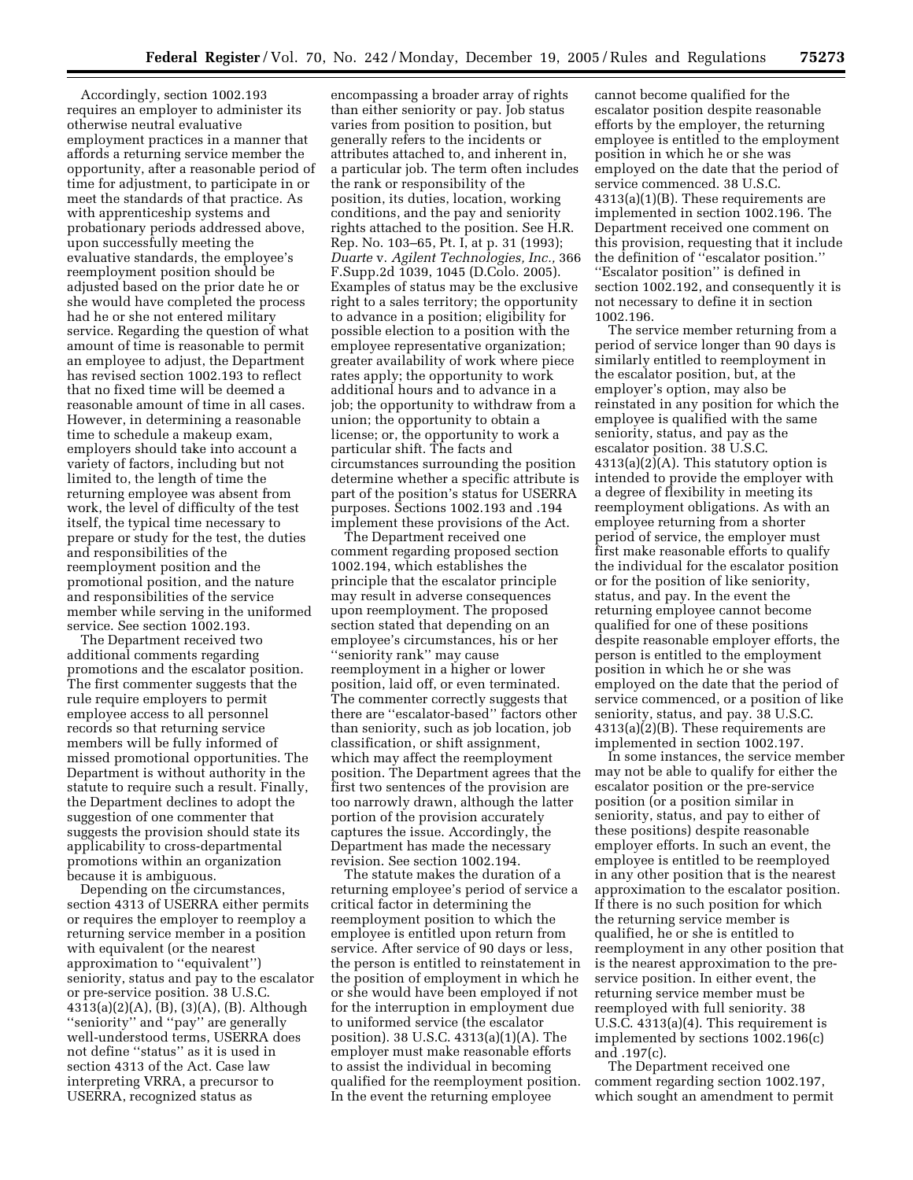Accordingly, section 1002.193 requires an employer to administer its otherwise neutral evaluative employment practices in a manner that affords a returning service member the opportunity, after a reasonable period of time for adjustment, to participate in or meet the standards of that practice. As with apprenticeship systems and probationary periods addressed above, upon successfully meeting the evaluative standards, the employee's reemployment position should be adjusted based on the prior date he or she would have completed the process had he or she not entered military service. Regarding the question of what amount of time is reasonable to permit an employee to adjust, the Department has revised section 1002.193 to reflect that no fixed time will be deemed a reasonable amount of time in all cases. However, in determining a reasonable time to schedule a makeup exam, employers should take into account a variety of factors, including but not limited to, the length of time the returning employee was absent from work, the level of difficulty of the test itself, the typical time necessary to prepare or study for the test, the duties and responsibilities of the reemployment position and the promotional position, and the nature and responsibilities of the service member while serving in the uniformed service. See section 1002.193.

The Department received two additional comments regarding promotions and the escalator position. The first commenter suggests that the rule require employers to permit employee access to all personnel records so that returning service members will be fully informed of missed promotional opportunities. The Department is without authority in the statute to require such a result. Finally, the Department declines to adopt the suggestion of one commenter that suggests the provision should state its applicability to cross-departmental promotions within an organization because it is ambiguous.

Depending on the circumstances, section 4313 of USERRA either permits or requires the employer to reemploy a returning service member in a position with equivalent (or the nearest approximation to "equivalent") seniority, status and pay to the escalator or pre-service position. 38 U.S.C. 4313(a)(2)(A), (B), (3)(A), (B). Although "seniority" and "pay" are generally well-understood terms, USERRA does not define "status" as it is used in section 4313 of the Act. Case law interpreting VRRA, a precursor to USERRA, recognized status as encompassing a broader array of rights than either seniority or pay. Job status varies from position to position, but generally refers to the incidents or attributes attached to, and inherent in, a particular job. The term often includes the rank or responsibility of the position, its duties, location, working conditions, and the pay and seniority rights attached to the position. See H.R. Rep. No. 103–65, Pt. I, at p. 31 (1993); *Duarte* v. *Agilent Technologies, Inc.,* 366 F.Supp.2d 1039, 1045 (D.Colo. 2005). Examples of status may be the exclusive right to a sales territory; the opportunity to advance in a position; eligibility for possible election to a position with the employee representative organization; greater availability of work where piece rates apply; the opportunity to work additional hours and to advance in a job; the opportunity to withdraw from a union; the opportunity to obtain a license; or, the opportunity to work a particular shift. The facts and circumstances surrounding the position determine whether a specific attribute is part of the position's status for USERRA purposes. Sections 1002.193 and .194 implement these provisions of the Act.

The Department received one comment regarding proposed section 1002.194, which establishes the principle that the escalator principle may result in adverse consequences upon reemployment. The proposed section stated that depending on an employee's circumstances, his or her "seniority rank" may cause reemployment in a higher or lower position, laid off, or even terminated. The commenter correctly suggests that there are "escalator-based" factors other than seniority, such as job location, job classification, or shift assignment, which may affect the reemployment position. The Department agrees that the first two sentences of the provision are too narrowly drawn, although the latter portion of the provision accurately captures the issue. Accordingly, the Department has made the necessary revision. See section 1002.194.

The statute makes the duration of a returning employee's period of service a critical factor in determining the reemployment position to which the employee is entitled upon return from service. After service of 90 days or less, the person is entitled to reinstatement in the position of employment in which he or she would have been employed if not for the interruption in employment due to uniformed service (the escalator position). 38 U.S.C. 4313(a)(1)(A). The employer must make reasonable efforts to assist the individual in becoming qualified for the reemployment position. In the event the returning employee cannot become qualified for the escalator position despite reasonable efforts by the employer, the returning employee is entitled to the employment position in which he or she was employed on the date that the period of service commenced. 38 U.S.C. 4313(a)(1)(B). These requirements are implemented in section 1002.196. The Department received one comment on this provision, requesting that it include the definition of "escalator position." "Escalator position" is defined in section 1002.192, and consequently it is not necessary to define it in section 1002.196.

The service member returning from a period of service longer than 90 days is similarly entitled to reemployment in the escalator position, but, at the employer's option, may also be reinstated in any position for which the employee is qualified with the same seniority, status, and pay as the escalator position. 38 U.S.C. 4313(a)(2)(A). This statutory option is intended to provide the employer with a degree of flexibility in meeting its reemployment obligations. As with an employee returning from a shorter period of service, the employer must first make reasonable efforts to qualify the individual for the escalator position or for the position of like seniority, status, and pay. In the event the returning employee cannot become qualified for one of these positions despite reasonable employer efforts, the person is entitled to the employment position in which he or she was employed on the date that the period of service commenced, or a position of like seniority, status, and pay. 38 U.S.C. 4313(a)(2)(B). These requirements are implemented in section 1002.197.

In some instances, the service member may not be able to qualify for either the escalator position or the pre-service position (or a position similar in seniority, status, and pay to either of these positions) despite reasonable employer efforts. In such an event, the employee is entitled to be reemployed in any other position that is the nearest approximation to the escalator position. If there is no such position for which the returning service member is qualified, he or she is entitled to reemployment in any other position that is the nearest approximation to the pre-service position. In either event, the returning service member must be reemployed with full seniority. 38 U.S.C. 4313(a)(4). This requirement is implemented by sections 1002.196(c) and .197(c).

The Department received one comment regarding section 1002.197, which sought an amendment to permit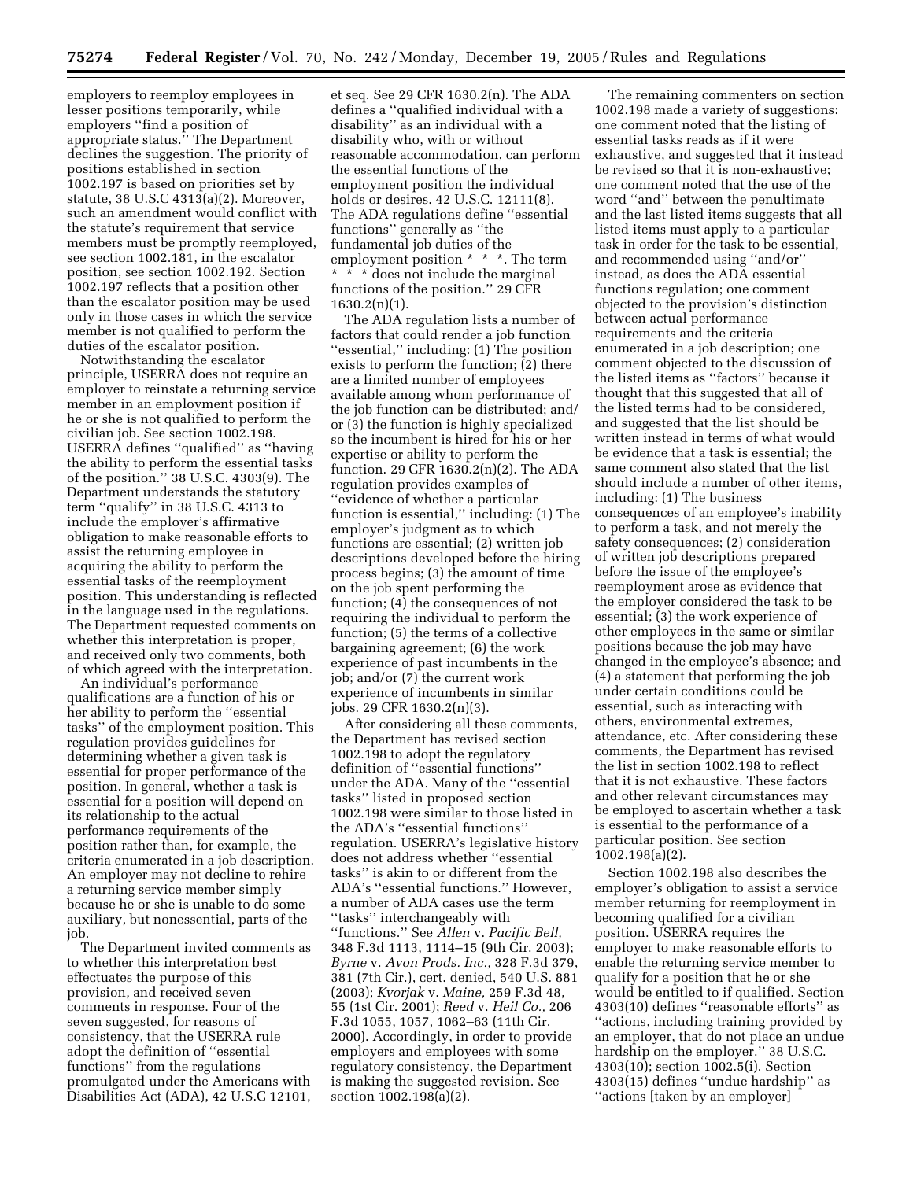employers to reemploy employees in lesser positions temporarily, while employers ''find a position of appropriate status.'' The Department declines the suggestion. The priority of positions established in section 1002.197 is based on priorities set by statute, 38 U.S.C 4313(a)(2). Moreover, such an amendment would conflict with the statute's requirement that service members must be promptly reemployed, see section 1002.181, in the escalator position, see section 1002.192. Section 1002.197 reflects that a position other than the escalator position may be used only in those cases in which the service member is not qualified to perform the duties of the escalator position.

Notwithstanding the escalator principle, USERRA does not require an employer to reinstate a returning service member in an employment position if he or she is not qualified to perform the civilian job. See section 1002.198. USERRA defines ''qualified'' as ''having the ability to perform the essential tasks of the position.'' 38 U.S.C. 4303(9). The Department understands the statutory term ''qualify'' in 38 U.S.C. 4313 to include the employer's affirmative obligation to make reasonable efforts to assist the returning employee in acquiring the ability to perform the essential tasks of the reemployment position. This understanding is reflected in the language used in the regulations. The Department requested comments on whether this interpretation is proper, and received only two comments, both of which agreed with the interpretation.

An individual's performance qualifications are a function of his or her ability to perform the ''essential tasks'' of the employment position. This regulation provides guidelines for determining whether a given task is essential for proper performance of the position. In general, whether a task is essential for a position will depend on its relationship to the actual performance requirements of the position rather than, for example, the criteria enumerated in a job description. An employer may not decline to rehire a returning service member simply because he or she is unable to do some auxiliary, but nonessential, parts of the job.

The Department invited comments as to whether this interpretation best effectuates the purpose of this provision, and received seven comments in response. Four of the seven suggested, for reasons of consistency, that the USERRA rule adopt the definition of ''essential functions'' from the regulations promulgated under the Americans with Disabilities Act (ADA), 42 U.S.C 12101, et seq. See 29 CFR 1630.2(n). The ADA defines a ''qualified individual with a disability'' as an individual with a disability who, with or without reasonable accommodation, can perform the essential functions of the employment position the individual holds or desires. 42 U.S.C. 12111(8). The ADA regulations define ''essential functions'' generally as ''the fundamental job duties of the employment position * * *. The term * * * does not include the marginal functions of the position.'' 29 CFR 1630.2(n)(1).

The ADA regulation lists a number of factors that could render a job function ''essential,'' including: (1) The position exists to perform the function; (2) there are a limited number of employees available among whom performance of the job function can be distributed; and/or (3) the function is highly specialized so the incumbent is hired for his or her expertise or ability to perform the function. 29 CFR 1630.2(n)(2). The ADA regulation provides examples of ''evidence of whether a particular function is essential,'' including: (1) The employer's judgment as to which functions are essential; (2) written job descriptions developed before the hiring process begins; (3) the amount of time on the job spent performing the function; (4) the consequences of not requiring the individual to perform the function; (5) the terms of a collective bargaining agreement; (6) the work experience of past incumbents in the job; and/or (7) the current work experience of incumbents in similar jobs. 29 CFR 1630.2(n)(3).

After considering all these comments, the Department has revised section 1002.198 to adopt the regulatory definition of ''essential functions'' under the ADA. Many of the ''essential tasks'' listed in proposed section 1002.198 were similar to those listed in the ADA's ''essential functions'' regulation. USERRA's legislative history does not address whether ''essential tasks'' is akin to or different from the ADA's ''essential functions.'' However, a number of ADA cases use the term ''tasks'' interchangeably with ''functions.'' See *Allen* v. *Pacific Bell,* 348 F.3d 1113, 1114–15 (9th Cir. 2003); *Byrne* v. *Avon Prods. Inc.,* 328 F.3d 379, 381 (7th Cir.), cert. denied, 540 U.S. 881 (2003); *Kvorjak* v. *Maine,* 259 F.3d 48, 55 (1st Cir. 2001); *Reed* v. *Heil Co.,* 206 F.3d 1055, 1057, 1062–63 (11th Cir. 2000). Accordingly, in order to provide employers and employees with some regulatory consistency, the Department is making the suggested revision. See section 1002.198(a)(2).

The remaining commenters on section 1002.198 made a variety of suggestions: one comment noted that the listing of essential tasks reads as if it were exhaustive, and suggested that it instead be revised so that it is non-exhaustive; one comment noted that the use of the word ''and'' between the penultimate and the last listed items suggests that all listed items must apply to a particular task in order for the task to be essential, and recommended using ''and/or'' instead, as does the ADA essential functions regulation; one comment objected to the provision's distinction between actual performance requirements and the criteria enumerated in a job description; one comment objected to the discussion of the listed items as ''factors'' because it thought that this suggested that all of the listed terms had to be considered, and suggested that the list should be written instead in terms of what would be evidence that a task is essential; the same comment also stated that the list should include a number of other items, including: (1) The business consequences of an employee's inability to perform a task, and not merely the safety consequences; (2) consideration of written job descriptions prepared before the issue of the employee's reemployment arose as evidence that the employer considered the task to be essential; (3) the work experience of other employees in the same or similar positions because the job may have changed in the employee's absence; and (4) a statement that performing the job under certain conditions could be essential, such as interacting with others, environmental extremes, attendance, etc. After considering these comments, the Department has revised the list in section 1002.198 to reflect that it is not exhaustive. These factors and other relevant circumstances may be employed to ascertain whether a task is essential to the performance of a particular position. See section 1002.198(a)(2).

Section 1002.198 also describes the employer's obligation to assist a service member returning for reemployment in becoming qualified for a civilian position. USERRA requires the employer to make reasonable efforts to enable the returning service member to qualify for a position that he or she would be entitled to if qualified. Section 4303(10) defines ''reasonable efforts'' as ''actions, including training provided by an employer, that do not place an undue hardship on the employer.'' 38 U.S.C. 4303(10); section 1002.5(i). Section 4303(15) defines ''undue hardship'' as ''actions [taken by an employer]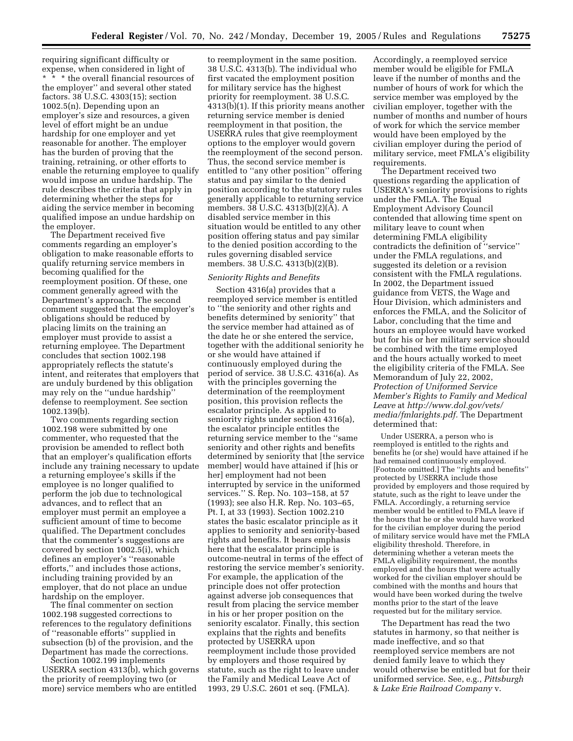requiring significant difficulty or expense, when considered in light of * * * the overall financial resources of the employer'' and several other stated factors. 38 U.S.C. 4303(15); section 1002.5(n). Depending upon an employer's size and resources, a given level of effort might be an undue hardship for one employer and yet reasonable for another. The employer has the burden of proving that the training, retraining, or other efforts to enable the returning employee to qualify would impose an undue hardship. The rule describes the criteria that apply in determining whether the steps for aiding the service member in becoming qualified impose an undue hardship on the employer.

The Department received five comments regarding an employer's obligation to make reasonable efforts to qualify returning service members in becoming qualified for the reemployment position. Of these, one comment generally agreed with the Department's approach. The second comment suggested that the employer's obligations should be reduced by placing limits on the training an employer must provide to assist a returning employee. The Department concludes that section 1002.198 appropriately reflects the statute's intent, and reiterates that employers that are unduly burdened by this obligation may rely on the ''undue hardship'' defense to reemployment. See section 1002.139(b).

Two comments regarding section 1002.198 were submitted by one commenter, who requested that the provision be amended to reflect both that an employer's qualification efforts include any training necessary to update a returning employee's skills if the employee is no longer qualified to perform the job due to technological advances, and to reflect that an employer must permit an employee a sufficient amount of time to become qualified. The Department concludes that the commenter's suggestions are covered by section 1002.5(i), which defines an employer's ''reasonable efforts,'' and includes those actions, including training provided by an employer, that do not place an undue hardship on the employer.

The final commenter on section 1002.198 suggested corrections to the references to the regulatory definitions of ''reasonable efforts'' supplied in subsection (b) of the provision, and the Department has made the corrections.

Section 1002.199 implements USERRA section 4313(b), which governs the priority of reemploying two (or more) service members who are entitled to reemployment in the same position. 38 U.S.C. 4313(b). The individual who first vacated the employment position for military service has the highest priority for reemployment. 38 U.S.C. 4313(b)(1). If this priority means another returning service member is denied reemployment in that position, the USERRA rules that give reemployment options to the employer would govern the reemployment of the second person. Thus, the second service member is entitled to ''any other position'' offering status and pay similar to the denied position according to the statutory rules generally applicable to returning service members. 38 U.S.C. 4313(b)(2)(A). A disabled service member in this situation would be entitled to any other position offering status and pay similar to the denied position according to the rules governing disabled service members. 38 U.S.C. 4313(b)(2)(B).

*Seniority Rights and Benefits*

Section 4316(a) provides that a reemployed service member is entitled to ''the seniority and other rights and benefits determined by seniority'' that the service member had attained as of the date he or she entered the service, together with the additional seniority he or she would have attained if continuously employed during the period of service. 38 U.S.C. 4316(a). As with the principles governing the determination of the reemployment position, this provision reflects the escalator principle. As applied to seniority rights under section 4316(a), the escalator principle entitles the returning service member to the ''same seniority and other rights and benefits determined by seniority that [the service member] would have attained if [his or her] employment had not been interrupted by service in the uniformed services.'' S. Rep. No. 103–158, at 57 (1993); see also H.R. Rep. No. 103–65, Pt. I, at 33 (1993). Section 1002.210 states the basic escalator principle as it applies to seniority and seniority-based rights and benefits. It bears emphasis here that the escalator principle is outcome-neutral in terms of the effect of restoring the service member's seniority. For example, the application of the principle does not offer protection against adverse job consequences that result from placing the service member in his or her proper position on the seniority escalator. Finally, this section explains that the rights and benefits protected by USERRA upon reemployment include those provided by employers and those required by statute, such as the right to leave under the Family and Medical Leave Act of 1993, 29 U.S.C. 2601 et seq. (FMLA).

Accordingly, a reemployed service member would be eligible for FMLA leave if the number of months and the number of hours of work for which the service member was employed by the civilian employer, together with the number of months and number of hours of work for which the service member would have been employed by the civilian employer during the period of military service, meet FMLA's eligibility requirements.

The Department received two questions regarding the application of USERRA's seniority provisions to rights under the FMLA. The Equal Employment Advisory Council contended that allowing time spent on military leave to count when determining FMLA eligibility contradicts the definition of ''service'' under the FMLA regulations, and suggested its deletion or a revision consistent with the FMLA regulations. In 2002, the Department issued guidance from VETS, the Wage and Hour Division, which administers and enforces the FMLA, and the Solicitor of Labor, concluding that the time and hours an employee would have worked but for his or her military service should be combined with the time employed and the hours actually worked to meet the eligibility criteria of the FMLA. See Memorandum of July 22, 2002, *Protection of Uniformed Service Member's Rights to Family and Medical Leave* at *http://www.dol.gov/vets/media/fmlarights.pdf.* The Department determined that:

> Under USERRA, a person who is reemployed is entitled to the rights and benefits he (or she) would have attained if he had remained continuously employed. [Footnote omitted.] The ''rights and benefits'' protected by USERRA include those provided by employers and those required by statute, such as the right to leave under the FMLA. Accordingly, a returning service member would be entitled to FMLA leave if the hours that he or she would have worked for the civilian employer during the period of military service would have met the FMLA eligibility threshold. Therefore, in determining whether a veteran meets the FMLA eligibility requirement, the months employed and the hours that were actually worked for the civilian employer should be combined with the months and hours that would have been worked during the twelve months prior to the start of the leave requested but for the military service.

The Department has read the two statutes in harmony, so that neither is made ineffective, and so that reemployed service members are not denied family leave to which they would otherwise be entitled but for their uniformed service. See, e.g., *Pittsburgh & Lake Erie Railroad Company* v.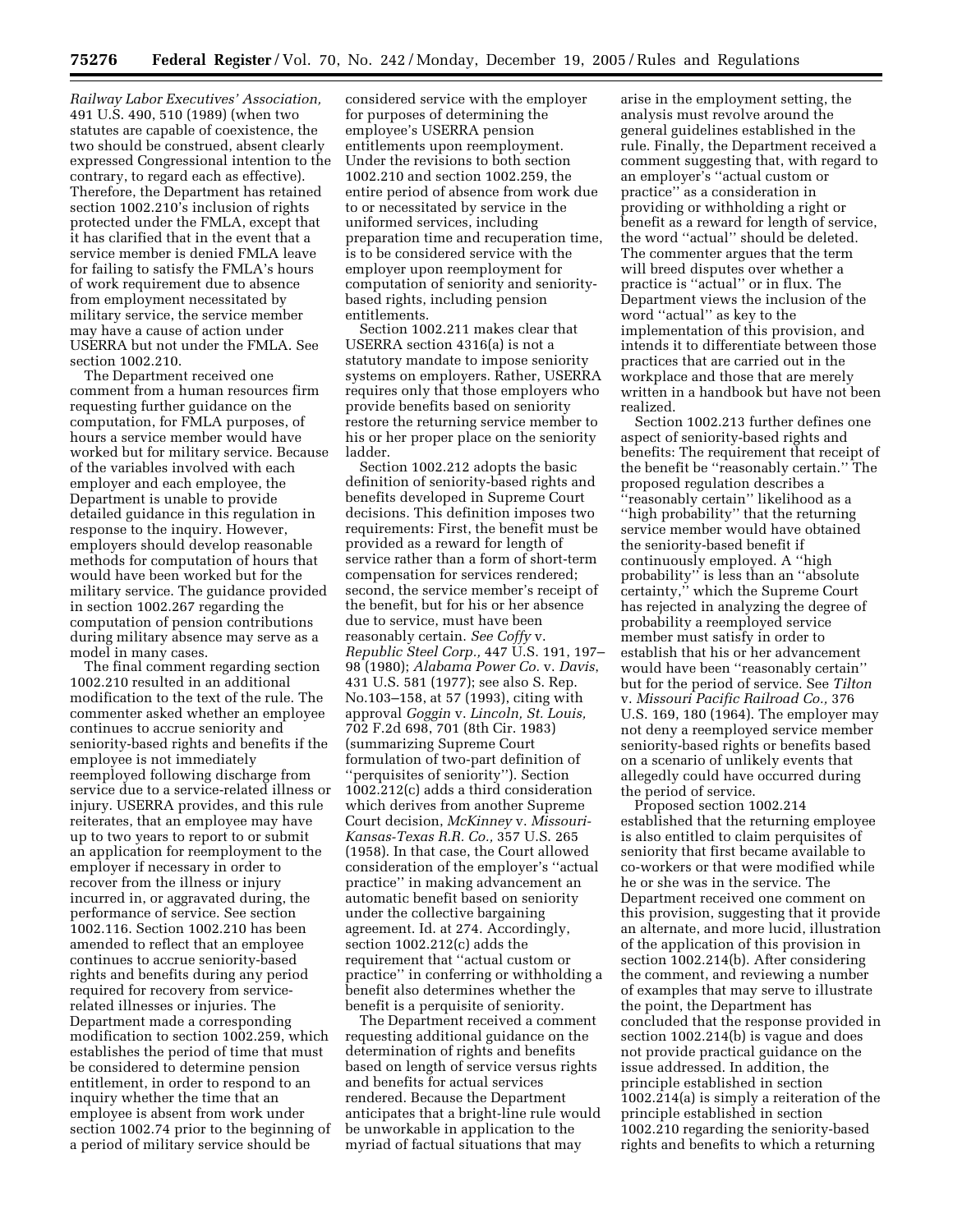*Railway Labor Executives' Association,* 491 U.S. 490, 510 (1989) (when two statutes are capable of coexistence, the two should be construed, absent clearly expressed Congressional intention to the contrary, to regard each as effective). Therefore, the Department has retained section 1002.210's inclusion of rights protected under the FMLA, except that it has clarified that in the event that a service member is denied FMLA leave for failing to satisfy the FMLA's hours of work requirement due to absence from employment necessitated by military service, the service member may have a cause of action under USERRA but not under the FMLA. See section 1002.210.

The Department received one comment from a human resources firm requesting further guidance on the computation, for FMLA purposes, of hours a service member would have worked but for military service. Because of the variables involved with each employer and each employee, the Department is unable to provide detailed guidance in this regulation in response to the inquiry. However, employers should develop reasonable methods for computation of hours that would have been worked but for the military service. The guidance provided in section 1002.267 regarding the computation of pension contributions during military absence may serve as a model in many cases.

The final comment regarding section 1002.210 resulted in an additional modification to the text of the rule. The commenter asked whether an employee continues to accrue seniority and seniority-based rights and benefits if the employee is not immediately reemployed following discharge from service due to a service-related illness or injury. USERRA provides, and this rule reiterates, that an employee may have up to two years to report to or submit an application for reemployment to the employer if necessary in order to recover from the illness or injury incurred in, or aggravated during, the performance of service. See section 1002.116. Section 1002.210 has been amended to reflect that an employee continues to accrue seniority-based rights and benefits during any period required for recovery from service-related illnesses or injuries. The Department made a corresponding modification to section 1002.259, which establishes the period of time that must be considered to determine pension entitlement, in order to respond to an inquiry whether the time that an employee is absent from work under section 1002.74 prior to the beginning of a period of military service should be considered service with the employer for purposes of determining the employee's USERRA pension entitlements upon reemployment. Under the revisions to both section 1002.210 and section 1002.259, the entire period of absence from work due to or necessitated by service in the uniformed services, including preparation time and recuperation time, is to be considered service with the employer upon reemployment for computation of seniority and seniority-based rights, including pension entitlements.

Section 1002.211 makes clear that USERRA section 4316(a) is not a statutory mandate to impose seniority systems on employers. Rather, USERRA requires only that those employers who provide benefits based on seniority restore the returning service member to his or her proper place on the seniority ladder.

Section 1002.212 adopts the basic definition of seniority-based rights and benefits developed in Supreme Court decisions. This definition imposes two requirements: First, the benefit must be provided as a reward for length of service rather than a form of short-term compensation for services rendered; second, the service member's receipt of the benefit, but for his or her absence due to service, must have been reasonably certain. *See Coffy* v. *Republic Steel Corp.,* 447 U.S. 191, 197–98 (1980); *Alabama Power Co.* v. *Davis*, 431 U.S. 581 (1977); see also S. Rep. No.103–158, at 57 (1993), citing with approval *Goggin* v. *Lincoln, St. Louis,* 702 F.2d 698, 701 (8th Cir. 1983) (summarizing Supreme Court formulation of two-part definition of "perquisites of seniority"). Section 1002.212(c) adds a third consideration which derives from another Supreme Court decision, *McKinney* v. *Missouri-Kansas-Texas R.R. Co.,* 357 U.S. 265 (1958). In that case, the Court allowed consideration of the employer's "actual practice" in making advancement an automatic benefit based on seniority under the collective bargaining agreement. Id. at 274. Accordingly, section 1002.212(c) adds the requirement that "actual custom or practice" in conferring or withholding a benefit also determines whether the benefit is a perquisite of seniority.

The Department received a comment requesting additional guidance on the determination of rights and benefits based on length of service versus rights and benefits for actual services rendered. Because the Department anticipates that a bright-line rule would be unworkable in application to the myriad of factual situations that may arise in the employment setting, the analysis must revolve around the general guidelines established in the rule. Finally, the Department received a comment suggesting that, with regard to an employer's "actual custom or practice" as a consideration in providing or withholding a right or benefit as a reward for length of service, the word "actual" should be deleted. The commenter argues that the term will breed disputes over whether a practice is "actual" or in flux. The Department views the inclusion of the word "actual" as key to the implementation of this provision, and intends it to differentiate between those practices that are carried out in the workplace and those that are merely written in a handbook but have not been realized.

Section 1002.213 further defines one aspect of seniority-based rights and benefits: The requirement that receipt of the benefit be "reasonably certain." The proposed regulation describes a "reasonably certain" likelihood as a "high probability" that the returning service member would have obtained the seniority-based benefit if continuously employed. A "high probability" is less than an "absolute certainty," which the Supreme Court has rejected in analyzing the degree of probability a reemployed service member must satisfy in order to establish that his or her advancement would have been "reasonably certain" but for the period of service. See *Tilton* v. *Missouri Pacific Railroad Co.,* 376 U.S. 169, 180 (1964). The employer may not deny a reemployed service member seniority-based rights or benefits based on a scenario of unlikely events that allegedly could have occurred during the period of service.

Proposed section 1002.214 established that the returning employee is also entitled to claim perquisites of seniority that first became available to co-workers or that were modified while he or she was in the service. The Department received one comment on this provision, suggesting that it provide an alternate, and more lucid, illustration of the application of this provision in section 1002.214(b). After considering the comment, and reviewing a number of examples that may serve to illustrate the point, the Department has concluded that the response provided in section 1002.214(b) is vague and does not provide practical guidance on the issue addressed. In addition, the principle established in section 1002.214(a) is simply a reiteration of the principle established in section 1002.210 regarding the seniority-based rights and benefits to which a returning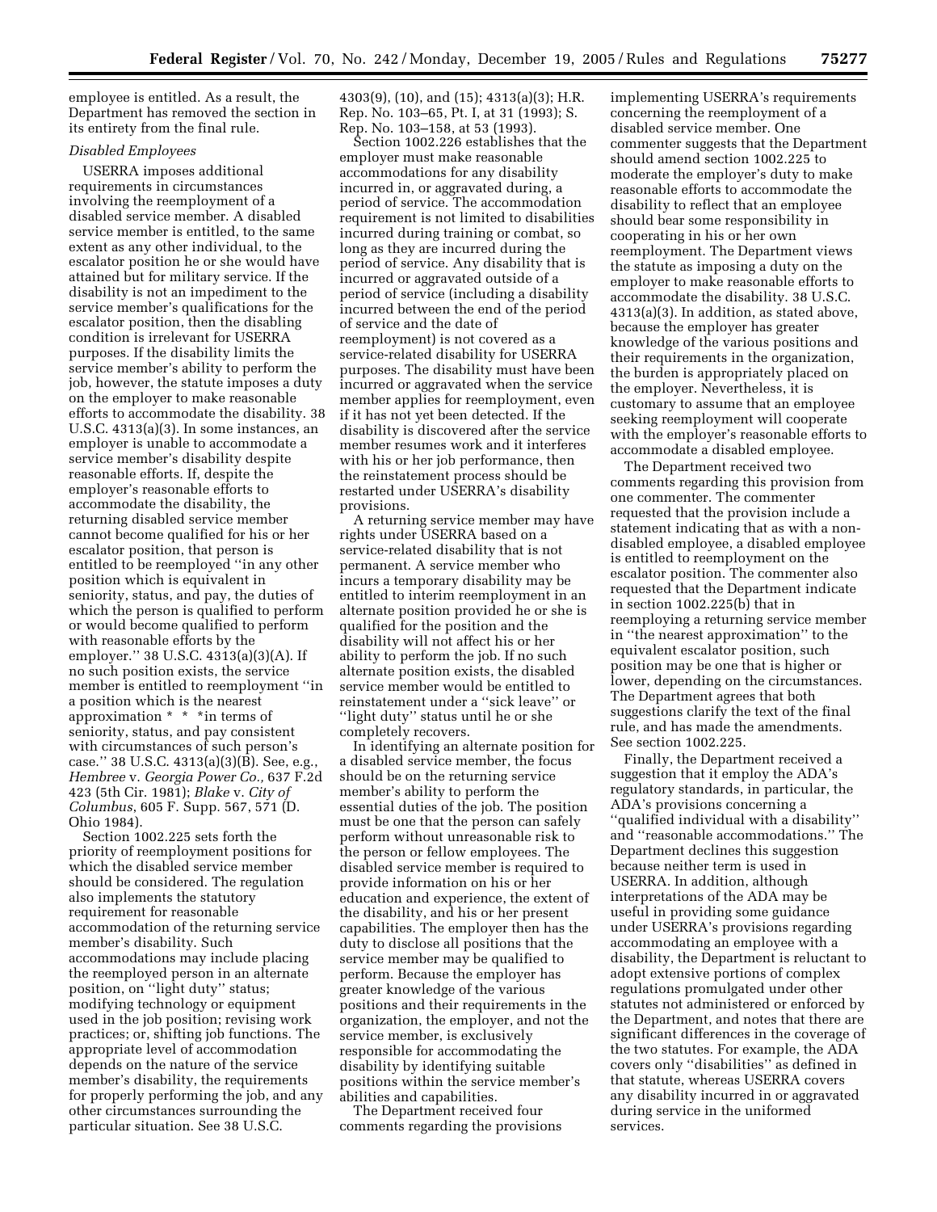employee is entitled. As a result, the Department has removed the section in its entirety from the final rule.

*Disabled Employees*

USERRA imposes additional requirements in circumstances involving the reemployment of a disabled service member. A disabled service member is entitled, to the same extent as any other individual, to the escalator position he or she would have attained but for military service. If the disability is not an impediment to the service member's qualifications for the escalator position, then the disabling condition is irrelevant for USERRA purposes. If the disability limits the service member's ability to perform the job, however, the statute imposes a duty on the employer to make reasonable efforts to accommodate the disability. 38 U.S.C. 4313(a)(3). In some instances, an employer is unable to accommodate a service member's disability despite reasonable efforts. If, despite the employer's reasonable efforts to accommodate the disability, the returning disabled service member cannot become qualified for his or her escalator position, that person is entitled to be reemployed ''in any other position which is equivalent in seniority, status, and pay, the duties of which the person is qualified to perform or would become qualified to perform with reasonable efforts by the employer.'' 38 U.S.C. 4313(a)(3)(A). If no such position exists, the service member is entitled to reemployment ''in a position which is the nearest approximation * * * in terms of seniority, status, and pay consistent with circumstances of such person's case.'' 38 U.S.C. 4313(a)(3)(B). See, e.g., *Hembree* v. *Georgia Power Co.,* 637 F.2d 423 (5th Cir. 1981); *Blake* v. *City of Columbus*, 605 F. Supp. 567, 571 (D. Ohio 1984).

Section 1002.225 sets forth the priority of reemployment positions for which the disabled service member should be considered. The regulation also implements the statutory requirement for reasonable accommodation of the returning service member's disability. Such accommodations may include placing the reemployed person in an alternate position, on ''light duty'' status; modifying technology or equipment used in the job position; revising work practices; or, shifting job functions. The appropriate level of accommodation depends on the nature of the service member's disability, the requirements for properly performing the job, and any other circumstances surrounding the particular situation. See 38 U.S.C. 4303(9), (10), and (15); 4313(a)(3); H.R. Rep. No. 103–65, Pt. I, at 31 (1993); S. Rep. No. 103–158, at 53 (1993).

Section 1002.226 establishes that the employer must make reasonable accommodations for any disability incurred in, or aggravated during, a period of service. The accommodation requirement is not limited to disabilities incurred during training or combat, so long as they are incurred during the period of service. Any disability that is incurred or aggravated outside of a period of service (including a disability incurred between the end of the period of service and the date of reemployment) is not covered as a service-related disability for USERRA purposes. The disability must have been incurred or aggravated when the service member applies for reemployment, even if it has not yet been detected. If the disability is discovered after the service member resumes work and it interferes with his or her job performance, then the reinstatement process should be restarted under USERRA's disability provisions.

A returning service member may have rights under USERRA based on a service-related disability that is not permanent. A service member who incurs a temporary disability may be entitled to interim reemployment in an alternate position provided he or she is qualified for the position and the disability will not affect his or her ability to perform the job. If no such alternate position exists, the disabled service member would be entitled to reinstatement under a ''sick leave'' or ''light duty'' status until he or she completely recovers.

In identifying an alternate position for a disabled service member, the focus should be on the returning service member's ability to perform the essential duties of the job. The position must be one that the person can safely perform without unreasonable risk to the person or fellow employees. The disabled service member is required to provide information on his or her education and experience, the extent of the disability, and his or her present capabilities. The employer then has the duty to disclose all positions that the service member may be qualified to perform. Because the employer has greater knowledge of the various positions and their requirements in the organization, the employer, and not the service member, is exclusively responsible for accommodating the disability by identifying suitable positions within the service member's abilities and capabilities.

The Department received four comments regarding the provisions implementing USERRA's requirements concerning the reemployment of a disabled service member. One commenter suggests that the Department should amend section 1002.225 to moderate the employer's duty to make reasonable efforts to accommodate the disability to reflect that an employee should bear some responsibility in cooperating in his or her own reemployment. The Department views the statute as imposing a duty on the employer to make reasonable efforts to accommodate the disability. 38 U.S.C. 4313(a)(3). In addition, as stated above, because the employer has greater knowledge of the various positions and their requirements in the organization, the burden is appropriately placed on the employer. Nevertheless, it is customary to assume that an employee seeking reemployment will cooperate with the employer's reasonable efforts to accommodate a disabled employee.

The Department received two comments regarding this provision from one commenter. The commenter requested that the provision include a statement indicating that as with a non-disabled employee, a disabled employee is entitled to reemployment on the escalator position. The commenter also requested that the Department indicate in section 1002.225(b) that in reemploying a returning service member in ''the nearest approximation'' to the equivalent escalator position, such position may be one that is higher or lower, depending on the circumstances. The Department agrees that both suggestions clarify the text of the final rule, and has made the amendments. See section 1002.225.

Finally, the Department received a suggestion that it employ the ADA's regulatory standards, in particular, the ADA's provisions concerning a ''qualified individual with a disability'' and ''reasonable accommodations.'' The Department declines this suggestion because neither term is used in USERRA. In addition, although interpretations of the ADA may be useful in providing some guidance under USERRA's provisions regarding accommodating an employee with a disability, the Department is reluctant to adopt extensive portions of complex regulations promulgated under other statutes not administered or enforced by the Department, and notes that there are significant differences in the coverage of the two statutes. For example, the ADA covers only ''disabilities'' as defined in that statute, whereas USERRA covers any disability incurred in or aggravated during service in the uniformed services.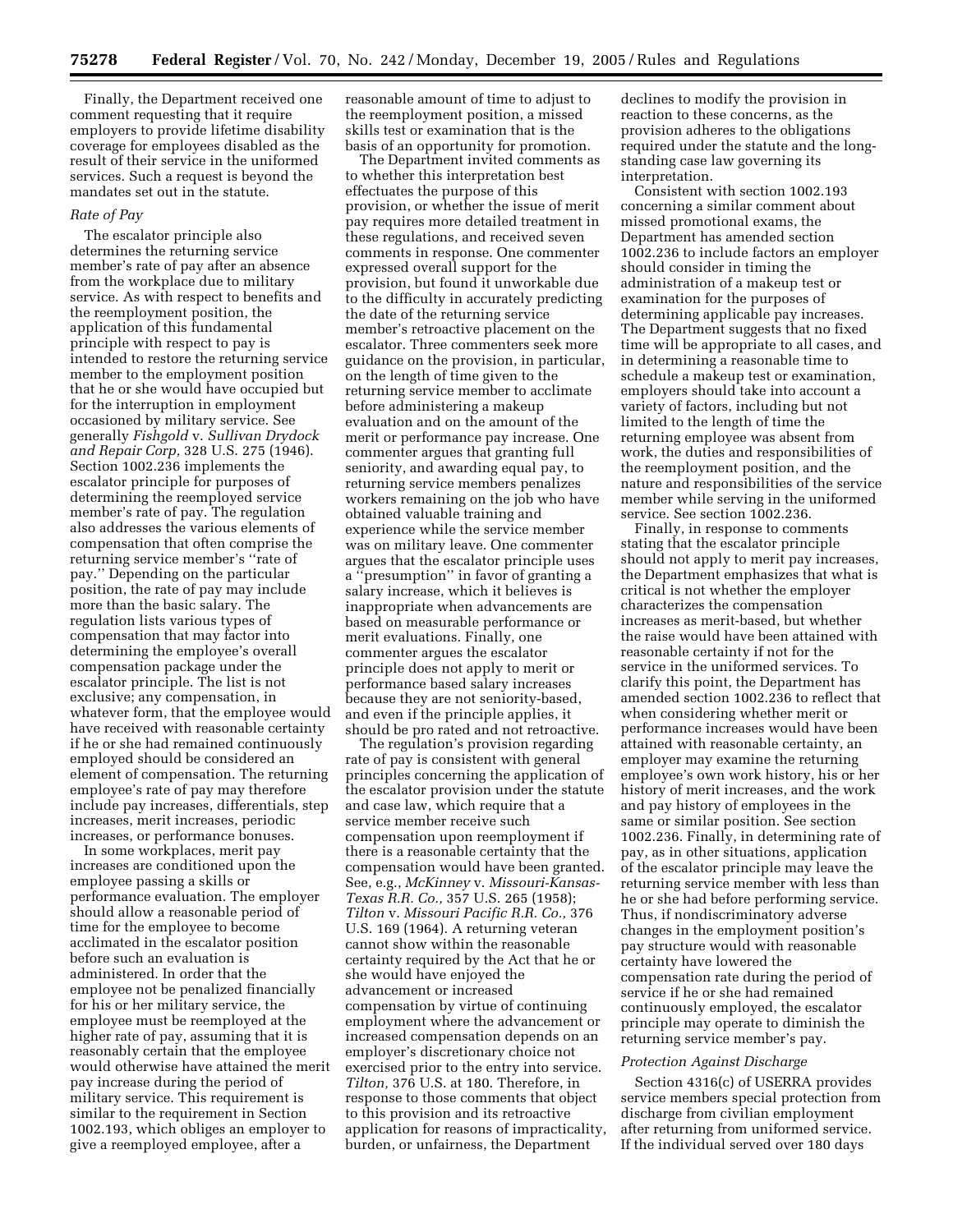Finally, the Department received one comment requesting that it require employers to provide lifetime disability coverage for employees disabled as the result of their service in the uniformed services. Such a request is beyond the mandates set out in the statute.

*Rate of Pay*

The escalator principle also determines the returning service member's rate of pay after an absence from the workplace due to military service. As with respect to benefits and the reemployment position, the application of this fundamental principle with respect to pay is intended to restore the returning service member to the employment position that he or she would have occupied but for the interruption in employment occasioned by military service. See generally *Fishgold* v. *Sullivan Drydock and Repair Corp,* 328 U.S. 275 (1946). Section 1002.236 implements the escalator principle for purposes of determining the reemployed service member's rate of pay. The regulation also addresses the various elements of compensation that often comprise the returning service member's "rate of pay." Depending on the particular position, the rate of pay may include more than the basic salary. The regulation lists various types of compensation that may factor into determining the employee's overall compensation package under the escalator principle. The list is not exclusive; any compensation, in whatever form, that the employee would have received with reasonable certainty if he or she had remained continuously employed should be considered an element of compensation. The returning employee's rate of pay may therefore include pay increases, differentials, step increases, merit increases, periodic increases, or performance bonuses.

In some workplaces, merit pay increases are conditioned upon the employee passing a skills or performance evaluation. The employer should allow a reasonable period of time for the employee to become acclimated in the escalator position before such an evaluation is administered. In order that the employee not be penalized financially for his or her military service, the employee must be reemployed at the higher rate of pay, assuming that it is reasonably certain that the employee would otherwise have attained the merit pay increase during the period of military service. This requirement is similar to the requirement in Section 1002.193, which obliges an employer to give a reemployed employee, after a reasonable amount of time to adjust to the reemployment position, a missed skills test or examination that is the basis of an opportunity for promotion.

The Department invited comments as to whether this interpretation best effectuates the purpose of this provision, or whether the issue of merit pay requires more detailed treatment in these regulations, and received seven comments in response. One commenter expressed overall support for the provision, but found it unworkable due to the difficulty in accurately predicting the date of the returning service member's retroactive placement on the escalator. Three commenters seek more guidance on the provision, in particular, on the length of time given to the returning service member to acclimate before administering a makeup evaluation and on the amount of the merit or performance pay increase. One commenter argues that granting full seniority, and awarding equal pay, to returning service members penalizes workers remaining on the job who have obtained valuable training and experience while the service member was on military leave. One commenter argues that the escalator principle uses a "presumption" in favor of granting a salary increase, which it believes is inappropriate when advancements are based on measurable performance or merit evaluations. Finally, one commenter argues the escalator principle does not apply to merit or performance based salary increases because they are not seniority-based, and even if the principle applies, it should be pro rated and not retroactive.

The regulation's provision regarding rate of pay is consistent with general principles concerning the application of the escalator provision under the statute and case law, which require that a service member receive such compensation upon reemployment if there is a reasonable certainty that the compensation would have been granted. See, e.g., *McKinney* v. *Missouri-Kansas-Texas R.R. Co.,* 357 U.S. 265 (1958); *Tilton* v. *Missouri Pacific R.R. Co.,* 376 U.S. 169 (1964). A returning veteran cannot show within the reasonable certainty required by the Act that he or she would have enjoyed the advancement or increased compensation by virtue of continuing employment where the advancement or increased compensation depends on an employer's discretionary choice not exercised prior to the entry into service. *Tilton,* 376 U.S. at 180. Therefore, in response to those comments that object to this provision and its retroactive application for reasons of impracticality, burden, or unfairness, the Department declines to modify the provision in reaction to these concerns, as the provision adheres to the obligations required under the statute and the long-standing case law governing its interpretation.

Consistent with section 1002.193 concerning a similar comment about missed promotional exams, the Department has amended section 1002.236 to include factors an employer should consider in timing the administration of a makeup test or examination for the purposes of determining applicable pay increases. The Department suggests that no fixed time will be appropriate to all cases, and in determining a reasonable time to schedule a makeup test or examination, employers should take into account a variety of factors, including but not limited to the length of time the returning employee was absent from work, the duties and responsibilities of the reemployment position, and the nature and responsibilities of the service member while serving in the uniformed service. See section 1002.236.

Finally, in response to comments stating that the escalator principle should not apply to merit pay increases, the Department emphasizes that what is critical is not whether the employer characterizes the compensation increases as merit-based, but whether the raise would have been attained with reasonable certainty if not for the service in the uniformed services. To clarify this point, the Department has amended section 1002.236 to reflect that when considering whether merit or performance increases would have been attained with reasonable certainty, an employer may examine the returning employee's own work history, his or her history of merit increases, and the work and pay history of employees in the same or similar position. See section 1002.236. Finally, in determining rate of pay, as in other situations, application of the escalator principle may leave the returning service member with less than he or she had before performing service. Thus, if nondiscriminatory adverse changes in the employment position's pay structure would with reasonable certainty have lowered the compensation rate during the period of service if he or she had remained continuously employed, the escalator principle may operate to diminish the returning service member's pay.

*Protection Against Discharge*

Section 4316(c) of USERRA provides service members special protection from discharge from civilian employment after returning from uniformed service. If the individual served over 180 days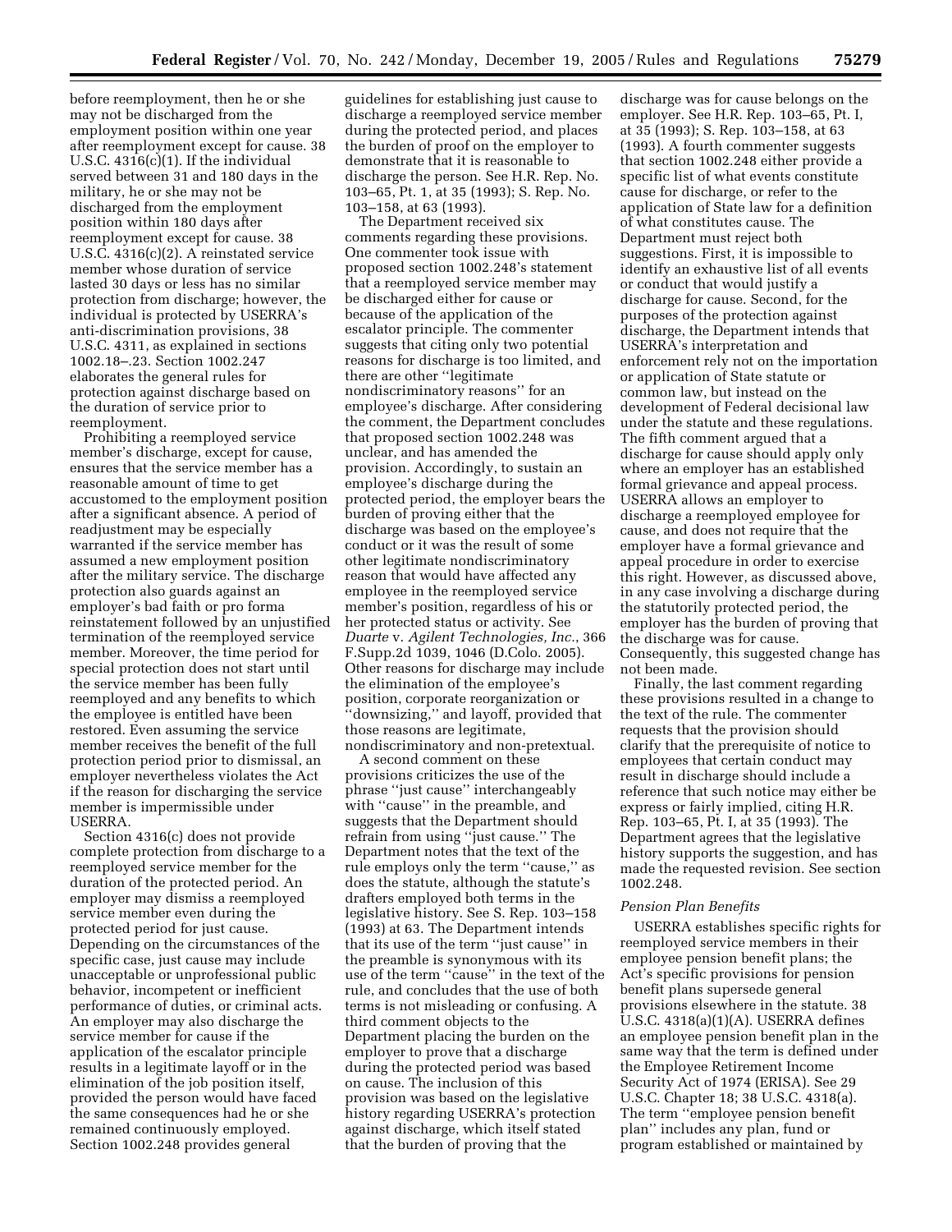before reemployment, then he or she may not be discharged from the employment position within one year after reemployment except for cause. 38 U.S.C. 4316(c)(1). If the individual served between 31 and 180 days in the military, he or she may not be discharged from the employment position within 180 days after reemployment except for cause. 38 U.S.C. 4316(c)(2). A reinstated service member whose duration of service lasted 30 days or less has no similar protection from discharge; however, the individual is protected by USERRA's anti-discrimination provisions, 38 U.S.C. 4311, as explained in sections 1002.18–.23. Section 1002.247 elaborates the general rules for protection against discharge based on the duration of service prior to reemployment.

Prohibiting a reemployed service member's discharge, except for cause, ensures that the service member has a reasonable amount of time to get accustomed to the employment position after a significant absence. A period of readjustment may be especially warranted if the service member has assumed a new employment position after the military service. The discharge protection also guards against an employer's bad faith or pro forma reinstatement followed by an unjustified termination of the reemployed service member. Moreover, the time period for special protection does not start until the service member has been fully reemployed and any benefits to which the employee is entitled have been restored. Even assuming the service member receives the benefit of the full protection period prior to dismissal, an employer nevertheless violates the Act if the reason for discharging the service member is impermissible under USERRA.

Section 4316(c) does not provide complete protection from discharge to a reemployed service member for the duration of the protected period. An employer may dismiss a reemployed service member even during the protected period for just cause. Depending on the circumstances of the specific case, just cause may include unacceptable or unprofessional public behavior, incompetent or inefficient performance of duties, or criminal acts. An employer may also discharge the service member for cause if the application of the escalator principle results in a legitimate layoff or in the elimination of the job position itself, provided the person would have faced the same consequences had he or she remained continuously employed. Section 1002.248 provides general guidelines for establishing just cause to discharge a reemployed service member during the protected period, and places the burden of proof on the employer to demonstrate that it is reasonable to discharge the person. See H.R. Rep. No. 103–65, Pt. 1, at 35 (1993); S. Rep. No. 103–158, at 63 (1993).

The Department received six comments regarding these provisions. One commenter took issue with proposed section 1002.248's statement that a reemployed service member may be discharged either for cause or because of the application of the escalator principle. The commenter suggests that citing only two potential reasons for discharge is too limited, and there are other "legitimate nondiscriminatory reasons" for an employee's discharge. After considering the comment, the Department concludes that proposed section 1002.248 was unclear, and has amended the provision. Accordingly, to sustain an employee's discharge during the protected period, the employer bears the burden of proving either that the discharge was based on the employee's conduct or it was the result of some other legitimate nondiscriminatory reason that would have affected any employee in the reemployed service member's position, regardless of his or her protected status or activity. See *Duarte* v. *Agilent Technologies, Inc.*, 366 F.Supp.2d 1039, 1046 (D.Colo. 2005). Other reasons for discharge may include the elimination of the employee's position, corporate reorganization or "downsizing," and layoff, provided that those reasons are legitimate, nondiscriminatory and non-pretextual.

A second comment on these provisions criticizes the use of the phrase "just cause" interchangeably with "cause" in the preamble, and suggests that the Department should refrain from using "just cause." The Department notes that the text of the rule employs only the term "cause," as does the statute, although the statute's drafters employed both terms in the legislative history. See S. Rep. 103–158 (1993) at 63. The Department intends that its use of the term "just cause" in the preamble is synonymous with its use of the term "cause" in the text of the rule, and concludes that the use of both terms is not misleading or confusing. A third comment objects to the Department placing the burden on the employer to prove that a discharge during the protected period was based on cause. The inclusion of this provision was based on the legislative history regarding USERRA's protection against discharge, which itself stated that the burden of proving that the discharge was for cause belongs on the employer. See H.R. Rep. 103–65, Pt. I, at 35 (1993); S. Rep. 103–158, at 63 (1993). A fourth commenter suggests that section 1002.248 either provide a specific list of what events constitute cause for discharge, or refer to the application of State law for a definition of what constitutes cause. The Department must reject both suggestions. First, it is impossible to identify an exhaustive list of all events or conduct that would justify a discharge for cause. Second, for the purposes of the protection against discharge, the Department intends that USERRA's interpretation and enforcement rely not on the importation or application of State statute or common law, but instead on the development of Federal decisional law under the statute and these regulations. The fifth comment argued that a discharge for cause should apply only where an employer has an established formal grievance and appeal process. USERRA allows an employer to discharge a reemployed employee for cause, and does not require that the employer have a formal grievance and appeal procedure in order to exercise this right. However, as discussed above, in any case involving a discharge during the statutorily protected period, the employer has the burden of proving that the discharge was for cause. Consequently, this suggested change has not been made.

Finally, the last comment regarding these provisions resulted in a change to the text of the rule. The commenter requests that the provision should clarify that the prerequisite of notice to employees that certain conduct may result in discharge should include a reference that such notice may either be express or fairly implied, citing H.R. Rep. 103–65, Pt. I, at 35 (1993). The Department agrees that the legislative history supports the suggestion, and has made the requested revision. See section 1002.248.

*Pension Plan Benefits*

USERRA establishes specific rights for reemployed service members in their employee pension benefit plans; the Act's specific provisions for pension benefit plans supersede general provisions elsewhere in the statute. 38 U.S.C. 4318(a)(1)(A). USERRA defines an employee pension benefit plan in the same way that the term is defined under the Employee Retirement Income Security Act of 1974 (ERISA). See 29 U.S.C. Chapter 18; 38 U.S.C. 4318(a). The term "employee pension benefit plan" includes any plan, fund or program established or maintained by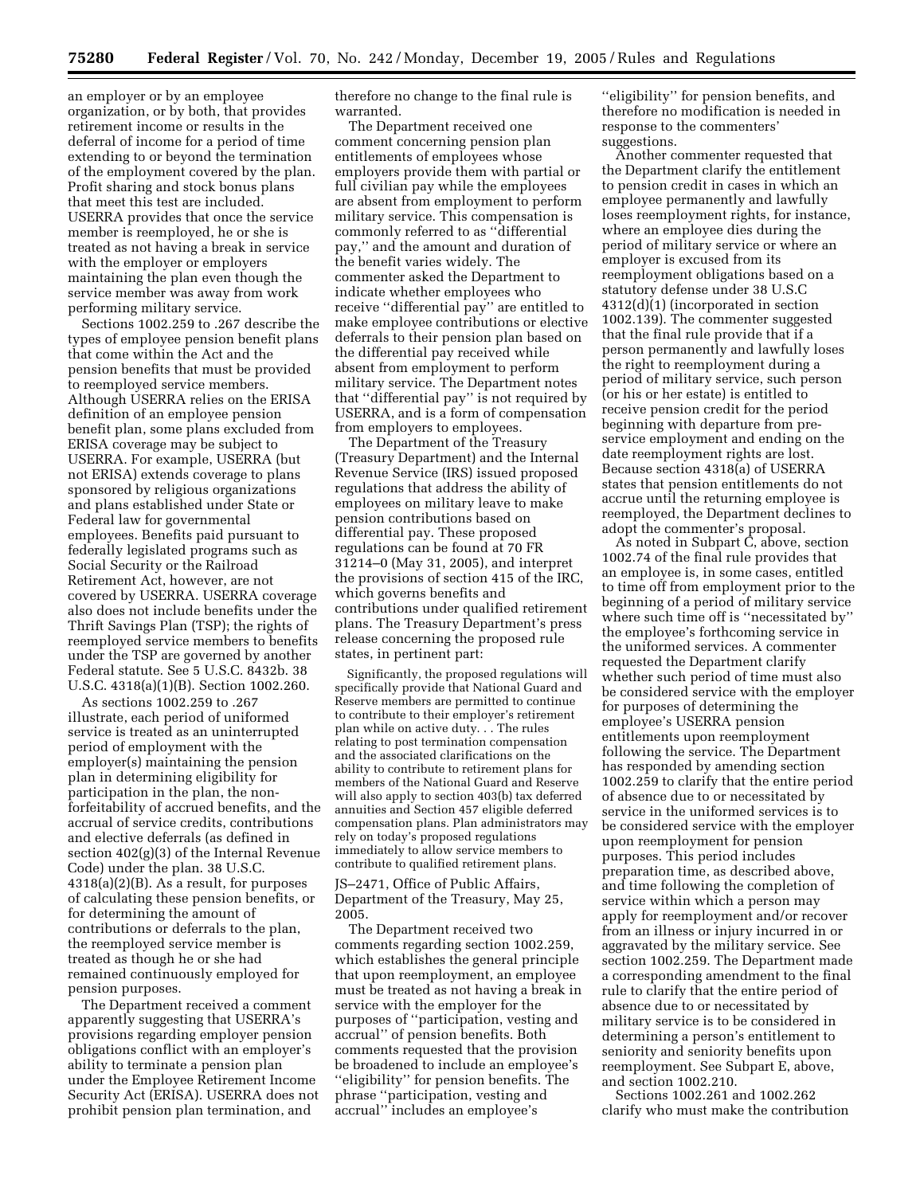an employer or by an employee organization, or by both, that provides retirement income or results in the deferral of income for a period of time extending to or beyond the termination of the employment covered by the plan. Profit sharing and stock bonus plans that meet this test are included. USERRA provides that once the service member is reemployed, he or she is treated as not having a break in service with the employer or employers maintaining the plan even though the service member was away from work performing military service.

Sections 1002.259 to .267 describe the types of employee pension benefit plans that come within the Act and the pension benefits that must be provided to reemployed service members. Although USERRA relies on the ERISA definition of an employee pension benefit plan, some plans excluded from ERISA coverage may be subject to USERRA. For example, USERRA (but not ERISA) extends coverage to plans sponsored by religious organizations and plans established under State or Federal law for governmental employees. Benefits paid pursuant to federally legislated programs such as Social Security or the Railroad Retirement Act, however, are not covered by USERRA. USERRA coverage also does not include benefits under the Thrift Savings Plan (TSP); the rights of reemployed service members to benefits under the TSP are governed by another Federal statute. See 5 U.S.C. 8432b. 38 U.S.C. 4318(a)(1)(B). Section 1002.260.

As sections 1002.259 to .267 illustrate, each period of uniformed service is treated as an uninterrupted period of employment with the employer(s) maintaining the pension plan in determining eligibility for participation in the plan, the non-forfeitability of accrued benefits, and the accrual of service credits, contributions and elective deferrals (as defined in section 402(g)(3) of the Internal Revenue Code) under the plan. 38 U.S.C. 4318(a)(2)(B). As a result, for purposes of calculating these pension benefits, or for determining the amount of contributions or deferrals to the plan, the reemployed service member is treated as though he or she had remained continuously employed for pension purposes.

The Department received a comment apparently suggesting that USERRA's provisions regarding employer pension obligations conflict with an employer's ability to terminate a pension plan under the Employee Retirement Income Security Act (ERISA). USERRA does not prohibit pension plan termination, and therefore no change to the final rule is warranted.

The Department received one comment concerning pension plan entitlements of employees whose employers provide them with partial or full civilian pay while the employees are absent from employment to perform military service. This compensation is commonly referred to as "differential pay," and the amount and duration of the benefit varies widely. The commenter asked the Department to indicate whether employees who receive "differential pay" are entitled to make employee contributions or elective deferrals to their pension plan based on the differential pay received while absent from employment to perform military service. The Department notes that "differential pay" is not required by USERRA, and is a form of compensation from employers to employees.

The Department of the Treasury (Treasury Department) and the Internal Revenue Service (IRS) issued proposed regulations that address the ability of employees on military leave to make pension contributions based on differential pay. These proposed regulations can be found at 70 FR 31214–0 (May 31, 2005), and interpret the provisions of section 415 of the IRC, which governs benefits and contributions under qualified retirement plans. The Treasury Department's press release concerning the proposed rule states, in pertinent part:

> Significantly, the proposed regulations will specifically provide that National Guard and Reserve members are permitted to continue to contribute to their employer's retirement plan while on active duty. . . The rules relating to post termination compensation and the associated clarifications on the ability to contribute to retirement plans for members of the National Guard and Reserve will also apply to section 403(b) tax deferred annuities and Section 457 eligible deferred compensation plans. Plan administrators may rely on today's proposed regulations immediately to allow service members to contribute to qualified retirement plans.

JS–2471, Office of Public Affairs, Department of the Treasury, May 25, 2005.

The Department received two comments regarding section 1002.259, which establishes the general principle that upon reemployment, an employee must be treated as not having a break in service with the employer for the purposes of "participation, vesting and accrual" of pension benefits. Both comments requested that the provision be broadened to include an employee's "eligibility" for pension benefits. The phrase "participation, vesting and accrual" includes an employee's "eligibility" for pension benefits, and therefore no modification is needed in response to the commenters' suggestions.

Another commenter requested that the Department clarify the entitlement to pension credit in cases in which an employee permanently and lawfully loses reemployment rights, for instance, where an employee dies during the period of military service or where an employer is excused from its reemployment obligations based on a statutory defense under 38 U.S.C 4312(d)(1) (incorporated in section 1002.139). The commenter suggested that the final rule provide that if a person permanently and lawfully loses the right to reemployment during a period of military service, such person (or his or her estate) is entitled to receive pension credit for the period beginning with departure from pre-service employment and ending on the date reemployment rights are lost. Because section 4318(a) of USERRA states that pension entitlements do not accrue until the returning employee is reemployed, the Department declines to adopt the commenter's proposal.

As noted in Subpart C, above, section 1002.74 of the final rule provides that an employee is, in some cases, entitled to time off from employment prior to the beginning of a period of military service where such time off is "necessitated by" the employee's forthcoming service in the uniformed services. A commenter requested the Department clarify whether such period of time must also be considered service with the employer for purposes of determining the employee's USERRA pension entitlements upon reemployment following the service. The Department has responded by amending section 1002.259 to clarify that the entire period of absence due to or necessitated by service in the uniformed services is to be considered service with the employer upon reemployment for pension purposes. This period includes preparation time, as described above, and time following the completion of service within which a person may apply for reemployment and/or recover from an illness or injury incurred in or aggravated by the military service. See section 1002.259. The Department made a corresponding amendment to the final rule to clarify that the entire period of absence due to or necessitated by military service is to be considered in determining a person's entitlement to seniority and seniority benefits upon reemployment. See Subpart E, above, and section 1002.210.

Sections 1002.261 and 1002.262 clarify who must make the contribution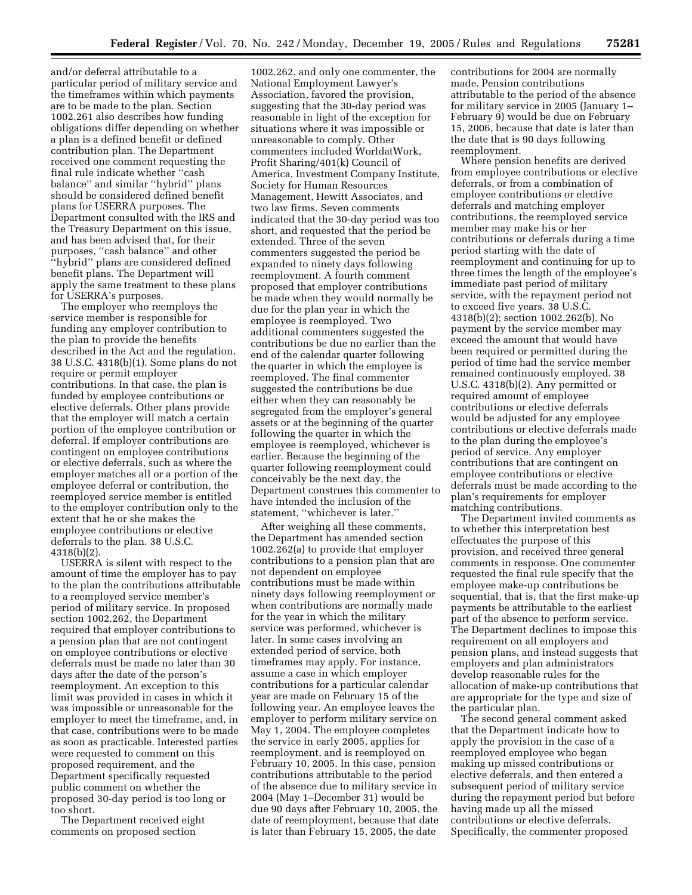and/or deferral attributable to a particular period of military service and the timeframes within which payments are to be made to the plan. Section 1002.261 also describes how funding obligations differ depending on whether a plan is a defined benefit or defined contribution plan. The Department received one comment requesting the final rule indicate whether ''cash balance'' and similar ''hybrid'' plans should be considered defined benefit plans for USERRA purposes. The Department consulted with the IRS and the Treasury Department on this issue, and has been advised that, for their purposes, ''cash balance'' and other ''hybrid'' plans are considered defined benefit plans. The Department will apply the same treatment to these plans for USERRA's purposes.

The employer who reemploys the service member is responsible for funding any employer contribution to the plan to provide the benefits described in the Act and the regulation. 38 U.S.C. 4318(b)(1). Some plans do not require or permit employer contributions. In that case, the plan is funded by employee contributions or elective deferrals. Other plans provide that the employer will match a certain portion of the employee contribution or deferral. If employer contributions are contingent on employee contributions or elective deferrals, such as where the employer matches all or a portion of the employee deferral or contribution, the reemployed service member is entitled to the employer contribution only to the extent that he or she makes the employee contributions or elective deferrals to the plan. 38 U.S.C. 4318(b)(2).

USERRA is silent with respect to the amount of time the employer has to pay to the plan the contributions attributable to a reemployed service member's period of military service. In proposed section 1002.262, the Department required that employer contributions to a pension plan that are not contingent on employee contributions or elective deferrals must be made no later than 30 days after the date of the person's reemployment. An exception to this limit was provided in cases in which it was impossible or unreasonable for the employer to meet the timeframe, and, in that case, contributions were to be made as soon as practicable. Interested parties were requested to comment on this proposed requirement, and the Department specifically requested public comment on whether the proposed 30-day period is too long or too short.

The Department received eight comments on proposed section 1002.262, and only one commenter, the National Employment Lawyer's Association, favored the provision, suggesting that the 30-day period was reasonable in light of the exception for situations where it was impossible or unreasonable to comply. Other commenters included WorldatWork, Profit Sharing/401(k) Council of America, Investment Company Institute, Society for Human Resources Management, Hewitt Associates, and two law firms. Seven comments indicated that the 30-day period was too short, and requested that the period be extended. Three of the seven commenters suggested the period be expanded to ninety days following reemployment. A fourth comment proposed that employer contributions be made when they would normally be due for the plan year in which the employee is reemployed. Two additional commenters suggested the contributions be due no earlier than the end of the calendar quarter following the quarter in which the employee is reemployed. The final commenter suggested the contributions be due either when they can reasonably be segregated from the employer's general assets or at the beginning of the quarter following the quarter in which the employee is reemployed, whichever is earlier. Because the beginning of the quarter following reemployment could conceivably be the next day, the Department construes this commenter to have intended the inclusion of the statement, ''whichever is later.''

After weighing all these comments, the Department has amended section 1002.262(a) to provide that employer contributions to a pension plan that are not dependent on employee contributions must be made within ninety days following reemployment or when contributions are normally made for the year in which the military service was performed, whichever is later. In some cases involving an extended period of service, both timeframes may apply. For instance, assume a case in which employer contributions for a particular calendar year are made on February 15 of the following year. An employee leaves the employer to perform military service on May 1, 2004. The employee completes the service in early 2005, applies for reemployment, and is reemployed on February 10, 2005. In this case, pension contributions attributable to the period of the absence due to military service in 2004 (May 1–December 31) would be due 90 days after February 10, 2005, the date of reemployment, because that date is later than February 15, 2005, the date contributions for 2004 are normally made. Pension contributions attributable to the period of the absence for military service in 2005 (January 1–February 9) would be due on February 15, 2006, because that date is later than the date that is 90 days following reemployment.

Where pension benefits are derived from employee contributions or elective deferrals, or from a combination of employee contributions or elective deferrals and matching employer contributions, the reemployed service member may make his or her contributions or deferrals during a time period starting with the date of reemployment and continuing for up to three times the length of the employee's immediate past period of military service, with the repayment period not to exceed five years. 38 U.S.C. 4318(b)(2); section 1002.262(b). No payment by the service member may exceed the amount that would have been required or permitted during the period of time had the service member remained continuously employed. 38 U.S.C. 4318(b)(2). Any permitted or required amount of employee contributions or elective deferrals would be adjusted for any employee contributions or elective deferrals made to the plan during the employee's period of service. Any employer contributions that are contingent on employee contributions or elective deferrals must be made according to the plan's requirements for employer matching contributions.

The Department invited comments as to whether this interpretation best effectuates the purpose of this provision, and received three general comments in response. One commenter requested the final rule specify that the employee make-up contributions be sequential, that is, that the first make-up payments be attributable to the earliest part of the absence to perform service. The Department declines to impose this requirement on all employers and pension plans, and instead suggests that employers and plan administrators develop reasonable rules for the allocation of make-up contributions that are appropriate for the type and size of the particular plan.

The second general comment asked that the Department indicate how to apply the provision in the case of a reemployed employee who began making up missed contributions or elective deferrals, and then entered a subsequent period of military service during the repayment period but before having made up all the missed contributions or elective deferrals. Specifically, the commenter proposed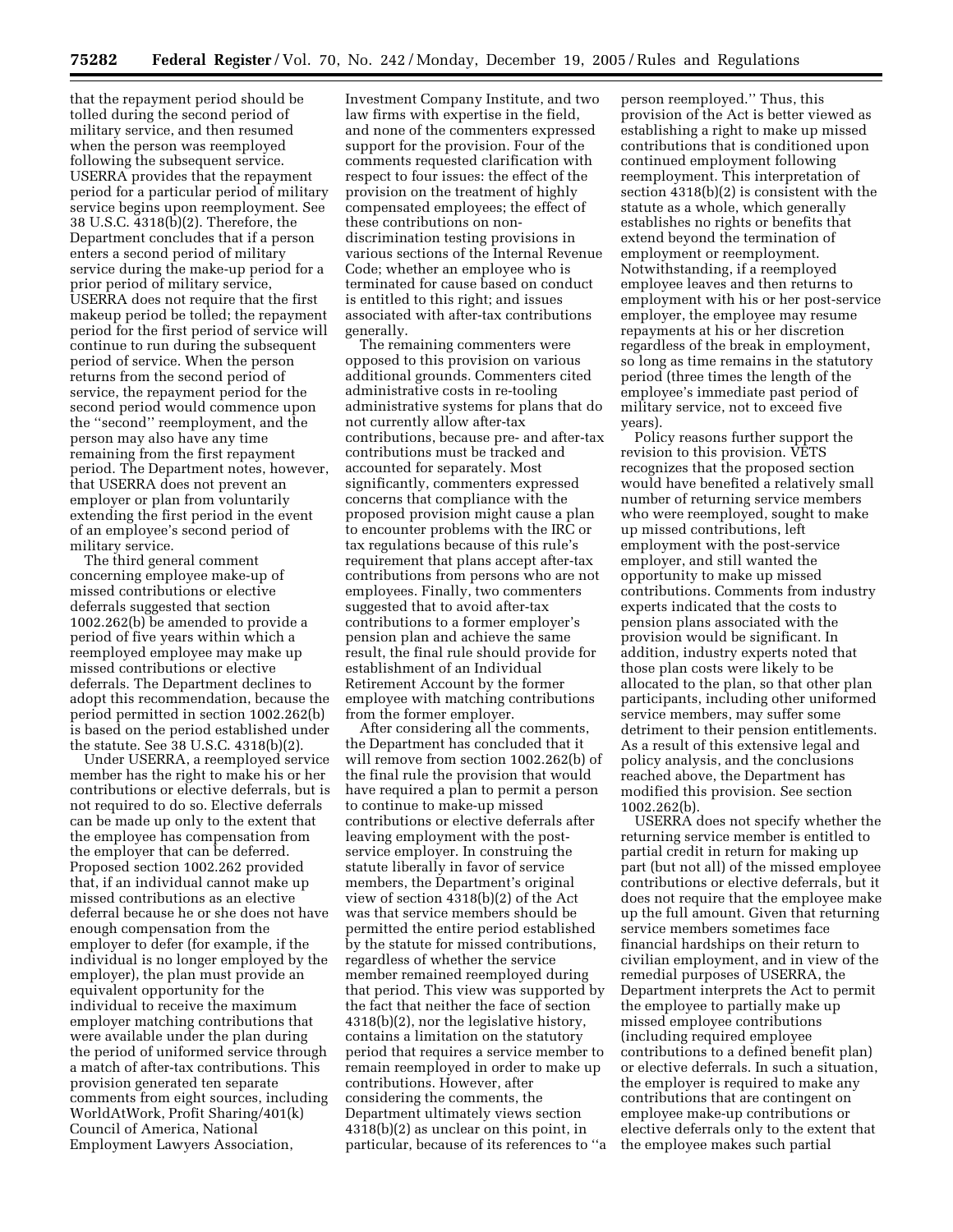that the repayment period should be tolled during the second period of military service, and then resumed when the person was reemployed following the subsequent service. USERRA provides that the repayment period for a particular period of military service begins upon reemployment. See 38 U.S.C. 4318(b)(2). Therefore, the Department concludes that if a person enters a second period of military service during the make-up period for a prior period of military service, USERRA does not require that the first makeup period be tolled; the repayment period for the first period of service will continue to run during the subsequent period of service. When the person returns from the second period of service, the repayment period for the second period would commence upon the ''second'' reemployment, and the person may also have any time remaining from the first repayment period. The Department notes, however, that USERRA does not prevent an employer or plan from voluntarily extending the first period in the event of an employee's second period of military service.

The third general comment concerning employee make-up of missed contributions or elective deferrals suggested that section 1002.262(b) be amended to provide a period of five years within which a reemployed employee may make up missed contributions or elective deferrals. The Department declines to adopt this recommendation, because the period permitted in section 1002.262(b) is based on the period established under the statute. See 38 U.S.C. 4318(b)(2).

Under USERRA, a reemployed service member has the right to make his or her contributions or elective deferrals, but is not required to do so. Elective deferrals can be made up only to the extent that the employee has compensation from the employer that can be deferred. Proposed section 1002.262 provided that, if an individual cannot make up missed contributions as an elective deferral because he or she does not have enough compensation from the employer to defer (for example, if the individual is no longer employed by the employer), the plan must provide an equivalent opportunity for the individual to receive the maximum employer matching contributions that were available under the plan during the period of uniformed service through a match of after-tax contributions. This provision generated ten separate comments from eight sources, including WorldAtWork, Profit Sharing/401(k) Council of America, National Employment Lawyers Association, Investment Company Institute, and two law firms with expertise in the field, and none of the commenters expressed support for the provision. Four of the comments requested clarification with respect to four issues: the effect of the provision on the treatment of highly compensated employees; the effect of these contributions on non-discrimination testing provisions in various sections of the Internal Revenue Code; whether an employee who is terminated for cause based on conduct is entitled to this right; and issues associated with after-tax contributions generally.

The remaining commenters were opposed to this provision on various additional grounds. Commenters cited administrative costs in re-tooling administrative systems for plans that do not currently allow after-tax contributions, because pre- and after-tax contributions must be tracked and accounted for separately. Most significantly, commenters expressed concerns that compliance with the proposed provision might cause a plan to encounter problems with the IRC or tax regulations because of this rule's requirement that plans accept after-tax contributions from persons who are not employees. Finally, two commenters suggested that to avoid after-tax contributions to a former employer's pension plan and achieve the same result, the final rule should provide for establishment of an Individual Retirement Account by the former employee with matching contributions from the former employer.

After considering all the comments, the Department has concluded that it will remove from section 1002.262(b) of the final rule the provision that would have required a plan to permit a person to continue to make-up missed contributions or elective deferrals after leaving employment with the post-service employer. In construing the statute liberally in favor of service members, the Department's original view of section 4318(b)(2) of the Act was that service members should be permitted the entire period established by the statute for missed contributions, regardless of whether the service member remained reemployed during that period. This view was supported by the fact that neither the face of section 4318(b)(2), nor the legislative history, contains a limitation on the statutory period that requires a service member to remain reemployed in order to make up contributions. However, after considering the comments, the Department ultimately views section 4318(b)(2) as unclear on this point, in particular, because of its references to ''a person reemployed.'' Thus, this provision of the Act is better viewed as establishing a right to make up missed contributions that is conditioned upon continued employment following reemployment. This interpretation of section 4318(b)(2) is consistent with the statute as a whole, which generally establishes no rights or benefits that extend beyond the termination of employment or reemployment. Notwithstanding, if a reemployed employee leaves and then returns to employment with his or her post-service employer, the employee may resume repayments at his or her discretion regardless of the break in employment, so long as time remains in the statutory period (three times the length of the employee's immediate past period of military service, not to exceed five years).

Policy reasons further support the revision to this provision. VETS recognizes that the proposed section would have benefited a relatively small number of returning service members who were reemployed, sought to make up missed contributions, left employment with the post-service employer, and still wanted the opportunity to make up missed contributions. Comments from industry experts indicated that the costs to pension plans associated with the provision would be significant. In addition, industry experts noted that those plan costs were likely to be allocated to the plan, so that other plan participants, including other uniformed service members, may suffer some detriment to their pension entitlements. As a result of this extensive legal and policy analysis, and the conclusions reached above, the Department has modified this provision. See section 1002.262(b).

USERRA does not specify whether the returning service member is entitled to partial credit in return for making up part (but not all) of the missed employee contributions or elective deferrals, but it does not require that the employee make up the full amount. Given that returning service members sometimes face financial hardships on their return to civilian employment, and in view of the remedial purposes of USERRA, the Department interprets the Act to permit the employee to partially make up missed employee contributions (including required employee contributions to a defined benefit plan) or elective deferrals. In such a situation, the employer is required to make any contributions that are contingent on employee make-up contributions or elective deferrals only to the extent that the employee makes such partial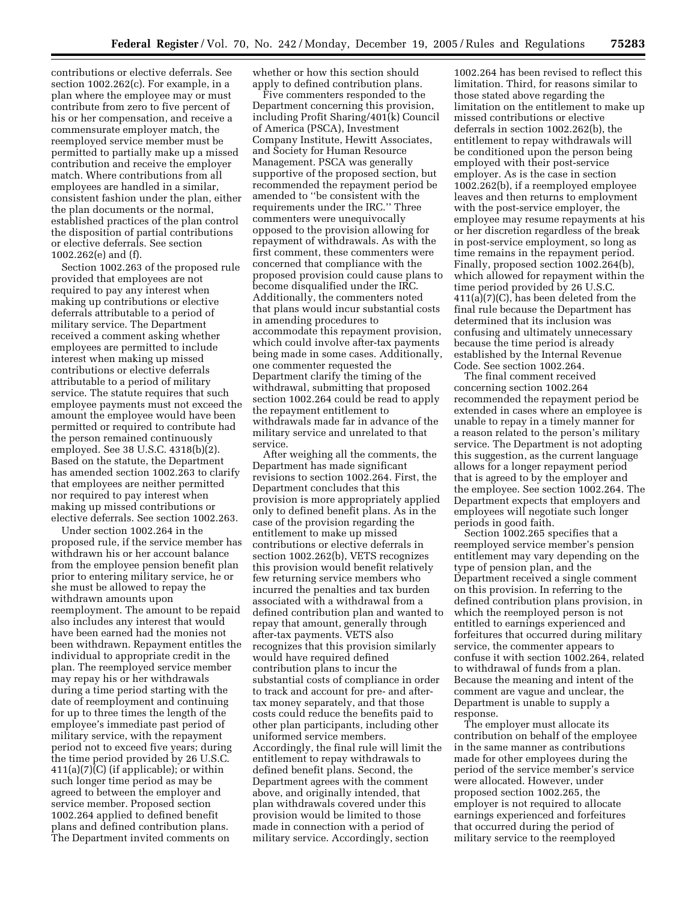contributions or elective deferrals. See section 1002.262(c). For example, in a plan where the employee may or must contribute from zero to five percent of his or her compensation, and receive a commensurate employer match, the reemployed service member must be permitted to partially make up a missed contribution and receive the employer match. Where contributions from all employees are handled in a similar, consistent fashion under the plan, either the plan documents or the normal, established practices of the plan control the disposition of partial contributions or elective deferrals. See section 1002.262(e) and (f).

Section 1002.263 of the proposed rule provided that employees are not required to pay any interest when making up contributions or elective deferrals attributable to a period of military service. The Department received a comment asking whether employees are permitted to include interest when making up missed contributions or elective deferrals attributable to a period of military service. The statute requires that such employee payments must not exceed the amount the employee would have been permitted or required to contribute had the person remained continuously employed. See 38 U.S.C. 4318(b)(2). Based on the statute, the Department has amended section 1002.263 to clarify that employees are neither permitted nor required to pay interest when making up missed contributions or elective deferrals. See section 1002.263.

Under section 1002.264 in the proposed rule, if the service member has withdrawn his or her account balance from the employee pension benefit plan prior to entering military service, he or she must be allowed to repay the withdrawn amounts upon reemployment. The amount to be repaid also includes any interest that would have been earned had the monies not been withdrawn. Repayment entitles the individual to appropriate credit in the plan. The reemployed service member may repay his or her withdrawals during a time period starting with the date of reemployment and continuing for up to three times the length of the employee's immediate past period of military service, with the repayment period not to exceed five years; during the time period provided by 26 U.S.C. 411(a)(7)(C) (if applicable); or within such longer time period as may be agreed to between the employer and service member. Proposed section 1002.264 applied to defined benefit plans and defined contribution plans. The Department invited comments on whether or how this section should apply to defined contribution plans.

Five commenters responded to the Department concerning this provision, including Profit Sharing/401(k) Council of America (PSCA), Investment Company Institute, Hewitt Associates, and Society for Human Resource Management. PSCA was generally supportive of the proposed section, but recommended the repayment period be amended to "be consistent with the requirements under the IRC." Three commenters were unequivocally opposed to the provision allowing for repayment of withdrawals. As with the first comment, these commenters were concerned that compliance with the proposed provision could cause plans to become disqualified under the IRC. Additionally, the commenters noted that plans would incur substantial costs in amending procedures to accommodate this repayment provision, which could involve after-tax payments being made in some cases. Additionally, one commenter requested the Department clarify the timing of the withdrawal, submitting that proposed section 1002.264 could be read to apply the repayment entitlement to withdrawals made far in advance of the military service and unrelated to that service.

After weighing all the comments, the Department has made significant revisions to section 1002.264. First, the Department concludes that this provision is more appropriately applied only to defined benefit plans. As in the case of the provision regarding the entitlement to make up missed contributions or elective deferrals in section 1002.262(b), VETS recognizes this provision would benefit relatively few returning service members who incurred the penalties and tax burden associated with a withdrawal from a defined contribution plan and wanted to repay that amount, generally through after-tax payments. VETS also recognizes that this provision similarly would have required defined contribution plans to incur the substantial costs of compliance in order to track and account for pre- and after-tax money separately, and that those costs could reduce the benefits paid to other plan participants, including other uniformed service members. Accordingly, the final rule will limit the entitlement to repay withdrawals to defined benefit plans. Second, the Department agrees with the comment above, and originally intended, that plan withdrawals covered under this provision would be limited to those made in connection with a period of military service. Accordingly, section 1002.264 has been revised to reflect this limitation. Third, for reasons similar to those stated above regarding the limitation on the entitlement to make up missed contributions or elective deferrals in section 1002.262(b), the entitlement to repay withdrawals will be conditioned upon the person being employed with their post-service employer. As is the case in section 1002.262(b), if a reemployed employee leaves and then returns to employment with the post-service employer, the employee may resume repayments at his or her discretion regardless of the break in post-service employment, so long as time remains in the repayment period. Finally, proposed section 1002.264(b), which allowed for repayment within the time period provided by 26 U.S.C. 411(a)(7)(C), has been deleted from the final rule because the Department has determined that its inclusion was confusing and ultimately unnecessary because the time period is already established by the Internal Revenue Code. See section 1002.264.

The final comment received concerning section 1002.264 recommended the repayment period be extended in cases where an employee is unable to repay in a timely manner for a reason related to the person's military service. The Department is not adopting this suggestion, as the current language allows for a longer repayment period that is agreed to by the employer and the employee. See section 1002.264. The Department expects that employers and employees will negotiate such longer periods in good faith.

Section 1002.265 specifies that a reemployed service member's pension entitlement may vary depending on the type of pension plan, and the Department received a single comment on this provision. In referring to the defined contribution plans provision, in which the reemployed person is not entitled to earnings experienced and forfeitures that occurred during military service, the commenter appears to confuse it with section 1002.264, related to withdrawal of funds from a plan. Because the meaning and intent of the comment are vague and unclear, the Department is unable to supply a response.

The employer must allocate its contribution on behalf of the employee in the same manner as contributions made for other employees during the period of the service member's service were allocated. However, under proposed section 1002.265, the employer is not required to allocate earnings experienced and forfeitures that occurred during the period of military service to the reemployed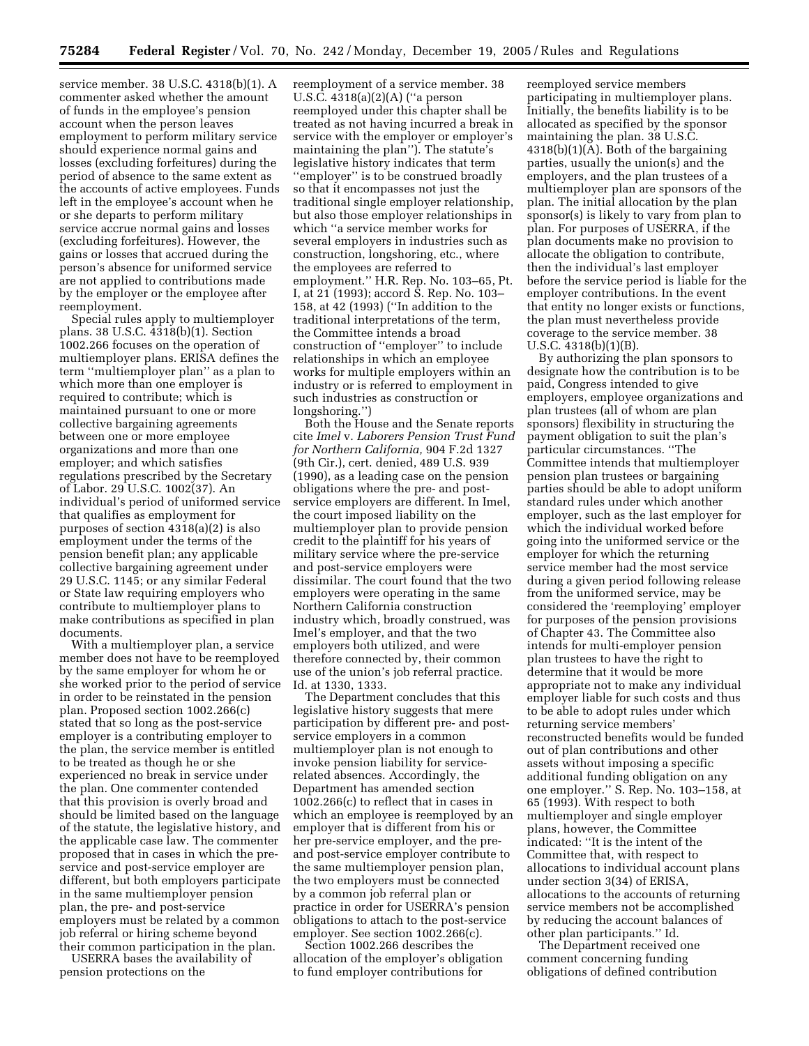service member. 38 U.S.C. 4318(b)(1). A commenter asked whether the amount of funds in the employee's pension account when the person leaves employment to perform military service should experience normal gains and losses (excluding forfeitures) during the period of absence to the same extent as the accounts of active employees. Funds left in the employee's account when he or she departs to perform military service accrue normal gains and losses (excluding forfeitures). However, the gains or losses that accrued during the person's absence for uniformed service are not applied to contributions made by the employer or the employee after reemployment.

Special rules apply to multiemployer plans. 38 U.S.C. 4318(b)(1). Section 1002.266 focuses on the operation of multiemployer plans. ERISA defines the term ''multiemployer plan'' as a plan to which more than one employer is required to contribute; which is maintained pursuant to one or more collective bargaining agreements between one or more employee organizations and more than one employer; and which satisfies regulations prescribed by the Secretary of Labor. 29 U.S.C. 1002(37). An individual's period of uniformed service that qualifies as employment for purposes of section 4318(a)(2) is also employment under the terms of the pension benefit plan; any applicable collective bargaining agreement under 29 U.S.C. 1145; or any similar Federal or State law requiring employers who contribute to multiemployer plans to make contributions as specified in plan documents.

With a multiemployer plan, a service member does not have to be reemployed by the same employer for whom he or she worked prior to the period of service in order to be reinstated in the pension plan. Proposed section 1002.266(c) stated that so long as the post-service employer is a contributing employer to the plan, the service member is entitled to be treated as though he or she experienced no break in service under the plan. One commenter contended that this provision is overly broad and should be limited based on the language of the statute, the legislative history, and the applicable case law. The commenter proposed that in cases in which the pre-service and post-service employer are different, but both employers participate in the same multiemployer pension plan, the pre- and post-service employers must be related by a common job referral or hiring scheme beyond their common participation in the plan.

USERRA bases the availability of pension protections on the reemployment of a service member. 38 U.S.C. 4318(a)(2)(A) (''a person reemployed under this chapter shall be treated as not having incurred a break in service with the employer or employer's maintaining the plan''). The statute's legislative history indicates that term ''employer'' is to be construed broadly so that it encompasses not just the traditional single employer relationship, but also those employer relationships in which ''a service member works for several employers in industries such as construction, longshoring, etc., where the employees are referred to employment.'' H.R. Rep. No. 103–65, Pt. I, at 21 (1993); accord S. Rep. No. 103–158, at 42 (1993) (''In addition to the traditional interpretations of the term, the Committee intends a broad construction of ''employer'' to include relationships in which an employee works for multiple employers within an industry or is referred to employment in such industries as construction or longshoring.'')

Both the House and the Senate reports cite *Imel* v. *Laborers Pension Trust Fund for Northern California,* 904 F.2d 1327 (9th Cir.), cert. denied, 489 U.S. 939 (1990), as a leading case on the pension obligations where the pre- and post-service employers are different. In Imel, the court imposed liability on the multiemployer plan to provide pension credit to the plaintiff for his years of military service where the pre-service and post-service employers were dissimilar. The court found that the two employers were operating in the same Northern California construction industry which, broadly construed, was Imel's employer, and that the two employers both utilized, and were therefore connected by, their common use of the union's job referral practice. Id. at 1330, 1333.

The Department concludes that this legislative history suggests that mere participation by different pre- and post-service employers in a common multiemployer plan is not enough to invoke pension liability for service-related absences. Accordingly, the Department has amended section 1002.266(c) to reflect that in cases in which an employee is reemployed by an employer that is different from his or her pre-service employer, and the pre- and post-service employer contribute to the same multiemployer pension plan, the two employers must be connected by a common job referral plan or practice in order for USERRA's pension obligations to attach to the post-service employer. See section 1002.266(c).

Section 1002.266 describes the allocation of the employer's obligation to fund employer contributions for reemployed service members participating in multiemployer plans. Initially, the benefits liability is to be allocated as specified by the sponsor maintaining the plan. 38 U.S.C. 4318(b)(1)(A). Both of the bargaining parties, usually the union(s) and the employers, and the plan trustees of a multiemployer plan are sponsors of the plan. The initial allocation by the plan sponsor(s) is likely to vary from plan to plan. For purposes of USERRA, if the plan documents make no provision to allocate the obligation to contribute, then the individual's last employer before the service period is liable for the employer contributions. In the event that entity no longer exists or functions, the plan must nevertheless provide coverage to the service member. 38 U.S.C. 4318(b)(1)(B).

By authorizing the plan sponsors to designate how the contribution is to be paid, Congress intended to give employers, employee organizations and plan trustees (all of whom are plan sponsors) flexibility in structuring the payment obligation to suit the plan's particular circumstances. ''The Committee intends that multiemployer pension plan trustees or bargaining parties should be able to adopt uniform standard rules under which another employer, such as the last employer for which the individual worked before going into the uniformed service or the employer for which the returning service member had the most service during a given period following release from the uniformed service, may be considered the 'reemploying' employer for purposes of the pension provisions of Chapter 43. The Committee also intends for multi-employer pension plan trustees to have the right to determine that it would be more appropriate not to make any individual employer liable for such costs and thus to be able to adopt rules under which returning service members' reconstructed benefits would be funded out of plan contributions and other assets without imposing a specific additional funding obligation on any one employer.'' S. Rep. No. 103–158, at 65 (1993). With respect to both multiemployer and single employer plans, however, the Committee indicated: ''It is the intent of the Committee that, with respect to allocations to individual account plans under section 3(34) of ERISA, allocations to the accounts of returning service members not be accomplished by reducing the account balances of other plan participants.'' Id.

The Department received one comment concerning funding obligations of defined contribution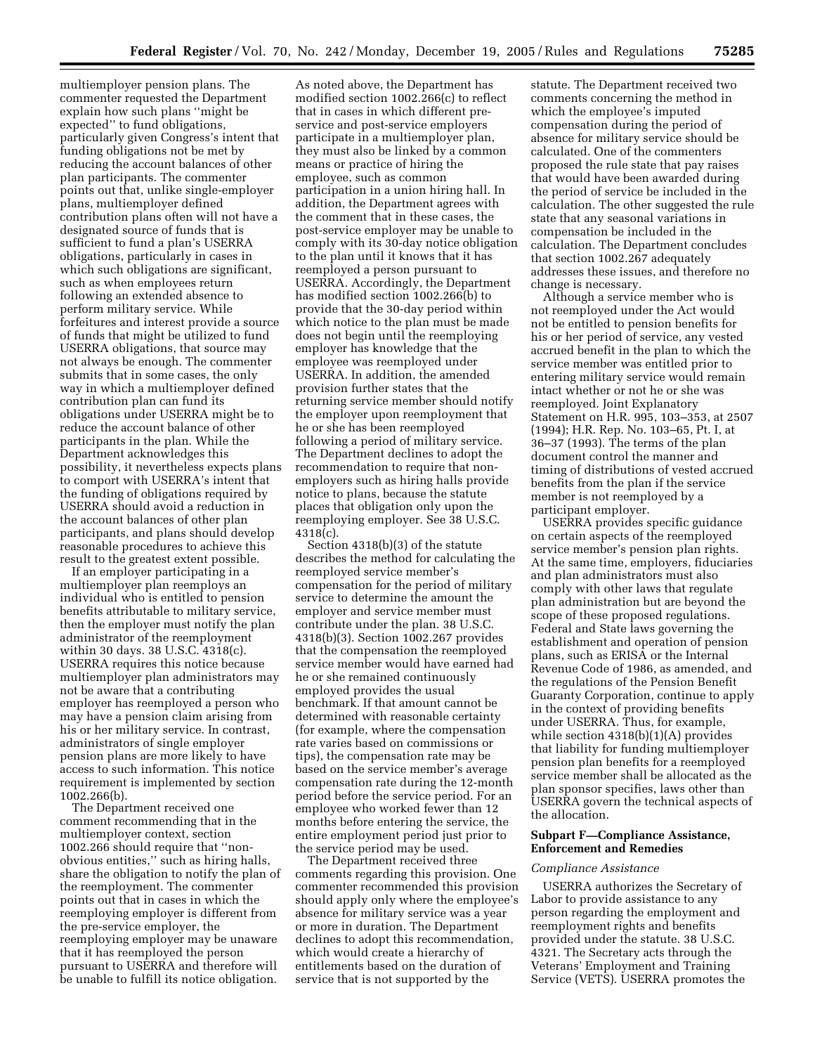multiemployer pension plans. The commenter requested the Department explain how such plans ''might be expected'' to fund obligations, particularly given Congress's intent that funding obligations not be met by reducing the account balances of other plan participants. The commenter points out that, unlike single-employer plans, multiemployer defined contribution plans often will not have a designated source of funds that is sufficient to fund a plan's USERRA obligations, particularly in cases in which such obligations are significant, such as when employees return following an extended absence to perform military service. While forfeitures and interest provide a source of funds that might be utilized to fund USERRA obligations, that source may not always be enough. The commenter submits that in some cases, the only way in which a multiemployer defined contribution plan can fund its obligations under USERRA might be to reduce the account balance of other participants in the plan. While the Department acknowledges this possibility, it nevertheless expects plans to comport with USERRA's intent that the funding of obligations required by USERRA should avoid a reduction in the account balances of other plan participants, and plans should develop reasonable procedures to achieve this result to the greatest extent possible.

If an employer participating in a multiemployer plan reemploys an individual who is entitled to pension benefits attributable to military service, then the employer must notify the plan administrator of the reemployment within 30 days. 38 U.S.C. 4318(c). USERRA requires this notice because multiemployer plan administrators may not be aware that a contributing employer has reemployed a person who may have a pension claim arising from his or her military service. In contrast, administrators of single employer pension plans are more likely to have access to such information. This notice requirement is implemented by section 1002.266(b).

The Department received one comment recommending that in the multiemployer context, section 1002.266 should require that ''non-obvious entities,'' such as hiring halls, share the obligation to notify the plan of the reemployment. The commenter points out that in cases in which the reemploying employer is different from the pre-service employer, the reemploying employer may be unaware that it has reemployed the person pursuant to USERRA and therefore will be unable to fulfill its notice obligation. As noted above, the Department has modified section 1002.266(c) to reflect that in cases in which different pre-service and post-service employers participate in a multiemployer plan, they must also be linked by a common means or practice of hiring the employee, such as common participation in a union hiring hall. In addition, the Department agrees with the comment that in these cases, the post-service employer may be unable to comply with its 30-day notice obligation to the plan until it knows that it has reemployed a person pursuant to USERRA. Accordingly, the Department has modified section 1002.266(b) to provide that the 30-day period within which notice to the plan must be made does not begin until the reemploying employer has knowledge that the employee was reemployed under USERRA. In addition, the amended provision further states that the returning service member should notify the employer upon reemployment that he or she has been reemployed following a period of military service. The Department declines to adopt the recommendation to require that non-employers such as hiring halls provide notice to plans, because the statute places that obligation only upon the reemploying employer. See 38 U.S.C. 4318(c).

Section 4318(b)(3) of the statute describes the method for calculating the reemployed service member's compensation for the period of military service to determine the amount the employer and service member must contribute under the plan. 38 U.S.C. 4318(b)(3). Section 1002.267 provides that the compensation the reemployed service member would have earned had he or she remained continuously employed provides the usual benchmark. If that amount cannot be determined with reasonable certainty (for example, where the compensation rate varies based on commissions or tips), the compensation rate may be based on the service member's average compensation rate during the 12-month period before the service period. For an employee who worked fewer than 12 months before entering the service, the entire employment period just prior to the service period may be used.

The Department received three comments regarding this provision. One commenter recommended this provision should apply only where the employee's absence for military service was a year or more in duration. The Department declines to adopt this recommendation, which would create a hierarchy of entitlements based on the duration of service that is not supported by the statute. The Department received two comments concerning the method in which the employee's imputed compensation during the period of absence for military service should be calculated. One of the commenters proposed the rule state that pay raises that would have been awarded during the period of service be included in the calculation. The other suggested the rule state that any seasonal variations in compensation be included in the calculation. The Department concludes that section 1002.267 adequately addresses these issues, and therefore no change is necessary.

Although a service member who is not reemployed under the Act would not be entitled to pension benefits for his or her period of service, any vested accrued benefit in the plan to which the service member was entitled prior to entering military service would remain intact whether or not he or she was reemployed. Joint Explanatory Statement on H.R. 995, 103–353, at 2507 (1994); H.R. Rep. No. 103–65, Pt. I, at 36–37 (1993). The terms of the plan document control the manner and timing of distributions of vested accrued benefits from the plan if the service member is not reemployed by a participant employer.

USERRA provides specific guidance on certain aspects of the reemployed service member's pension plan rights. At the same time, employers, fiduciaries and plan administrators must also comply with other laws that regulate plan administration but are beyond the scope of these proposed regulations. Federal and State laws governing the establishment and operation of pension plans, such as ERISA or the Internal Revenue Code of 1986, as amended, and the regulations of the Pension Benefit Guaranty Corporation, continue to apply in the context of providing benefits under USERRA. Thus, for example, while section 4318(b)(1)(A) provides that liability for funding multiemployer pension plan benefits for a reemployed service member shall be allocated as the plan sponsor specifies, laws other than USERRA govern the technical aspects of the allocation.

## Subpart F—Compliance Assistance, Enforcement and Remedies

*Compliance Assistance*

USERRA authorizes the Secretary of Labor to provide assistance to any person regarding the employment and reemployment rights and benefits provided under the statute. 38 U.S.C. 4321. The Secretary acts through the Veterans' Employment and Training Service (VETS). USERRA promotes the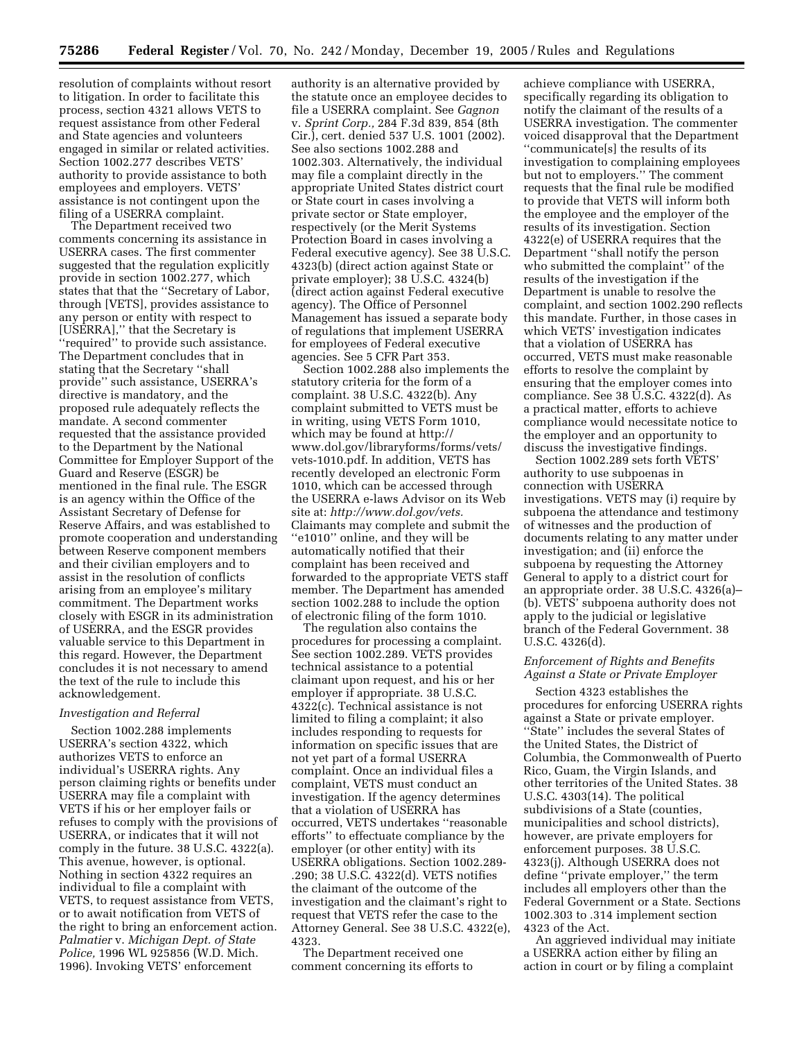resolution of complaints without resort to litigation. In order to facilitate this process, section 4321 allows VETS to request assistance from other Federal and State agencies and volunteers engaged in similar or related activities. Section 1002.277 describes VETS' authority to provide assistance to both employees and employers. VETS' assistance is not contingent upon the filing of a USERRA complaint.

The Department received two comments concerning its assistance in USERRA cases. The first commenter suggested that the regulation explicitly provide in section 1002.277, which states that that the ''Secretary of Labor, through [VETS], provides assistance to any person or entity with respect to [USERRA],'' that the Secretary is ''required'' to provide such assistance. The Department concludes that in stating that the Secretary ''shall provide'' such assistance, USERRA's directive is mandatory, and the proposed rule adequately reflects the mandate. A second commenter requested that the assistance provided to the Department by the National Committee for Employer Support of the Guard and Reserve (ESGR) be mentioned in the final rule. The ESGR is an agency within the Office of the Assistant Secretary of Defense for Reserve Affairs, and was established to promote cooperation and understanding between Reserve component members and their civilian employers and to assist in the resolution of conflicts arising from an employee's military commitment. The Department works closely with ESGR in its administration of USERRA, and the ESGR provides valuable service to this Department in this regard. However, the Department concludes it is not necessary to amend the text of the rule to include this acknowledgement.

*Investigation and Referral*

Section 1002.288 implements USERRA's section 4322, which authorizes VETS to enforce an individual's USERRA rights. Any person claiming rights or benefits under USERRA may file a complaint with VETS if his or her employer fails or refuses to comply with the provisions of USERRA, or indicates that it will not comply in the future. 38 U.S.C. 4322(a). This avenue, however, is optional. Nothing in section 4322 requires an individual to file a complaint with VETS, to request assistance from VETS, or to await notification from VETS of the right to bring an enforcement action. *Palmatier* v. *Michigan Dept. of State Police,* 1996 WL 925856 (W.D. Mich. 1996). Invoking VETS' enforcement authority is an alternative provided by the statute once an employee decides to file a USERRA complaint. See *Gagnon* v. *Sprint Corp.,* 284 F.3d 839, 854 (8th Cir.), cert. denied 537 U.S. 1001 (2002). See also sections 1002.288 and 1002.303. Alternatively, the individual may file a complaint directly in the appropriate United States district court or State court in cases involving a private sector or State employer, respectively (or the Merit Systems Protection Board in cases involving a Federal executive agency). See 38 U.S.C. 4323(b) (direct action against State or private employer); 38 U.S.C. 4324(b) (direct action against Federal executive agency). The Office of Personnel Management has issued a separate body of regulations that implement USERRA for employees of Federal executive agencies. See 5 CFR Part 353.

Section 1002.288 also implements the statutory criteria for the form of a complaint. 38 U.S.C. 4322(b). Any complaint submitted to VETS must be in writing, using VETS Form 1010, which may be found at http://www.dol.gov/libraryforms/forms/vets/vets-1010.pdf. In addition, VETS has recently developed an electronic Form 1010, which can be accessed through the USERRA e-laws Advisor on its Web site at: *http://www.dol.gov/vets.* Claimants may complete and submit the ''e1010'' online, and they will be automatically notified that their complaint has been received and forwarded to the appropriate VETS staff member. The Department has amended section 1002.288 to include the option of electronic filing of the form 1010.

The regulation also contains the procedures for processing a complaint. See section 1002.289. VETS provides technical assistance to a potential claimant upon request, and his or her employer if appropriate. 38 U.S.C. 4322(c). Technical assistance is not limited to filing a complaint; it also includes responding to requests for information on specific issues that are not yet part of a formal USERRA complaint. Once an individual files a complaint, VETS must conduct an investigation. If the agency determines that a violation of USERRA has occurred, VETS undertakes ''reasonable efforts'' to effectuate compliance by the employer (or other entity) with its USERRA obligations. Section 1002.289-.290; 38 U.S.C. 4322(d). VETS notifies the claimant of the outcome of the investigation and the claimant's right to request that VETS refer the case to the Attorney General. See 38 U.S.C. 4322(e), 4323.

The Department received one comment concerning its efforts to achieve compliance with USERRA, specifically regarding its obligation to notify the claimant of the results of a USERRA investigation. The commenter voiced disapproval that the Department ''communicate[s] the results of its investigation to complaining employees but not to employers.'' The comment requests that the final rule be modified to provide that VETS will inform both the employee and the employer of the results of its investigation. Section 4322(e) of USERRA requires that the Department ''shall notify the person who submitted the complaint'' of the results of the investigation if the Department is unable to resolve the complaint, and section 1002.290 reflects this mandate. Further, in those cases in which VETS' investigation indicates that a violation of USERRA has occurred, VETS must make reasonable efforts to resolve the complaint by ensuring that the employer comes into compliance. See 38 U.S.C. 4322(d). As a practical matter, efforts to achieve compliance would necessitate notice to the employer and an opportunity to discuss the investigative findings.

Section 1002.289 sets forth VETS' authority to use subpoenas in connection with USERRA investigations. VETS may (i) require by subpoena the attendance and testimony of witnesses and the production of documents relating to any matter under investigation; and (ii) enforce the subpoena by requesting the Attorney General to apply to a district court for an appropriate order. 38 U.S.C. 4326(a)–(b). VETS' subpoena authority does not apply to the judicial or legislative branch of the Federal Government. 38 U.S.C. 4326(d).

*Enforcement of Rights and Benefits Against a State or Private Employer*

Section 4323 establishes the procedures for enforcing USERRA rights against a State or private employer. ''State'' includes the several States of the United States, the District of Columbia, the Commonwealth of Puerto Rico, Guam, the Virgin Islands, and other territories of the United States. 38 U.S.C. 4303(14). The political subdivisions of a State (counties, municipalities and school districts), however, are private employers for enforcement purposes. 38 U.S.C. 4323(j). Although USERRA does not define ''private employer,'' the term includes all employers other than the Federal Government or a State. Sections 1002.303 to .314 implement section 4323 of the Act.

An aggrieved individual may initiate a USERRA action either by filing an action in court or by filing a complaint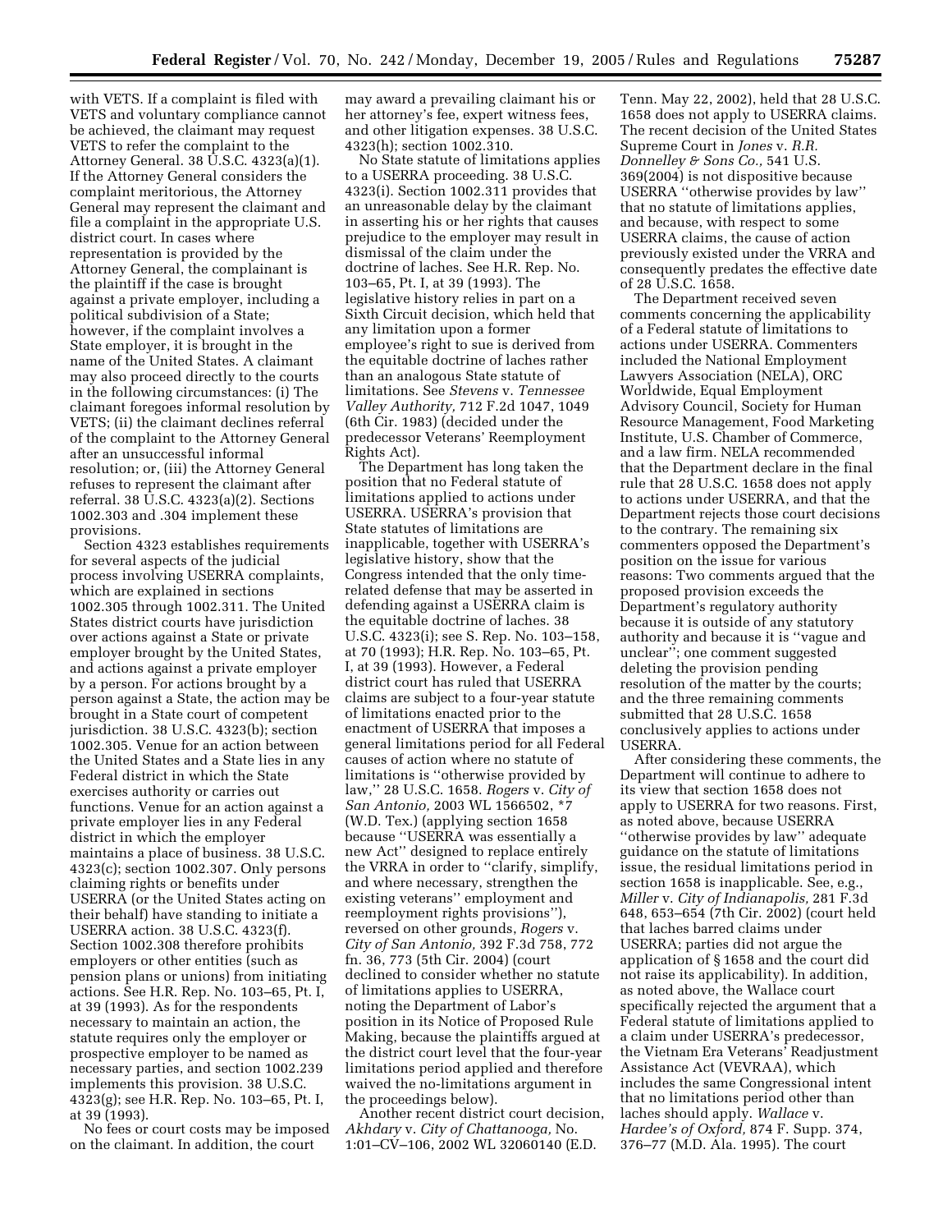with VETS. If a complaint is filed with VETS and voluntary compliance cannot be achieved, the claimant may request VETS to refer the complaint to the Attorney General. 38 U.S.C. 4323(a)(1). If the Attorney General considers the complaint meritorious, the Attorney General may represent the claimant and file a complaint in the appropriate U.S. district court. In cases where representation is provided by the Attorney General, the complainant is the plaintiff if the case is brought against a private employer, including a political subdivision of a State; however, if the complaint involves a State employer, it is brought in the name of the United States. A claimant may also proceed directly to the courts in the following circumstances: (i) The claimant foregoes informal resolution by VETS; (ii) the claimant declines referral of the complaint to the Attorney General after an unsuccessful informal resolution; or, (iii) the Attorney General refuses to represent the claimant after referral. 38 U.S.C. 4323(a)(2). Sections 1002.303 and .304 implement these provisions.

Section 4323 establishes requirements for several aspects of the judicial process involving USERRA complaints, which are explained in sections 1002.305 through 1002.311. The United States district courts have jurisdiction over actions against a State or private employer brought by the United States, and actions against a private employer by a person. For actions brought by a person against a State, the action may be brought in a State court of competent jurisdiction. 38 U.S.C. 4323(b); section 1002.305. Venue for an action between the United States and a State lies in any Federal district in which the State exercises authority or carries out functions. Venue for an action against a private employer lies in any Federal district in which the employer maintains a place of business. 38 U.S.C. 4323(c); section 1002.307. Only persons claiming rights or benefits under USERRA (or the United States acting on their behalf) have standing to initiate a USERRA action. 38 U.S.C. 4323(f). Section 1002.308 therefore prohibits employers or other entities (such as pension plans or unions) from initiating actions. See H.R. Rep. No. 103–65, Pt. I, at 39 (1993). As for the respondents necessary to maintain an action, the statute requires only the employer or prospective employer to be named as necessary parties, and section 1002.239 implements this provision. 38 U.S.C. 4323(g); see H.R. Rep. No. 103–65, Pt. I, at 39 (1993).

No fees or court costs may be imposed on the claimant. In addition, the court may award a prevailing claimant his or her attorney's fee, expert witness fees, and other litigation expenses. 38 U.S.C. 4323(h); section 1002.310.

No State statute of limitations applies to a USERRA proceeding. 38 U.S.C. 4323(i). Section 1002.311 provides that an unreasonable delay by the claimant in asserting his or her rights that causes prejudice to the employer may result in dismissal of the claim under the doctrine of laches. See H.R. Rep. No. 103–65, Pt. I, at 39 (1993). The legislative history relies in part on a Sixth Circuit decision, which held that any limitation upon a former employee's right to sue is derived from the equitable doctrine of laches rather than an analogous State statute of limitations. See *Stevens* v. *Tennessee Valley Authority,* 712 F.2d 1047, 1049 (6th Cir. 1983) (decided under the predecessor Veterans' Reemployment Rights Act).

The Department has long taken the position that no Federal statute of limitations applied to actions under USERRA. USERRA's provision that State statutes of limitations are inapplicable, together with USERRA's legislative history, show that the Congress intended that the only time-related defense that may be asserted in defending against a USERRA claim is the equitable doctrine of laches. 38 U.S.C. 4323(i); see S. Rep. No. 103–158, at 70 (1993); H.R. Rep. No. 103–65, Pt. I, at 39 (1993). However, a Federal district court has ruled that USERRA claims are subject to a four-year statute of limitations enacted prior to the enactment of USERRA that imposes a general limitations period for all Federal causes of action where no statute of limitations is ''otherwise provided by law,'' 28 U.S.C. 1658. *Rogers* v. *City of San Antonio,* 2003 WL 1566502, *7 (W.D. Tex.) (applying section 1658 because ''USERRA was essentially a new Act'' designed to replace entirely the VRRA in order to ''clarify, simplify, and where necessary, strengthen the existing veterans'' employment and reemployment rights provisions''), reversed on other grounds, *Rogers* v. *City of San Antonio,* 392 F.3d 758, 772 fn. 36, 773 (5th Cir. 2004) (court declined to consider whether no statute of limitations applies to USERRA, noting the Department of Labor's position in its Notice of Proposed Rule Making, because the plaintiffs argued at the district court level that the four-year limitations period applied and therefore waived the no-limitations argument in the proceedings below).

Another recent district court decision, *Akhdary* v. *City of Chattanooga,* No. 1:01–CV–106, 2002 WL 32060140 (E.D. Tenn. May 22, 2002), held that 28 U.S.C. 1658 does not apply to USERRA claims. The recent decision of the United States Supreme Court in *Jones* v. *R.R. Donnelley & Sons Co.,* 541 U.S. 369(2004) is not dispositive because USERRA ''otherwise provides by law'' that no statute of limitations applies, and because, with respect to some USERRA claims, the cause of action previously existed under the VRRA and consequently predates the effective date of 28 U.S.C. 1658.

The Department received seven comments concerning the applicability of a Federal statute of limitations to actions under USERRA. Commenters included the National Employment Lawyers Association (NELA), ORC Worldwide, Equal Employment Advisory Council, Society for Human Resource Management, Food Marketing Institute, U.S. Chamber of Commerce, and a law firm. NELA recommended that the Department declare in the final rule that 28 U.S.C. 1658 does not apply to actions under USERRA, and that the Department rejects those court decisions to the contrary. The remaining six commenters opposed the Department's position on the issue for various reasons: Two comments argued that the proposed provision exceeds the Department's regulatory authority because it is outside of any statutory authority and because it is ''vague and unclear''; one comment suggested deleting the provision pending resolution of the matter by the courts; and the three remaining comments submitted that 28 U.S.C. 1658 conclusively applies to actions under USERRA.

After considering these comments, the Department will continue to adhere to its view that section 1658 does not apply to USERRA for two reasons. First, as noted above, because USERRA ''otherwise provides by law'' adequate guidance on the statute of limitations issue, the residual limitations period in section 1658 is inapplicable. See, e.g., *Miller* v. *City of Indianapolis,* 281 F.3d 648, 653–654 (7th Cir. 2002) (court held that laches barred claims under USERRA; parties did not argue the application of § 1658 and the court did not raise its applicability). In addition, as noted above, the Wallace court specifically rejected the argument that a Federal statute of limitations applied to a claim under USERRA's predecessor, the Vietnam Era Veterans' Readjustment Assistance Act (VEVRAA), which includes the same Congressional intent that no limitations period other than laches should apply. *Wallace* v. *Hardee's of Oxford,* 874 F. Supp. 374, 376–77 (M.D. Ala. 1995). The court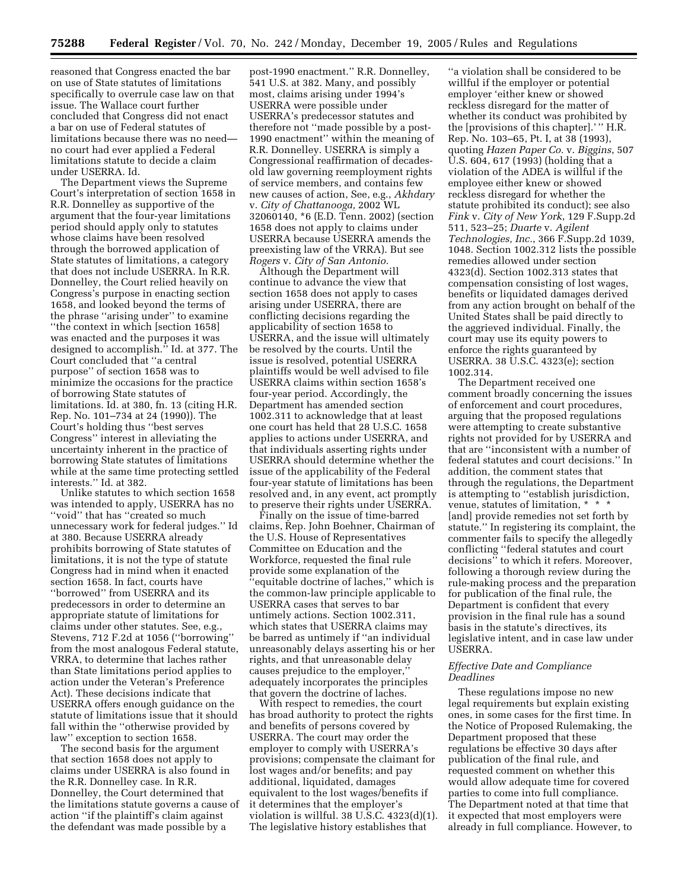reasoned that Congress enacted the bar on use of State statutes of limitations specifically to overrule case law on that issue. The Wallace court further concluded that Congress did not enact a bar on use of Federal statutes of limitations because there was no need—no court had ever applied a Federal limitations statute to decide a claim under USERRA. Id.

The Department views the Supreme Court's interpretation of section 1658 in R.R. Donnelley as supportive of the argument that the four-year limitations period should apply only to statutes whose claims have been resolved through the borrowed application of State statutes of limitations, a category that does not include USERRA. In R.R. Donnelley, the Court relied heavily on Congress's purpose in enacting section 1658, and looked beyond the terms of the phrase ''arising under'' to examine ''the context in which [section 1658] was enacted and the purposes it was designed to accomplish.'' Id. at 377. The Court concluded that ''a central purpose'' of section 1658 was to minimize the occasions for the practice of borrowing State statutes of limitations. Id. at 380, fn. 13 (citing H.R. Rep. No. 101–734 at 24 (1990)). The Court's holding thus ''best serves Congress'' interest in alleviating the uncertainty inherent in the practice of borrowing State statutes of limitations while at the same time protecting settled interests.'' Id. at 382.

Unlike statutes to which section 1658 was intended to apply, USERRA has no ''void'' that has ''created so much unnecessary work for federal judges.'' Id at 380. Because USERRA already prohibits borrowing of State statutes of limitations, it is not the type of statute Congress had in mind when it enacted section 1658. In fact, courts have ''borrowed'' from USERRA and its predecessors in order to determine an appropriate statute of limitations for claims under other statutes. See, e.g., Stevens, 712 F.2d at 1056 (''borrowing'' from the most analogous Federal statute, VRRA, to determine that laches rather than State limitations period applies to action under the Veteran's Preference Act). These decisions indicate that USERRA offers enough guidance on the statute of limitations issue that it should fall within the ''otherwise provided by law'' exception to section 1658.

The second basis for the argument that section 1658 does not apply to claims under USERRA is also found in the R.R. Donnelley case. In R.R. Donnelley, the Court determined that the limitations statute governs a cause of action ''if the plaintiff's claim against the defendant was made possible by a post-1990 enactment.'' R.R. Donnelley, 541 U.S. at 382. Many, and possibly most, claims arising under 1994's USERRA were possible under USERRA's predecessor statutes and therefore not ''made possible by a post-1990 enactment'' within the meaning of R.R. Donnelley. USERRA is simply a Congressional reaffirmation of decades-old law governing reemployment rights of service members, and contains few new causes of action, See, e.g., *Akhdary* v. *City of Chattanooga,* 2002 WL 32060140, *6 (E.D. Tenn. 2002) (section 1658 does not apply to claims under USERRA because USERRA amends the preexisting law of the VRRA). But see *Rogers* v. *City of San Antonio.*

Although the Department will continue to advance the view that section 1658 does not apply to cases arising under USERRA, there are conflicting decisions regarding the applicability of section 1658 to USERRA, and the issue will ultimately be resolved by the courts. Until the issue is resolved, potential USERRA plaintiffs would be well advised to file USERRA claims within section 1658's four-year period. Accordingly, the Department has amended section 1002.311 to acknowledge that at least one court has held that 28 U.S.C. 1658 applies to actions under USERRA, and that individuals asserting rights under USERRA should determine whether the issue of the applicability of the Federal four-year statute of limitations has been resolved and, in any event, act promptly to preserve their rights under USERRA.

Finally on the issue of time-barred claims, Rep. John Boehner, Chairman of the U.S. House of Representatives Committee on Education and the Workforce, requested the final rule provide some explanation of the ''equitable doctrine of laches,'' which is the common-law principle applicable to USERRA cases that serves to bar untimely actions. Section 1002.311, which states that USERRA claims may be barred as untimely if ''an individual unreasonably delays asserting his or her rights, and that unreasonable delay causes prejudice to the employer,'' adequately incorporates the principles that govern the doctrine of laches.

With respect to remedies, the court has broad authority to protect the rights and benefits of persons covered by USERRA. The court may order the employer to comply with USERRA's provisions; compensate the claimant for lost wages and/or benefits; and pay additional, liquidated, damages equivalent to the lost wages/benefits if it determines that the employer's violation is willful. 38 U.S.C. 4323(d)(1). The legislative history establishes that ''a violation shall be considered to be willful if the employer or potential employer 'either knew or showed reckless disregard for the matter of whether its conduct was prohibited by the [provisions of this chapter].' '' H.R. Rep. No. 103–65, Pt. I, at 38 (1993), quoting *Hazen Paper Co.* v. *Biggins*, 507 U.S. 604, 617 (1993) (holding that a violation of the ADEA is willful if the employee either knew or showed reckless disregard for whether the statute prohibited its conduct); see also *Fink* v. *City of New York*, 129 F.Supp.2d 511, 523–25; *Duarte* v. *Agilent Technologies, Inc.*, 366 F.Supp.2d 1039, 1048. Section 1002.312 lists the possible remedies allowed under section 4323(d). Section 1002.313 states that compensation consisting of lost wages, benefits or liquidated damages derived from any action brought on behalf of the United States shall be paid directly to the aggrieved individual. Finally, the court may use its equity powers to enforce the rights guaranteed by USERRA. 38 U.S.C. 4323(e); section 1002.314.

The Department received one comment broadly concerning the issues of enforcement and court procedures, arguing that the proposed regulations were attempting to create substantive rights not provided for by USERRA and that are ''inconsistent with a number of federal statutes and court decisions.'' In addition, the comment states that through the regulations, the Department is attempting to ''establish jurisdiction, venue, statutes of limitation, * * * [and] provide remedies not set forth by statute.'' In registering its complaint, the commenter fails to specify the allegedly conflicting ''federal statutes and court decisions'' to which it refers. Moreover, following a thorough review during the rule-making process and the preparation for publication of the final rule, the Department is confident that every provision in the final rule has a sound basis in the statute's directives, its legislative intent, and in case law under USERRA.

*Effective Date and Compliance Deadlines*

These regulations impose no new legal requirements but explain existing ones, in some cases for the first time. In the Notice of Proposed Rulemaking, the Department proposed that these regulations be effective 30 days after publication of the final rule, and requested comment on whether this would allow adequate time for covered parties to come into full compliance. The Department noted at that time that it expected that most employers were already in full compliance. However, to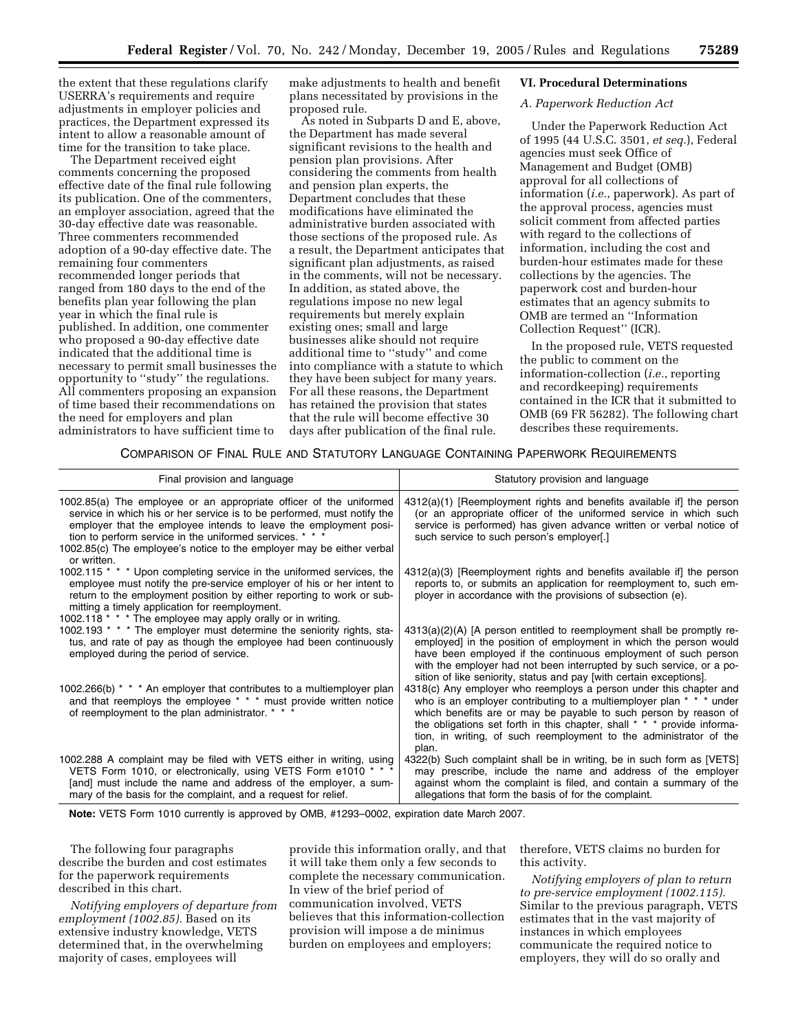the extent that these regulations clarify USERRA's requirements and require adjustments in employer policies and practices, the Department expressed its intent to allow a reasonable amount of time for the transition to take place.

The Department received eight comments concerning the proposed effective date of the final rule following its publication. One of the commenters, an employer association, agreed that the 30-day effective date was reasonable. Three commenters recommended adoption of a 90-day effective date. The remaining four commenters recommended longer periods that ranged from 180 days to the end of the benefits plan year following the plan year in which the final rule is published. In addition, one commenter who proposed a 90-day effective date indicated that the additional time is necessary to permit small businesses the opportunity to ''study'' the regulations. All commenters proposing an expansion of time based their recommendations on the need for employers and plan administrators to have sufficient time to make adjustments to health and benefit plans necessitated by provisions in the proposed rule.

As noted in Subparts D and E, above, the Department has made several significant revisions to the health and pension plan provisions. After considering the comments from health and pension plan experts, the Department concludes that these modifications have eliminated the administrative burden associated with those sections of the proposed rule. As a result, the Department anticipates that significant plan adjustments, as raised in the comments, will not be necessary. In addition, as stated above, the regulations impose no new legal requirements but merely explain existing ones; small and large businesses alike should not require additional time to ''study'' and come into compliance with a statute to which they have been subject for many years. For all these reasons, the Department has retained the provision that states that the rule will become effective 30 days after publication of the final rule.

## VI. Procedural Determinations

### *A. Paperwork Reduction Act*

Under the Paperwork Reduction Act of 1995 (44 U.S.C. 3501, *et seq.*), Federal agencies must seek Office of Management and Budget (OMB) approval for all collections of information (*i.e.*, paperwork). As part of the approval process, agencies must solicit comment from affected parties with regard to the collections of information, including the cost and burden-hour estimates made for these collections by the agencies. The paperwork cost and burden-hour estimates that an agency submits to OMB are termed an ''Information Collection Request'' (ICR).

In the proposed rule, VETS requested the public to comment on the information-collection (*i.e.*, reporting and recordkeeping) requirements contained in the ICR that it submitted to OMB (69 FR 56282). The following chart describes these requirements.

COMPARISON OF FINAL RULE AND STATUTORY LANGUAGE CONTAINING PAPERWORK REQUIREMENTS

| Final provision and language | Statutory provision and language |
|---|---|
| 1002.85(a) The employee or an appropriate officer of the uniformed service in which his or her service is to be performed, must notify the employer that the employee intends to leave the employment position to perform service in the uniformed services. * * * 1002.85(c) The employee's notice to the employer may be either verbal or written. | 4312(a)(1) [Reemployment rights and benefits available if] the person (or an appropriate officer of the uniformed service in which such service is performed) has given advance written or verbal notice of such service to such person's employer[.] |
| 1002.115 * * * Upon completing service in the uniformed services, the employee must notify the pre-service employer of his or her intent to return to the employment position by either reporting to work or submitting a timely application for reemployment. 1002.118 * * * The employee may apply orally or in writing. | 4312(a)(3) [Reemployment rights and benefits available if] the person reports to, or submits an application for reemployment to, such employer in accordance with the provisions of subsection (e). |
| 1002.193 * * * The employer must determine the seniority rights, status, and rate of pay as though the employee had been continuously employed during the period of service. | 4313(a)(2)(A) [A person entitled to reemployment shall be promptly reemployed] in the position of employment in which the person would have been employed if the continuous employment of such person with the employer had not been interrupted by such service, or a position of like seniority, status and pay [with certain exceptions]. |
| 1002.266(b) * * * An employer that contributes to a multiemployer plan and that reemploys the employee * * * must provide written notice of reemployment to the plan administrator. * * * | 4318(c) Any employer who reemploys a person under this chapter and who is an employer contributing to a multiemployer plan * * * under which benefits are or may be payable to such person by reason of the obligations set forth in this chapter, shall * * * provide information, in writing, of such reemployment to the administrator of the plan. |
| 1002.288 A complaint may be filed with VETS either in writing, using VETS Form 1010, or electronically, using VETS Form e1010 * * * [and] must include the name and address of the employer, a summary of the basis for the complaint, and a request for relief. | 4322(b) Such complaint shall be in writing, be in such form as [VETS] may prescribe, include the name and address of the employer against whom the complaint is filed, and contain a summary of the allegations that form the basis of for the complaint. |

**Note:** VETS Form 1010 currently is approved by OMB, #1293–0002, expiration date March 2007.

The following four paragraphs describe the burden and cost estimates for the paperwork requirements described in this chart.

*Notifying employers of departure from employment (1002.85).* Based on its extensive industry knowledge, VETS determined that, in the overwhelming majority of cases, employees will provide this information orally, and that it will take them only a few seconds to complete the necessary communication. In view of the brief period of communication involved, VETS believes that this information-collection provision will impose a de minimus burden on employees and employers; therefore, VETS claims no burden for this activity.

*Notifying employers of plan to return to pre-service employment (1002.115).* Similar to the previous paragraph, VETS estimates that in the vast majority of instances in which employees communicate the required notice to employers, they will do so orally and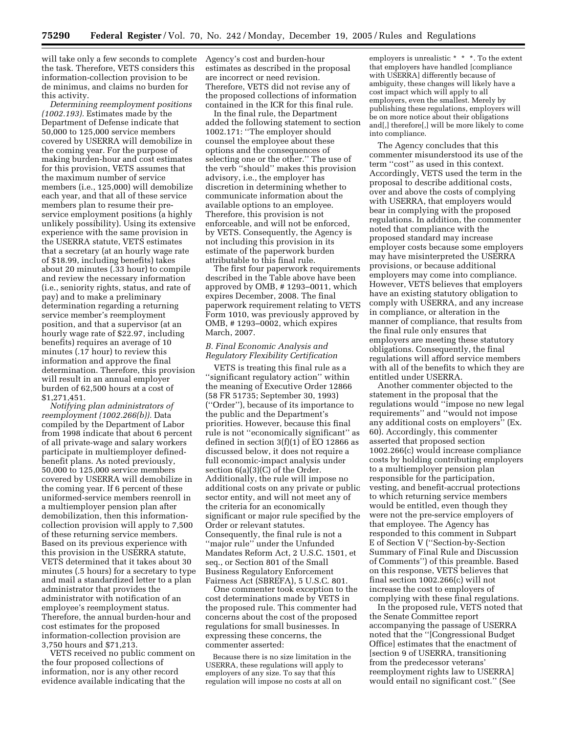will take only a few seconds to complete the task. Therefore, VETS considers this information-collection provision to be de minimus, and claims no burden for this activity.

*Determining reemployment positions (1002.193).* Estimates made by the Department of Defense indicate that 50,000 to 125,000 service members covered by USERRA will demobilize in the coming year. For the purpose of making burden-hour and cost estimates for this provision, VETS assumes that the maximum number of service members (i.e., 125,000) will demobilize each year, and that all of these service members plan to resume their pre-service employment positions (a highly unlikely possibility). Using its extensive experience with the same provision in the USERRA statute, VETS estimates that a secretary (at an hourly wage rate of $18.99, including benefits) takes about 20 minutes (.33 hour) to compile and review the necessary information (i.e., seniority rights, status, and rate of pay) and to make a preliminary determination regarding a returning service member's reemployment position, and that a supervisor (at an hourly wage rate of $22.97, including benefits) requires an average of 10 minutes (.17 hour) to review this information and approve the final determination. Therefore, this provision will result in an annual employer burden of 62,500 hours at a cost of $1,271,451.

*Notifying plan administrators of reemployment (1002.266(b)).* Data compiled by the Department of Labor from 1998 indicate that about 6 percent of all private-wage and salary workers participate in multiemployer defined-benefit plans. As noted previously, 50,000 to 125,000 service members covered by USERRA will demobilize in the coming year. If 6 percent of these uniformed-service members reenroll in a multiemployer pension plan after demobilization, then this information-collection provision will apply to 7,500 of these returning service members. Based on its previous experience with this provision in the USERRA statute, VETS determined that it takes about 30 minutes (.5 hours) for a secretary to type and mail a standardized letter to a plan administrator that provides the administrator with notification of an employee's reemployment status. Therefore, the annual burden-hour and cost estimates for the proposed information-collection provision are 3,750 hours and $71,213.

VETS received no public comment on the four proposed collections of information, nor is any other record evidence available indicating that the Agency's cost and burden-hour estimates as described in the proposal are incorrect or need revision. Therefore, VETS did not revise any of the proposed collections of information contained in the ICR for this final rule.

In the final rule, the Department added the following statement to section 1002.171: "The employer should counsel the employee about these options and the consequences of selecting one or the other." The use of the verb "should" makes this provision advisory, i.e., the employer has discretion in determining whether to communicate information about the available options to an employee. Therefore, this provision is not enforceable, and will not be enforced, by VETS. Consequently, the Agency is not including this provision in its estimate of the paperwork burden attributable to this final rule.

The first four paperwork requirements described in the Table above have been approved by OMB, # 1293–0011, which expires December, 2008. The final paperwork requirement relating to VETS Form 1010, was previously approved by OMB, # 1293–0002, which expires March, 2007.

### B. Final Economic Analysis and Regulatory Flexibility Certification

VETS is treating this final rule as a "significant regulatory action" within the meaning of Executive Order 12866 (58 FR 51735; September 30, 1993) ("Order"), because of its importance to the public and the Department's priorities. However, because this final rule is not "economically significant" as defined in section 3(f)(1) of EO 12866 as discussed below, it does not require a full economic-impact analysis under section 6(a)(3)(C) of the Order. Additionally, the rule will impose no additional costs on any private or public sector entity, and will not meet any of the criteria for an economically significant or major rule specified by the Order or relevant statutes. Consequently, the final rule is not a "major rule" under the Unfunded Mandates Reform Act, 2 U.S.C. 1501, et seq., or Section 801 of the Small Business Regulatory Enforcement Fairness Act (SBREFA), 5 U.S.C. 801.

One commenter took exception to the cost determinations made by VETS in the proposed rule. This commenter had concerns about the cost of the proposed regulations for small businesses. In expressing these concerns, the commenter asserted:

> Because there is no size limitation in the USERRA, these regulations will apply to employers of any size. To say that this regulation will impose no costs at all on employers is unrealistic * * *. To the extent that employers have handled [compliance with USERRA] differently because of ambiguity, these changes will likely have a cost impact which will apply to all employers, even the smallest. Merely by publishing these regulations, employers will be on more notice about their obligations and[,] therefore[,] will be more likely to come into compliance.

The Agency concludes that this commenter misunderstood its use of the term "cost" as used in this context. Accordingly, VETS used the term in the proposal to describe additional costs, over and above the costs of complying with USERRA, that employers would bear in complying with the proposed regulations. In addition, the commenter noted that compliance with the proposed standard may increase employer costs because some employers may have misinterpreted the USERRA provisions, or because additional employers may come into compliance. However, VETS believes that employers have an existing statutory obligation to comply with USERRA, and any increase in compliance, or alteration in the manner of compliance, that results from the final rule only ensures that employers are meeting these statutory obligations. Consequently, the final regulations will afford service members with all of the benefits to which they are entitled under USERRA.

Another commenter objected to the statement in the proposal that the regulations would "impose no new legal requirements" and "would not impose any additional costs on employers" (Ex. 60). Accordingly, this commenter asserted that proposed section 1002.266(c) would increase compliance costs by holding contributing employers to a multiemployer pension plan responsible for the participation, vesting, and benefit-accrual protections to which returning service members would be entitled, even though they were not the pre-service employers of that employee. The Agency has responded to this comment in Subpart E of Section V ("Section-by-Section Summary of Final Rule and Discussion of Comments") of this preamble. Based on this response, VETS believes that final section 1002.266(c) will not increase the cost to employers of complying with these final regulations.

In the proposed rule, VETS noted that the Senate Committee report accompanying the passage of USERRA noted that the "[Congressional Budget Office] estimates that the enactment of [section 9 of USERRA, transitioning from the predecessor veterans' reemployment rights law to USERRA] would entail no significant cost." (See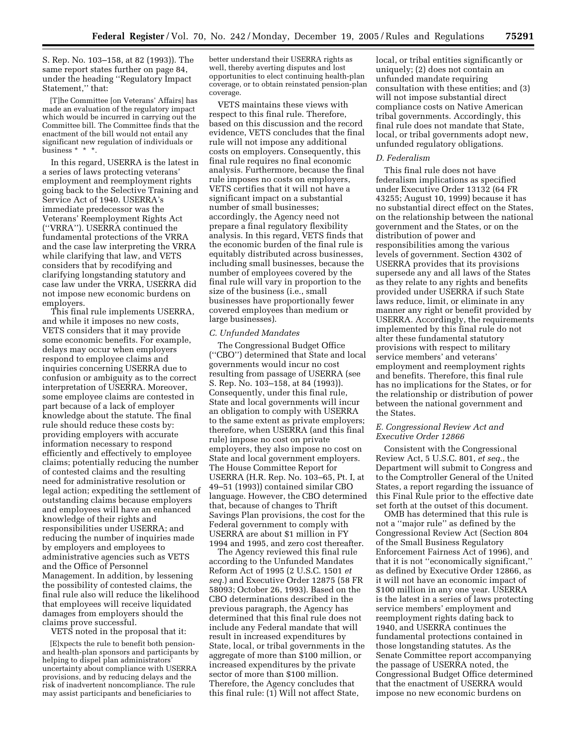S. Rep. No. 103–158, at 82 (1993)). The same report states further on page 84, under the heading ''Regulatory Impact Statement,'' that:

> [T]he Committee [on Veterans' Affairs] has made an evaluation of the regulatory impact which would be incurred in carrying out the Committee bill. The Committee finds that the enactment of the bill would not entail any significant new regulation of individuals or business * * *.

In this regard, USERRA is the latest in a series of laws protecting veterans' employment and reemployment rights going back to the Selective Training and Service Act of 1940. USERRA's immediate predecessor was the Veterans' Reemployment Rights Act (''VRRA''). USERRA continued the fundamental protections of the VRRA and the case law interpreting the VRRA while clarifying that law, and VETS considers that by recodifying and clarifying longstanding statutory and case law under the VRRA, USERRA did not impose new economic burdens on employers.

This final rule implements USERRA, and while it imposes no new costs, VETS considers that it may provide some economic benefits. For example, delays may occur when employers respond to employee claims and inquiries concerning USERRA due to confusion or ambiguity as to the correct interpretation of USERRA. Moreover, some employee claims are contested in part because of a lack of employer knowledge about the statute. The final rule should reduce these costs by: providing employers with accurate information necessary to respond efficiently and effectively to employee claims; potentially reducing the number of contested claims and the resulting need for administrative resolution or legal action; expediting the settlement of outstanding claims because employers and employees will have an enhanced knowledge of their rights and responsibilities under USERRA; and reducing the number of inquiries made by employers and employees to administrative agencies such as VETS and the Office of Personnel Management. In addition, by lessening the possibility of contested claims, the final rule also will reduce the likelihood that employees will receive liquidated damages from employers should the claims prove successful.

VETS noted in the proposal that it:

> [E]xpects the rule to benefit both pension- and health-plan sponsors and participants by helping to dispel plan administrators' uncertainty about compliance with USERRA provisions, and by reducing delays and the risk of inadvertent noncompliance. The rule may assist participants and beneficiaries to better understand their USERRA rights as well, thereby averting disputes and lost opportunities to elect continuing health-plan coverage, or to obtain reinstated pension-plan coverage.

VETS maintains these views with respect to this final rule. Therefore, based on this discussion and the record evidence, VETS concludes that the final rule will not impose any additional costs on employers. Consequently, this final rule requires no final economic analysis. Furthermore, because the final rule imposes no costs on employers, VETS certifies that it will not have a significant impact on a substantial number of small businesses; accordingly, the Agency need not prepare a final regulatory flexibility analysis. In this regard, VETS finds that the economic burden of the final rule is equitably distributed across businesses, including small businesses, because the number of employees covered by the final rule will vary in proportion to the size of the business (i.e., small businesses have proportionally fewer covered employees than medium or large businesses).

### *C. Unfunded Mandates*

The Congressional Budget Office (''CBO'') determined that State and local governments would incur no cost resulting from passage of USERRA (see S. Rep. No. 103–158, at 84 (1993)). Consequently, under this final rule, State and local governments will incur an obligation to comply with USERRA to the same extent as private employers; therefore, when USERRA (and this final rule) impose no cost on private employers, they also impose no cost on State and local government employers. The House Committee Report for USERRA (H.R. Rep. No. 103–65, Pt. I, at 49–51 (1993)) contained similar CBO language. However, the CBO determined that, because of changes to Thrift Savings Plan provisions, the cost for the Federal government to comply with USERRA are about $1 million in FY 1994 and 1995, and zero cost thereafter.

The Agency reviewed this final rule according to the Unfunded Mandates Reform Act of 1995 (2 U.S.C. 1501 *et seq.*) and Executive Order 12875 (58 FR 58093; October 26, 1993). Based on the CBO determinations described in the previous paragraph, the Agency has determined that this final rule does not include any Federal mandate that will result in increased expenditures by State, local, or tribal governments in the aggregate of more than $100 million, or increased expenditures by the private sector of more than $100 million. Therefore, the Agency concludes that this final rule: (1) Will not affect State, local, or tribal entities significantly or uniquely; (2) does not contain an unfunded mandate requiring consultation with these entities; and (3) will not impose substantial direct compliance costs on Native American tribal governments. Accordingly, this final rule does not mandate that State, local, or tribal governments adopt new, unfunded regulatory obligations.

### *D. Federalism*

This final rule does not have federalism implications as specified under Executive Order 13132 (64 FR 43255; August 10, 1999) because it has no substantial direct effect on the States, on the relationship between the national government and the States, or on the distribution of power and responsibilities among the various levels of government. Section 4302 of USERRA provides that its provisions supersede any and all laws of the States as they relate to any rights and benefits provided under USERRA if such State laws reduce, limit, or eliminate in any manner any right or benefit provided by USERRA. Accordingly, the requirements implemented by this final rule do not alter these fundamental statutory provisions with respect to military service members' and veterans' employment and reemployment rights and benefits. Therefore, this final rule has no implications for the States, or for the relationship or distribution of power between the national government and the States.

### *E. Congressional Review Act and Executive Order 12866*

Consistent with the Congressional Review Act, 5 U.S.C. 801, *et seq.*, the Department will submit to Congress and to the Comptroller General of the United States, a report regarding the issuance of this Final Rule prior to the effective date set forth at the outset of this document.

OMB has determined that this rule is not a ''major rule'' as defined by the Congressional Review Act (Section 804 of the Small Business Regulatory Enforcement Fairness Act of 1996), and that it is not ''economically significant,'' as defined by Executive Order 12866, as it will not have an economic impact of $100 million in any one year. USERRA is the latest in a series of laws protecting service members' employment and reemployment rights dating back to 1940, and USERRA continues the fundamental protections contained in those longstanding statutes. As the Senate Committee report accompanying the passage of USERRA noted, the Congressional Budget Office determined that the enactment of USERRA would impose no new economic burdens on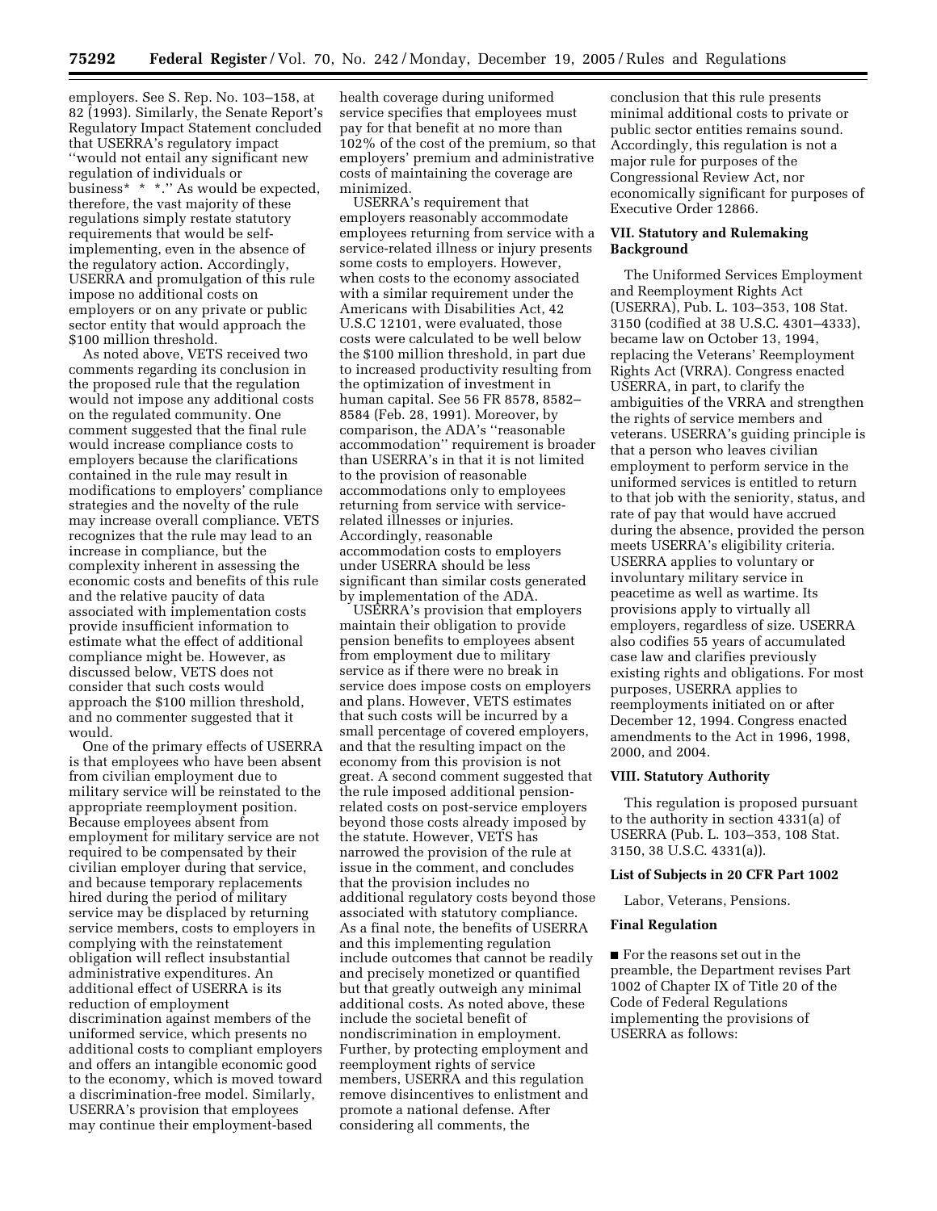employers. See S. Rep. No. 103–158, at 82 (1993). Similarly, the Senate Report's Regulatory Impact Statement concluded that USERRA's regulatory impact ''would not entail any significant new regulation of individuals or business* * *.'' As would be expected, therefore, the vast majority of these regulations simply restate statutory requirements that would be self-implementing, even in the absence of the regulatory action. Accordingly, USERRA and promulgation of this rule impose no additional costs on employers or on any private or public sector entity that would approach the $100 million threshold.

As noted above, VETS received two comments regarding its conclusion in the proposed rule that the regulation would not impose any additional costs on the regulated community. One comment suggested that the final rule would increase compliance costs to employers because the clarifications contained in the rule may result in modifications to employers' compliance strategies and the novelty of the rule may increase overall compliance. VETS recognizes that the rule may lead to an increase in compliance, but the complexity inherent in assessing the economic costs and benefits of this rule and the relative paucity of data associated with implementation costs provide insufficient information to estimate what the effect of additional compliance might be. However, as discussed below, VETS does not consider that such costs would approach the $100 million threshold, and no commenter suggested that it would.

One of the primary effects of USERRA is that employees who have been absent from civilian employment due to military service will be reinstated to the appropriate reemployment position. Because employees absent from employment for military service are not required to be compensated by their civilian employer during that service, and because temporary replacements hired during the period of military service may be displaced by returning service members, costs to employers in complying with the reinstatement obligation will reflect insubstantial administrative expenditures. An additional effect of USERRA is its reduction of employment discrimination against members of the uniformed service, which presents no additional costs to compliant employers and offers an intangible economic good to the economy, which is moved toward a discrimination-free model. Similarly, USERRA's provision that employees may continue their employment-based health coverage during uniformed service specifies that employees must pay for that benefit at no more than 102% of the cost of the premium, so that employers' premium and administrative costs of maintaining the coverage are minimized.

USERRA's requirement that employers reasonably accommodate employees returning from service with a service-related illness or injury presents some costs to employers. However, when costs to the economy associated with a similar requirement under the Americans with Disabilities Act, 42 U.S.C 12101, were evaluated, those costs were calculated to be well below the $100 million threshold, in part due to increased productivity resulting from the optimization of investment in human capital. See 56 FR 8578, 8582–8584 (Feb. 28, 1991). Moreover, by comparison, the ADA's ''reasonable accommodation'' requirement is broader than USERRA's in that it is not limited to the provision of reasonable accommodations only to employees returning from service with service-related illnesses or injuries. Accordingly, reasonable accommodation costs to employers under USERRA should be less significant than similar costs generated by implementation of the ADA.

USERRA's provision that employers maintain their obligation to provide pension benefits to employees absent from employment due to military service as if there were no break in service does impose costs on employers and plans. However, VETS estimates that such costs will be incurred by a small percentage of covered employers, and that the resulting impact on the economy from this provision is not great. A second comment suggested that the rule imposed additional pension-related costs on post-service employers beyond those costs already imposed by the statute. However, VETS has narrowed the provision of the rule at issue in the comment, and concludes that the provision includes no additional regulatory costs beyond those associated with statutory compliance. As a final note, the benefits of USERRA and this implementing regulation include outcomes that cannot be readily and precisely monetized or quantified but that greatly outweigh any minimal additional costs. As noted above, these include the societal benefit of nondiscrimination in employment. Further, by protecting employment and reemployment rights of service members, USERRA and this regulation remove disincentives to enlistment and promote a national defense. After considering all comments, the conclusion that this rule presents minimal additional costs to private or public sector entities remains sound. Accordingly, this regulation is not a major rule for purposes of the Congressional Review Act, nor economically significant for purposes of Executive Order 12866.

## VII. Statutory and Rulemaking Background

The Uniformed Services Employment and Reemployment Rights Act (USERRA), Pub. L. 103–353, 108 Stat. 3150 (codified at 38 U.S.C. 4301–4333), became law on October 13, 1994, replacing the Veterans' Reemployment Rights Act (VRRA). Congress enacted USERRA, in part, to clarify the ambiguities of the VRRA and strengthen the rights of service members and veterans. USERRA's guiding principle is that a person who leaves civilian employment to perform service in the uniformed services is entitled to return to that job with the seniority, status, and rate of pay that would have accrued during the absence, provided the person meets USERRA's eligibility criteria. USERRA applies to voluntary or involuntary military service in peacetime as well as wartime. Its provisions apply to virtually all employers, regardless of size. USERRA also codifies 55 years of accumulated case law and clarifies previously existing rights and obligations. For most purposes, USERRA applies to reemployments initiated on or after December 12, 1994. Congress enacted amendments to the Act in 1996, 1998, 2000, and 2004.

## VIII. Statutory Authority

This regulation is proposed pursuant to the authority in section 4331(a) of USERRA (Pub. L. 103–353, 108 Stat. 3150, 38 U.S.C. 4331(a)).

### List of Subjects in 20 CFR Part 1002

Labor, Veterans, Pensions.

### Final Regulation

■ For the reasons set out in the preamble, the Department revises Part 1002 of Chapter IX of Title 20 of the Code of Federal Regulations implementing the provisions of USERRA as follows: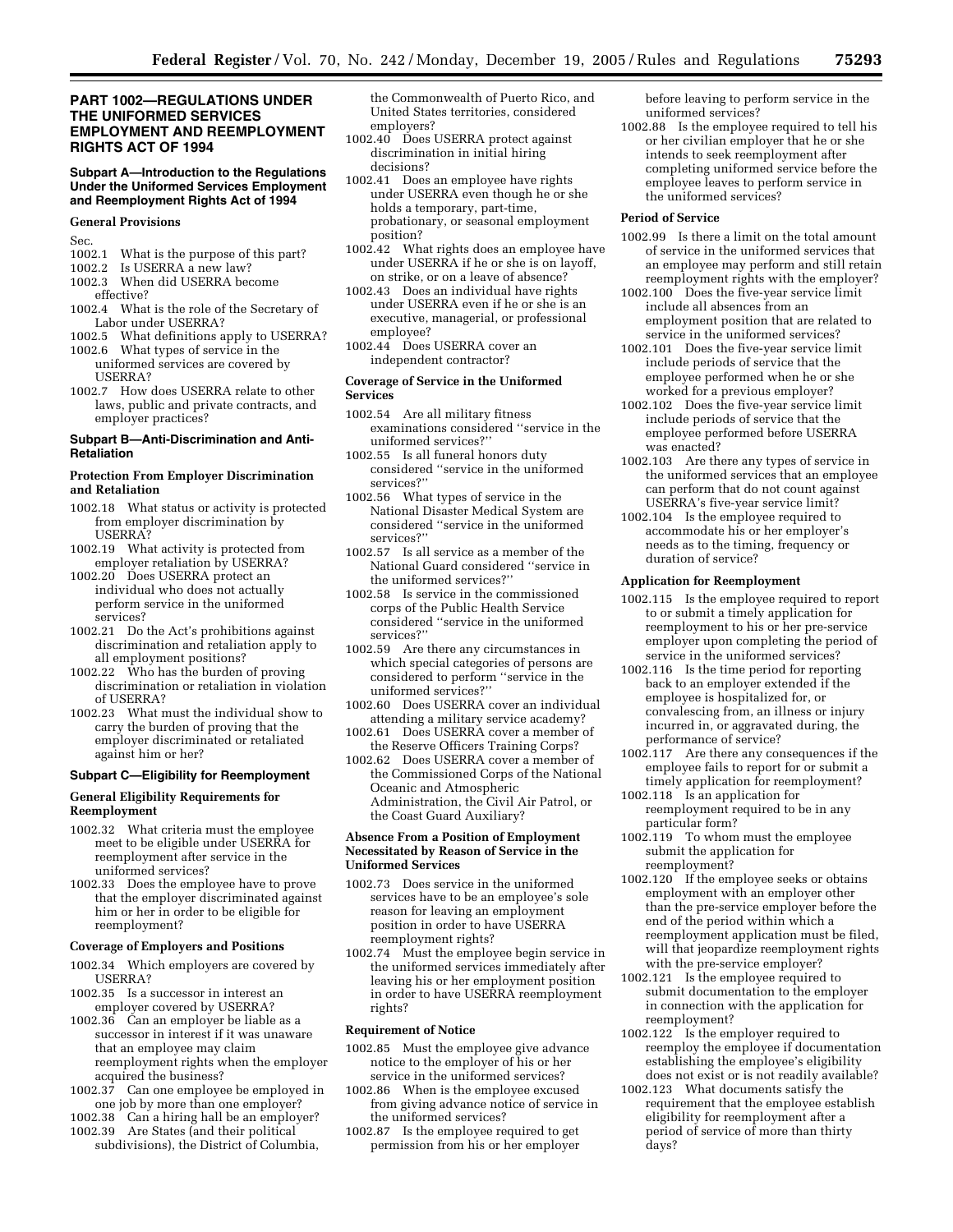## PART 1002—REGULATIONS UNDER THE UNIFORMED SERVICES EMPLOYMENT AND REEMPLOYMENT RIGHTS ACT OF 1994

### Subpart A—Introduction to the Regulations Under the Uniformed Services Employment and Reemployment Rights Act of 1994

**General Provisions**

Sec.

1002.1 What is the purpose of this part?
1002.2 Is USERRA a new law?
1002.3 When did USERRA become effective?
1002.4 What is the role of the Secretary of Labor under USERRA?
1002.5 What definitions apply to USERRA?
1002.6 What types of service in the uniformed services are covered by USERRA?
1002.7 How does USERRA relate to other laws, public and private contracts, and employer practices?

### Subpart B—Anti-Discrimination and Anti-Retaliation

**Protection From Employer Discrimination and Retaliation**

1002.18 What status or activity is protected from employer discrimination by USERRA?
1002.19 What activity is protected from employer retaliation by USERRA?
1002.20 Does USERRA protect an individual who does not actually perform service in the uniformed services?
1002.21 Do the Act's prohibitions against discrimination and retaliation apply to all employment positions?
1002.22 Who has the burden of proving discrimination or retaliation in violation of USERRA?
1002.23 What must the individual show to carry the burden of proving that the employer discriminated or retaliated against him or her?

### Subpart C—Eligibility for Reemployment

**General Eligibility Requirements for Reemployment**

1002.32 What criteria must the employee meet to be eligible under USERRA for reemployment after service in the uniformed services?
1002.33 Does the employee have to prove that the employer discriminated against him or her in order to be eligible for reemployment?

**Coverage of Employers and Positions**

1002.34 Which employers are covered by USERRA?
1002.35 Is a successor in interest an employer covered by USERRA?
1002.36 Can an employer be liable as a successor in interest if it was unaware that an employee may claim reemployment rights when the employer acquired the business?
1002.37 Can one employee be employed in one job by more than one employer?
1002.38 Can a hiring hall be an employer?
1002.39 Are States (and their political subdivisions), the District of Columbia, the Commonwealth of Puerto Rico, and United States territories, considered employers?
1002.40 Does USERRA protect against discrimination in initial hiring decisions?
1002.41 Does an employee have rights under USERRA even though he or she holds a temporary, part-time, probationary, or seasonal employment position?
1002.42 What rights does an employee have under USERRA if he or she is on layoff, on strike, or on a leave of absence?
1002.43 Does an individual have rights under USERRA even if he or she is an executive, managerial, or professional employee?
1002.44 Does USERRA cover an independent contractor?

**Coverage of Service in the Uniformed Services**

1002.54 Are all military fitness examinations considered "service in the uniformed services?"
1002.55 Is all funeral honors duty considered "service in the uniformed services?"
1002.56 What types of service in the National Disaster Medical System are considered "service in the uniformed services?"
1002.57 Is all service as a member of the National Guard considered "service in the uniformed services?"
1002.58 Is service in the commissioned corps of the Public Health Service considered "service in the uniformed services?"
1002.59 Are there any circumstances in which special categories of persons are considered to perform "service in the uniformed services?"
1002.60 Does USERRA cover an individual attending a military service academy?
1002.61 Does USERRA cover a member of the Reserve Officers Training Corps?
1002.62 Does USERRA cover a member of the Commissioned Corps of the National Oceanic and Atmospheric Administration, the Civil Air Patrol, or the Coast Guard Auxiliary?

**Absence From a Position of Employment Necessitated by Reason of Service in the Uniformed Services**

1002.73 Does service in the uniformed services have to be an employee's sole reason for leaving an employment position in order to have USERRA reemployment rights?
1002.74 Must the employee begin service in the uniformed services immediately after leaving his or her employment position in order to have USERRA reemployment rights?

**Requirement of Notice**

1002.85 Must the employee give advance notice to the employer of his or her service in the uniformed services?
1002.86 When is the employee excused from giving advance notice of service in the uniformed services?
1002.87 Is the employee required to get permission from his or her employer before leaving to perform service in the uniformed services?
1002.88 Is the employee required to tell his or her civilian employer that he or she intends to seek reemployment after completing uniformed service before the employee leaves to perform service in the uniformed services?

**Period of Service**

1002.99 Is there a limit on the total amount of service in the uniformed services that an employee may perform and still retain reemployment rights with the employer?
1002.100 Does the five-year service limit include all absences from an employment position that are related to service in the uniformed services?
1002.101 Does the five-year service limit include periods of service that the employee performed when he or she worked for a previous employer?
1002.102 Does the five-year service limit include periods of service that the employee performed before USERRA was enacted?
1002.103 Are there any types of service in the uniformed services that an employee can perform that do not count against USERRA's five-year service limit?
1002.104 Is the employee required to accommodate his or her employer's needs as to the timing, frequency or duration of service?

**Application for Reemployment**

1002.115 Is the employee required to report to or submit a timely application for reemployment to his or her pre-service employer upon completing the period of service in the uniformed services?
1002.116 Is the time period for reporting back to an employer extended if the employee is hospitalized for, or convalescing from, an illness or injury incurred in, or aggravated during, the performance of service?
1002.117 Are there any consequences if the employee fails to report for or submit a timely application for reemployment?
1002.118 Is an application for reemployment required to be in any particular form?
1002.119 To whom must the employee submit the application for reemployment?
1002.120 If the employee seeks or obtains employment with an employer other than the pre-service employer before the end of the period within which a reemployment application must be filed, will that jeopardize reemployment rights with the pre-service employer?
1002.121 Is the employee required to submit documentation to the employer in connection with the application for reemployment?
1002.122 Is the employer required to reemploy the employee if documentation establishing the employee's eligibility does not exist or is not readily available?
1002.123 What documents satisfy the requirement that the employee establish eligibility for reemployment after a period of service of more than thirty days?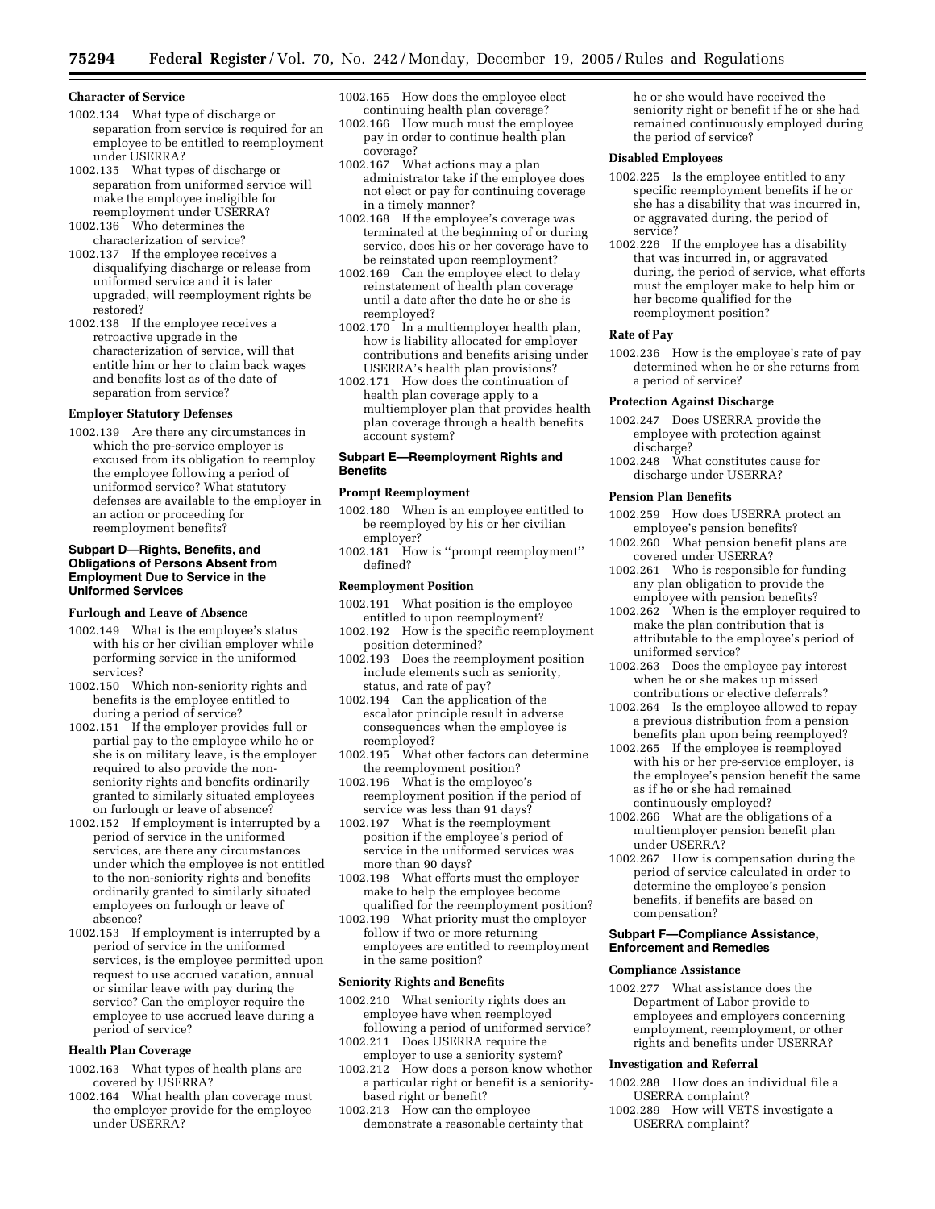**Character of Service**

1002.134 What type of discharge or separation from service is required for an employee to be entitled to reemployment under USERRA?

1002.135 What types of discharge or separation from uniformed service will make the employee ineligible for reemployment under USERRA?

1002.136 Who determines the characterization of service?

1002.137 If the employee receives a disqualifying discharge or release from uniformed service and it is later upgraded, will reemployment rights be restored?

1002.138 If the employee receives a retroactive upgrade in the characterization of service, will that entitle him or her to claim back wages and benefits lost as of the date of separation from service?

**Employer Statutory Defenses**

1002.139 Are there any circumstances in which the pre-service employer is excused from its obligation to reemploy the employee following a period of uniformed service? What statutory defenses are available to the employer in an action or proceeding for reemployment benefits?

**Subpart D—Rights, Benefits, and Obligations of Persons Absent from Employment Due to Service in the Uniformed Services**

**Furlough and Leave of Absence**

1002.149 What is the employee's status with his or her civilian employer while performing service in the uniformed services?

1002.150 Which non-seniority rights and benefits is the employee entitled to during a period of service?

1002.151 If the employer provides full or partial pay to the employee while he or she is on military leave, is the employer required to also provide the non-seniority rights and benefits ordinarily granted to similarly situated employees on furlough or leave of absence?

1002.152 If employment is interrupted by a period of service in the uniformed services, are there any circumstances under which the employee is not entitled to the non-seniority rights and benefits ordinarily granted to similarly situated employees on furlough or leave of absence?

1002.153 If employment is interrupted by a period of service in the uniformed services, is the employee permitted upon request to use accrued vacation, annual or similar leave with pay during the service? Can the employer require the employee to use accrued leave during a period of service?

**Health Plan Coverage**

1002.163 What types of health plans are covered by USERRA?

1002.164 What health plan coverage must the employer provide for the employee under USERRA?

1002.165 How does the employee elect continuing health plan coverage?

1002.166 How much must the employee pay in order to continue health plan coverage?

1002.167 What actions may a plan administrator take if the employee does not elect or pay for continuing coverage in a timely manner?

1002.168 If the employee's coverage was terminated at the beginning of or during service, does his or her coverage have to be reinstated upon reemployment?

1002.169 Can the employee elect to delay reinstatement of health plan coverage until a date after the date he or she is reemployed?

1002.170 In a multiemployer health plan, how is liability allocated for employer contributions and benefits arising under USERRA's health plan provisions?

1002.171 How does the continuation of health plan coverage apply to a multiemployer plan that provides health plan coverage through a health benefits account system?

**Subpart E—Reemployment Rights and Benefits**

**Prompt Reemployment**

1002.180 When is an employee entitled to be reemployed by his or her civilian employer?

1002.181 How is "prompt reemployment" defined?

**Reemployment Position**

1002.191 What position is the employee entitled to upon reemployment?

1002.192 How is the specific reemployment position determined?

1002.193 Does the reemployment position include elements such as seniority, status, and rate of pay?

1002.194 Can the application of the escalator principle result in adverse consequences when the employee is reemployed?

1002.195 What other factors can determine the reemployment position?

1002.196 What is the employee's reemployment position if the period of service was less than 91 days?

1002.197 What is the reemployment position if the employee's period of service in the uniformed services was more than 90 days?

1002.198 What efforts must the employer make to help the employee become qualified for the reemployment position?

1002.199 What priority must the employer follow if two or more returning employees are entitled to reemployment in the same position?

**Seniority Rights and Benefits**

1002.210 What seniority rights does an employee have when reemployed following a period of uniformed service?

1002.211 Does USERRA require the employer to use a seniority system?

1002.212 How does a person know whether a particular right or benefit is a seniority-based right or benefit?

1002.213 How can the employee demonstrate a reasonable certainty that he or she would have received the seniority right or benefit if he or she had remained continuously employed during the period of service?

**Disabled Employees**

1002.225 Is the employee entitled to any specific reemployment benefits if he or she has a disability that was incurred in, or aggravated during, the period of service?

1002.226 If the employee has a disability that was incurred in, or aggravated during, the period of service, what efforts must the employer make to help him or her become qualified for the reemployment position?

**Rate of Pay**

1002.236 How is the employee's rate of pay determined when he or she returns from a period of service?

**Protection Against Discharge**

1002.247 Does USERRA provide the employee with protection against discharge?

1002.248 What constitutes cause for discharge under USERRA?

**Pension Plan Benefits**

1002.259 How does USERRA protect an employee's pension benefits?

1002.260 What pension benefit plans are covered under USERRA?

1002.261 Who is responsible for funding any plan obligation to provide the employee with pension benefits?

1002.262 When is the employer required to make the plan contribution that is attributable to the employee's period of uniformed service?

1002.263 Does the employee pay interest when he or she makes up missed contributions or elective deferrals?

1002.264 Is the employee allowed to repay a previous distribution from a pension benefits plan upon being reemployed?

1002.265 If the employee is reemployed with his or her pre-service employer, is the employee's pension benefit the same as if he or she had remained continuously employed?

1002.266 What are the obligations of a multiemployer pension benefit plan under USERRA?

1002.267 How is compensation during the period of service calculated in order to determine the employee's pension benefits, if benefits are based on compensation?

**Subpart F—Compliance Assistance, Enforcement and Remedies**

**Compliance Assistance**

1002.277 What assistance does the Department of Labor provide to employees and employers concerning employment, reemployment, or other rights and benefits under USERRA?

**Investigation and Referral**

1002.288 How does an individual file a USERRA complaint?

1002.289 How will VETS investigate a USERRA complaint?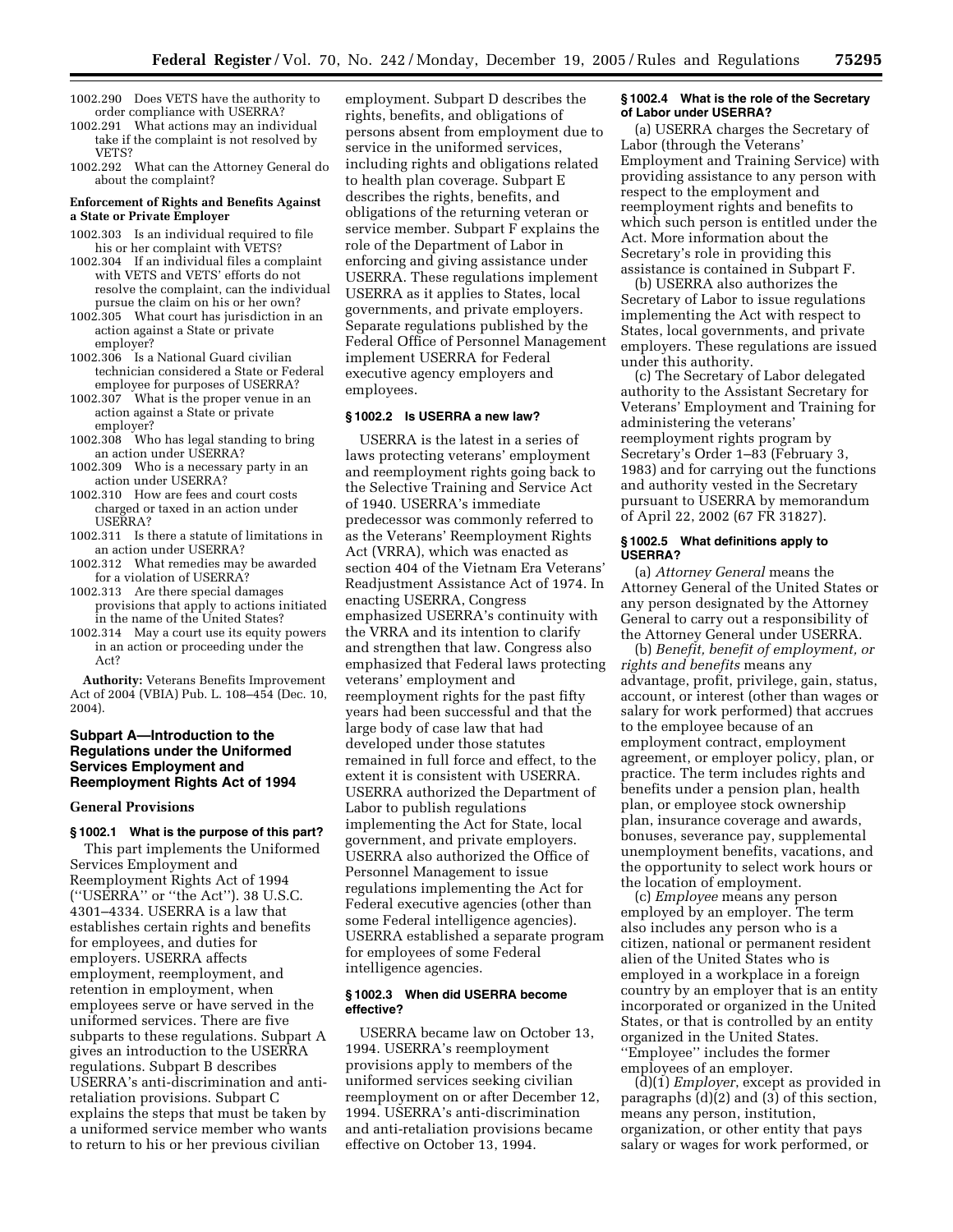1002.290 Does VETS have the authority to order compliance with USERRA?
1002.291 What actions may an individual take if the complaint is not resolved by VETS?
1002.292 What can the Attorney General do about the complaint?

**Enforcement of Rights and Benefits Against a State or Private Employer**

1002.303 Is an individual required to file his or her complaint with VETS?
1002.304 If an individual files a complaint with VETS and VETS' efforts do not resolve the complaint, can the individual pursue the claim on his or her own?
1002.305 What court has jurisdiction in an action against a State or private employer?
1002.306 Is a National Guard civilian technician considered a State or Federal employee for purposes of USERRA?
1002.307 What is the proper venue in an action against a State or private employer?
1002.308 Who has legal standing to bring an action under USERRA?
1002.309 Who is a necessary party in an action under USERRA?
1002.310 How are fees and court costs charged or taxed in an action under USERRA?
1002.311 Is there a statute of limitations in an action under USERRA?
1002.312 What remedies may be awarded for a violation of USERRA?
1002.313 Are there special damages provisions that apply to actions initiated in the name of the United States?
1002.314 May a court use its equity powers in an action or proceeding under the Act?

**Authority:** Veterans Benefits Improvement Act of 2004 (VBIA) Pub. L. 108–454 (Dec. 10, 2004).

## Subpart A—Introduction to the Regulations under the Uniformed Services Employment and Reemployment Rights Act of 1994

### General Provisions

#### § 1002.1 What is the purpose of this part?

This part implements the Uniformed Services Employment and Reemployment Rights Act of 1994 (''USERRA'' or ''the Act''). 38 U.S.C. 4301–4334. USERRA is a law that establishes certain rights and benefits for employees, and duties for employers. USERRA affects employment, reemployment, and retention in employment, when employees serve or have served in the uniformed services. There are five subparts to these regulations. Subpart A gives an introduction to the USERRA regulations. Subpart B describes USERRA's anti-discrimination and anti-retaliation provisions. Subpart C explains the steps that must be taken by a uniformed service member who wants to return to his or her previous civilian employment. Subpart D describes the rights, benefits, and obligations of persons absent from employment due to service in the uniformed services, including rights and obligations related to health plan coverage. Subpart E describes the rights, benefits, and obligations of the returning veteran or service member. Subpart F explains the role of the Department of Labor in enforcing and giving assistance under USERRA. These regulations implement USERRA as it applies to States, local governments, and private employers. Separate regulations published by the Federal Office of Personnel Management implement USERRA for Federal executive agency employers and employees.

#### § 1002.2 Is USERRA a new law?

USERRA is the latest in a series of laws protecting veterans' employment and reemployment rights going back to the Selective Training and Service Act of 1940. USERRA's immediate predecessor was commonly referred to as the Veterans' Reemployment Rights Act (VRRA), which was enacted as section 404 of the Vietnam Era Veterans' Readjustment Assistance Act of 1974. In enacting USERRA, Congress emphasized USERRA's continuity with the VRRA and its intention to clarify and strengthen that law. Congress also emphasized that Federal laws protecting veterans' employment and reemployment rights for the past fifty years had been successful and that the large body of case law that had developed under those statutes remained in full force and effect, to the extent it is consistent with USERRA. USERRA authorized the Department of Labor to publish regulations implementing the Act for State, local government, and private employers. USERRA also authorized the Office of Personnel Management to issue regulations implementing the Act for Federal executive agencies (other than some Federal intelligence agencies). USERRA established a separate program for employees of some Federal intelligence agencies.

#### § 1002.3 When did USERRA become effective?

USERRA became law on October 13, 1994. USERRA's reemployment provisions apply to members of the uniformed services seeking civilian reemployment on or after December 12, 1994. USERRA's anti-discrimination and anti-retaliation provisions became effective on October 13, 1994.

#### § 1002.4 What is the role of the Secretary of Labor under USERRA?

(a) USERRA charges the Secretary of Labor (through the Veterans' Employment and Training Service) with providing assistance to any person with respect to the employment and reemployment rights and benefits to which such person is entitled under the Act. More information about the Secretary's role in providing this assistance is contained in Subpart F.

(b) USERRA also authorizes the Secretary of Labor to issue regulations implementing the Act with respect to States, local governments, and private employers. These regulations are issued under this authority.

(c) The Secretary of Labor delegated authority to the Assistant Secretary for Veterans' Employment and Training for administering the veterans' reemployment rights program by Secretary's Order 1–83 (February 3, 1983) and for carrying out the functions and authority vested in the Secretary pursuant to USERRA by memorandum of April 22, 2002 (67 FR 31827).

#### § 1002.5 What definitions apply to USERRA?

(a) *Attorney General* means the Attorney General of the United States or any person designated by the Attorney General to carry out a responsibility of the Attorney General under USERRA.

(b) *Benefit, benefit of employment, or rights and benefits* means any advantage, profit, privilege, gain, status, account, or interest (other than wages or salary for work performed) that accrues to the employee because of an employment contract, employment agreement, or employer policy, plan, or practice. The term includes rights and benefits under a pension plan, health plan, or employee stock ownership plan, insurance coverage and awards, bonuses, severance pay, supplemental unemployment benefits, vacations, and the opportunity to select work hours or the location of employment.

(c) *Employee* means any person employed by an employer. The term also includes any person who is a citizen, national or permanent resident alien of the United States who is employed in a workplace in a foreign country by an employer that is an entity incorporated or organized in the United States, or that is controlled by an entity organized in the United States. ''Employee'' includes the former employees of an employer.

(d)(1) *Employer*, except as provided in paragraphs (d)(2) and (3) of this section, means any person, institution, organization, or other entity that pays salary or wages for work performed, or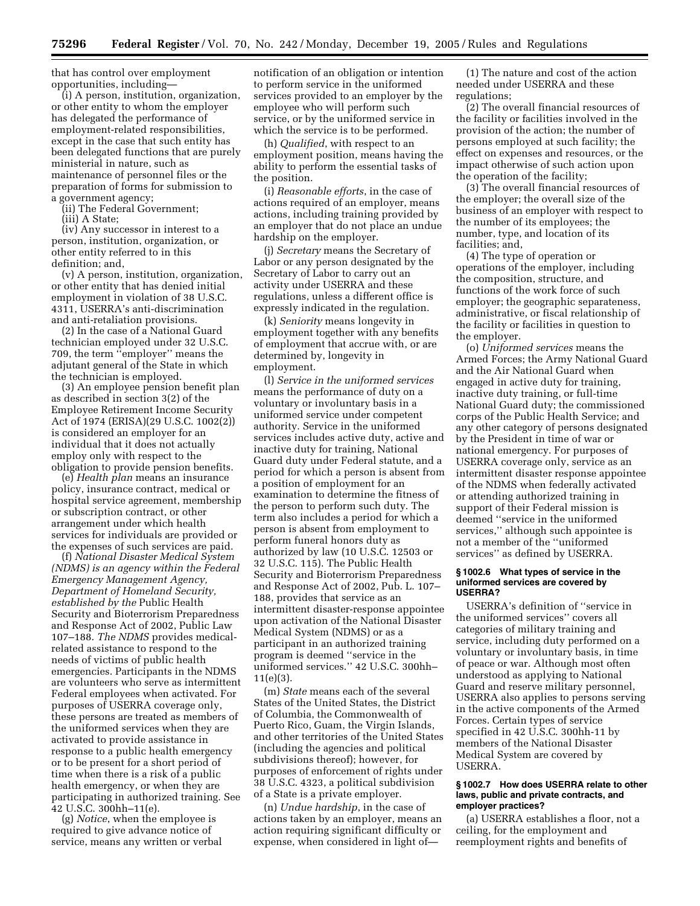that has control over employment opportunities, including—

(i) A person, institution, organization, or other entity to whom the employer has delegated the performance of employment-related responsibilities, except in the case that such entity has been delegated functions that are purely ministerial in nature, such as maintenance of personnel files or the preparation of forms for submission to a government agency;

(ii) The Federal Government;

(iii) A State;

(iv) Any successor in interest to a person, institution, organization, or other entity referred to in this definition; and,

(v) A person, institution, organization, or other entity that has denied initial employment in violation of 38 U.S.C. 4311, USERRA's anti-discrimination and anti-retaliation provisions.

(2) In the case of a National Guard technician employed under 32 U.S.C. 709, the term ''employer'' means the adjutant general of the State in which the technician is employed.

(3) An employee pension benefit plan as described in section 3(2) of the Employee Retirement Income Security Act of 1974 (ERISA)(29 U.S.C. 1002(2)) is considered an employer for an individual that it does not actually employ only with respect to the obligation to provide pension benefits.

(e) *Health plan* means an insurance policy, insurance contract, medical or hospital service agreement, membership or subscription contract, or other arrangement under which health services for individuals are provided or the expenses of such services are paid.

(f) *National Disaster Medical System (NDMS) is an agency within the Federal Emergency Management Agency, Department of Homeland Security, established by the* Public Health Security and Bioterrorism Preparedness and Response Act of 2002, Public Law 107–188. *The NDMS* provides medical-related assistance to respond to the needs of victims of public health emergencies. Participants in the NDMS are volunteers who serve as intermittent Federal employees when activated. For purposes of USERRA coverage only, these persons are treated as members of the uniformed services when they are activated to provide assistance in response to a public health emergency or to be present for a short period of time when there is a risk of a public health emergency, or when they are participating in authorized training. See 42 U.S.C. 300hh–11(e).

(g) *Notice*, when the employee is required to give advance notice of service, means any written or verbal notification of an obligation or intention to perform service in the uniformed services provided to an employer by the employee who will perform such service, or by the uniformed service in which the service is to be performed.

(h) *Qualified*, with respect to an employment position, means having the ability to perform the essential tasks of the position.

(i) *Reasonable efforts*, in the case of actions required of an employer, means actions, including training provided by an employer that do not place an undue hardship on the employer.

(j) *Secretary* means the Secretary of Labor or any person designated by the Secretary of Labor to carry out an activity under USERRA and these regulations, unless a different office is expressly indicated in the regulation.

(k) *Seniority* means longevity in employment together with any benefits of employment that accrue with, or are determined by, longevity in employment.

(l) *Service in the uniformed services* means the performance of duty on a voluntary or involuntary basis in a uniformed service under competent authority. Service in the uniformed services includes active duty, active and inactive duty for training, National Guard duty under Federal statute, and a period for which a person is absent from a position of employment for an examination to determine the fitness of the person to perform such duty. The term also includes a period for which a person is absent from employment to perform funeral honors duty as authorized by law (10 U.S.C. 12503 or 32 U.S.C. 115). The Public Health Security and Bioterrorism Preparedness and Response Act of 2002, Pub. L. 107–188, provides that service as an intermittent disaster-response appointee upon activation of the National Disaster Medical System (NDMS) or as a participant in an authorized training program is deemed ''service in the uniformed services.'' 42 U.S.C. 300hh–11(e)(3).

(m) *State* means each of the several States of the United States, the District of Columbia, the Commonwealth of Puerto Rico, Guam, the Virgin Islands, and other territories of the United States (including the agencies and political subdivisions thereof); however, for purposes of enforcement of rights under 38 U.S.C. 4323, a political subdivision of a State is a private employer.

(n) *Undue hardship*, in the case of actions taken by an employer, means an action requiring significant difficulty or expense, when considered in light of—

(1) The nature and cost of the action needed under USERRA and these regulations;

(2) The overall financial resources of the facility or facilities involved in the provision of the action; the number of persons employed at such facility; the effect on expenses and resources, or the impact otherwise of such action upon the operation of the facility;

(3) The overall financial resources of the employer; the overall size of the business of an employer with respect to the number of its employees; the number, type, and location of its facilities; and,

(4) The type of operation or operations of the employer, including the composition, structure, and functions of the work force of such employer; the geographic separateness, administrative, or fiscal relationship of the facility or facilities in question to the employer.

(o) *Uniformed services* means the Armed Forces; the Army National Guard and the Air National Guard when engaged in active duty for training, inactive duty training, or full-time National Guard duty; the commissioned corps of the Public Health Service; and any other category of persons designated by the President in time of war or national emergency. For purposes of USERRA coverage only, service as an intermittent disaster response appointee of the NDMS when federally activated or attending authorized training in support of their Federal mission is deemed ''service in the uniformed services,'' although such appointee is not a member of the ''uniformed services'' as defined by USERRA.

#### § 1002.6 What types of service in the uniformed services are covered by USERRA?

USERRA's definition of ''service in the uniformed services'' covers all categories of military training and service, including duty performed on a voluntary or involuntary basis, in time of peace or war. Although most often understood as applying to National Guard and reserve military personnel, USERRA also applies to persons serving in the active components of the Armed Forces. Certain types of service specified in 42 U.S.C. 300hh-11 by members of the National Disaster Medical System are covered by USERRA.

#### § 1002.7 How does USERRA relate to other laws, public and private contracts, and employer practices?

(a) USERRA establishes a floor, not a ceiling, for the employment and reemployment rights and benefits of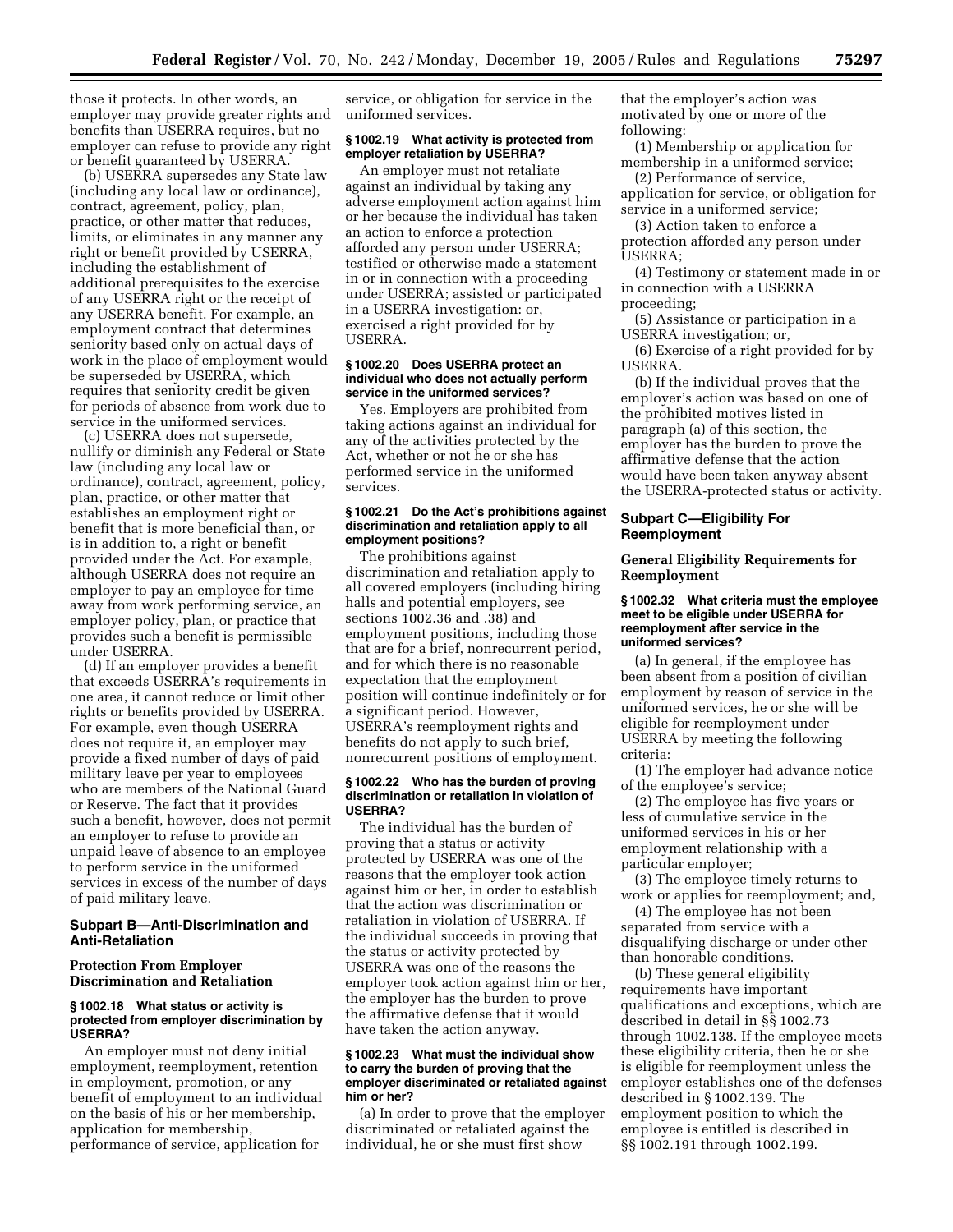those it protects. In other words, an employer may provide greater rights and benefits than USERRA requires, but no employer can refuse to provide any right or benefit guaranteed by USERRA.

(b) USERRA supersedes any State law (including any local law or ordinance), contract, agreement, policy, plan, practice, or other matter that reduces, limits, or eliminates in any manner any right or benefit provided by USERRA, including the establishment of additional prerequisites to the exercise of any USERRA right or the receipt of any USERRA benefit. For example, an employment contract that determines seniority based only on actual days of work in the place of employment would be superseded by USERRA, which requires that seniority credit be given for periods of absence from work due to service in the uniformed services.

(c) USERRA does not supersede, nullify or diminish any Federal or State law (including any local law or ordinance), contract, agreement, policy, plan, practice, or other matter that establishes an employment right or benefit that is more beneficial than, or is in addition to, a right or benefit provided under the Act. For example, although USERRA does not require an employer to pay an employee for time away from work performing service, an employer policy, plan, or practice that provides such a benefit is permissible under USERRA.

(d) If an employer provides a benefit that exceeds USERRA's requirements in one area, it cannot reduce or limit other rights or benefits provided by USERRA. For example, even though USERRA does not require it, an employer may provide a fixed number of days of paid military leave per year to employees who are members of the National Guard or Reserve. The fact that it provides such a benefit, however, does not permit an employer to refuse to provide an unpaid leave of absence to an employee to perform service in the uniformed services in excess of the number of days of paid military leave.

## Subpart B—Anti-Discrimination and Anti-Retaliation

### Protection From Employer Discrimination and Retaliation

#### § 1002.18 What status or activity is protected from employer discrimination by USERRA?

An employer must not deny initial employment, reemployment, retention in employment, promotion, or any benefit of employment to an individual on the basis of his or her membership, application for membership, performance of service, application for service, or obligation for service in the uniformed services.

#### § 1002.19 What activity is protected from employer retaliation by USERRA?

An employer must not retaliate against an individual by taking any adverse employment action against him or her because the individual has taken an action to enforce a protection afforded any person under USERRA; testified or otherwise made a statement in or in connection with a proceeding under USERRA; assisted or participated in a USERRA investigation: or, exercised a right provided for by USERRA.

#### § 1002.20 Does USERRA protect an individual who does not actually perform service in the uniformed services?

Yes. Employers are prohibited from taking actions against an individual for any of the activities protected by the Act, whether or not he or she has performed service in the uniformed services.

#### § 1002.21 Do the Act's prohibitions against discrimination and retaliation apply to all employment positions?

The prohibitions against discrimination and retaliation apply to all covered employers (including hiring halls and potential employers, see sections 1002.36 and .38) and employment positions, including those that are for a brief, nonrecurrent period, and for which there is no reasonable expectation that the employment position will continue indefinitely or for a significant period. However, USERRA's reemployment rights and benefits do not apply to such brief, nonrecurrent positions of employment.

#### § 1002.22 Who has the burden of proving discrimination or retaliation in violation of USERRA?

The individual has the burden of proving that a status or activity protected by USERRA was one of the reasons that the employer took action against him or her, in order to establish that the action was discrimination or retaliation in violation of USERRA. If the individual succeeds in proving that the status or activity protected by USERRA was one of the reasons the employer took action against him or her, the employer has the burden to prove the affirmative defense that it would have taken the action anyway.

#### § 1002.23 What must the individual show to carry the burden of proving that the employer discriminated or retaliated against him or her?

(a) In order to prove that the employer discriminated or retaliated against the individual, he or she must first show that the employer's action was motivated by one or more of the following:

(1) Membership or application for membership in a uniformed service;

(2) Performance of service, application for service, or obligation for service in a uniformed service;

(3) Action taken to enforce a protection afforded any person under USERRA;

(4) Testimony or statement made in or in connection with a USERRA proceeding;

(5) Assistance or participation in a USERRA investigation; or,

(6) Exercise of a right provided for by USERRA.

(b) If the individual proves that the employer's action was based on one of the prohibited motives listed in paragraph (a) of this section, the employer has the burden to prove the affirmative defense that the action would have been taken anyway absent the USERRA-protected status or activity.

## Subpart C—Eligibility For Reemployment

### General Eligibility Requirements for Reemployment

#### § 1002.32 What criteria must the employee meet to be eligible under USERRA for reemployment after service in the uniformed services?

(a) In general, if the employee has been absent from a position of civilian employment by reason of service in the uniformed services, he or she will be eligible for reemployment under USERRA by meeting the following criteria:

(1) The employer had advance notice of the employee's service;

(2) The employee has five years or less of cumulative service in the uniformed services in his or her employment relationship with a particular employer;

(3) The employee timely returns to work or applies for reemployment; and,

(4) The employee has not been separated from service with a disqualifying discharge or under other than honorable conditions.

(b) These general eligibility requirements have important qualifications and exceptions, which are described in detail in §§ 1002.73 through 1002.138. If the employee meets these eligibility criteria, then he or she is eligible for reemployment unless the employer establishes one of the defenses described in § 1002.139. The employment position to which the employee is entitled is described in §§ 1002.191 through 1002.199.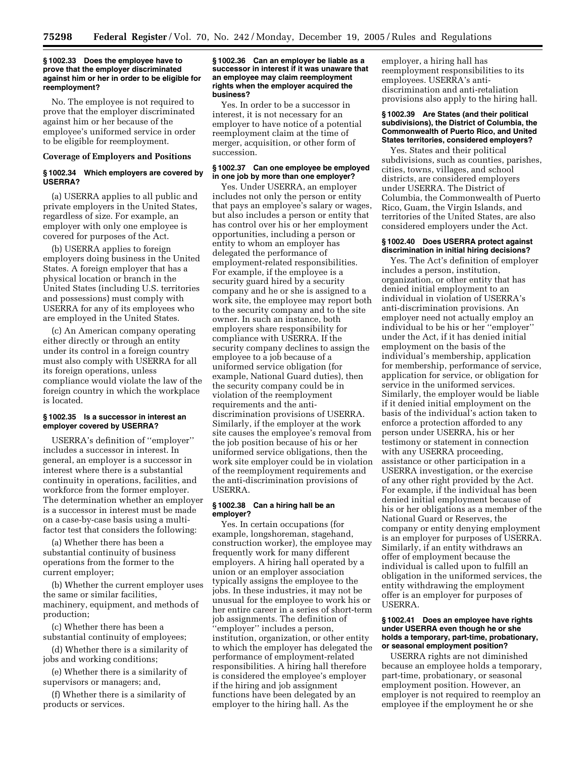### § 1002.33 Does the employee have to prove that the employer discriminated against him or her in order to be eligible for reemployment?

No. The employee is not required to prove that the employer discriminated against him or her because of the employee's uniformed service in order to be eligible for reemployment.

## Coverage of Employers and Positions

### § 1002.34 Which employers are covered by USERRA?

(a) USERRA applies to all public and private employers in the United States, regardless of size. For example, an employer with only one employee is covered for purposes of the Act.

(b) USERRA applies to foreign employers doing business in the United States. A foreign employer that has a physical location or branch in the United States (including U.S. territories and possessions) must comply with USERRA for any of its employees who are employed in the United States.

(c) An American company operating either directly or through an entity under its control in a foreign country must also comply with USERRA for all its foreign operations, unless compliance would violate the law of the foreign country in which the workplace is located.

### § 1002.35 Is a successor in interest an employer covered by USERRA?

USERRA's definition of "employer" includes a successor in interest. In general, an employer is a successor in interest where there is a substantial continuity in operations, facilities, and workforce from the former employer. The determination whether an employer is a successor in interest must be made on a case-by-case basis using a multi-factor test that considers the following:

(a) Whether there has been a substantial continuity of business operations from the former to the current employer;

(b) Whether the current employer uses the same or similar facilities, machinery, equipment, and methods of production;

(c) Whether there has been a substantial continuity of employees;

(d) Whether there is a similarity of jobs and working conditions;

(e) Whether there is a similarity of supervisors or managers; and,

(f) Whether there is a similarity of products or services.

### § 1002.36 Can an employer be liable as a successor in interest if it was unaware that an employee may claim reemployment rights when the employer acquired the business?

Yes. In order to be a successor in interest, it is not necessary for an employer to have notice of a potential reemployment claim at the time of merger, acquisition, or other form of succession.

### § 1002.37 Can one employee be employed in one job by more than one employer?

Yes. Under USERRA, an employer includes not only the person or entity that pays an employee's salary or wages, but also includes a person or entity that has control over his or her employment opportunities, including a person or entity to whom an employer has delegated the performance of employment-related responsibilities. For example, if the employee is a security guard hired by a security company and he or she is assigned to a work site, the employee may report both to the security company and to the site owner. In such an instance, both employers share responsibility for compliance with USERRA. If the security company declines to assign the employee to a job because of a uniformed service obligation (for example, National Guard duties), then the security company could be in violation of the reemployment requirements and the anti-discrimination provisions of USERRA. Similarly, if the employer at the work site causes the employee's removal from the job position because of his or her uniformed service obligations, then the work site employer could be in violation of the reemployment requirements and the anti-discrimination provisions of USERRA.

### § 1002.38 Can a hiring hall be an employer?

Yes. In certain occupations (for example, longshoreman, stagehand, construction worker), the employee may frequently work for many different employers. A hiring hall operated by a union or an employer association typically assigns the employee to the jobs. In these industries, it may not be unusual for the employee to work his or her entire career in a series of short-term job assignments. The definition of "employer" includes a person, institution, organization, or other entity to which the employer has delegated the performance of employment-related responsibilities. A hiring hall therefore is considered the employee's employer if the hiring and job assignment functions have been delegated by an employer to the hiring hall. As the employer, a hiring hall has reemployment responsibilities to its employees. USERRA's anti-discrimination and anti-retaliation provisions also apply to the hiring hall.

### § 1002.39 Are States (and their political subdivisions), the District of Columbia, the Commonwealth of Puerto Rico, and United States territories, considered employers?

Yes. States and their political subdivisions, such as counties, parishes, cities, towns, villages, and school districts, are considered employers under USERRA. The District of Columbia, the Commonwealth of Puerto Rico, Guam, the Virgin Islands, and territories of the United States, are also considered employers under the Act.

### § 1002.40 Does USERRA protect against discrimination in initial hiring decisions?

Yes. The Act's definition of employer includes a person, institution, organization, or other entity that has denied initial employment to an individual in violation of USERRA's anti-discrimination provisions. An employer need not actually employ an individual to be his or her "employer" under the Act, if it has denied initial employment on the basis of the individual's membership, application for membership, performance of service, application for service, or obligation for service in the uniformed services. Similarly, the employer would be liable if it denied initial employment on the basis of the individual's action taken to enforce a protection afforded to any person under USERRA, his or her testimony or statement in connection with any USERRA proceeding, assistance or other participation in a USERRA investigation, or the exercise of any other right provided by the Act. For example, if the individual has been denied initial employment because of his or her obligations as a member of the National Guard or Reserves, the company or entity denying employment is an employer for purposes of USERRA. Similarly, if an entity withdraws an offer of employment because the individual is called upon to fulfill an obligation in the uniformed services, the entity withdrawing the employment offer is an employer for purposes of USERRA.

### § 1002.41 Does an employee have rights under USERRA even though he or she holds a temporary, part-time, probationary, or seasonal employment position?

USERRA rights are not diminished because an employee holds a temporary, part-time, probationary, or seasonal employment position. However, an employer is not required to reemploy an employee if the employment he or she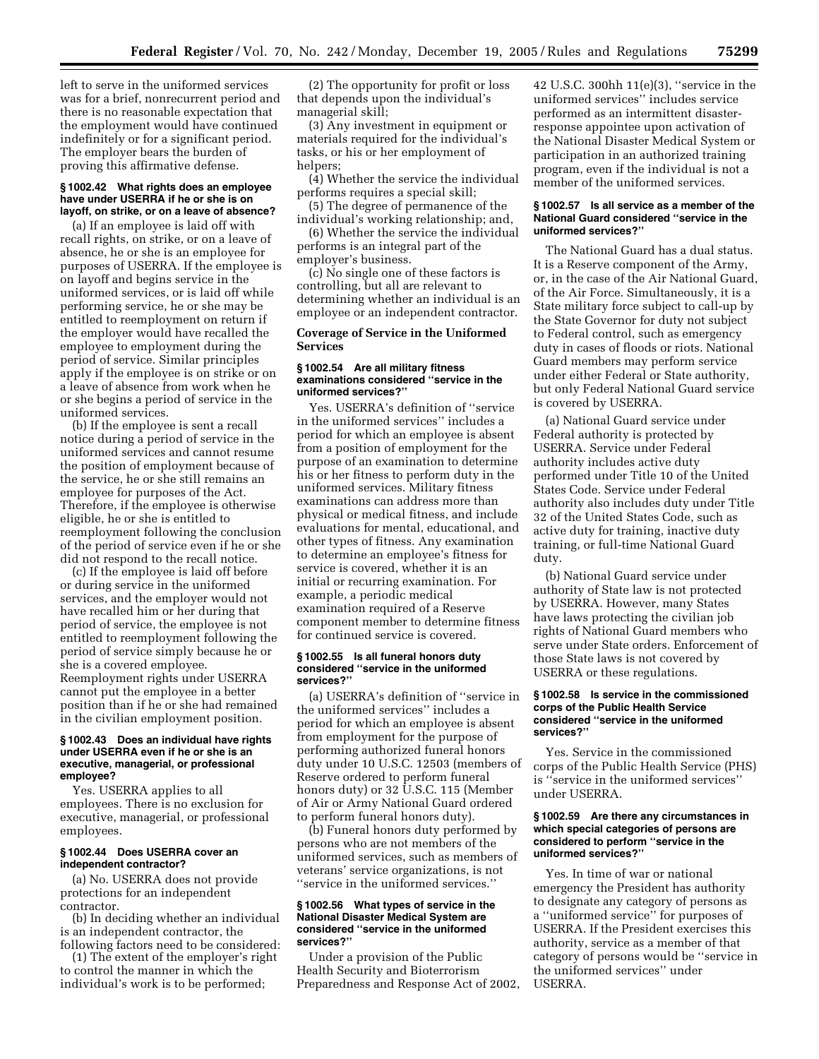left to serve in the uniformed services was for a brief, nonrecurrent period and there is no reasonable expectation that the employment would have continued indefinitely or for a significant period. The employer bears the burden of proving this affirmative defense.

#### § 1002.42 What rights does an employee have under USERRA if he or she is on layoff, on strike, or on a leave of absence?

(a) If an employee is laid off with recall rights, on strike, or on a leave of absence, he or she is an employee for purposes of USERRA. If the employee is on layoff and begins service in the uniformed services, or is laid off while performing service, he or she may be entitled to reemployment on return if the employer would have recalled the employee to employment during the period of service. Similar principles apply if the employee is on strike or on a leave of absence from work when he or she begins a period of service in the uniformed services.

(b) If the employee is sent a recall notice during a period of service in the uniformed services and cannot resume the position of employment because of the service, he or she still remains an employee for purposes of the Act. Therefore, if the employee is otherwise eligible, he or she is entitled to reemployment following the conclusion of the period of service even if he or she did not respond to the recall notice.

(c) If the employee is laid off before or during service in the uniformed services, and the employer would not have recalled him or her during that period of service, the employee is not entitled to reemployment following the period of service simply because he or she is a covered employee. Reemployment rights under USERRA cannot put the employee in a better position than if he or she had remained in the civilian employment position.

#### § 1002.43 Does an individual have rights under USERRA even if he or she is an executive, managerial, or professional employee?

Yes. USERRA applies to all employees. There is no exclusion for executive, managerial, or professional employees.

#### § 1002.44 Does USERRA cover an independent contractor?

(a) No. USERRA does not provide protections for an independent contractor.

(b) In deciding whether an individual is an independent contractor, the following factors need to be considered:

(1) The extent of the employer's right to control the manner in which the individual's work is to be performed;

(2) The opportunity for profit or loss that depends upon the individual's managerial skill;

(3) Any investment in equipment or materials required for the individual's tasks, or his or her employment of helpers;

(4) Whether the service the individual performs requires a special skill;

(5) The degree of permanence of the individual's working relationship; and,

(6) Whether the service the individual performs is an integral part of the employer's business.

(c) No single one of these factors is controlling, but all are relevant to determining whether an individual is an employee or an independent contractor.

### Coverage of Service in the Uniformed Services

#### § 1002.54 Are all military fitness examinations considered "service in the uniformed services?"

Yes. USERRA's definition of "service in the uniformed services" includes a period for which an employee is absent from a position of employment for the purpose of an examination to determine his or her fitness to perform duty in the uniformed services. Military fitness examinations can address more than physical or medical fitness, and include evaluations for mental, educational, and other types of fitness. Any examination to determine an employee's fitness for service is covered, whether it is an initial or recurring examination. For example, a periodic medical examination required of a Reserve component member to determine fitness for continued service is covered.

#### § 1002.55 Is all funeral honors duty considered "service in the uniformed services?"

(a) USERRA's definition of "service in the uniformed services" includes a period for which an employee is absent from employment for the purpose of performing authorized funeral honors duty under 10 U.S.C. 12503 (members of Reserve ordered to perform funeral honors duty) or 32 U.S.C. 115 (Member of Air or Army National Guard ordered to perform funeral honors duty).

(b) Funeral honors duty performed by persons who are not members of the uniformed services, such as members of veterans' service organizations, is not "service in the uniformed services."

#### § 1002.56 What types of service in the National Disaster Medical System are considered "service in the uniformed services?"

Under a provision of the Public Health Security and Bioterrorism Preparedness and Response Act of 2002, 42 U.S.C. 300hh 11(e)(3), "service in the uniformed services" includes service performed as an intermittent disaster-response appointee upon activation of the National Disaster Medical System or participation in an authorized training program, even if the individual is not a member of the uniformed services.

#### § 1002.57 Is all service as a member of the National Guard considered "service in the uniformed services?"

The National Guard has a dual status. It is a Reserve component of the Army, or, in the case of the Air National Guard, of the Air Force. Simultaneously, it is a State military force subject to call-up by the State Governor for duty not subject to Federal control, such as emergency duty in cases of floods or riots. National Guard members may perform service under either Federal or State authority, but only Federal National Guard service is covered by USERRA.

(a) National Guard service under Federal authority is protected by USERRA. Service under Federal authority includes active duty performed under Title 10 of the United States Code. Service under Federal authority also includes duty under Title 32 of the United States Code, such as active duty for training, inactive duty training, or full-time National Guard duty.

(b) National Guard service under authority of State law is not protected by USERRA. However, many States have laws protecting the civilian job rights of National Guard members who serve under State orders. Enforcement of those State laws is not covered by USERRA or these regulations.

#### § 1002.58 Is service in the commissioned corps of the Public Health Service considered "service in the uniformed services?"

Yes. Service in the commissioned corps of the Public Health Service (PHS) is "service in the uniformed services" under USERRA.

#### § 1002.59 Are there any circumstances in which special categories of persons are considered to perform "service in the uniformed services?"

Yes. In time of war or national emergency the President has authority to designate any category of persons as a "uniformed service" for purposes of USERRA. If the President exercises this authority, service as a member of that category of persons would be "service in the uniformed services" under USERRA.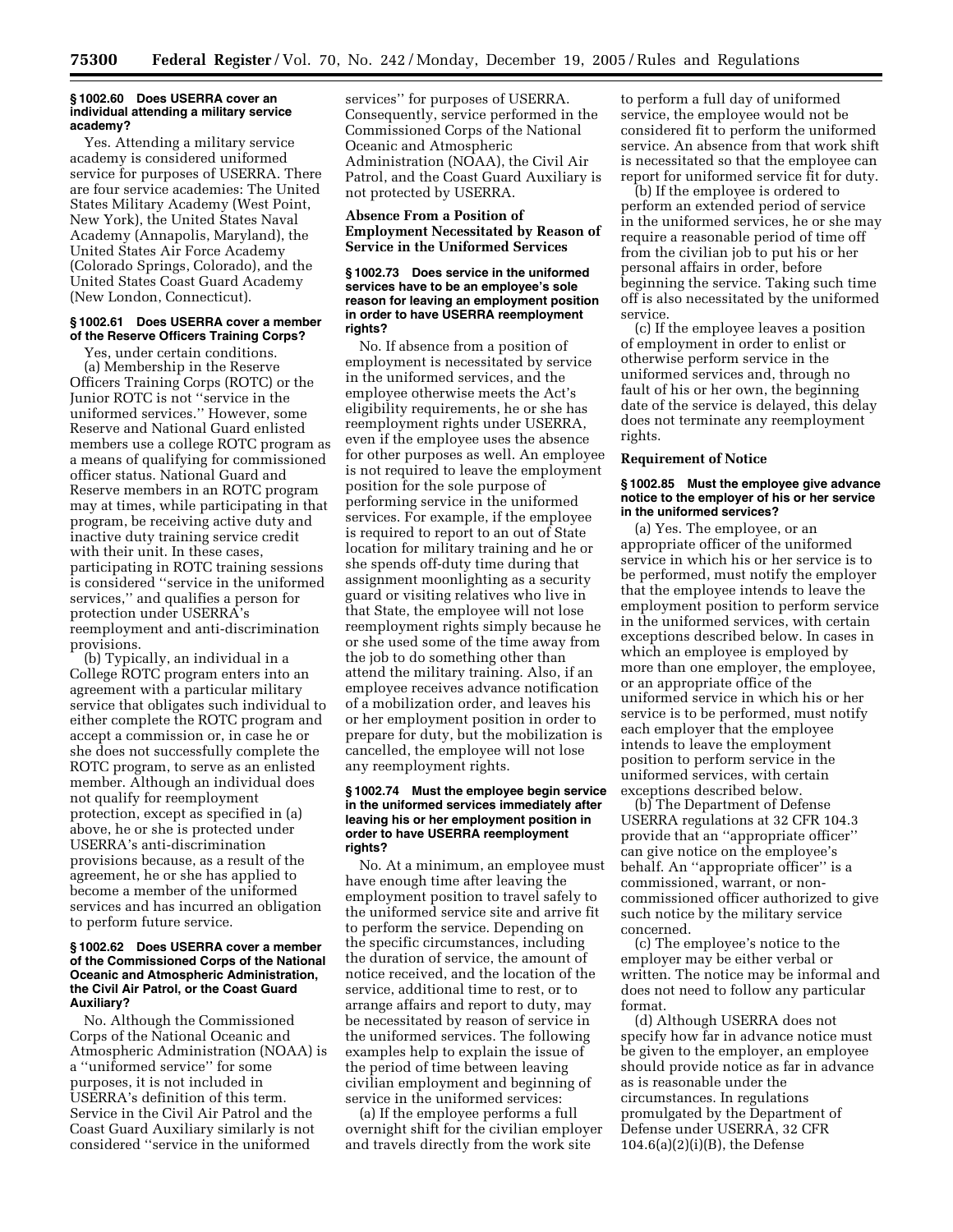### § 1002.60 Does USERRA cover an individual attending a military service academy?

Yes. Attending a military service academy is considered uniformed service for purposes of USERRA. There are four service academies: The United States Military Academy (West Point, New York), the United States Naval Academy (Annapolis, Maryland), the United States Air Force Academy (Colorado Springs, Colorado), and the United States Coast Guard Academy (New London, Connecticut).

### § 1002.61 Does USERRA cover a member of the Reserve Officers Training Corps?

Yes, under certain conditions.

(a) Membership in the Reserve Officers Training Corps (ROTC) or the Junior ROTC is not ''service in the uniformed services.'' However, some Reserve and National Guard enlisted members use a college ROTC program as a means of qualifying for commissioned officer status. National Guard and Reserve members in an ROTC program may at times, while participating in that program, be receiving active duty and inactive duty training service credit with their unit. In these cases, participating in ROTC training sessions is considered ''service in the uniformed services,'' and qualifies a person for protection under USERRA's reemployment and anti-discrimination provisions.

(b) Typically, an individual in a College ROTC program enters into an agreement with a particular military service that obligates such individual to either complete the ROTC program and accept a commission or, in case he or she does not successfully complete the ROTC program, to serve as an enlisted member. Although an individual does not qualify for reemployment protection, except as specified in (a) above, he or she is protected under USERRA's anti-discrimination provisions because, as a result of the agreement, he or she has applied to become a member of the uniformed services and has incurred an obligation to perform future service.

### § 1002.62 Does USERRA cover a member of the Commissioned Corps of the National Oceanic and Atmospheric Administration, the Civil Air Patrol, or the Coast Guard Auxiliary?

No. Although the Commissioned Corps of the National Oceanic and Atmospheric Administration (NOAA) is a ''uniformed service'' for some purposes, it is not included in USERRA's definition of this term. Service in the Civil Air Patrol and the Coast Guard Auxiliary similarly is not considered ''service in the uniformed services'' for purposes of USERRA. Consequently, service performed in the Commissioned Corps of the National Oceanic and Atmospheric Administration (NOAA), the Civil Air Patrol, and the Coast Guard Auxiliary is not protected by USERRA.

## Absence From a Position of Employment Necessitated by Reason of Service in the Uniformed Services

### § 1002.73 Does service in the uniformed services have to be an employee's sole reason for leaving an employment position in order to have USERRA reemployment rights?

No. If absence from a position of employment is necessitated by service in the uniformed services, and the employee otherwise meets the Act's eligibility requirements, he or she has reemployment rights under USERRA, even if the employee uses the absence for other purposes as well. An employee is not required to leave the employment position for the sole purpose of performing service in the uniformed services. For example, if the employee is required to report to an out of State location for military training and he or she spends off-duty time during that assignment moonlighting as a security guard or visiting relatives who live in that State, the employee will not lose reemployment rights simply because he or she used some of the time away from the job to do something other than attend the military training. Also, if an employee receives advance notification of a mobilization order, and leaves his or her employment position in order to prepare for duty, but the mobilization is cancelled, the employee will not lose any reemployment rights.

### § 1002.74 Must the employee begin service in the uniformed services immediately after leaving his or her employment position in order to have USERRA reemployment rights?

No. At a minimum, an employee must have enough time after leaving the employment position to travel safely to the uniformed service site and arrive fit to perform the service. Depending on the specific circumstances, including the duration of service, the amount of notice received, and the location of the service, additional time to rest, or to arrange affairs and report to duty, may be necessitated by reason of service in the uniformed services. The following examples help to explain the issue of the period of time between leaving civilian employment and beginning of service in the uniformed services:

(a) If the employee performs a full overnight shift for the civilian employer and travels directly from the work site to perform a full day of uniformed service, the employee would not be considered fit to perform the uniformed service. An absence from that work shift is necessitated so that the employee can report for uniformed service fit for duty.

(b) If the employee is ordered to perform an extended period of service in the uniformed services, he or she may require a reasonable period of time off from the civilian job to put his or her personal affairs in order, before beginning the service. Taking such time off is also necessitated by the uniformed service.

(c) If the employee leaves a position of employment in order to enlist or otherwise perform service in the uniformed services and, through no fault of his or her own, the beginning date of the service is delayed, this delay does not terminate any reemployment rights.

## Requirement of Notice

### § 1002.85 Must the employee give advance notice to the employer of his or her service in the uniformed services?

(a) Yes. The employee, or an appropriate officer of the uniformed service in which his or her service is to be performed, must notify the employer that the employee intends to leave the employment position to perform service in the uniformed services, with certain exceptions described below. In cases in which an employee is employed by more than one employer, the employee, or an appropriate office of the uniformed service in which his or her service is to be performed, must notify each employer that the employee intends to leave the employment position to perform service in the uniformed services, with certain exceptions described below.

(b) The Department of Defense USERRA regulations at 32 CFR 104.3 provide that an ''appropriate officer'' can give notice on the employee's behalf. An ''appropriate officer'' is a commissioned, warrant, or non-commissioned officer authorized to give such notice by the military service concerned.

(c) The employee's notice to the employer may be either verbal or written. The notice may be informal and does not need to follow any particular format.

(d) Although USERRA does not specify how far in advance notice must be given to the employer, an employee should provide notice as far in advance as is reasonable under the circumstances. In regulations promulgated by the Department of Defense under USERRA, 32 CFR 104.6(a)(2)(i)(B), the Defense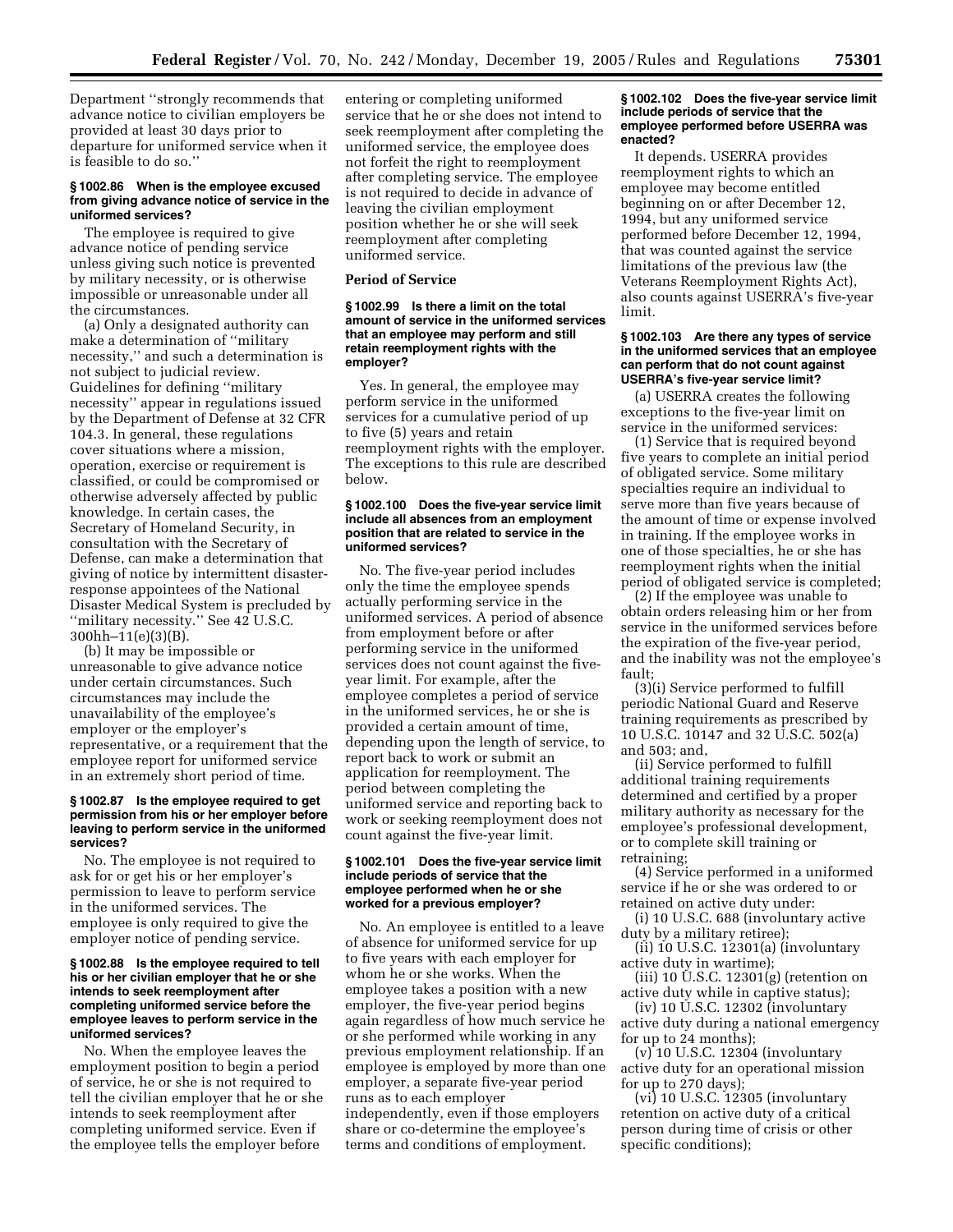Department ''strongly recommends that advance notice to civilian employers be provided at least 30 days prior to departure for uniformed service when it is feasible to do so.''

### § 1002.86 When is the employee excused from giving advance notice of service in the uniformed services?

The employee is required to give advance notice of pending service unless giving such notice is prevented by military necessity, or is otherwise impossible or unreasonable under all the circumstances.

(a) Only a designated authority can make a determination of ''military necessity,'' and such a determination is not subject to judicial review. Guidelines for defining ''military necessity'' appear in regulations issued by the Department of Defense at 32 CFR 104.3. In general, these regulations cover situations where a mission, operation, exercise or requirement is classified, or could be compromised or otherwise adversely affected by public knowledge. In certain cases, the Secretary of Homeland Security, in consultation with the Secretary of Defense, can make a determination that giving of notice by intermittent disaster-response appointees of the National Disaster Medical System is precluded by ''military necessity.'' See 42 U.S.C. 300hh–11(e)(3)(B).

(b) It may be impossible or unreasonable to give advance notice under certain circumstances. Such circumstances may include the unavailability of the employee's employer or the employer's representative, or a requirement that the employee report for uniformed service in an extremely short period of time.

### § 1002.87 Is the employee required to get permission from his or her employer before leaving to perform service in the uniformed services?

No. The employee is not required to ask for or get his or her employer's permission to leave to perform service in the uniformed services. The employee is only required to give the employer notice of pending service.

### § 1002.88 Is the employee required to tell his or her civilian employer that he or she intends to seek reemployment after completing uniformed service before the employee leaves to perform service in the uniformed services?

No. When the employee leaves the employment position to begin a period of service, he or she is not required to tell the civilian employer that he or she intends to seek reemployment after completing uniformed service. Even if the employee tells the employer before entering or completing uniformed service that he or she does not intend to seek reemployment after completing the uniformed service, the employee does not forfeit the right to reemployment after completing service. The employee is not required to decide in advance of leaving the civilian employment position whether he or she will seek reemployment after completing uniformed service.

## Period of Service

### § 1002.99 Is there a limit on the total amount of service in the uniformed services that an employee may perform and still retain reemployment rights with the employer?

Yes. In general, the employee may perform service in the uniformed services for a cumulative period of up to five (5) years and retain reemployment rights with the employer. The exceptions to this rule are described below.

### § 1002.100 Does the five-year service limit include all absences from an employment position that are related to service in the uniformed services?

No. The five-year period includes only the time the employee spends actually performing service in the uniformed services. A period of absence from employment before or after performing service in the uniformed services does not count against the five-year limit. For example, after the employee completes a period of service in the uniformed services, he or she is provided a certain amount of time, depending upon the length of service, to report back to work or submit an application for reemployment. The period between completing the uniformed service and reporting back to work or seeking reemployment does not count against the five-year limit.

### § 1002.101 Does the five-year service limit include periods of service that the employee performed when he or she worked for a previous employer?

No. An employee is entitled to a leave of absence for uniformed service for up to five years with each employer for whom he or she works. When the employee takes a position with a new employer, the five-year period begins again regardless of how much service he or she performed while working in any previous employment relationship. If an employee is employed by more than one employer, a separate five-year period runs as to each employer independently, even if those employers share or co-determine the employee's terms and conditions of employment.

### § 1002.102 Does the five-year service limit include periods of service that the employee performed before USERRA was enacted?

It depends. USERRA provides reemployment rights to which an employee may become entitled beginning on or after December 12, 1994, but any uniformed service performed before December 12, 1994, that was counted against the service limitations of the previous law (the Veterans Reemployment Rights Act), also counts against USERRA's five-year limit.

### § 1002.103 Are there any types of service in the uniformed services that an employee can perform that do not count against USERRA's five-year service limit?

(a) USERRA creates the following exceptions to the five-year limit on service in the uniformed services:

(1) Service that is required beyond five years to complete an initial period of obligated service. Some military specialties require an individual to serve more than five years because of the amount of time or expense involved in training. If the employee works in one of those specialties, he or she has reemployment rights when the initial period of obligated service is completed;

(2) If the employee was unable to obtain orders releasing him or her from service in the uniformed services before the expiration of the five-year period, and the inability was not the employee's fault;

(3)(i) Service performed to fulfill periodic National Guard and Reserve training requirements as prescribed by 10 U.S.C. 10147 and 32 U.S.C. 502(a) and 503; and,

(ii) Service performed to fulfill additional training requirements determined and certified by a proper military authority as necessary for the employee's professional development, or to complete skill training or retraining;

(4) Service performed in a uniformed service if he or she was ordered to or retained on active duty under:

(i) 10 U.S.C. 688 (involuntary active duty by a military retiree);

(ii) 10 U.S.C. 12301(a) (involuntary active duty in wartime);

(iii) 10 U.S.C. 12301(g) (retention on active duty while in captive status);

(iv) 10 U.S.C. 12302 (involuntary active duty during a national emergency for up to 24 months);

(v) 10 U.S.C. 12304 (involuntary active duty for an operational mission for up to 270 days);

(vi) 10 U.S.C. 12305 (involuntary retention on active duty of a critical person during time of crisis or other specific conditions);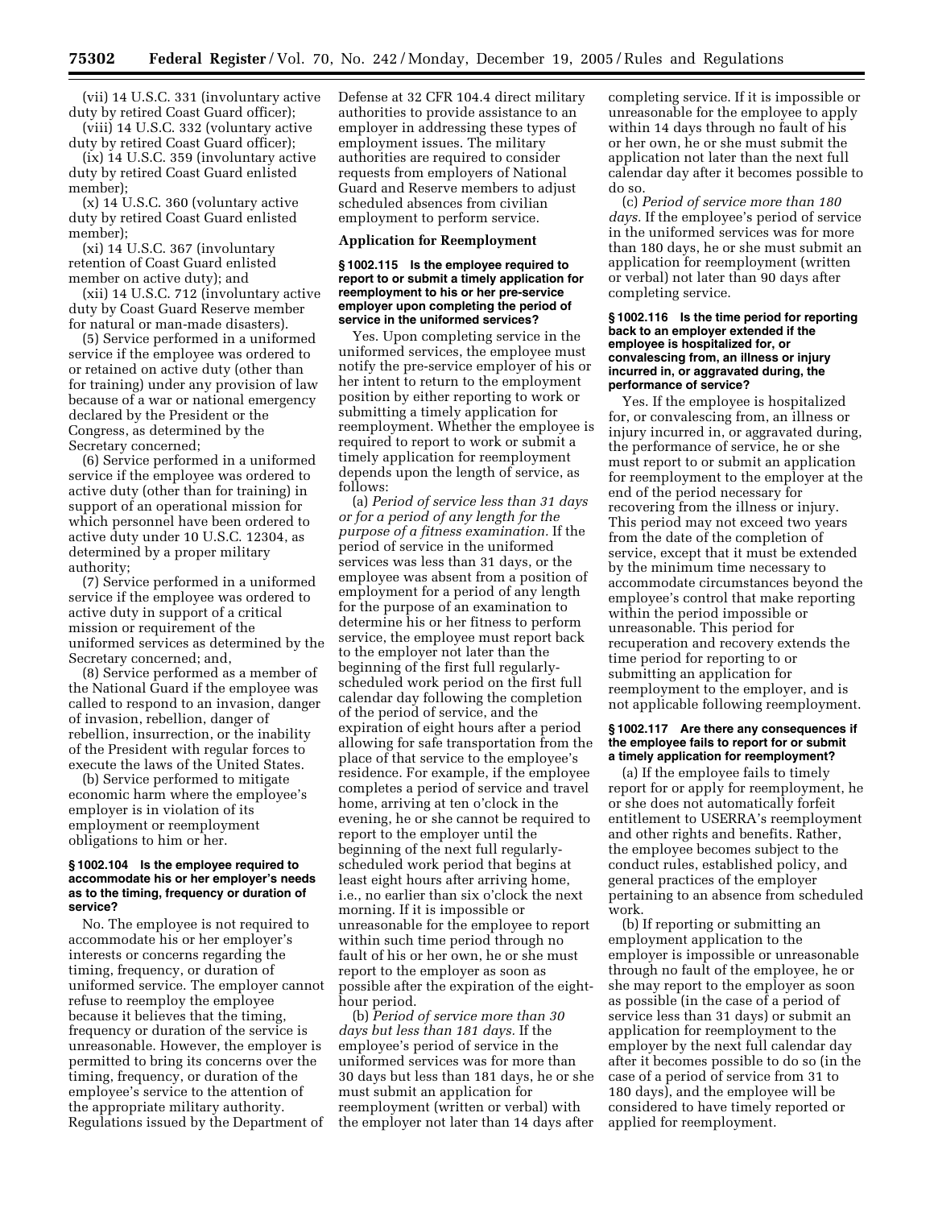(vii) 14 U.S.C. 331 (involuntary active duty by retired Coast Guard officer);

(viii) 14 U.S.C. 332 (voluntary active duty by retired Coast Guard officer);

(ix) 14 U.S.C. 359 (involuntary active duty by retired Coast Guard enlisted member);

(x) 14 U.S.C. 360 (voluntary active duty by retired Coast Guard enlisted member);

(xi) 14 U.S.C. 367 (involuntary retention of Coast Guard enlisted member on active duty); and

(xii) 14 U.S.C. 712 (involuntary active duty by Coast Guard Reserve member for natural or man-made disasters).

(5) Service performed in a uniformed service if the employee was ordered to or retained on active duty (other than for training) under any provision of law because of a war or national emergency declared by the President or the Congress, as determined by the Secretary concerned;

(6) Service performed in a uniformed service if the employee was ordered to active duty (other than for training) in support of an operational mission for which personnel have been ordered to active duty under 10 U.S.C. 12304, as determined by a proper military authority;

(7) Service performed in a uniformed service if the employee was ordered to active duty in support of a critical mission or requirement of the uniformed services as determined by the Secretary concerned; and,

(8) Service performed as a member of the National Guard if the employee was called to respond to an invasion, danger of invasion, rebellion, danger of rebellion, insurrection, or the inability of the President with regular forces to execute the laws of the United States.

(b) Service performed to mitigate economic harm where the employee's employer is in violation of its employment or reemployment obligations to him or her.

**§ 1002.104 Is the employee required to accommodate his or her employer's needs as to the timing, frequency or duration of service?**

No. The employee is not required to accommodate his or her employer's interests or concerns regarding the timing, frequency, or duration of uniformed service. The employer cannot refuse to reemploy the employee because it believes that the timing, frequency or duration of the service is unreasonable. However, the employer is permitted to bring its concerns over the timing, frequency, or duration of the employee's service to the attention of the appropriate military authority. Regulations issued by the Department of Defense at 32 CFR 104.4 direct military authorities to provide assistance to an employer in addressing these types of employment issues. The military authorities are required to consider requests from employers of National Guard and Reserve members to adjust scheduled absences from civilian employment to perform service.

## Application for Reemployment

**§ 1002.115 Is the employee required to report to or submit a timely application for reemployment to his or her pre-service employer upon completing the period of service in the uniformed services?**

Yes. Upon completing service in the uniformed services, the employee must notify the pre-service employer of his or her intent to return to the employment position by either reporting to work or submitting a timely application for reemployment. Whether the employee is required to report to work or submit a timely application for reemployment depends upon the length of service, as follows:

(a) *Period of service less than 31 days or for a period of any length for the purpose of a fitness examination.* If the period of service in the uniformed services was less than 31 days, or the employee was absent from a position of employment for a period of any length for the purpose of an examination to determine his or her fitness to perform service, the employee must report back to the employer not later than the beginning of the first full regularly-scheduled work period on the first full calendar day following the completion of the period of service, and the expiration of eight hours after a period allowing for safe transportation from the place of that service to the employee's residence. For example, if the employee completes a period of service and travel home, arriving at ten o'clock in the evening, he or she cannot be required to report to the employer until the beginning of the next full regularly-scheduled work period that begins at least eight hours after arriving home, i.e., no earlier than six o'clock the next morning. If it is impossible or unreasonable for the employee to report within such time period through no fault of his or her own, he or she must report to the employer as soon as possible after the expiration of the eight-hour period.

(b) *Period of service more than 30 days but less than 181 days.* If the employee's period of service in the uniformed services was for more than 30 days but less than 181 days, he or she must submit an application for reemployment (written or verbal) with the employer not later than 14 days after completing service. If it is impossible or unreasonable for the employee to apply within 14 days through no fault of his or her own, he or she must submit the application not later than the next full calendar day after it becomes possible to do so.

(c) *Period of service more than 180 days.* If the employee's period of service in the uniformed services was for more than 180 days, he or she must submit an application for reemployment (written or verbal) not later than 90 days after completing service.

**§ 1002.116 Is the time period for reporting back to an employer extended if the employee is hospitalized for, or convalescing from, an illness or injury incurred in, or aggravated during, the performance of service?**

Yes. If the employee is hospitalized for, or convalescing from, an illness or injury incurred in, or aggravated during, the performance of service, he or she must report to or submit an application for reemployment to the employer at the end of the period necessary for recovering from the illness or injury. This period may not exceed two years from the date of the completion of service, except that it must be extended by the minimum time necessary to accommodate circumstances beyond the employee's control that make reporting within the period impossible or unreasonable. This period for recuperation and recovery extends the time period for reporting to or submitting an application for reemployment to the employer, and is not applicable following reemployment.

**§ 1002.117 Are there any consequences if the employee fails to report for or submit a timely application for reemployment?**

(a) If the employee fails to timely report for or apply for reemployment, he or she does not automatically forfeit entitlement to USERRA's reemployment and other rights and benefits. Rather, the employee becomes subject to the conduct rules, established policy, and general practices of the employer pertaining to an absence from scheduled work.

(b) If reporting or submitting an employment application to the employer is impossible or unreasonable through no fault of the employee, he or she may report to the employer as soon as possible (in the case of a period of service less than 31 days) or submit an application for reemployment to the employer by the next full calendar day after it becomes possible to do so (in the case of a period of service from 31 to 180 days), and the employee will be considered to have timely reported or applied for reemployment.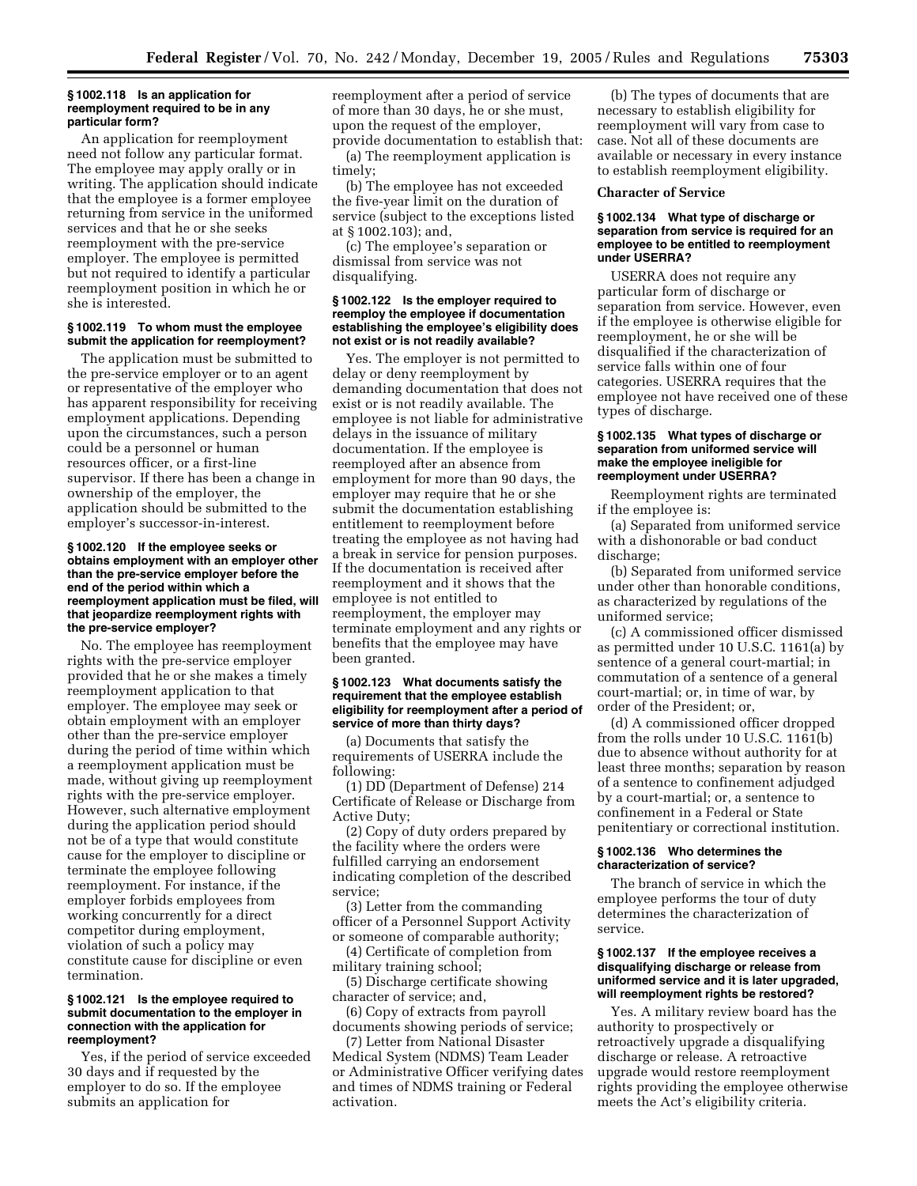### § 1002.118 Is an application for reemployment required to be in any particular form?

An application for reemployment need not follow any particular format. The employee may apply orally or in writing. The application should indicate that the employee is a former employee returning from service in the uniformed services and that he or she seeks reemployment with the pre-service employer. The employee is permitted but not required to identify a particular reemployment position in which he or she is interested.

### § 1002.119 To whom must the employee submit the application for reemployment?

The application must be submitted to the pre-service employer or to an agent or representative of the employer who has apparent responsibility for receiving employment applications. Depending upon the circumstances, such a person could be a personnel or human resources officer, or a first-line supervisor. If there has been a change in ownership of the employer, the application should be submitted to the employer's successor-in-interest.

### § 1002.120 If the employee seeks or obtains employment with an employer other than the pre-service employer before the end of the period within which a reemployment application must be filed, will that jeopardize reemployment rights with the pre-service employer?

No. The employee has reemployment rights with the pre-service employer provided that he or she makes a timely reemployment application to that employer. The employee may seek or obtain employment with an employer other than the pre-service employer during the period of time within which a reemployment application must be made, without giving up reemployment rights with the pre-service employer. However, such alternative employment during the application period should not be of a type that would constitute cause for the employer to discipline or terminate the employee following reemployment. For instance, if the employer forbids employees from working concurrently for a direct competitor during employment, violation of such a policy may constitute cause for discipline or even termination.

### § 1002.121 Is the employee required to submit documentation to the employer in connection with the application for reemployment?

Yes, if the period of service exceeded 30 days and if requested by the employer to do so. If the employee submits an application for reemployment after a period of service of more than 30 days, he or she must, upon the request of the employer, provide documentation to establish that:

(a) The reemployment application is timely;

(b) The employee has not exceeded the five-year limit on the duration of service (subject to the exceptions listed at § 1002.103); and,

(c) The employee's separation or dismissal from service was not disqualifying.

### § 1002.122 Is the employer required to reemploy the employee if documentation establishing the employee's eligibility does not exist or is not readily available?

Yes. The employer is not permitted to delay or deny reemployment by demanding documentation that does not exist or is not readily available. The employee is not liable for administrative delays in the issuance of military documentation. If the employee is reemployed after an absence from employment for more than 90 days, the employer may require that he or she submit the documentation establishing entitlement to reemployment before treating the employee as not having had a break in service for pension purposes. If the documentation is received after reemployment and it shows that the employee is not entitled to reemployment, the employer may terminate employment and any rights or benefits that the employee may have been granted.

### § 1002.123 What documents satisfy the requirement that the employee establish eligibility for reemployment after a period of service of more than thirty days?

(a) Documents that satisfy the requirements of USERRA include the following:

(1) DD (Department of Defense) 214 Certificate of Release or Discharge from Active Duty;

(2) Copy of duty orders prepared by the facility where the orders were fulfilled carrying an endorsement indicating completion of the described service;

(3) Letter from the commanding officer of a Personnel Support Activity or someone of comparable authority;

(4) Certificate of completion from military training school;

(5) Discharge certificate showing character of service; and,

(6) Copy of extracts from payroll documents showing periods of service;

(7) Letter from National Disaster Medical System (NDMS) Team Leader or Administrative Officer verifying dates and times of NDMS training or Federal activation.

(b) The types of documents that are necessary to establish eligibility for reemployment will vary from case to case. Not all of these documents are available or necessary in every instance to establish reemployment eligibility.

## Character of Service

### § 1002.134 What type of discharge or separation from service is required for an employee to be entitled to reemployment under USERRA?

USERRA does not require any particular form of discharge or separation from service. However, even if the employee is otherwise eligible for reemployment, he or she will be disqualified if the characterization of service falls within one of four categories. USERRA requires that the employee not have received one of these types of discharge.

### § 1002.135 What types of discharge or separation from uniformed service will make the employee ineligible for reemployment under USERRA?

Reemployment rights are terminated if the employee is:

(a) Separated from uniformed service with a dishonorable or bad conduct discharge;

(b) Separated from uniformed service under other than honorable conditions, as characterized by regulations of the uniformed service;

(c) A commissioned officer dismissed as permitted under 10 U.S.C. 1161(a) by sentence of a general court-martial; in commutation of a sentence of a general court-martial; or, in time of war, by order of the President; or,

(d) A commissioned officer dropped from the rolls under 10 U.S.C. 1161(b) due to absence without authority for at least three months; separation by reason of a sentence to confinement adjudged by a court-martial; or, a sentence to confinement in a Federal or State penitentiary or correctional institution.

### § 1002.136 Who determines the characterization of service?

The branch of service in which the employee performs the tour of duty determines the characterization of service.

### § 1002.137 If the employee receives a disqualifying discharge or release from uniformed service and it is later upgraded, will reemployment rights be restored?

Yes. A military review board has the authority to prospectively or retroactively upgrade a disqualifying discharge or release. A retroactive upgrade would restore reemployment rights providing the employee otherwise meets the Act's eligibility criteria.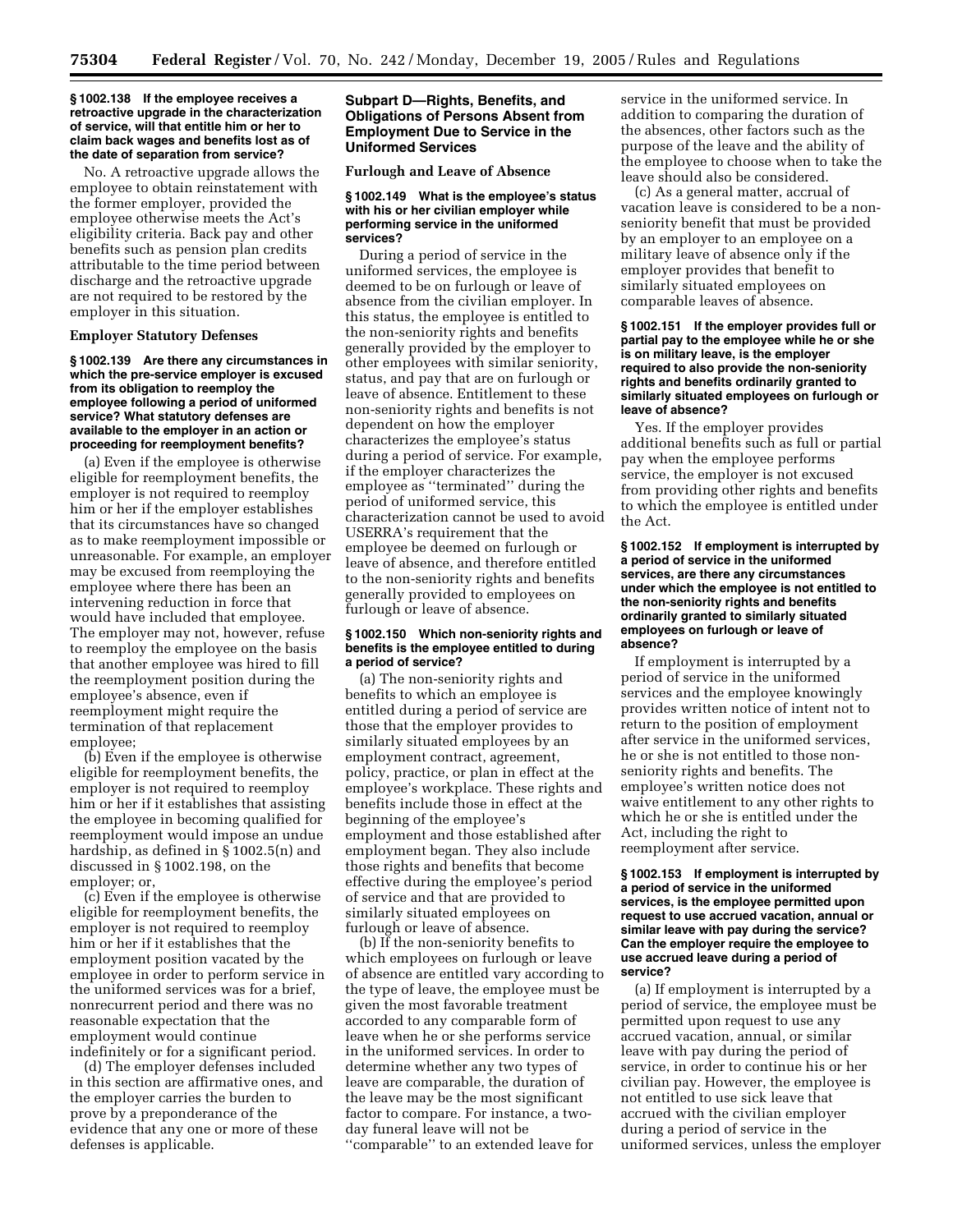**§ 1002.138 If the employee receives a retroactive upgrade in the characterization of service, will that entitle him or her to claim back wages and benefits lost as of the date of separation from service?**

No. A retroactive upgrade allows the employee to obtain reinstatement with the former employer, provided the employee otherwise meets the Act's eligibility criteria. Back pay and other benefits such as pension plan credits attributable to the time period between discharge and the retroactive upgrade are not required to be restored by the employer in this situation.

**Employer Statutory Defenses**

**§ 1002.139 Are there any circumstances in which the pre-service employer is excused from its obligation to reemploy the employee following a period of uniformed service? What statutory defenses are available to the employer in an action or proceeding for reemployment benefits?**

(a) Even if the employee is otherwise eligible for reemployment benefits, the employer is not required to reemploy him or her if the employer establishes that its circumstances have so changed as to make reemployment impossible or unreasonable. For example, an employer may be excused from reemploying the employee where there has been an intervening reduction in force that would have included that employee. The employer may not, however, refuse to reemploy the employee on the basis that another employee was hired to fill the reemployment position during the employee's absence, even if reemployment might require the termination of that replacement employee;

(b) Even if the employee is otherwise eligible for reemployment benefits, the employer is not required to reemploy him or her if it establishes that assisting the employee in becoming qualified for reemployment would impose an undue hardship, as defined in § 1002.5(n) and discussed in § 1002.198, on the employer; or,

(c) Even if the employee is otherwise eligible for reemployment benefits, the employer is not required to reemploy him or her if it establishes that the employment position vacated by the employee in order to perform service in the uniformed services was for a brief, nonrecurrent period and there was no reasonable expectation that the employment would continue indefinitely or for a significant period.

(d) The employer defenses included in this section are affirmative ones, and the employer carries the burden to prove by a preponderance of the evidence that any one or more of these defenses is applicable.

## Subpart D—Rights, Benefits, and Obligations of Persons Absent from Employment Due to Service in the Uniformed Services

**Furlough and Leave of Absence**

**§ 1002.149 What is the employee's status with his or her civilian employer while performing service in the uniformed services?**

During a period of service in the uniformed services, the employee is deemed to be on furlough or leave of absence from the civilian employer. In this status, the employee is entitled to the non-seniority rights and benefits generally provided by the employer to other employees with similar seniority, status, and pay that are on furlough or leave of absence. Entitlement to these non-seniority rights and benefits is not dependent on how the employer characterizes the employee's status during a period of service. For example, if the employer characterizes the employee as "terminated" during the period of uniformed service, this characterization cannot be used to avoid USERRA's requirement that the employee be deemed on furlough or leave of absence, and therefore entitled to the non-seniority rights and benefits generally provided to employees on furlough or leave of absence.

**§ 1002.150 Which non-seniority rights and benefits is the employee entitled to during a period of service?**

(a) The non-seniority rights and benefits to which an employee is entitled during a period of service are those that the employer provides to similarly situated employees by an employment contract, agreement, policy, practice, or plan in effect at the employee's workplace. These rights and benefits include those in effect at the beginning of the employee's employment and those established after employment began. They also include those rights and benefits that become effective during the employee's period of service and that are provided to similarly situated employees on furlough or leave of absence.

(b) If the non-seniority benefits to which employees on furlough or leave of absence are entitled vary according to the type of leave, the employee must be given the most favorable treatment accorded to any comparable form of leave when he or she performs service in the uniformed services. In order to determine whether any two types of leave are comparable, the duration of the leave may be the most significant factor to compare. For instance, a two-day funeral leave will not be "comparable" to an extended leave for service in the uniformed service. In addition to comparing the duration of the absences, other factors such as the purpose of the leave and the ability of the employee to choose when to take the leave should also be considered.

(c) As a general matter, accrual of vacation leave is considered to be a non-seniority benefit that must be provided by an employer to an employee on a military leave of absence only if the employer provides that benefit to similarly situated employees on comparable leaves of absence.

**§ 1002.151 If the employer provides full or partial pay to the employee while he or she is on military leave, is the employer required to also provide the non-seniority rights and benefits ordinarily granted to similarly situated employees on furlough or leave of absence?**

Yes. If the employer provides additional benefits such as full or partial pay when the employee performs service, the employer is not excused from providing other rights and benefits to which the employee is entitled under the Act.

**§ 1002.152 If employment is interrupted by a period of service in the uniformed services, are there any circumstances under which the employee is not entitled to the non-seniority rights and benefits ordinarily granted to similarly situated employees on furlough or leave of absence?**

If employment is interrupted by a period of service in the uniformed services and the employee knowingly provides written notice of intent not to return to the position of employment after service in the uniformed services, he or she is not entitled to those non-seniority rights and benefits. The employee's written notice does not waive entitlement to any other rights to which he or she is entitled under the Act, including the right to reemployment after service.

**§ 1002.153 If employment is interrupted by a period of service in the uniformed services, is the employee permitted upon request to use accrued vacation, annual or similar leave with pay during the service? Can the employer require the employee to use accrued leave during a period of service?**

(a) If employment is interrupted by a period of service, the employee must be permitted upon request to use any accrued vacation, annual, or similar leave with pay during the period of service, in order to continue his or her civilian pay. However, the employee is not entitled to use sick leave that accrued with the civilian employer during a period of service in the uniformed services, unless the employer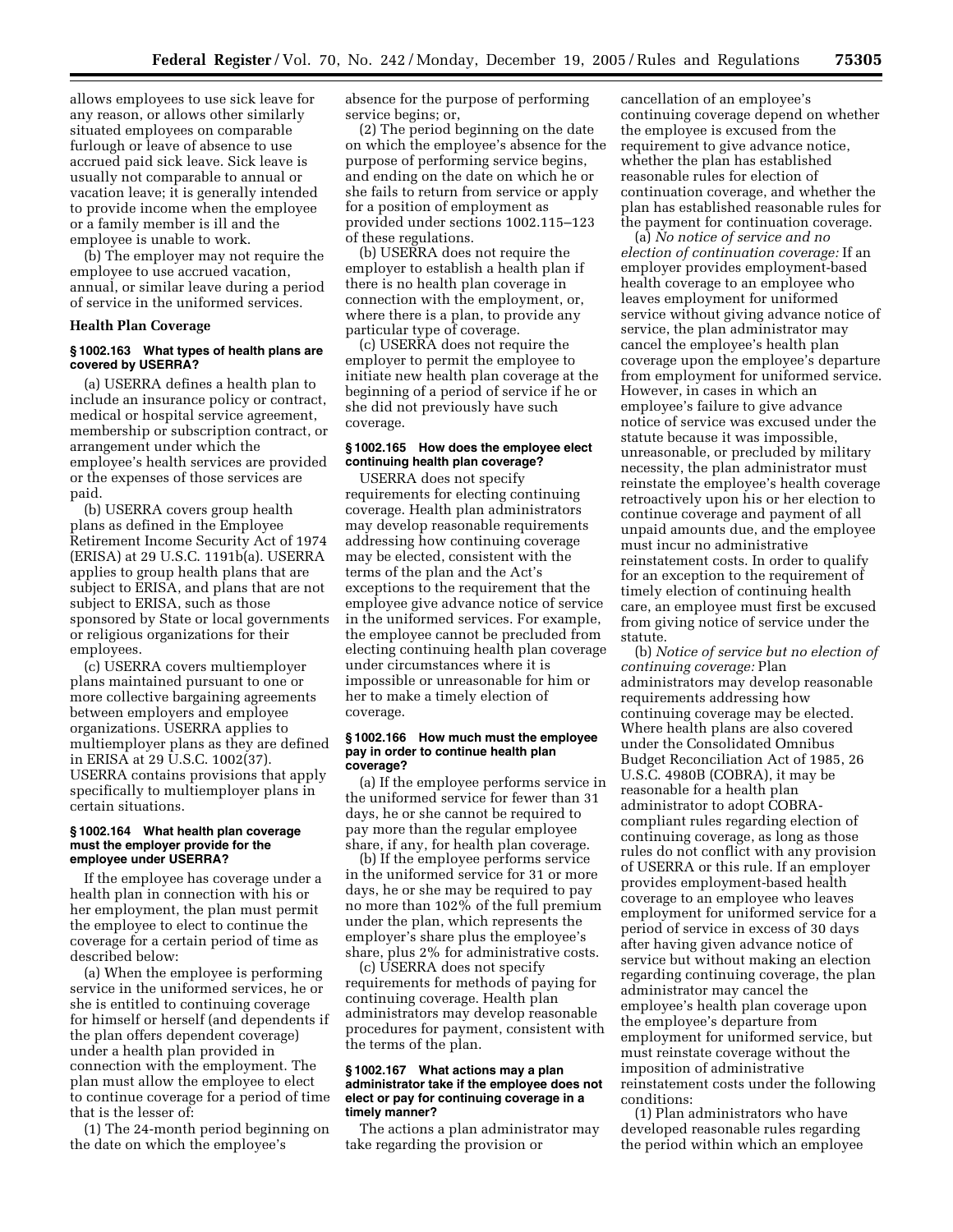allows employees to use sick leave for any reason, or allows other similarly situated employees on comparable furlough or leave of absence to use accrued paid sick leave. Sick leave is usually not comparable to annual or vacation leave; it is generally intended to provide income when the employee or a family member is ill and the employee is unable to work.

(b) The employer may not require the employee to use accrued vacation, annual, or similar leave during a period of service in the uniformed services.

### Health Plan Coverage

#### § 1002.163 What types of health plans are covered by USERRA?

(a) USERRA defines a health plan to include an insurance policy or contract, medical or hospital service agreement, membership or subscription contract, or arrangement under which the employee's health services are provided or the expenses of those services are paid.

(b) USERRA covers group health plans as defined in the Employee Retirement Income Security Act of 1974 (ERISA) at 29 U.S.C. 1191b(a). USERRA applies to group health plans that are subject to ERISA, and plans that are not subject to ERISA, such as those sponsored by State or local governments or religious organizations for their employees.

(c) USERRA covers multiemployer plans maintained pursuant to one or more collective bargaining agreements between employers and employee organizations. USERRA applies to multiemployer plans as they are defined in ERISA at 29 U.S.C. 1002(37). USERRA contains provisions that apply specifically to multiemployer plans in certain situations.

#### § 1002.164 What health plan coverage must the employer provide for the employee under USERRA?

If the employee has coverage under a health plan in connection with his or her employment, the plan must permit the employee to elect to continue the coverage for a certain period of time as described below:

(a) When the employee is performing service in the uniformed services, he or she is entitled to continuing coverage for himself or herself (and dependents if the plan offers dependent coverage) under a health plan provided in connection with the employment. The plan must allow the employee to elect to continue coverage for a period of time that is the lesser of:

(1) The 24-month period beginning on the date on which the employee's absence for the purpose of performing service begins; or,

(2) The period beginning on the date on which the employee's absence for the purpose of performing service begins, and ending on the date on which he or she fails to return from service or apply for a position of employment as provided under sections 1002.115–123 of these regulations.

(b) USERRA does not require the employer to establish a health plan if there is no health plan coverage in connection with the employment, or, where there is a plan, to provide any particular type of coverage.

(c) USERRA does not require the employer to permit the employee to initiate new health plan coverage at the beginning of a period of service if he or she did not previously have such coverage.

#### § 1002.165 How does the employee elect continuing health plan coverage?

USERRA does not specify requirements for electing continuing coverage. Health plan administrators may develop reasonable requirements addressing how continuing coverage may be elected, consistent with the terms of the plan and the Act's exceptions to the requirement that the employee give advance notice of service in the uniformed services. For example, the employee cannot be precluded from electing continuing health plan coverage under circumstances where it is impossible or unreasonable for him or her to make a timely election of coverage.

#### § 1002.166 How much must the employee pay in order to continue health plan coverage?

(a) If the employee performs service in the uniformed service for fewer than 31 days, he or she cannot be required to pay more than the regular employee share, if any, for health plan coverage.

(b) If the employee performs service in the uniformed service for 31 or more days, he or she may be required to pay no more than 102% of the full premium under the plan, which represents the employer's share plus the employee's share, plus 2% for administrative costs.

(c) USERRA does not specify requirements for methods of paying for continuing coverage. Health plan administrators may develop reasonable procedures for payment, consistent with the terms of the plan.

#### § 1002.167 What actions may a plan administrator take if the employee does not elect or pay for continuing coverage in a timely manner?

The actions a plan administrator may take regarding the provision or cancellation of an employee's continuing coverage depend on whether the employee is excused from the requirement to give advance notice, whether the plan has established reasonable rules for election of continuation coverage, and whether the plan has established reasonable rules for the payment for continuation coverage.

(a) *No notice of service and no election of continuation coverage:* If an employer provides employment-based health coverage to an employee who leaves employment for uniformed service without giving advance notice of service, the plan administrator may cancel the employee's health plan coverage upon the employee's departure from employment for uniformed service. However, in cases in which an employee's failure to give advance notice of service was excused under the statute because it was impossible, unreasonable, or precluded by military necessity, the plan administrator must reinstate the employee's health coverage retroactively upon his or her election to continue coverage and payment of all unpaid amounts due, and the employee must incur no administrative reinstatement costs. In order to qualify for an exception to the requirement of timely election of continuing health care, an employee must first be excused from giving notice of service under the statute.

(b) *Notice of service but no election of continuing coverage:* Plan administrators may develop reasonable requirements addressing how continuing coverage may be elected. Where health plans are also covered under the Consolidated Omnibus Budget Reconciliation Act of 1985, 26 U.S.C. 4980B (COBRA), it may be reasonable for a health plan administrator to adopt COBRA-compliant rules regarding election of continuing coverage, as long as those rules do not conflict with any provision of USERRA or this rule. If an employer provides employment-based health coverage to an employee who leaves employment for uniformed service for a period of service in excess of 30 days after having given advance notice of service but without making an election regarding continuing coverage, the plan administrator may cancel the employee's health plan coverage upon the employee's departure from employment for uniformed service, but must reinstate coverage without the imposition of administrative reinstatement costs under the following conditions:

(1) Plan administrators who have developed reasonable rules regarding the period within which an employee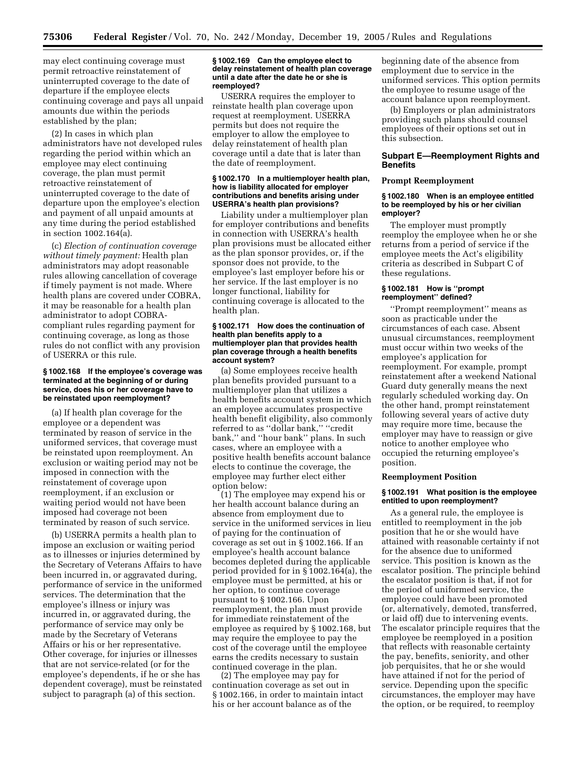may elect continuing coverage must permit retroactive reinstatement of uninterrupted coverage to the date of departure if the employee elects continuing coverage and pays all unpaid amounts due within the periods established by the plan;

(2) In cases in which plan administrators have not developed rules regarding the period within which an employee may elect continuing coverage, the plan must permit retroactive reinstatement of uninterrupted coverage to the date of departure upon the employee's election and payment of all unpaid amounts at any time during the period established in section 1002.164(a).

(c) *Election of continuation coverage without timely payment:* Health plan administrators may adopt reasonable rules allowing cancellation of coverage if timely payment is not made. Where health plans are covered under COBRA, it may be reasonable for a health plan administrator to adopt COBRA-compliant rules regarding payment for continuing coverage, as long as those rules do not conflict with any provision of USERRA or this rule.

**§ 1002.168 If the employee's coverage was terminated at the beginning of or during service, does his or her coverage have to be reinstated upon reemployment?**

(a) If health plan coverage for the employee or a dependent was terminated by reason of service in the uniformed services, that coverage must be reinstated upon reemployment. An exclusion or waiting period may not be imposed in connection with the reinstatement of coverage upon reemployment, if an exclusion or waiting period would not have been imposed had coverage not been terminated by reason of such service.

(b) USERRA permits a health plan to impose an exclusion or waiting period as to illnesses or injuries determined by the Secretary of Veterans Affairs to have been incurred in, or aggravated during, performance of service in the uniformed services. The determination that the employee's illness or injury was incurred in, or aggravated during, the performance of service may only be made by the Secretary of Veterans Affairs or his or her representative. Other coverage, for injuries or illnesses that are not service-related (or for the employee's dependents, if he or she has dependent coverage), must be reinstated subject to paragraph (a) of this section.

**§ 1002.169 Can the employee elect to delay reinstatement of health plan coverage until a date after the date he or she is reemployed?**

USERRA requires the employer to reinstate health plan coverage upon request at reemployment. USERRA permits but does not require the employer to allow the employee to delay reinstatement of health plan coverage until a date that is later than the date of reemployment.

**§ 1002.170 In a multiemployer health plan, how is liability allocated for employer contributions and benefits arising under USERRA's health plan provisions?**

Liability under a multiemployer plan for employer contributions and benefits in connection with USERRA's health plan provisions must be allocated either as the plan sponsor provides, or, if the sponsor does not provide, to the employee's last employer before his or her service. If the last employer is no longer functional, liability for continuing coverage is allocated to the health plan.

**§ 1002.171 How does the continuation of health plan benefits apply to a multiemployer plan that provides health plan coverage through a health benefits account system?**

(a) Some employees receive health plan benefits provided pursuant to a multiemployer plan that utilizes a health benefits account system in which an employee accumulates prospective health benefit eligibility, also commonly referred to as ''dollar bank,'' ''credit bank,'' and ''hour bank'' plans. In such cases, where an employee with a positive health benefits account balance elects to continue the coverage, the employee may further elect either option below:

(1) The employee may expend his or her health account balance during an absence from employment due to service in the uniformed services in lieu of paying for the continuation of coverage as set out in § 1002.166. If an employee's health account balance becomes depleted during the applicable period provided for in § 1002.164(a), the employee must be permitted, at his or her option, to continue coverage pursuant to § 1002.166. Upon reemployment, the plan must provide for immediate reinstatement of the employee as required by § 1002.168, but may require the employee to pay the cost of the coverage until the employee earns the credits necessary to sustain continued coverage in the plan.

(2) The employee may pay for continuation coverage as set out in § 1002.166, in order to maintain intact his or her account balance as of the beginning date of the absence from employment due to service in the uniformed services. This option permits the employee to resume usage of the account balance upon reemployment.

(b) Employers or plan administrators providing such plans should counsel employees of their options set out in this subsection.

## Subpart E—Reemployment Rights and Benefits

### Prompt Reemployment

**§ 1002.180 When is an employee entitled to be reemployed by his or her civilian employer?**

The employer must promptly reemploy the employee when he or she returns from a period of service if the employee meets the Act's eligibility criteria as described in Subpart C of these regulations.

**§ 1002.181 How is ''prompt reemployment'' defined?**

''Prompt reemployment'' means as soon as practicable under the circumstances of each case. Absent unusual circumstances, reemployment must occur within two weeks of the employee's application for reemployment. For example, prompt reinstatement after a weekend National Guard duty generally means the next regularly scheduled working day. On the other hand, prompt reinstatement following several years of active duty may require more time, because the employer may have to reassign or give notice to another employee who occupied the returning employee's position.

### Reemployment Position

**§ 1002.191 What position is the employee entitled to upon reemployment?**

As a general rule, the employee is entitled to reemployment in the job position that he or she would have attained with reasonable certainty if not for the absence due to uniformed service. This position is known as the escalator position. The principle behind the escalator position is that, if not for the period of uniformed service, the employee could have been promoted (or, alternatively, demoted, transferred, or laid off) due to intervening events. The escalator principle requires that the employee be reemployed in a position that reflects with reasonable certainty the pay, benefits, seniority, and other job perquisites, that he or she would have attained if not for the period of service. Depending upon the specific circumstances, the employer may have the option, or be required, to reemploy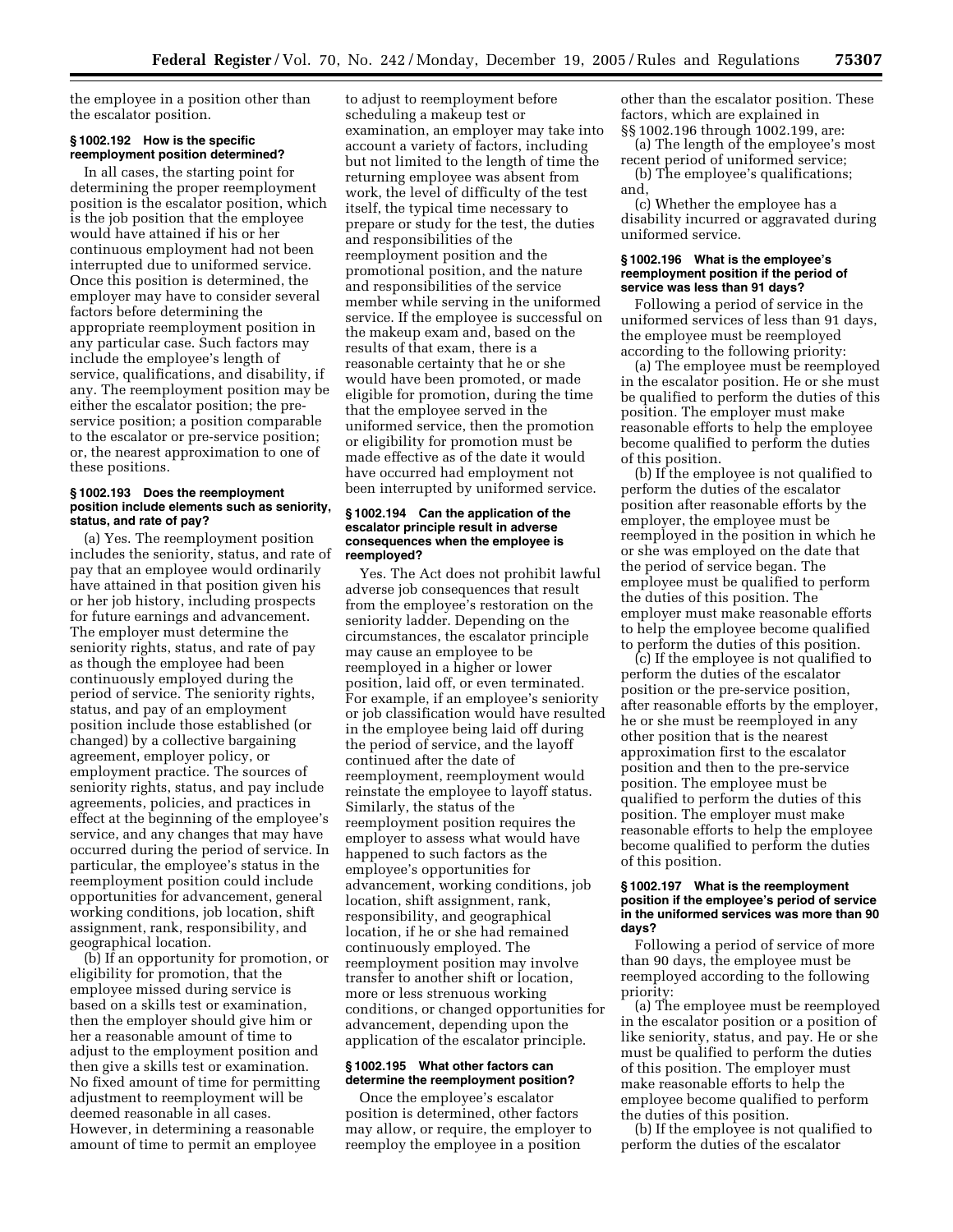the employee in a position other than the escalator position.

### § 1002.192 How is the specific reemployment position determined?

In all cases, the starting point for determining the proper reemployment position is the escalator position, which is the job position that the employee would have attained if his or her continuous employment had not been interrupted due to uniformed service. Once this position is determined, the employer may have to consider several factors before determining the appropriate reemployment position in any particular case. Such factors may include the employee's length of service, qualifications, and disability, if any. The reemployment position may be either the escalator position; the pre-service position; a position comparable to the escalator or pre-service position; or, the nearest approximation to one of these positions.

### § 1002.193 Does the reemployment position include elements such as seniority, status, and rate of pay?

(a) Yes. The reemployment position includes the seniority, status, and rate of pay that an employee would ordinarily have attained in that position given his or her job history, including prospects for future earnings and advancement. The employer must determine the seniority rights, status, and rate of pay as though the employee had been continuously employed during the period of service. The seniority rights, status, and pay of an employment position include those established (or changed) by a collective bargaining agreement, employer policy, or employment practice. The sources of seniority rights, status, and pay include agreements, policies, and practices in effect at the beginning of the employee's service, and any changes that may have occurred during the period of service. In particular, the employee's status in the reemployment position could include opportunities for advancement, general working conditions, job location, shift assignment, rank, responsibility, and geographical location.

(b) If an opportunity for promotion, or eligibility for promotion, that the employee missed during service is based on a skills test or examination, then the employer should give him or her a reasonable amount of time to adjust to the employment position and then give a skills test or examination. No fixed amount of time for permitting adjustment to reemployment will be deemed reasonable in all cases. However, in determining a reasonable amount of time to permit an employee to adjust to reemployment before scheduling a makeup test or examination, an employer may take into account a variety of factors, including but not limited to the length of time the returning employee was absent from work, the level of difficulty of the test itself, the typical time necessary to prepare or study for the test, the duties and responsibilities of the reemployment position and the promotional position, and the nature and responsibilities of the service member while serving in the uniformed service. If the employee is successful on the makeup exam and, based on the results of that exam, there is a reasonable certainty that he or she would have been promoted, or made eligible for promotion, during the time that the employee served in the uniformed service, then the promotion or eligibility for promotion must be made effective as of the date it would have occurred had employment not been interrupted by uniformed service.

### § 1002.194 Can the application of the escalator principle result in adverse consequences when the employee is reemployed?

Yes. The Act does not prohibit lawful adverse job consequences that result from the employee's restoration on the seniority ladder. Depending on the circumstances, the escalator principle may cause an employee to be reemployed in a higher or lower position, laid off, or even terminated. For example, if an employee's seniority or job classification would have resulted in the employee being laid off during the period of service, and the layoff continued after the date of reemployment, reemployment would reinstate the employee to layoff status. Similarly, the status of the reemployment position requires the employer to assess what would have happened to such factors as the employee's opportunities for advancement, working conditions, job location, shift assignment, rank, responsibility, and geographical location, if he or she had remained continuously employed. The reemployment position may involve transfer to another shift or location, more or less strenuous working conditions, or changed opportunities for advancement, depending upon the application of the escalator principle.

### § 1002.195 What other factors can determine the reemployment position?

Once the employee's escalator position is determined, other factors may allow, or require, the employer to reemploy the employee in a position other than the escalator position. These factors, which are explained in §§ 1002.196 through 1002.199, are:

(a) The length of the employee's most recent period of uniformed service;

(b) The employee's qualifications; and,

(c) Whether the employee has a disability incurred or aggravated during uniformed service.

### § 1002.196 What is the employee's reemployment position if the period of service was less than 91 days?

Following a period of service in the uniformed services of less than 91 days, the employee must be reemployed according to the following priority:

(a) The employee must be reemployed in the escalator position. He or she must be qualified to perform the duties of this position. The employer must make reasonable efforts to help the employee become qualified to perform the duties of this position.

(b) If the employee is not qualified to perform the duties of the escalator position after reasonable efforts by the employer, the employee must be reemployed in the position in which he or she was employed on the date that the period of service began. The employee must be qualified to perform the duties of this position. The employer must make reasonable efforts to help the employee become qualified to perform the duties of this position.

(c) If the employee is not qualified to perform the duties of the escalator position or the pre-service position, after reasonable efforts by the employer, he or she must be reemployed in any other position that is the nearest approximation first to the escalator position and then to the pre-service position. The employee must be qualified to perform the duties of this position. The employer must make reasonable efforts to help the employee become qualified to perform the duties of this position.

### § 1002.197 What is the reemployment position if the employee's period of service in the uniformed services was more than 90 days?

Following a period of service of more than 90 days, the employee must be reemployed according to the following priority:

(a) The employee must be reemployed in the escalator position or a position of like seniority, status, and pay. He or she must be qualified to perform the duties of this position. The employer must make reasonable efforts to help the employee become qualified to perform the duties of this position.

(b) If the employee is not qualified to perform the duties of the escalator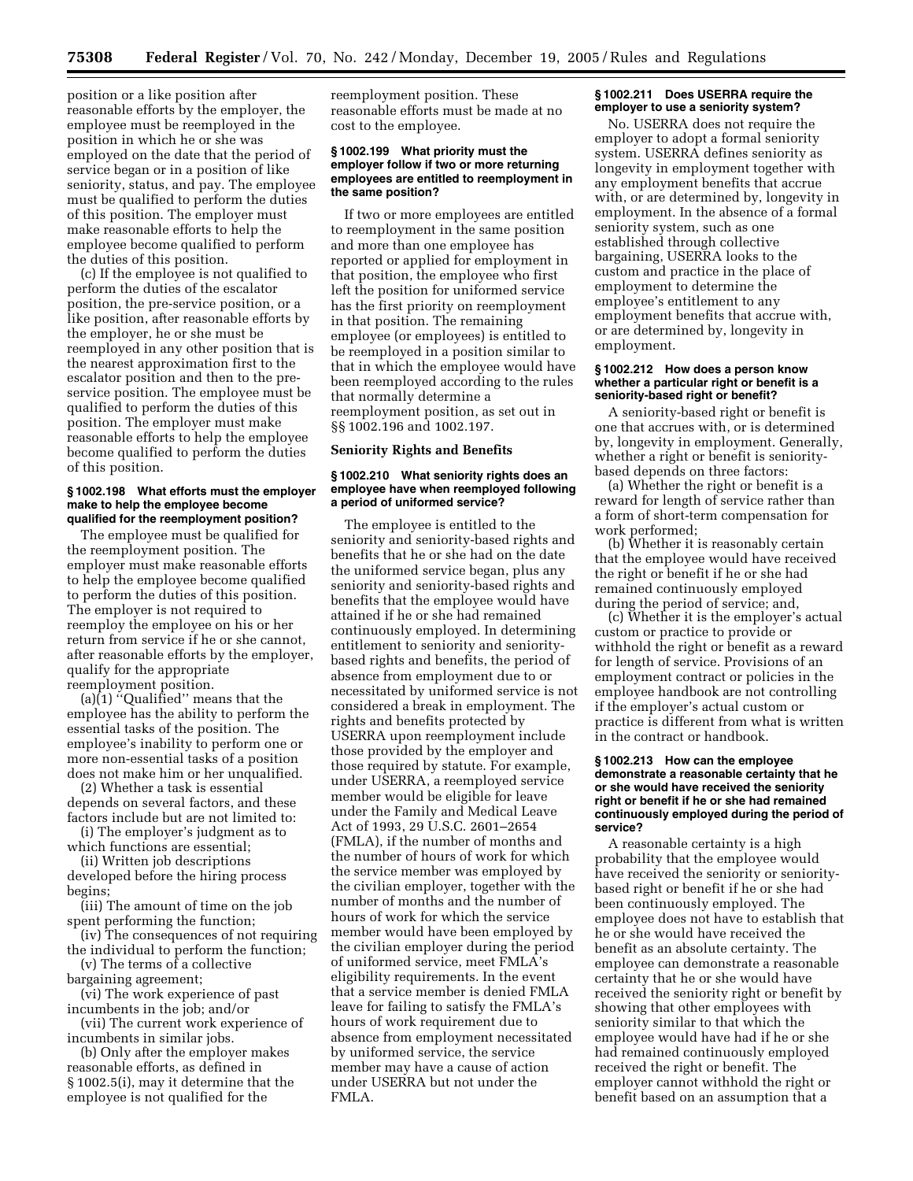position or a like position after reasonable efforts by the employer, the employee must be reemployed in the position in which he or she was employed on the date that the period of service began or in a position of like seniority, status, and pay. The employee must be qualified to perform the duties of this position. The employer must make reasonable efforts to help the employee become qualified to perform the duties of this position.

(c) If the employee is not qualified to perform the duties of the escalator position, the pre-service position, or a like position, after reasonable efforts by the employer, he or she must be reemployed in any other position that is the nearest approximation first to the escalator position and then to the pre-service position. The employee must be qualified to perform the duties of this position. The employer must make reasonable efforts to help the employee become qualified to perform the duties of this position.

#### § 1002.198 What efforts must the employer make to help the employee become qualified for the reemployment position?

The employee must be qualified for the reemployment position. The employer must make reasonable efforts to help the employee become qualified to perform the duties of this position. The employer is not required to reemploy the employee on his or her return from service if he or she cannot, after reasonable efforts by the employer, qualify for the appropriate reemployment position.

(a)(1) ''Qualified'' means that the employee has the ability to perform the essential tasks of the position. The employee's inability to perform one or more non-essential tasks of a position does not make him or her unqualified.

(2) Whether a task is essential depends on several factors, and these factors include but are not limited to:

(i) The employer's judgment as to which functions are essential;

(ii) Written job descriptions developed before the hiring process begins;

(iii) The amount of time on the job spent performing the function;

(iv) The consequences of not requiring the individual to perform the function;

(v) The terms of a collective bargaining agreement;

(vi) The work experience of past incumbents in the job; and/or

(vii) The current work experience of incumbents in similar jobs.

(b) Only after the employer makes reasonable efforts, as defined in § 1002.5(i), may it determine that the employee is not qualified for the reemployment position. These reasonable efforts must be made at no cost to the employee.

#### § 1002.199 What priority must the employer follow if two or more returning employees are entitled to reemployment in the same position?

If two or more employees are entitled to reemployment in the same position and more than one employee has reported or applied for employment in that position, the employee who first left the position for uniformed service has the first priority on reemployment in that position. The remaining employee (or employees) is entitled to be reemployed in a position similar to that in which the employee would have been reemployed according to the rules that normally determine a reemployment position, as set out in §§ 1002.196 and 1002.197.

### Seniority Rights and Benefits

#### § 1002.210 What seniority rights does an employee have when reemployed following a period of uniformed service?

The employee is entitled to the seniority and seniority-based rights and benefits that he or she had on the date the uniformed service began, plus any seniority and seniority-based rights and benefits that the employee would have attained if he or she had remained continuously employed. In determining entitlement to seniority and seniority-based rights and benefits, the period of absence from employment due to or necessitated by uniformed service is not considered a break in employment. The rights and benefits protected by USERRA upon reemployment include those provided by the employer and those required by statute. For example, under USERRA, a reemployed service member would be eligible for leave under the Family and Medical Leave Act of 1993, 29 U.S.C. 2601–2654 (FMLA), if the number of months and the number of hours of work for which the service member was employed by the civilian employer, together with the number of months and the number of hours of work for which the service member would have been employed by the civilian employer during the period of uniformed service, meet FMLA's eligibility requirements. In the event that a service member is denied FMLA leave for failing to satisfy the FMLA's hours of work requirement due to absence from employment necessitated by uniformed service, the service member may have a cause of action under USERRA but not under the FMLA.

#### § 1002.211 Does USERRA require the employer to use a seniority system?

No. USERRA does not require the employer to adopt a formal seniority system. USERRA defines seniority as longevity in employment together with any employment benefits that accrue with, or are determined by, longevity in employment. In the absence of a formal seniority system, such as one established through collective bargaining, USERRA looks to the custom and practice in the place of employment to determine the employee's entitlement to any employment benefits that accrue with, or are determined by, longevity in employment.

#### § 1002.212 How does a person know whether a particular right or benefit is a seniority-based right or benefit?

A seniority-based right or benefit is one that accrues with, or is determined by, longevity in employment. Generally, whether a right or benefit is seniority-based depends on three factors:

(a) Whether the right or benefit is a reward for length of service rather than a form of short-term compensation for work performed;

(b) Whether it is reasonably certain that the employee would have received the right or benefit if he or she had remained continuously employed during the period of service; and,

(c) Whether it is the employer's actual custom or practice to provide or withhold the right or benefit as a reward for length of service. Provisions of an employment contract or policies in the employee handbook are not controlling if the employer's actual custom or practice is different from what is written in the contract or handbook.

#### § 1002.213 How can the employee demonstrate a reasonable certainty that he or she would have received the seniority right or benefit if he or she had remained continuously employed during the period of service?

A reasonable certainty is a high probability that the employee would have received the seniority or seniority-based right or benefit if he or she had been continuously employed. The employee does not have to establish that he or she would have received the benefit as an absolute certainty. The employee can demonstrate a reasonable certainty that he or she would have received the seniority right or benefit by showing that other employees with seniority similar to that which the employee would have had if he or she had remained continuously employed received the right or benefit. The employer cannot withhold the right or benefit based on an assumption that a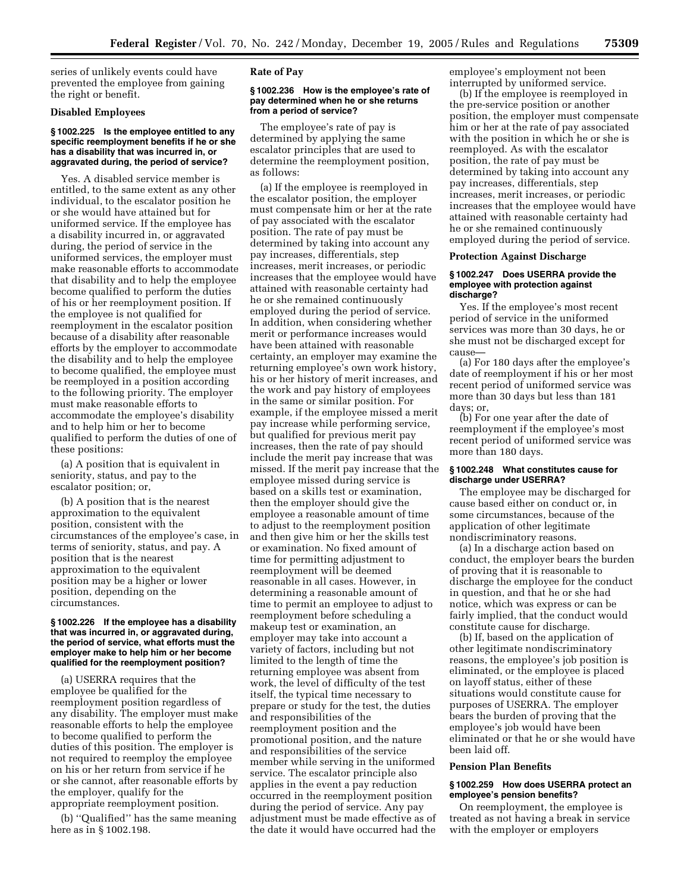series of unlikely events could have prevented the employee from gaining the right or benefit.

**Disabled Employees**

#### § 1002.225 Is the employee entitled to any specific reemployment benefits if he or she has a disability that was incurred in, or aggravated during, the period of service?

Yes. A disabled service member is entitled, to the same extent as any other individual, to the escalator position he or she would have attained but for uniformed service. If the employee has a disability incurred in, or aggravated during, the period of service in the uniformed services, the employer must make reasonable efforts to accommodate that disability and to help the employee become qualified to perform the duties of his or her reemployment position. If the employee is not qualified for reemployment in the escalator position because of a disability after reasonable efforts by the employer to accommodate the disability and to help the employee to become qualified, the employee must be reemployed in a position according to the following priority. The employer must make reasonable efforts to accommodate the employee's disability and to help him or her to become qualified to perform the duties of one of these positions:

(a) A position that is equivalent in seniority, status, and pay to the escalator position; or,

(b) A position that is the nearest approximation to the equivalent position, consistent with the circumstances of the employee's case, in terms of seniority, status, and pay. A position that is the nearest approximation to the equivalent position may be a higher or lower position, depending on the circumstances.

#### § 1002.226 If the employee has a disability that was incurred in, or aggravated during, the period of service, what efforts must the employer make to help him or her become qualified for the reemployment position?

(a) USERRA requires that the employee be qualified for the reemployment position regardless of any disability. The employer must make reasonable efforts to help the employee to become qualified to perform the duties of this position. The employer is not required to reemploy the employee on his or her return from service if he or she cannot, after reasonable efforts by the employer, qualify for the appropriate reemployment position.

(b) "Qualified" has the same meaning here as in § 1002.198.

**Rate of Pay**

#### § 1002.236 How is the employee's rate of pay determined when he or she returns from a period of service?

The employee's rate of pay is determined by applying the same escalator principles that are used to determine the reemployment position, as follows:

(a) If the employee is reemployed in the escalator position, the employer must compensate him or her at the rate of pay associated with the escalator position. The rate of pay must be determined by taking into account any pay increases, differentials, step increases, merit increases, or periodic increases that the employee would have attained with reasonable certainty had he or she remained continuously employed during the period of service. In addition, when considering whether merit or performance increases would have been attained with reasonable certainty, an employer may examine the returning employee's own work history, his or her history of merit increases, and the work and pay history of employees in the same or similar position. For example, if the employee missed a merit pay increase while performing service, but qualified for previous merit pay increases, then the rate of pay should include the merit pay increase that was missed. If the merit pay increase that the employee missed during service is based on a skills test or examination, then the employer should give the employee a reasonable amount of time to adjust to the reemployment position and then give him or her the skills test or examination. No fixed amount of time for permitting adjustment to reemployment will be deemed reasonable in all cases. However, in determining a reasonable amount of time to permit an employee to adjust to reemployment before scheduling a makeup test or examination, an employer may take into account a variety of factors, including but not limited to the length of time the returning employee was absent from work, the level of difficulty of the test itself, the typical time necessary to prepare or study for the test, the duties and responsibilities of the reemployment position and the promotional position, and the nature and responsibilities of the service member while serving in the uniformed service. The escalator principle also applies in the event a pay reduction occurred in the reemployment position during the period of service. Any pay adjustment must be made effective as of the date it would have occurred had the employee's employment not been interrupted by uniformed service.

(b) If the employee is reemployed in the pre-service position or another position, the employer must compensate him or her at the rate of pay associated with the position in which he or she is reemployed. As with the escalator position, the rate of pay must be determined by taking into account any pay increases, differentials, step increases, merit increases, or periodic increases that the employee would have attained with reasonable certainty had he or she remained continuously employed during the period of service.

**Protection Against Discharge**

#### § 1002.247 Does USERRA provide the employee with protection against discharge?

Yes. If the employee's most recent period of service in the uniformed services was more than 30 days, he or she must not be discharged except for cause—

(a) For 180 days after the employee's date of reemployment if his or her most recent period of uniformed service was more than 30 days but less than 181 days; or,

(b) For one year after the date of reemployment if the employee's most recent period of uniformed service was more than 180 days.

#### § 1002.248 What constitutes cause for discharge under USERRA?

The employee may be discharged for cause based either on conduct or, in some circumstances, because of the application of other legitimate nondiscriminatory reasons.

(a) In a discharge action based on conduct, the employer bears the burden of proving that it is reasonable to discharge the employee for the conduct in question, and that he or she had notice, which was express or can be fairly implied, that the conduct would constitute cause for discharge.

(b) If, based on the application of other legitimate nondiscriminatory reasons, the employee's job position is eliminated, or the employee is placed on layoff status, either of these situations would constitute cause for purposes of USERRA. The employer bears the burden of proving that the employee's job would have been eliminated or that he or she would have been laid off.

**Pension Plan Benefits**

#### § 1002.259 How does USERRA protect an employee's pension benefits?

On reemployment, the employee is treated as not having a break in service with the employer or employers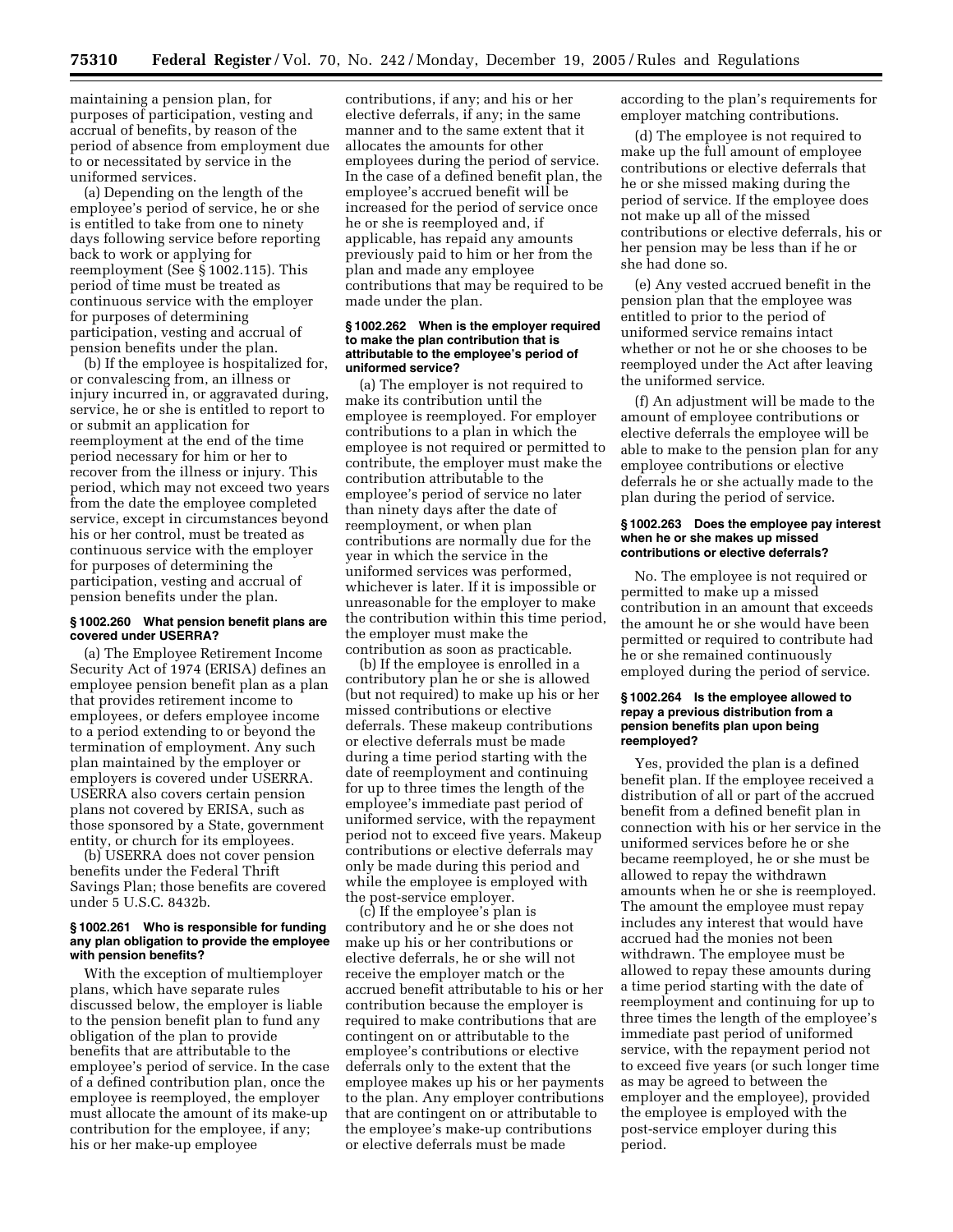maintaining a pension plan, for purposes of participation, vesting and accrual of benefits, by reason of the period of absence from employment due to or necessitated by service in the uniformed services.

(a) Depending on the length of the employee's period of service, he or she is entitled to take from one to ninety days following service before reporting back to work or applying for reemployment (See § 1002.115). This period of time must be treated as continuous service with the employer for purposes of determining participation, vesting and accrual of pension benefits under the plan.

(b) If the employee is hospitalized for, or convalescing from, an illness or injury incurred in, or aggravated during, service, he or she is entitled to report to or submit an application for reemployment at the end of the time period necessary for him or her to recover from the illness or injury. This period, which may not exceed two years from the date the employee completed service, except in circumstances beyond his or her control, must be treated as continuous service with the employer for purposes of determining the participation, vesting and accrual of pension benefits under the plan.

### § 1002.260 What pension benefit plans are covered under USERRA?

(a) The Employee Retirement Income Security Act of 1974 (ERISA) defines an employee pension benefit plan as a plan that provides retirement income to employees, or defers employee income to a period extending to or beyond the termination of employment. Any such plan maintained by the employer or employers is covered under USERRA. USERRA also covers certain pension plans not covered by ERISA, such as those sponsored by a State, government entity, or church for its employees.

(b) USERRA does not cover pension benefits under the Federal Thrift Savings Plan; those benefits are covered under 5 U.S.C. 8432b.

### § 1002.261 Who is responsible for funding any plan obligation to provide the employee with pension benefits?

With the exception of multiemployer plans, which have separate rules discussed below, the employer is liable to the pension benefit plan to fund any obligation of the plan to provide benefits that are attributable to the employee's period of service. In the case of a defined contribution plan, once the employee is reemployed, the employer must allocate the amount of its make-up contribution for the employee, if any; his or her make-up employee contributions, if any; and his or her elective deferrals, if any; in the same manner and to the same extent that it allocates the amounts for other employees during the period of service. In the case of a defined benefit plan, the employee's accrued benefit will be increased for the period of service once he or she is reemployed and, if applicable, has repaid any amounts previously paid to him or her from the plan and made any employee contributions that may be required to be made under the plan.

### § 1002.262 When is the employer required to make the plan contribution that is attributable to the employee's period of uniformed service?

(a) The employer is not required to make its contribution until the employee is reemployed. For employer contributions to a plan in which the employee is not required or permitted to contribute, the employer must make the contribution attributable to the employee's period of service no later than ninety days after the date of reemployment, or when plan contributions are normally due for the year in which the service in the uniformed services was performed, whichever is later. If it is impossible or unreasonable for the employer to make the contribution within this time period, the employer must make the contribution as soon as practicable.

(b) If the employee is enrolled in a contributory plan he or she is allowed (but not required) to make up his or her missed contributions or elective deferrals. These makeup contributions or elective deferrals must be made during a time period starting with the date of reemployment and continuing for up to three times the length of the employee's immediate past period of uniformed service, with the repayment period not to exceed five years. Makeup contributions or elective deferrals may only be made during this period and while the employee is employed with the post-service employer.

(c) If the employee's plan is contributory and he or she does not make up his or her contributions or elective deferrals, he or she will not receive the employer match or the accrued benefit attributable to his or her contribution because the employer is required to make contributions that are contingent on or attributable to the employee's contributions or elective deferrals only to the extent that the employee makes up his or her payments to the plan. Any employer contributions that are contingent on or attributable to the employee's make-up contributions or elective deferrals must be made according to the plan's requirements for employer matching contributions.

(d) The employee is not required to make up the full amount of employee contributions or elective deferrals that he or she missed making during the period of service. If the employee does not make up all of the missed contributions or elective deferrals, his or her pension may be less than if he or she had done so.

(e) Any vested accrued benefit in the pension plan that the employee was entitled to prior to the period of uniformed service remains intact whether or not he or she chooses to be reemployed under the Act after leaving the uniformed service.

(f) An adjustment will be made to the amount of employee contributions or elective deferrals the employee will be able to make to the pension plan for any employee contributions or elective deferrals he or she actually made to the plan during the period of service.

### § 1002.263 Does the employee pay interest when he or she makes up missed contributions or elective deferrals?

No. The employee is not required or permitted to make up a missed contribution in an amount that exceeds the amount he or she would have been permitted or required to contribute had he or she remained continuously employed during the period of service.

### § 1002.264 Is the employee allowed to repay a previous distribution from a pension benefits plan upon being reemployed?

Yes, provided the plan is a defined benefit plan. If the employee received a distribution of all or part of the accrued benefit from a defined benefit plan in connection with his or her service in the uniformed services before he or she became reemployed, he or she must be allowed to repay the withdrawn amounts when he or she is reemployed. The amount the employee must repay includes any interest that would have accrued had the monies not been withdrawn. The employee must be allowed to repay these amounts during a time period starting with the date of reemployment and continuing for up to three times the length of the employee's immediate past period of uniformed service, with the repayment period not to exceed five years (or such longer time as may be agreed to between the employer and the employee), provided the employee is employed with the post-service employer during this period.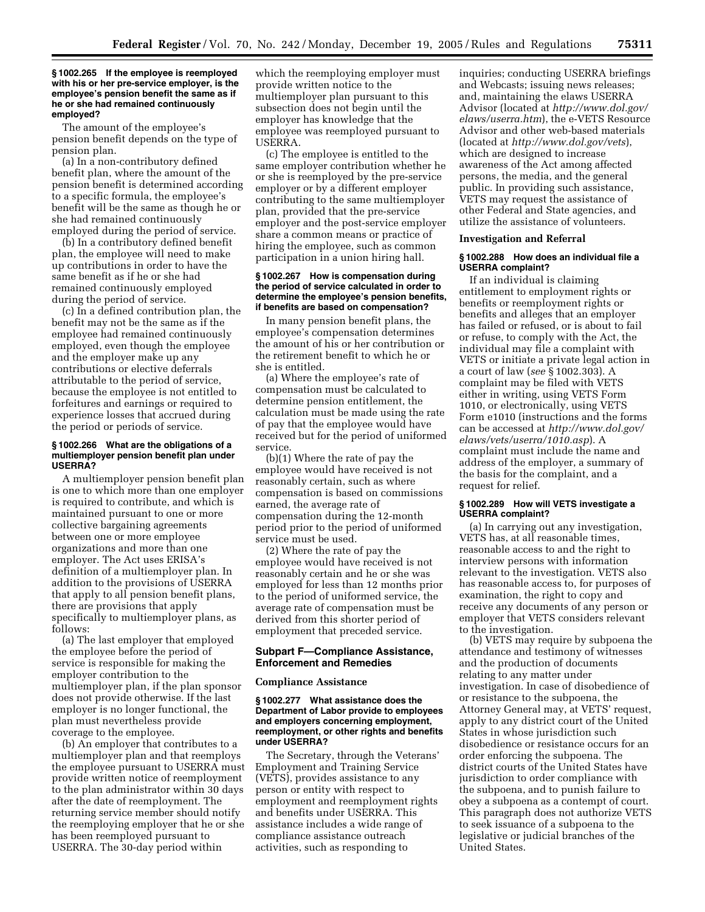### § 1002.265 If the employee is reemployed with his or her pre-service employer, is the employee's pension benefit the same as if he or she had remained continuously employed?

The amount of the employee's pension benefit depends on the type of pension plan.

(a) In a non-contributory defined benefit plan, where the amount of the pension benefit is determined according to a specific formula, the employee's benefit will be the same as though he or she had remained continuously employed during the period of service.

(b) In a contributory defined benefit plan, the employee will need to make up contributions in order to have the same benefit as if he or she had remained continuously employed during the period of service.

(c) In a defined contribution plan, the benefit may not be the same as if the employee had remained continuously employed, even though the employee and the employer make up any contributions or elective deferrals attributable to the period of service, because the employee is not entitled to forfeitures and earnings or required to experience losses that accrued during the period or periods of service.

### § 1002.266 What are the obligations of a multiemployer pension benefit plan under USERRA?

A multiemployer pension benefit plan is one to which more than one employer is required to contribute, and which is maintained pursuant to one or more collective bargaining agreements between one or more employee organizations and more than one employer. The Act uses ERISA's definition of a multiemployer plan. In addition to the provisions of USERRA that apply to all pension benefit plans, there are provisions that apply specifically to multiemployer plans, as follows:

(a) The last employer that employed the employee before the period of service is responsible for making the employer contribution to the multiemployer plan, if the plan sponsor does not provide otherwise. If the last employer is no longer functional, the plan must nevertheless provide coverage to the employee.

(b) An employer that contributes to a multiemployer plan and that reemploys the employee pursuant to USERRA must provide written notice of reemployment to the plan administrator within 30 days after the date of reemployment. The returning service member should notify the reemploying employer that he or she has been reemployed pursuant to USERRA. The 30-day period within which the reemploying employer must provide written notice to the multiemployer plan pursuant to this subsection does not begin until the employer has knowledge that the employee was reemployed pursuant to USERRA.

(c) The employee is entitled to the same employer contribution whether he or she is reemployed by the pre-service employer or by a different employer contributing to the same multiemployer plan, provided that the pre-service employer and the post-service employer share a common means or practice of hiring the employee, such as common participation in a union hiring hall.

### § 1002.267 How is compensation during the period of service calculated in order to determine the employee's pension benefits, if benefits are based on compensation?

In many pension benefit plans, the employee's compensation determines the amount of his or her contribution or the retirement benefit to which he or she is entitled.

(a) Where the employee's rate of compensation must be calculated to determine pension entitlement, the calculation must be made using the rate of pay that the employee would have received but for the period of uniformed service.

(b)(1) Where the rate of pay the employee would have received is not reasonably certain, such as where compensation is based on commissions earned, the average rate of compensation during the 12-month period prior to the period of uniformed service must be used.

(2) Where the rate of pay the employee would have received is not reasonably certain and he or she was employed for less than 12 months prior to the period of uniformed service, the average rate of compensation must be derived from this shorter period of employment that preceded service.

## Subpart F—Compliance Assistance, Enforcement and Remedies

### Compliance Assistance

### § 1002.277 What assistance does the Department of Labor provide to employees and employers concerning employment, reemployment, or other rights and benefits under USERRA?

The Secretary, through the Veterans' Employment and Training Service (VETS), provides assistance to any person or entity with respect to employment and reemployment rights and benefits under USERRA. This assistance includes a wide range of compliance assistance outreach activities, such as responding to inquiries; conducting USERRA briefings and Webcasts; issuing news releases; and, maintaining the elaws USERRA Advisor (located at *http://www.dol.gov/elaws/userra.htm*), the e-VETS Resource Advisor and other web-based materials (located at *http://www.dol.gov/vets*), which are designed to increase awareness of the Act among affected persons, the media, and the general public. In providing such assistance, VETS may request the assistance of other Federal and State agencies, and utilize the assistance of volunteers.

### Investigation and Referral

### § 1002.288 How does an individual file a USERRA complaint?

If an individual is claiming entitlement to employment rights or benefits or reemployment rights or benefits and alleges that an employer has failed or refused, or is about to fail or refuse, to comply with the Act, the individual may file a complaint with VETS or initiate a private legal action in a court of law (*see* § 1002.303). A complaint may be filed with VETS either in writing, using VETS Form 1010, or electronically, using VETS Form e1010 (instructions and the forms can be accessed at *http://www.dol.gov/elaws/vets/userra/1010.asp*). A complaint must include the name and address of the employer, a summary of the basis for the complaint, and a request for relief.

### § 1002.289 How will VETS investigate a USERRA complaint?

(a) In carrying out any investigation, VETS has, at all reasonable times, reasonable access to and the right to interview persons with information relevant to the investigation. VETS also has reasonable access to, for purposes of examination, the right to copy and receive any documents of any person or employer that VETS considers relevant to the investigation.

(b) VETS may require by subpoena the attendance and testimony of witnesses and the production of documents relating to any matter under investigation. In case of disobedience of or resistance to the subpoena, the Attorney General may, at VETS' request, apply to any district court of the United States in whose jurisdiction such disobedience or resistance occurs for an order enforcing the subpoena. The district courts of the United States have jurisdiction to order compliance with the subpoena, and to punish failure to obey a subpoena as a contempt of court. This paragraph does not authorize VETS to seek issuance of a subpoena to the legislative or judicial branches of the United States.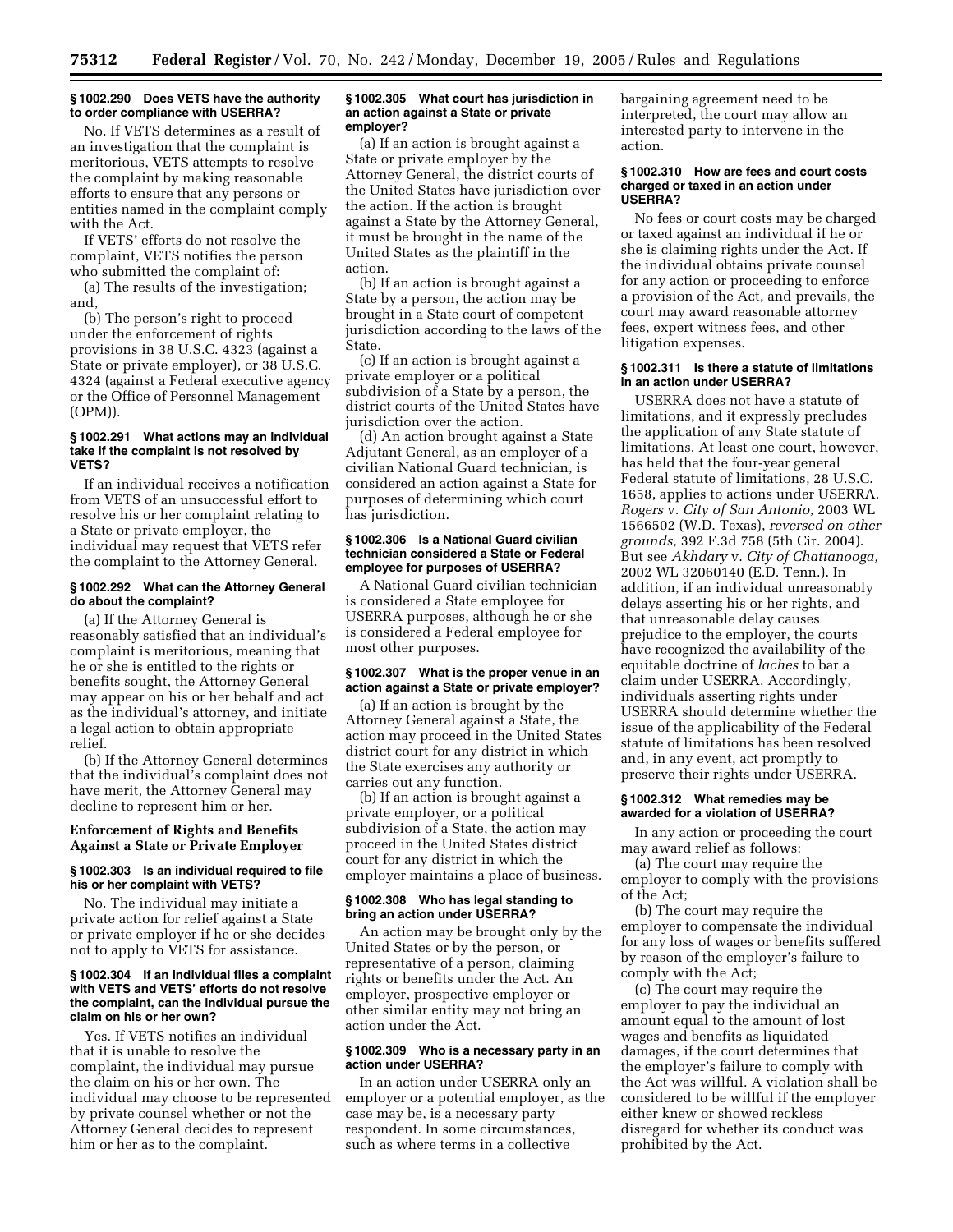### § 1002.290 Does VETS have the authority to order compliance with USERRA?

No. If VETS determines as a result of an investigation that the complaint is meritorious, VETS attempts to resolve the complaint by making reasonable efforts to ensure that any persons or entities named in the complaint comply with the Act.

If VETS' efforts do not resolve the complaint, VETS notifies the person who submitted the complaint of:

(a) The results of the investigation; and,

(b) The person's right to proceed under the enforcement of rights provisions in 38 U.S.C. 4323 (against a State or private employer), or 38 U.S.C. 4324 (against a Federal executive agency or the Office of Personnel Management (OPM)).

### § 1002.291 What actions may an individual take if the complaint is not resolved by VETS?

If an individual receives a notification from VETS of an unsuccessful effort to resolve his or her complaint relating to a State or private employer, the individual may request that VETS refer the complaint to the Attorney General.

### § 1002.292 What can the Attorney General do about the complaint?

(a) If the Attorney General is reasonably satisfied that an individual's complaint is meritorious, meaning that he or she is entitled to the rights or benefits sought, the Attorney General may appear on his or her behalf and act as the individual's attorney, and initiate a legal action to obtain appropriate relief.

(b) If the Attorney General determines that the individual's complaint does not have merit, the Attorney General may decline to represent him or her.

## Enforcement of Rights and Benefits Against a State or Private Employer

### § 1002.303 Is an individual required to file his or her complaint with VETS?

No. The individual may initiate a private action for relief against a State or private employer if he or she decides not to apply to VETS for assistance.

### § 1002.304 If an individual files a complaint with VETS and VETS' efforts do not resolve the complaint, can the individual pursue the claim on his or her own?

Yes. If VETS notifies an individual that it is unable to resolve the complaint, the individual may pursue the claim on his or her own. The individual may choose to be represented by private counsel whether or not the Attorney General decides to represent him or her as to the complaint.

### § 1002.305 What court has jurisdiction in an action against a State or private employer?

(a) If an action is brought against a State or private employer by the Attorney General, the district courts of the United States have jurisdiction over the action. If the action is brought against a State by the Attorney General, it must be brought in the name of the United States as the plaintiff in the action.

(b) If an action is brought against a State by a person, the action may be brought in a State court of competent jurisdiction according to the laws of the State.

(c) If an action is brought against a private employer or a political subdivision of a State by a person, the district courts of the United States have jurisdiction over the action.

(d) An action brought against a State Adjutant General, as an employer of a civilian National Guard technician, is considered an action against a State for purposes of determining which court has jurisdiction.

### § 1002.306 Is a National Guard civilian technician considered a State or Federal employee for purposes of USERRA?

A National Guard civilian technician is considered a State employee for USERRA purposes, although he or she is considered a Federal employee for most other purposes.

### § 1002.307 What is the proper venue in an action against a State or private employer?

(a) If an action is brought by the Attorney General against a State, the action may proceed in the United States district court for any district in which the State exercises any authority or carries out any function.

(b) If an action is brought against a private employer, or a political subdivision of a State, the action may proceed in the United States district court for any district in which the employer maintains a place of business.

### § 1002.308 Who has legal standing to bring an action under USERRA?

An action may be brought only by the United States or by the person, or representative of a person, claiming rights or benefits under the Act. An employer, prospective employer or other similar entity may not bring an action under the Act.

### § 1002.309 Who is a necessary party in an action under USERRA?

In an action under USERRA only an employer or a potential employer, as the case may be, is a necessary party respondent. In some circumstances, such as where terms in a collective bargaining agreement need to be interpreted, the court may allow an interested party to intervene in the action.

### § 1002.310 How are fees and court costs charged or taxed in an action under USERRA?

No fees or court costs may be charged or taxed against an individual if he or she is claiming rights under the Act. If the individual obtains private counsel for any action or proceeding to enforce a provision of the Act, and prevails, the court may award reasonable attorney fees, expert witness fees, and other litigation expenses.

### § 1002.311 Is there a statute of limitations in an action under USERRA?

USERRA does not have a statute of limitations, and it expressly precludes the application of any State statute of limitations. At least one court, however, has held that the four-year general Federal statute of limitations, 28 U.S.C. 1658, applies to actions under USERRA. *Rogers* v. *City of San Antonio,* 2003 WL 1566502 (W.D. Texas), *reversed on other grounds,* 392 F.3d 758 (5th Cir. 2004). But see *Akhdary* v. *City of Chattanooga,* 2002 WL 32060140 (E.D. Tenn.). In addition, if an individual unreasonably delays asserting his or her rights, and that unreasonable delay causes prejudice to the employer, the courts have recognized the availability of the equitable doctrine of *laches* to bar a claim under USERRA. Accordingly, individuals asserting rights under USERRA should determine whether the issue of the applicability of the Federal statute of limitations has been resolved and, in any event, act promptly to preserve their rights under USERRA.

### § 1002.312 What remedies may be awarded for a violation of USERRA?

In any action or proceeding the court may award relief as follows:

(a) The court may require the employer to comply with the provisions of the Act;

(b) The court may require the employer to compensate the individual for any loss of wages or benefits suffered by reason of the employer's failure to comply with the Act;

(c) The court may require the employer to pay the individual an amount equal to the amount of lost wages and benefits as liquidated damages, if the court determines that the employer's failure to comply with the Act was willful. A violation shall be considered to be willful if the employer either knew or showed reckless disregard for whether its conduct was prohibited by the Act.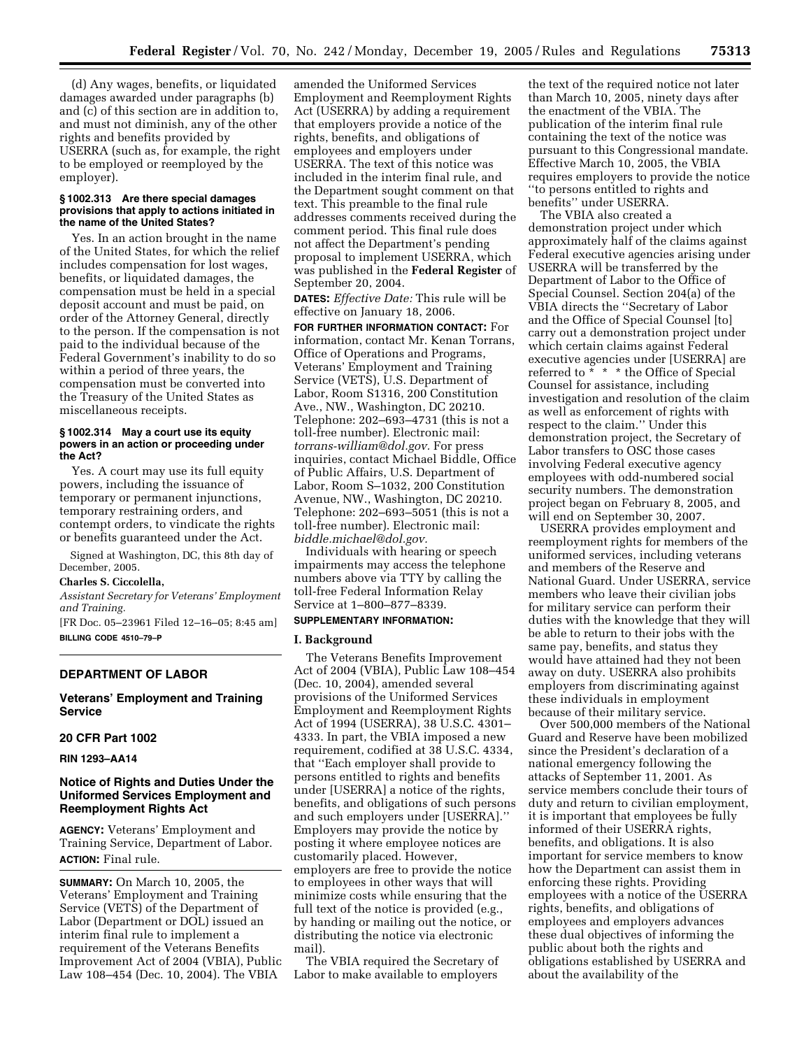(d) Any wages, benefits, or liquidated damages awarded under paragraphs (b) and (c) of this section are in addition to, and must not diminish, any of the other rights and benefits provided by USERRA (such as, for example, the right to be employed or reemployed by the employer).

**§ 1002.313 Are there special damages provisions that apply to actions initiated in the name of the United States?**

Yes. In an action brought in the name of the United States, for which the relief includes compensation for lost wages, benefits, or liquidated damages, the compensation must be held in a special deposit account and must be paid, on order of the Attorney General, directly to the person. If the compensation is not paid to the individual because of the Federal Government's inability to do so within a period of three years, the compensation must be converted into the Treasury of the United States as miscellaneous receipts.

**§ 1002.314 May a court use its equity powers in an action or proceeding under the Act?**

Yes. A court may use its full equity powers, including the issuance of temporary or permanent injunctions, temporary restraining orders, and contempt orders, to vindicate the rights or benefits guaranteed under the Act.

Signed at Washington, DC, this 8th day of December, 2005.

**Charles S. Ciccolella,**

*Assistant Secretary for Veterans' Employment and Training.*

[FR Doc. 05–23961 Filed 12–16–05; 8:45 am]

**BILLING CODE 4510–79–P**

---

## DEPARTMENT OF LABOR

### Veterans' Employment and Training Service

### 20 CFR Part 1002

### RIN 1293–AA14

### Notice of Rights and Duties Under the Uniformed Services Employment and Reemployment Rights Act

**AGENCY:** Veterans' Employment and Training Service, Department of Labor.

**ACTION:** Final rule.

**SUMMARY:** On March 10, 2005, the Veterans' Employment and Training Service (VETS) of the Department of Labor (Department or DOL) issued an interim final rule to implement a requirement of the Veterans Benefits Improvement Act of 2004 (VBIA), Public Law 108–454 (Dec. 10, 2004). The VBIA amended the Uniformed Services Employment and Reemployment Rights Act (USERRA) by adding a requirement that employers provide a notice of the rights, benefits, and obligations of employees and employers under USERRA. The text of this notice was included in the interim final rule, and the Department sought comment on that text. This preamble to the final rule addresses comments received during the comment period. This final rule does not affect the Department's pending proposal to implement USERRA, which was published in the **Federal Register** of September 20, 2004.

**DATES:** *Effective Date:* This rule will be effective on January 18, 2006.

**FOR FURTHER INFORMATION CONTACT:** For information, contact Mr. Kenan Torrans, Office of Operations and Programs, Veterans' Employment and Training Service (VETS), U.S. Department of Labor, Room S1316, 200 Constitution Ave., NW., Washington, DC 20210. Telephone: 202–693–4731 (this is not a toll-free number). Electronic mail: *torrans-william@dol.gov.* For press inquiries, contact Michael Biddle, Office of Public Affairs, U.S. Department of Labor, Room S–1032, 200 Constitution Avenue, NW., Washington, DC 20210. Telephone: 202–693–5051 (this is not a toll-free number). Electronic mail: *biddle.michael@dol.gov.*

Individuals with hearing or speech impairments may access the telephone numbers above via TTY by calling the toll-free Federal Information Relay Service at 1–800–877–8339.

**SUPPLEMENTARY INFORMATION:**

#### I. Background

The Veterans Benefits Improvement Act of 2004 (VBIA), Public Law 108–454 (Dec. 10, 2004), amended several provisions of the Uniformed Services Employment and Reemployment Rights Act of 1994 (USERRA), 38 U.S.C. 4301–4333. In part, the VBIA imposed a new requirement, codified at 38 U.S.C. 4334, that "Each employer shall provide to persons entitled to rights and benefits under [USERRA] a notice of the rights, benefits, and obligations of such persons and such employers under [USERRA]." Employers may provide the notice by posting it where employee notices are customarily placed. However, employers are free to provide the notice to employees in other ways that will minimize costs while ensuring that the full text of the notice is provided (e.g., by handing or mailing out the notice, or distributing the notice via electronic mail).

The VBIA required the Secretary of Labor to make available to employers the text of the required notice not later than March 10, 2005, ninety days after the enactment of the VBIA. The publication of the interim final rule containing the text of the notice was pursuant to this Congressional mandate. Effective March 10, 2005, the VBIA requires employers to provide the notice "to persons entitled to rights and benefits" under USERRA.

The VBIA also created a demonstration project under which approximately half of the claims against Federal executive agencies arising under USERRA will be transferred by the Department of Labor to the Office of Special Counsel. Section 204(a) of the VBIA directs the "Secretary of Labor and the Office of Special Counsel [to] carry out a demonstration project under which certain claims against Federal executive agencies under [USERRA] are referred to * * * the Office of Special Counsel for assistance, including investigation and resolution of the claim as well as enforcement of rights with respect to the claim." Under this demonstration project, the Secretary of Labor transfers to OSC those cases involving Federal executive agency employees with odd-numbered social security numbers. The demonstration project began on February 8, 2005, and will end on September 30, 2007.

USERRA provides employment and reemployment rights for members of the uniformed services, including veterans and members of the Reserve and National Guard. Under USERRA, service members who leave their civilian jobs for military service can perform their duties with the knowledge that they will be able to return to their jobs with the same pay, benefits, and status they would have attained had they not been away on duty. USERRA also prohibits employers from discriminating against these individuals in employment because of their military service.

Over 500,000 members of the National Guard and Reserve have been mobilized since the President's declaration of a national emergency following the attacks of September 11, 2001. As service members conclude their tours of duty and return to civilian employment, it is important that employees be fully informed of their USERRA rights, benefits, and obligations. It is also important for service members to know how the Department can assist them in enforcing these rights. Providing employees with a notice of the USERRA rights, benefits, and obligations of employees and employers advances these dual objectives of informing the public about both the rights and obligations established by USERRA and about the availability of the